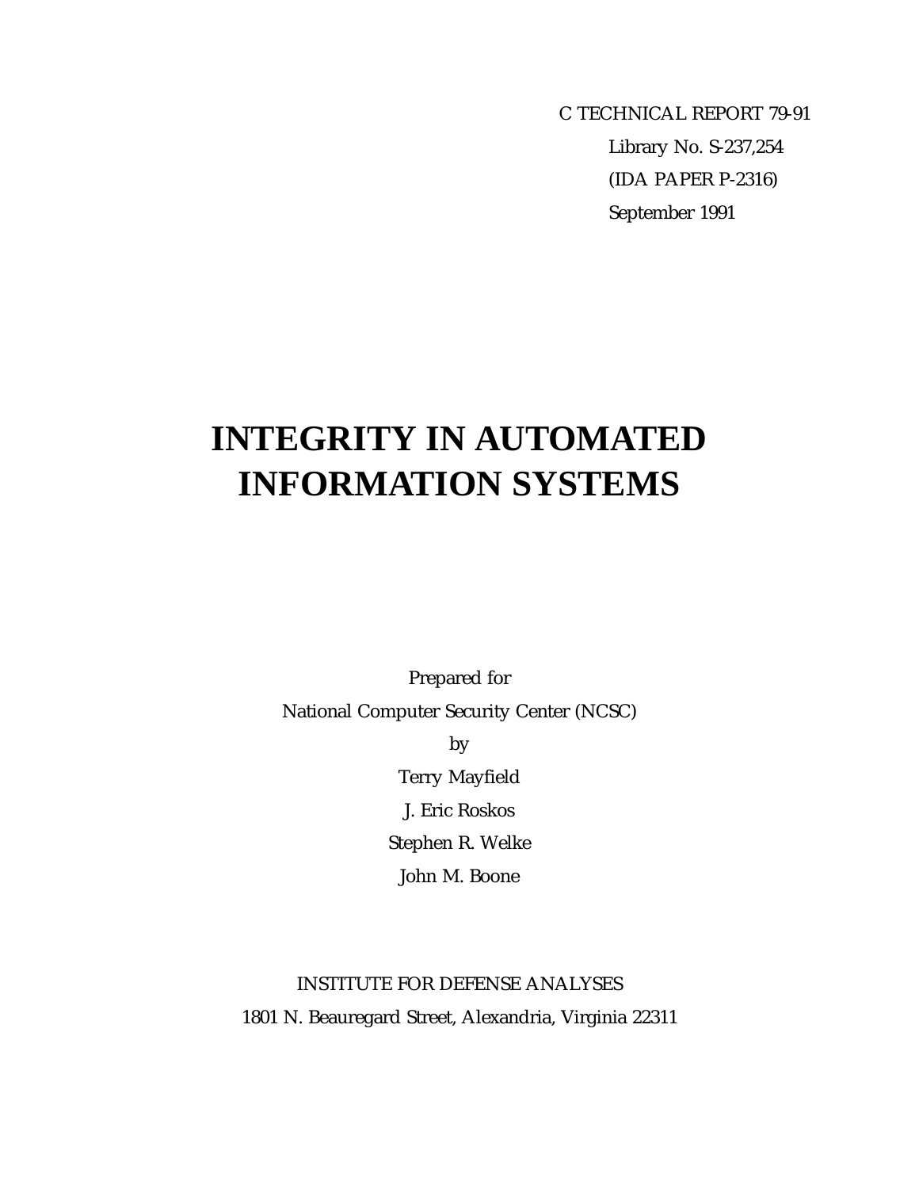C TECHNICAL REPORT 79-91

Library No. S-237,254

(IDA PAPER P-2316)

September 1991

# INTEGRITY IN AUTOMATED INFORMATION SYSTEMS

Prepared for

National Computer Security Center (NCSC)

by

Terry Mayfield

J. Eric Roskos

Stephen R. Welke

John M. Boone

INSTITUTE FOR DEFENSE ANALYSES

1801 N. Beauregard Street, Alexandria, Virginia 22311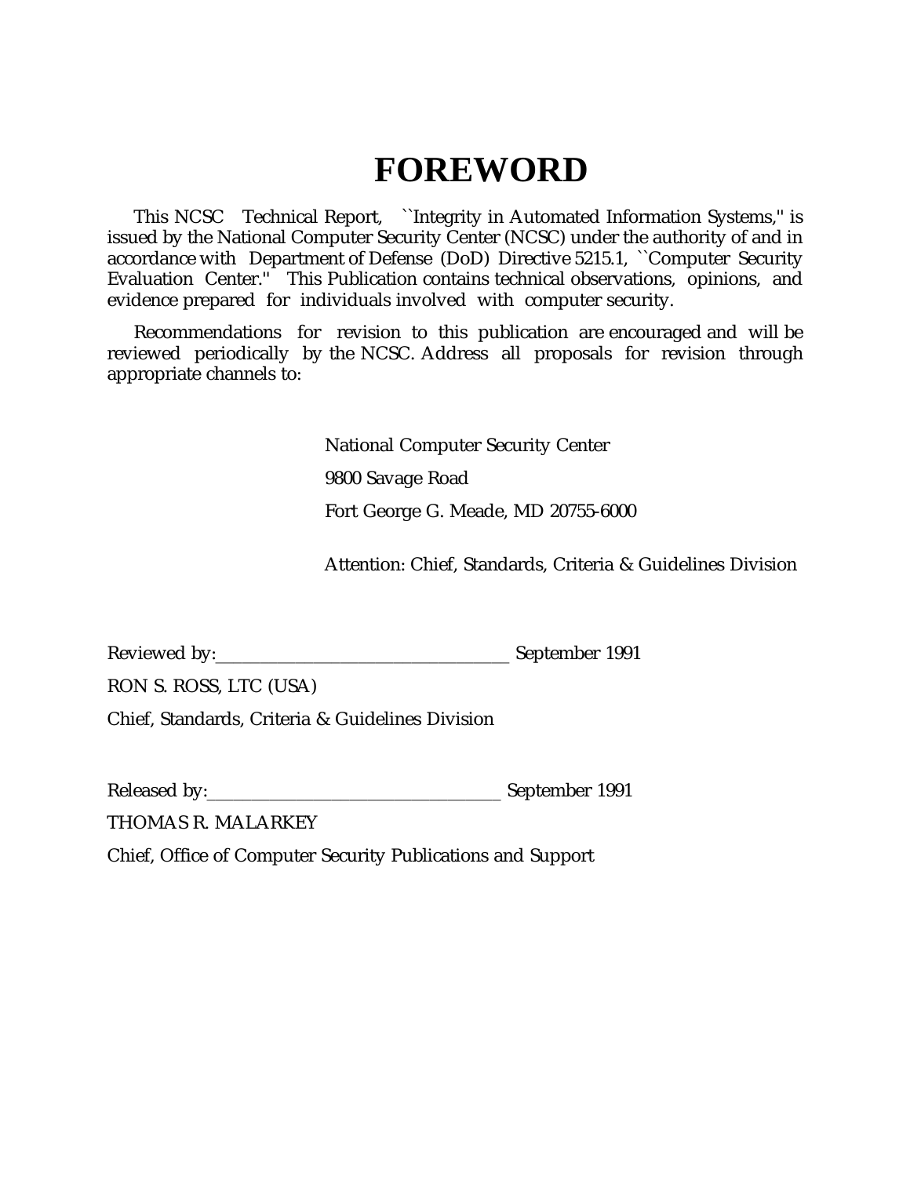# FOREWORD

This NCSC Technical Report, ``Integrity in Automated Information Systems,'' is issued by the National Computer Security Center (NCSC) under the authority of and in accordance with Department of Defense (DoD) Directive 5215.1, ``Computer Security Evaluation Center.'' This Publication contains technical observations, opinions, and evidence prepared for individuals involved with computer security.

Recommendations for revision to this publication are encouraged and will be reviewed periodically by the NCSC. Address all proposals for revision through appropriate channels to:

National Computer Security Center

9800 Savage Road

Fort George G. Meade, MD 20755-6000

Attention: Chief, Standards, Criteria & Guidelines Division

Reviewed by:________________________________ September 1991

RON S. ROSS, LTC (USA)

Chief, Standards, Criteria & Guidelines Division

Released by:________________________________ September 1991

THOMAS R. MALARKEY

Chief, Office of Computer Security Publications and Support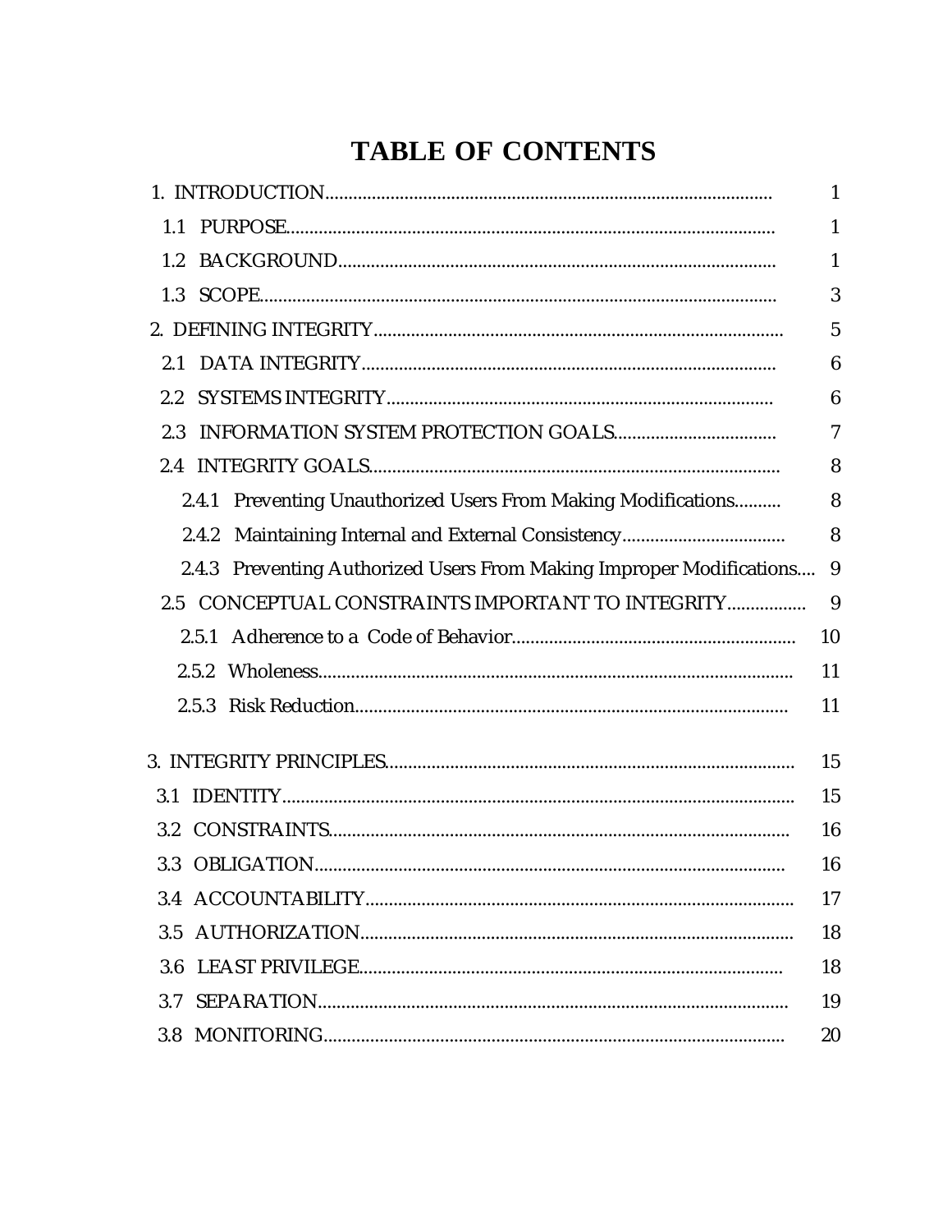# TABLE OF CONTENTS

| | |
|---|---|
| 1. INTRODUCTION | 1 |
| 1.1 PURPOSE | 1 |
| 1.2 BACKGROUND | 1 |
| 1.3 SCOPE | 3 |
| 2. DEFINING INTEGRITY | 5 |
| 2.1 DATA INTEGRITY | 6 |
| 2.2 SYSTEMS INTEGRITY | 6 |
| 2.3 INFORMATION SYSTEM PROTECTION GOALS | 7 |
| 2.4 INTEGRITY GOALS | 8 |
| 2.4.1 Preventing Unauthorized Users From Making Modifications | 8 |
| 2.4.2 Maintaining Internal and External Consistency | 8 |
| 2.4.3 Preventing Authorized Users From Making Improper Modifications | 9 |
| 2.5 CONCEPTUAL CONSTRAINTS IMPORTANT TO INTEGRITY | 9 |
| 2.5.1 Adherence to a Code of Behavior | 10 |
| 2.5.2 Wholeness | 11 |
| 2.5.3 Risk Reduction | 11 |
| 3. INTEGRITY PRINCIPLES | 15 |
| 3.1 IDENTITY | 15 |
| 3.2 CONSTRAINTS | 16 |
| 3.3 OBLIGATION | 16 |
| 3.4 ACCOUNTABILITY | 17 |
| 3.5 AUTHORIZATION | 18 |
| 3.6 LEAST PRIVILEGE | 18 |
| 3.7 SEPARATION | 19 |
| 3.8 MONITORING | 20 |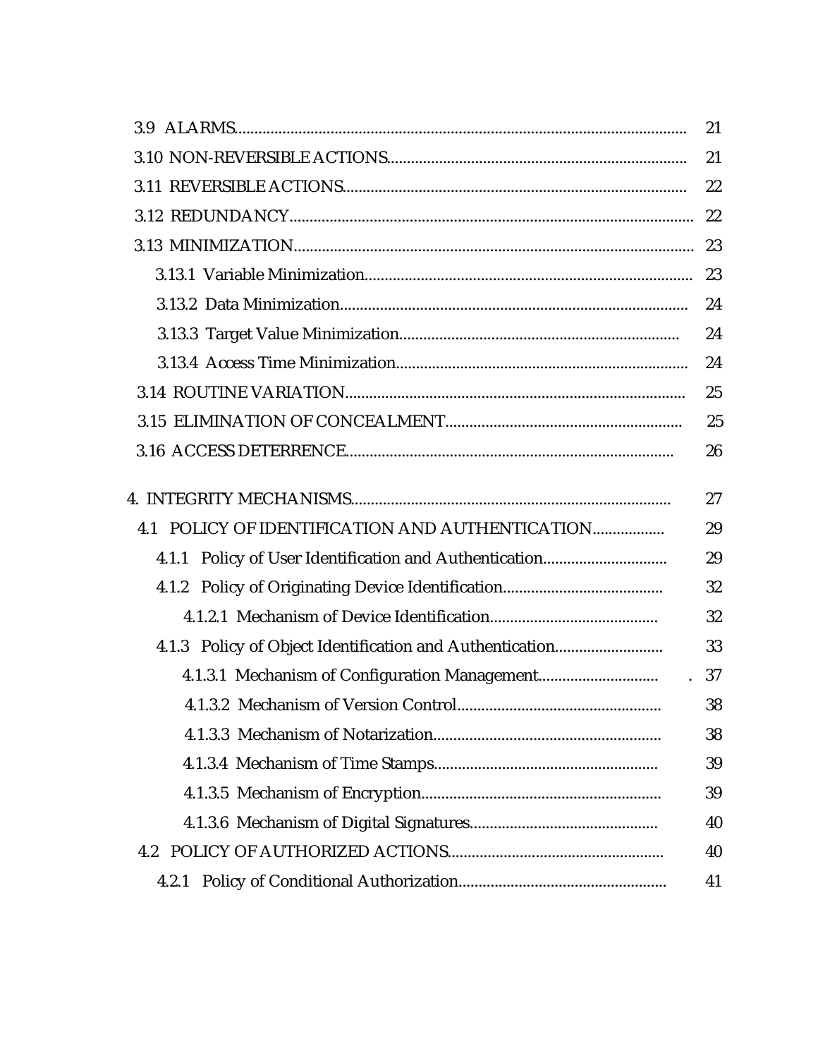3.9 ALARMS ........................................................................................................ 21

3.10 NON-REVERSIBLE ACTIONS ........................................................................ 21

3.11 REVERSIBLE ACTIONS .................................................................................. 22

3.12 REDUNDANCY ................................................................................................ 22

3.13 MINIMIZATION ............................................................................................... 23

3.13.1 Variable Minimization .................................................................................. 23

3.13.2 Data Minimization ........................................................................................ 24

3.13.3 Target Value Minimization ........................................................................... 24

3.13.4 Access Time Minimization ............................................................................ 24

3.14 ROUTINE VARIATION ..................................................................................... 25

3.15 ELIMINATION OF CONCEALMENT .............................................................. 25

3.16 ACCESS DETERRENCE ................................................................................. 26

4. INTEGRITY MECHANISMS ................................................................................. 27

4.1 POLICY OF IDENTIFICATION AND AUTHENTICATION .................................. 29

4.1.1 Policy of User Identification and Authentication ............................................ 29

4.1.2 Policy of Originating Device Identification ...................................................... 32

4.1.2.1 Mechanism of Device Identification ............................................................. 32

4.1.3 Policy of Object Identification and Authentication .......................................... 33

4.1.3.1 Mechanism of Configuration Management ................................................. 37

4.1.3.2 Mechanism of Version Control .................................................................... 38

4.1.3.3 Mechanism of Notarization .......................................................................... 38

4.1.3.4 Mechanism of Time Stamps ........................................................................ 39

4.1.3.5 Mechanism of Encryption ............................................................................ 39

4.1.3.6 Mechanism of Digital Signatures ................................................................ 40

4.2 POLICY OF AUTHORIZED ACTIONS .............................................................. 40

4.2.1 Policy of Conditional Authorization .................................................................. 41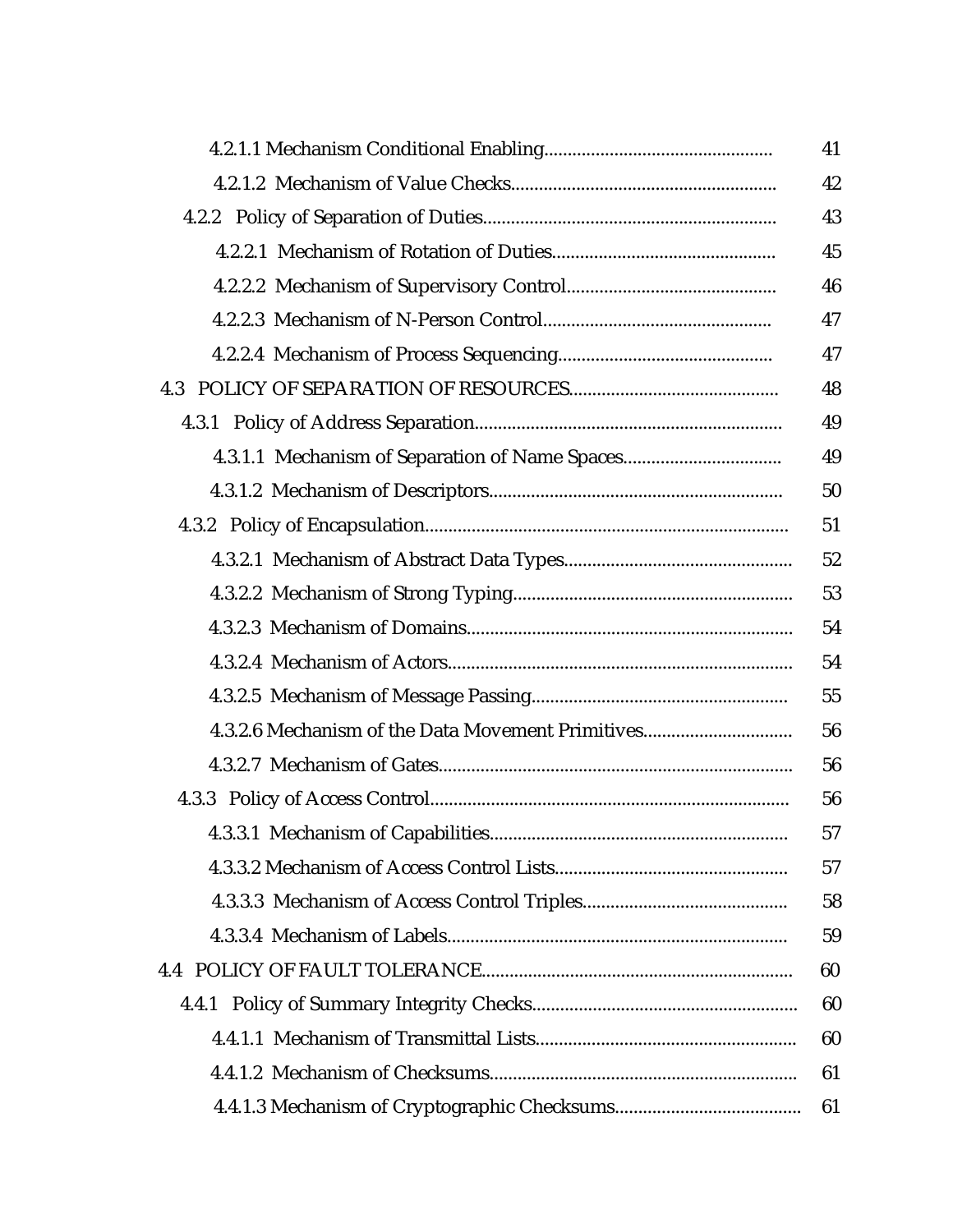4.2.1.1 Mechanism Conditional Enabling................................................ 41

4.2.1.2 Mechanism of Value Checks........................................................ 42

4.2.2 Policy of Separation of Duties.............................................................. 43

4.2.2.1 Mechanism of Rotation of Duties................................................ 45

4.2.2.2 Mechanism of Supervisory Control............................................ 46

4.2.2.3 Mechanism of N-Person Control................................................ 47

4.2.2.4 Mechanism of Process Sequencing............................................ 47

4.3 POLICY OF SEPARATION OF RESOURCES............................................ 48

4.3.1 Policy of Address Separation................................................................ 49

4.3.1.1 Mechanism of Separation of Name Spaces................................. 49

4.3.1.2 Mechanism of Descriptors.............................................................. 50

4.3.2 Policy of Encapsulation............................................................................ 51

4.3.2.1 Mechanism of Abstract Data Types................................................ 52

4.3.2.2 Mechanism of Strong Typing........................................................... 53

4.3.2.3 Mechanism of Domains..................................................................... 54

4.3.2.4 Mechanism of Actors......................................................................... 54

4.3.2.5 Mechanism of Message Passing...................................................... 55

4.3.2.6 Mechanism of the Data Movement Primitives............................... 56

4.3.2.7 Mechanism of Gates.......................................................................... 56

4.3.3 Policy of Access Control........................................................................... 56

4.3.3.1 Mechanism of Capabilities............................................................... 57

4.3.3.2 Mechanism of Access Control Lists................................................. 57

4.3.3.3 Mechanism of Access Control Triples........................................... 58

4.3.3.4 Mechanism of Labels........................................................................ 59

4.4 POLICY OF FAULT TOLERANCE.................................................................. 60

4.4.1 Policy of Summary Integrity Checks........................................................ 60

4.4.1.1 Mechanism of Transmittal Lists...................................................... 60

4.4.1.2 Mechanism of Checksums................................................................ 61

4.4.1.3 Mechanism of Cryptographic Checksums....................................... 61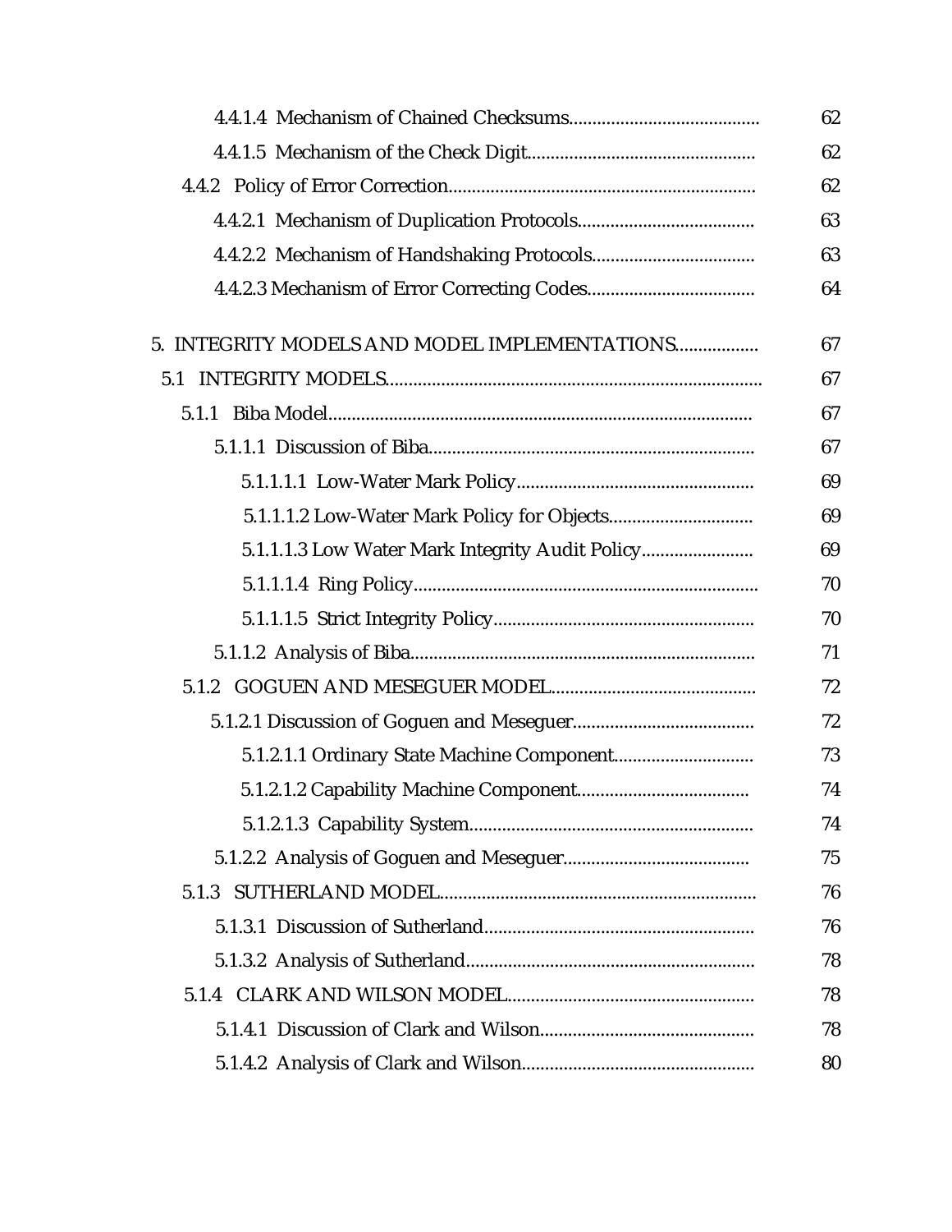4.4.1.4 Mechanism of Chained Checksums........................................ 62

4.4.1.5 Mechanism of the Check Digit................................................ 62

4.4.2 Policy of Error Correction................................................................. 62

4.4.2.1 Mechanism of Duplication Protocols..................................... 63

4.4.2.2 Mechanism of Handshaking Protocols.................................. 63

4.4.2.3 Mechanism of Error Correcting Codes................................... 64

5. INTEGRITY MODELS AND MODEL IMPLEMENTATIONS................. 67

5.1 INTEGRITY MODELS................................................................................ 67

5.1.1 Biba Model.......................................................................................... 67

5.1.1.1 Discussion of Biba..................................................................... 67

5.1.1.1.1 Low-Water Mark Policy.................................................. 69

5.1.1.1.2 Low-Water Mark Policy for Objects.............................. 69

5.1.1.1.3 Low Water Mark Integrity Audit Policy....................... 69

5.1.1.1.4 Ring Policy......................................................................... 70

5.1.1.1.5 Strict Integrity Policy....................................................... 70

5.1.1.2 Analysis of Biba......................................................................... 71

5.1.2 GOGUEN AND MESEGUER MODEL............................................ 72

5.1.2.1 Discussion of Goguen and Meseguer...................................... 72

5.1.2.1.1 Ordinary State Machine Component............................. 73

5.1.2.1.2 Capability Machine Component.................................... 74

5.1.2.1.3 Capability System............................................................ 74

5.1.2.2 Analysis of Goguen and Meseguer.......................................... 75

5.1.3 SUTHERLAND MODEL..................................................................... 76

5.1.3.1 Discussion of Sutherland.......................................................... 76

5.1.3.2 Analysis of Sutherland.............................................................. 78

5.1.4 CLARK AND WILSON MODEL...................................................... 78

5.1.4.1 Discussion of Clark and Wilson.............................................. 78

5.1.4.2 Analysis of Clark and Wilson................................................. 80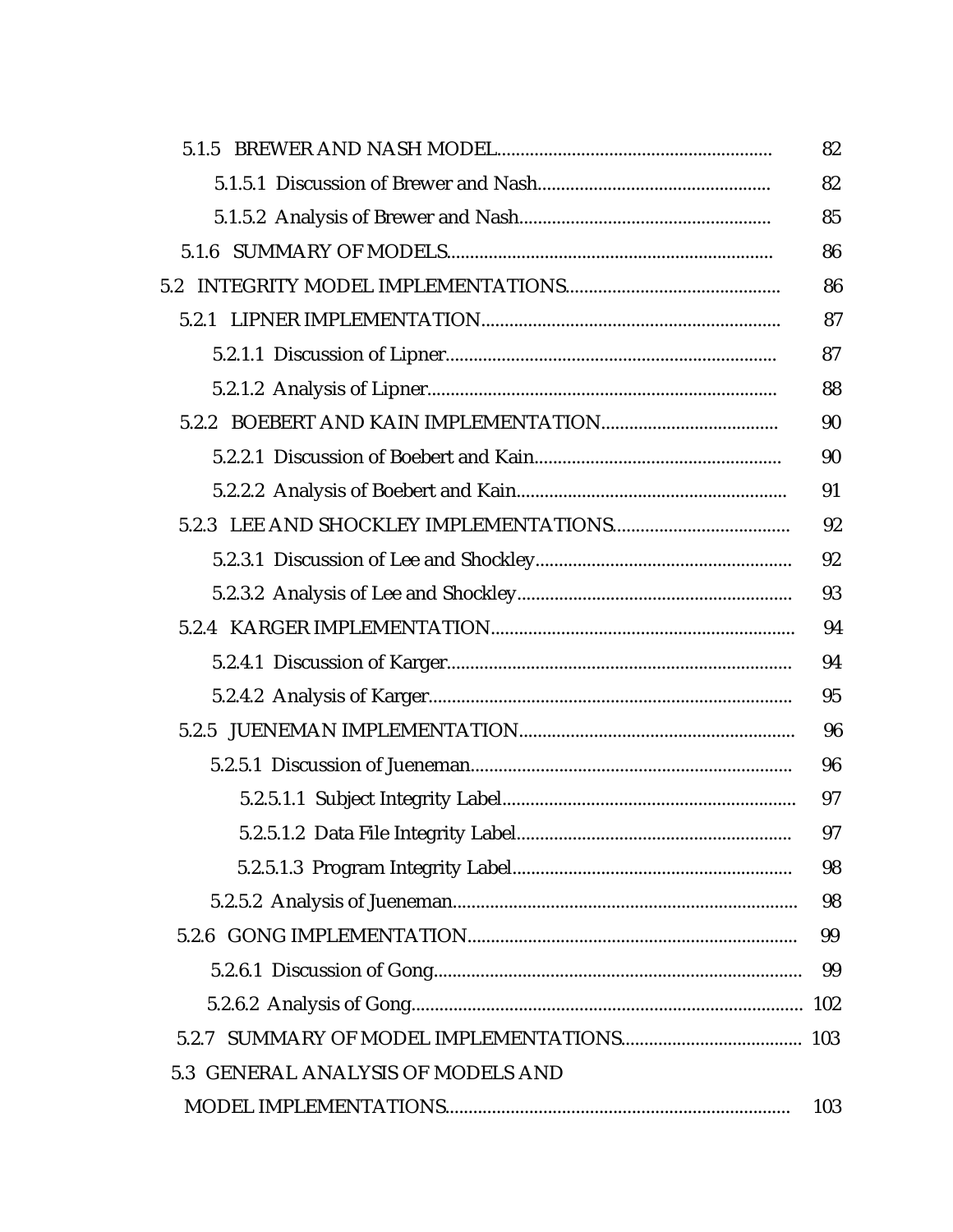5.1.5 BREWER AND NASH MODEL.......................................................... 82

5.1.5.1 Discussion of Brewer and Nash................................................. 82

5.1.5.2 Analysis of Brewer and Nash..................................................... 85

5.1.6 SUMMARY OF MODELS..................................................................... 86

5.2 INTEGRITY MODEL IMPLEMENTATIONS............................................. 86

5.2.1 LIPNER IMPLEMENTATION................................................................ 87

5.2.1.1 Discussion of Lipner...................................................................... 87

5.2.1.2 Analysis of Lipner.......................................................................... 88

5.2.2 BOEBERT AND KAIN IMPLEMENTATION...................................... 90

5.2.2.1 Discussion of Boebert and Kain.................................................... 90

5.2.2.2 Analysis of Boebert and Kain......................................................... 91

5.2.3 LEE AND SHOCKLEY IMPLEMENTATIONS...................................... 92

5.2.3.1 Discussion of Lee and Shockley...................................................... 92

5.2.3.2 Analysis of Lee and Shockley.......................................................... 93

5.2.4 KARGER IMPLEMENTATION................................................................. 94

5.2.4.1 Discussion of Karger......................................................................... 94

5.2.4.2 Analysis of Karger............................................................................. 95

5.2.5 JUENEMAN IMPLEMENTATION........................................................... 96

5.2.5.1 Discussion of Jueneman.................................................................... 96

5.2.5.1.1 Subject Integrity Label.............................................................. 97

5.2.5.1.2 Data File Integrity Label.......................................................... 97

5.2.5.1.3 Program Integrity Label........................................................... 98

5.2.5.2 Analysis of Jueneman........................................................................ 98

5.2.6 GONG IMPLEMENTATION...................................................................... 99

5.2.6.1 Discussion of Gong.............................................................................. 99

5.2.6.2 Analysis of Gong................................................................................... 102

5.2.7 SUMMARY OF MODEL IMPLEMENTATIONS...................................... 103

5.3 GENERAL ANALYSIS OF MODELS AND MODEL IMPLEMENTATIONS........................................................................ 103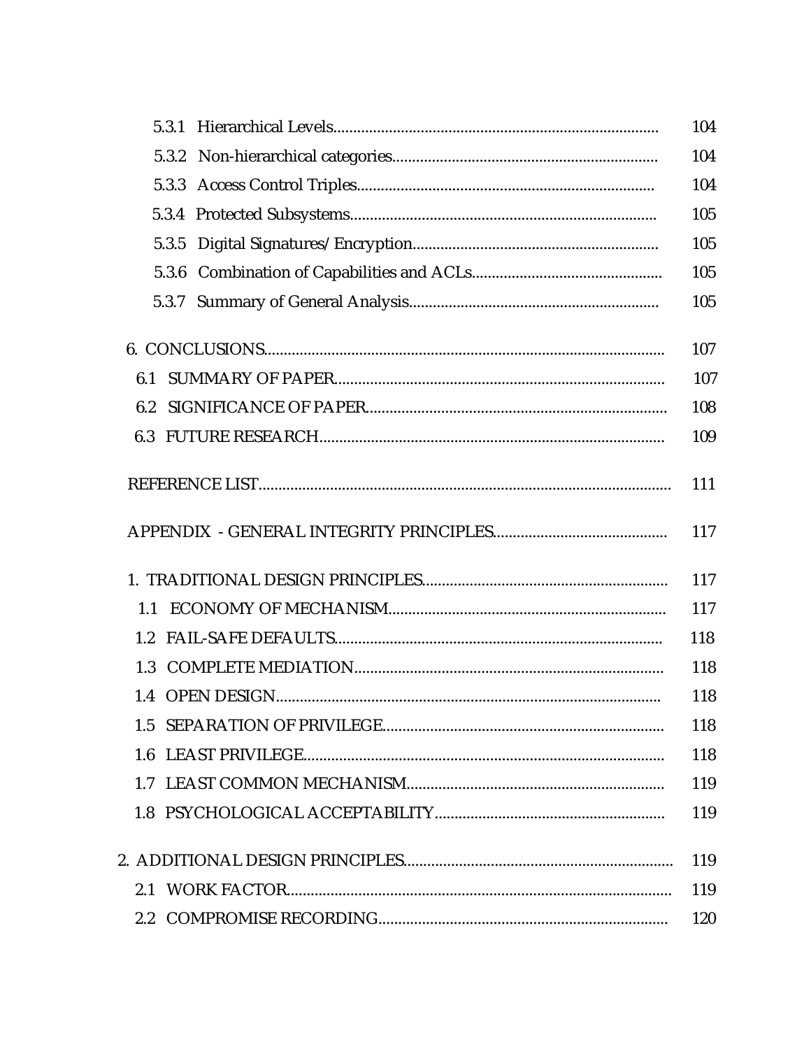| | |
|---|---|
| 5.3.1 Hierarchical Levels | 104 |
| 5.3.2 Non-hierarchical categories | 104 |
| 5.3.3 Access Control Triples | 104 |
| 5.3.4 Protected Subsystems | 105 |
| 5.3.5 Digital Signatures/Encryption | 105 |
| 5.3.6 Combination of Capabilities and ACLs | 105 |
| 5.3.7 Summary of General Analysis | 105 |
| 6. CONCLUSIONS | 107 |
| 6.1 SUMMARY OF PAPER | 107 |
| 6.2 SIGNIFICANCE OF PAPER | 108 |
| 6.3 FUTURE RESEARCH | 109 |
| REFERENCE LIST | 111 |
| APPENDIX - GENERAL INTEGRITY PRINCIPLES | 117 |
| 1. TRADITIONAL DESIGN PRINCIPLES | 117 |
| 1.1 ECONOMY OF MECHANISM | 117 |
| 1.2 FAIL-SAFE DEFAULTS | 118 |
| 1.3 COMPLETE MEDIATION | 118 |
| 1.4 OPEN DESIGN | 118 |
| 1.5 SEPARATION OF PRIVILEGE | 118 |
| 1.6 LEAST PRIVILEGE | 118 |
| 1.7 LEAST COMMON MECHANISM | 119 |
| 1.8 PSYCHOLOGICAL ACCEPTABILITY | 119 |
| 2. ADDITIONAL DESIGN PRINCIPLES | 119 |
| 2.1 WORK FACTOR | 119 |
| 2.2 COMPROMISE RECORDING | 120 |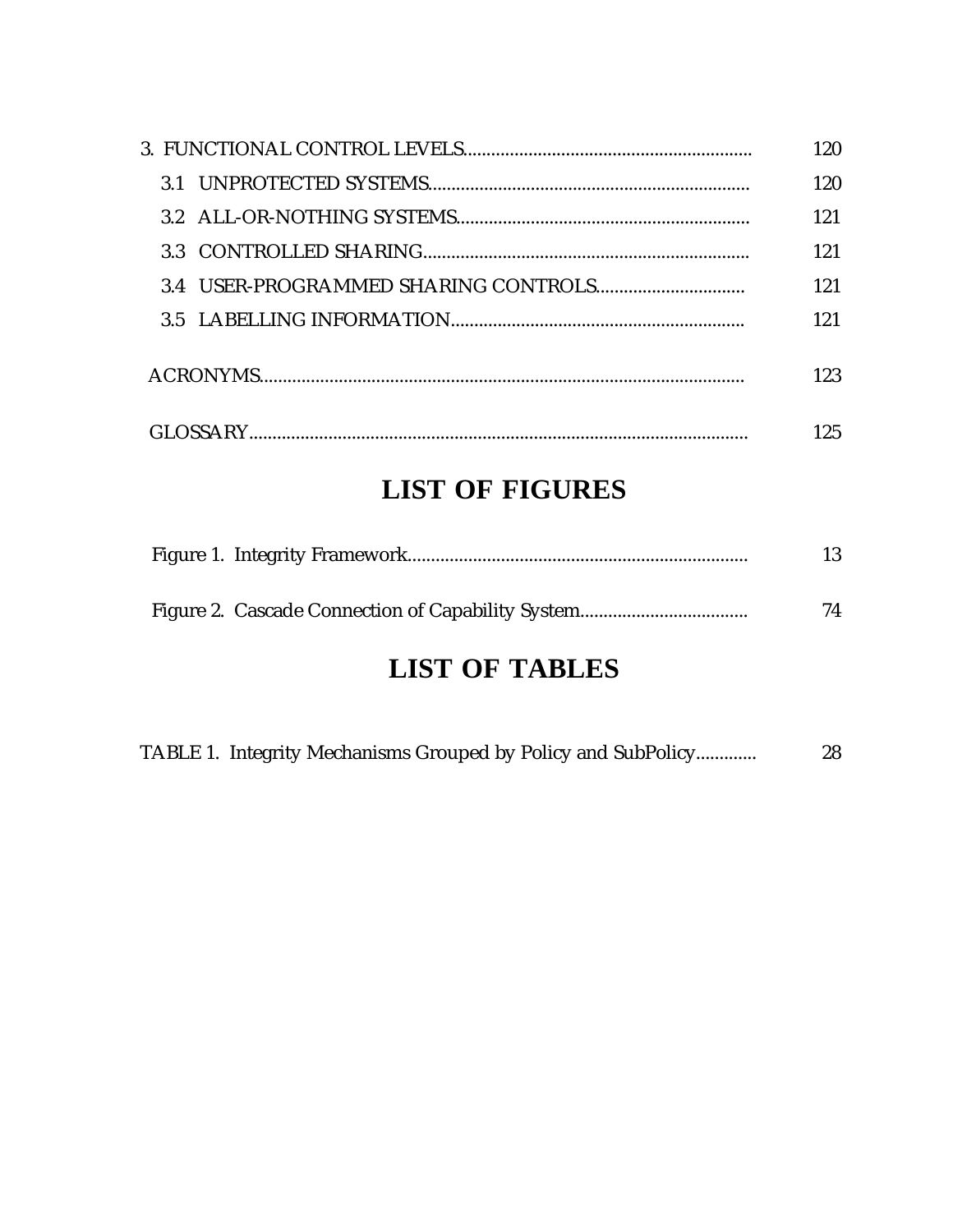3. FUNCTIONAL CONTROL LEVELS............................................................ 120

3.1 UNPROTECTED SYSTEMS.................................................................. 120

3.2 ALL-OR-NOTHING SYSTEMS............................................................. 121

3.3 CONTROLLED SHARING................................................................... 121

3.4 USER-PROGRAMMED SHARING CONTROLS............................... 121

3.5 LABELLING INFORMATION............................................................. 121

ACRONYMS...................................................................................................... 123

GLOSSARY........................................................................................................ 125

# LIST OF FIGURES

Figure 1. Integrity Framework........................................................................ 13

Figure 2. Cascade Connection of Capability System................................... 74

# LIST OF TABLES

TABLE 1. Integrity Mechanisms Grouped by Policy and SubPolicy............. 28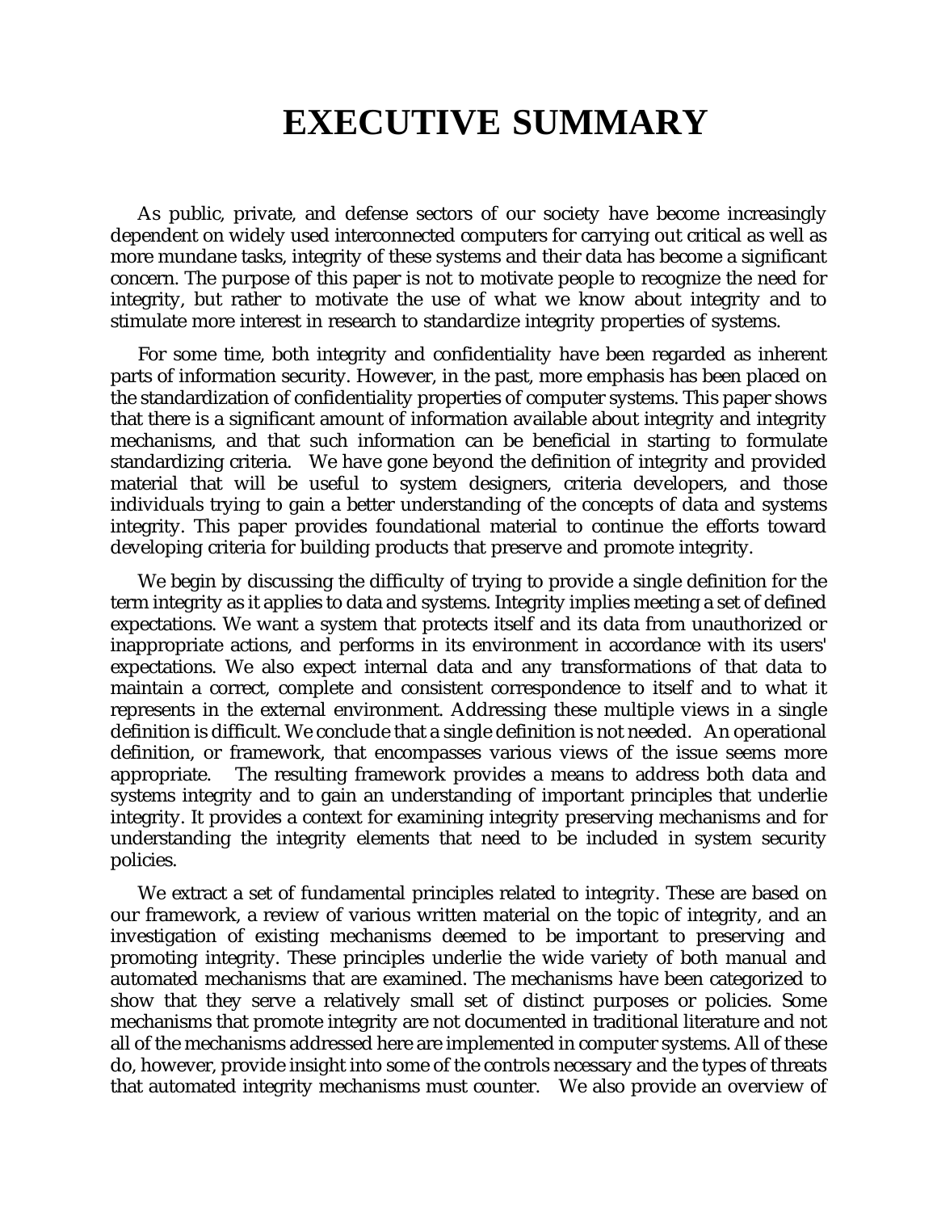# EXECUTIVE SUMMARY

As public, private, and defense sectors of our society have become increasingly dependent on widely used interconnected computers for carrying out critical as well as more mundane tasks, integrity of these systems and their data has become a significant concern. The purpose of this paper is not to motivate people to recognize the need for integrity, but rather to motivate the use of what we know about integrity and to stimulate more interest in research to standardize integrity properties of systems.

For some time, both integrity and confidentiality have been regarded as inherent parts of information security. However, in the past, more emphasis has been placed on the standardization of confidentiality properties of computer systems. This paper shows that there is a significant amount of information available about integrity and integrity mechanisms, and that such information can be beneficial in starting to formulate standardizing criteria. We have gone beyond the definition of integrity and provided material that will be useful to system designers, criteria developers, and those individuals trying to gain a better understanding of the concepts of data and systems integrity. This paper provides foundational material to continue the efforts toward developing criteria for building products that preserve and promote integrity.

We begin by discussing the difficulty of trying to provide a single definition for the term integrity as it applies to data and systems. Integrity implies meeting a set of defined expectations. We want a system that protects itself and its data from unauthorized or inappropriate actions, and performs in its environment in accordance with its users' expectations. We also expect internal data and any transformations of that data to maintain a correct, complete and consistent correspondence to itself and to what it represents in the external environment. Addressing these multiple views in a single definition is difficult. We conclude that a single definition is not needed. An operational definition, or framework, that encompasses various views of the issue seems more appropriate. The resulting framework provides a means to address both data and systems integrity and to gain an understanding of important principles that underlie integrity. It provides a context for examining integrity preserving mechanisms and for understanding the integrity elements that need to be included in system security policies.

We extract a set of fundamental principles related to integrity. These are based on our framework, a review of various written material on the topic of integrity, and an investigation of existing mechanisms deemed to be important to preserving and promoting integrity. These principles underlie the wide variety of both manual and automated mechanisms that are examined. The mechanisms have been categorized to show that they serve a relatively small set of distinct purposes or policies. Some mechanisms that promote integrity are not documented in traditional literature and not all of the mechanisms addressed here are implemented in computer systems. All of these do, however, provide insight into some of the controls necessary and the types of threats that automated integrity mechanisms must counter. We also provide an overview of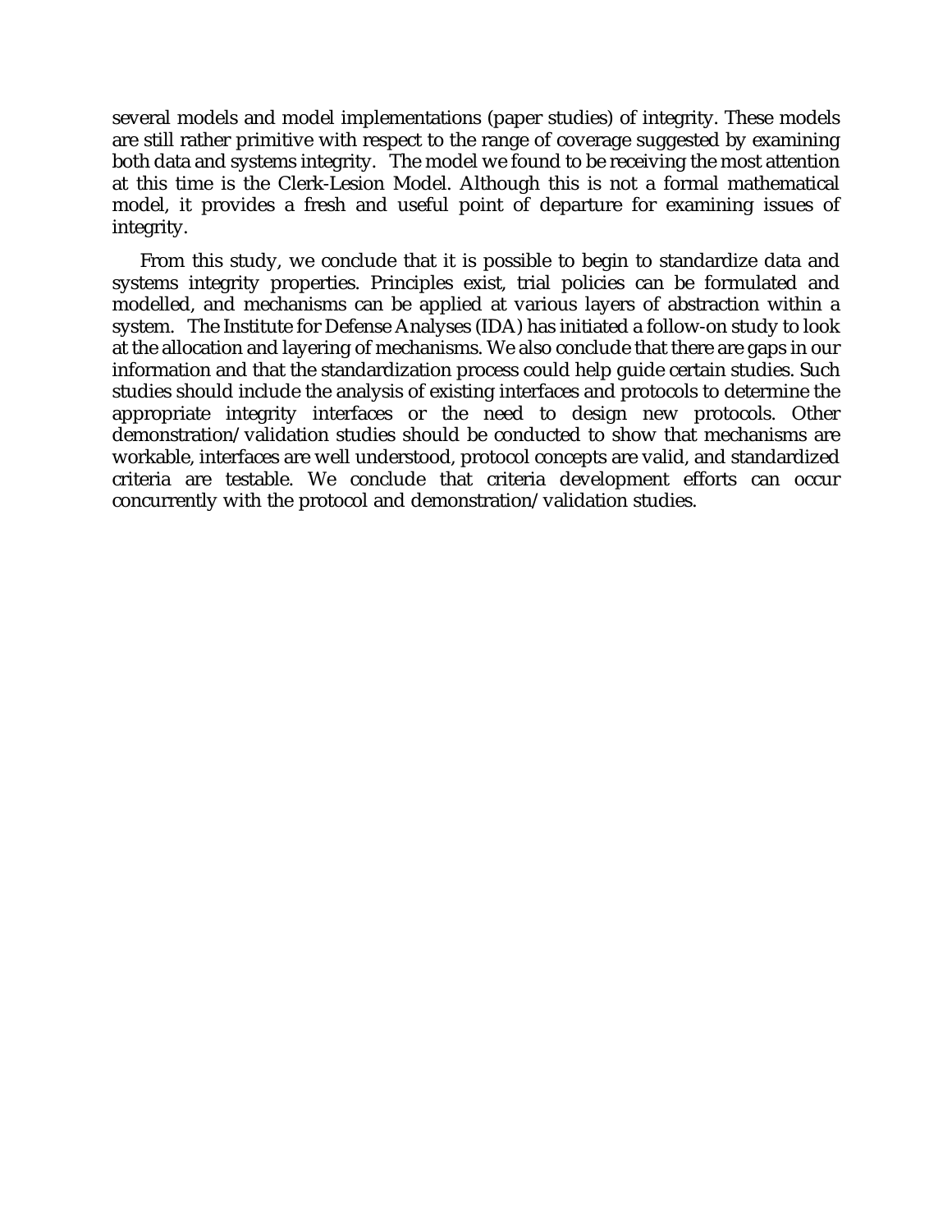several models and model implementations (paper studies) of integrity. These models are still rather primitive with respect to the range of coverage suggested by examining both data and systems integrity. The model we found to be receiving the most attention at this time is the Clerk-Lesion Model. Although this is not a formal mathematical model, it provides a fresh and useful point of departure for examining issues of integrity.

From this study, we conclude that it is possible to begin to standardize data and systems integrity properties. Principles exist, trial policies can be formulated and modelled, and mechanisms can be applied at various layers of abstraction within a system. The Institute for Defense Analyses (IDA) has initiated a follow-on study to look at the allocation and layering of mechanisms. We also conclude that there are gaps in our information and that the standardization process could help guide certain studies. Such studies should include the analysis of existing interfaces and protocols to determine the appropriate integrity interfaces or the need to design new protocols. Other demonstration/validation studies should be conducted to show that mechanisms are workable, interfaces are well understood, protocol concepts are valid, and standardized criteria are testable. We conclude that criteria development efforts can occur concurrently with the protocol and demonstration/validation studies.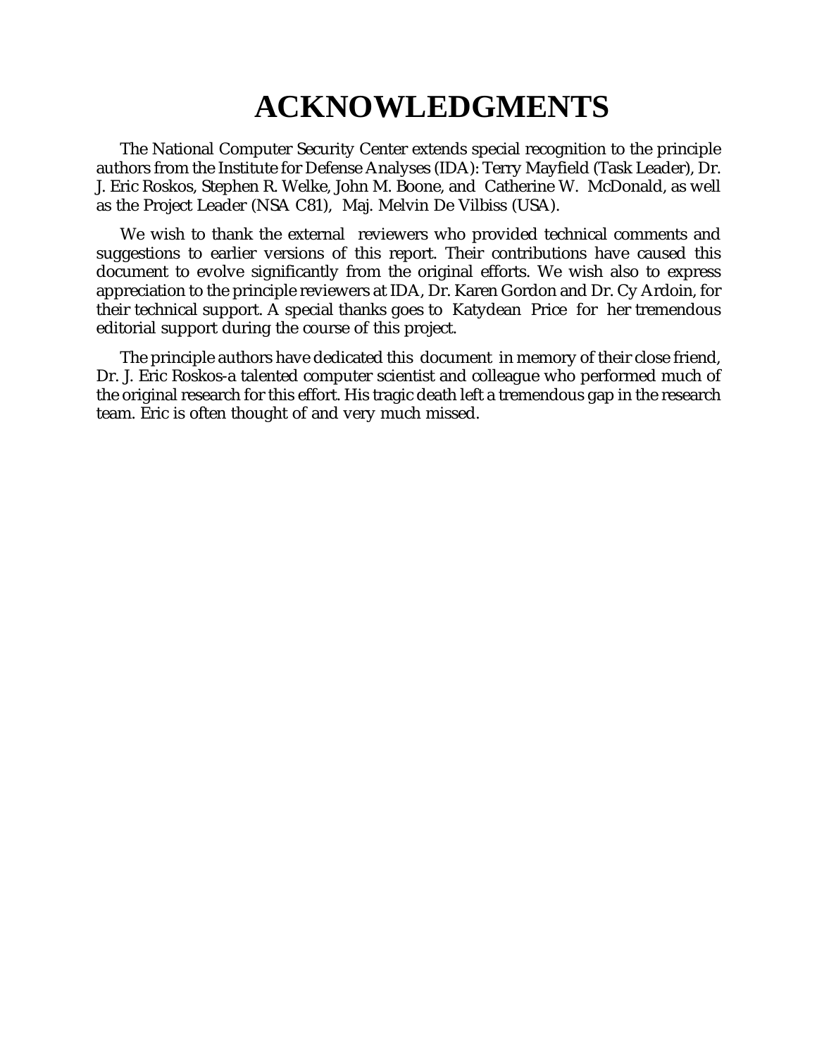# ACKNOWLEDGMENTS

The National Computer Security Center extends special recognition to the principle authors from the Institute for Defense Analyses (IDA): Terry Mayfield (Task Leader), Dr. J. Eric Roskos, Stephen R. Welke, John M. Boone, and Catherine W. McDonald, as well as the Project Leader (NSA C81), Maj. Melvin De Vilbiss (USA).

We wish to thank the external reviewers who provided technical comments and suggestions to earlier versions of this report. Their contributions have caused this document to evolve significantly from the original efforts. We wish also to express appreciation to the principle reviewers at IDA, Dr. Karen Gordon and Dr. Cy Ardoin, for their technical support. A special thanks goes to Katydean Price for her tremendous editorial support during the course of this project.

The principle authors have dedicated this document in memory of their close friend, Dr. J. Eric Roskos-a talented computer scientist and colleague who performed much of the original research for this effort. His tragic death left a tremendous gap in the research team. Eric is often thought of and very much missed.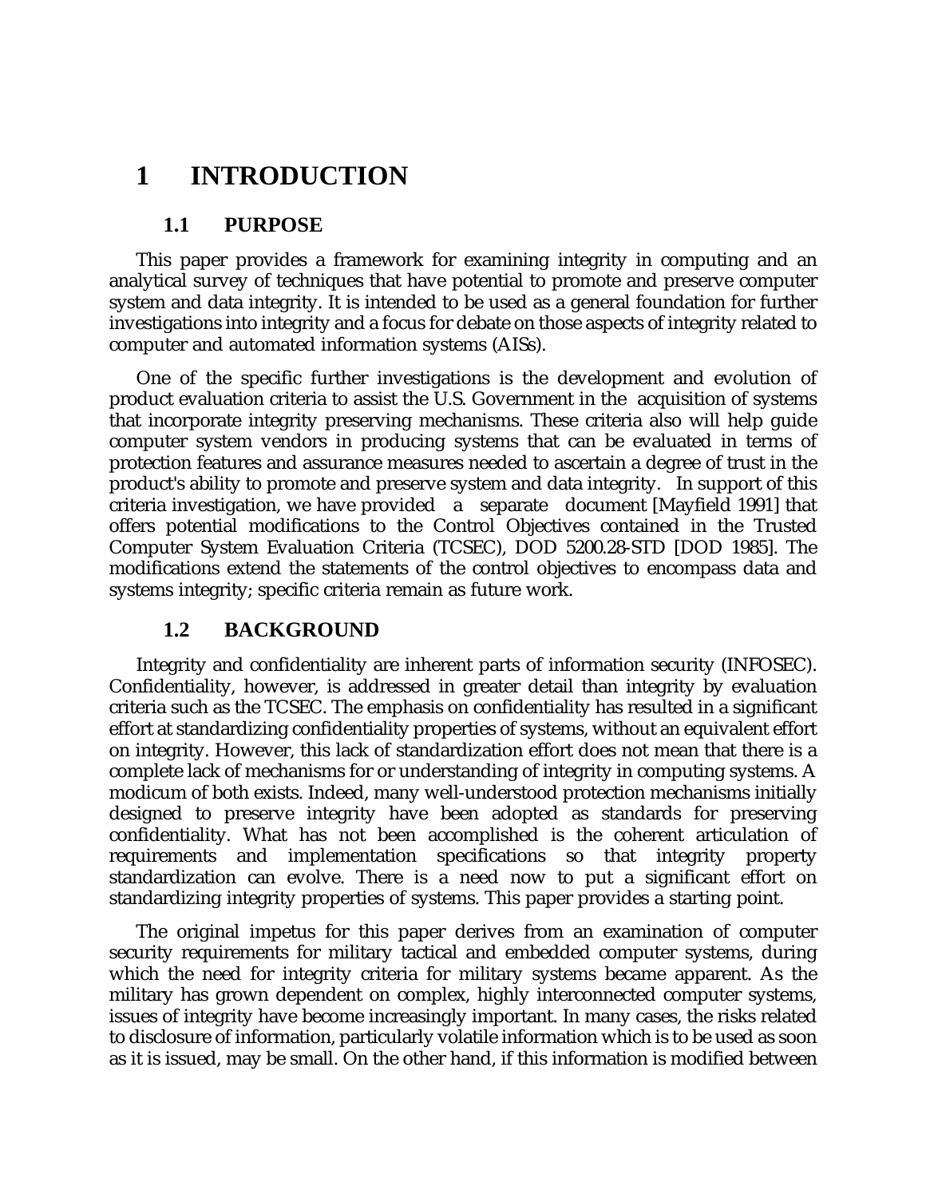# 1 INTRODUCTION

## 1.1 PURPOSE

This paper provides a framework for examining integrity in computing and an analytical survey of techniques that have potential to promote and preserve computer system and data integrity. It is intended to be used as a general foundation for further investigations into integrity and a focus for debate on those aspects of integrity related to computer and automated information systems (AISs).

One of the specific further investigations is the development and evolution of product evaluation criteria to assist the U.S. Government in the acquisition of systems that incorporate integrity preserving mechanisms. These criteria also will help guide computer system vendors in producing systems that can be evaluated in terms of protection features and assurance measures needed to ascertain a degree of trust in the product's ability to promote and preserve system and data integrity. In support of this criteria investigation, we have provided a separate document [Mayfield 1991] that offers potential modifications to the Control Objectives contained in the Trusted Computer System Evaluation Criteria (TCSEC), DOD 5200.28-STD [DOD 1985]. The modifications extend the statements of the control objectives to encompass data and systems integrity; specific criteria remain as future work.

## 1.2 BACKGROUND

Integrity and confidentiality are inherent parts of information security (INFOSEC). Confidentiality, however, is addressed in greater detail than integrity by evaluation criteria such as the TCSEC. The emphasis on confidentiality has resulted in a significant effort at standardizing confidentiality properties of systems, without an equivalent effort on integrity. However, this lack of standardization effort does not mean that there is a complete lack of mechanisms for or understanding of integrity in computing systems. A modicum of both exists. Indeed, many well-understood protection mechanisms initially designed to preserve integrity have been adopted as standards for preserving confidentiality. What has not been accomplished is the coherent articulation of requirements and implementation specifications so that integrity property standardization can evolve. There is a need now to put a significant effort on standardizing integrity properties of systems. This paper provides a starting point.

The original impetus for this paper derives from an examination of computer security requirements for military tactical and embedded computer systems, during which the need for integrity criteria for military systems became apparent. As the military has grown dependent on complex, highly interconnected computer systems, issues of integrity have become increasingly important. In many cases, the risks related to disclosure of information, particularly volatile information which is to be used as soon as it is issued, may be small. On the other hand, if this information is modified between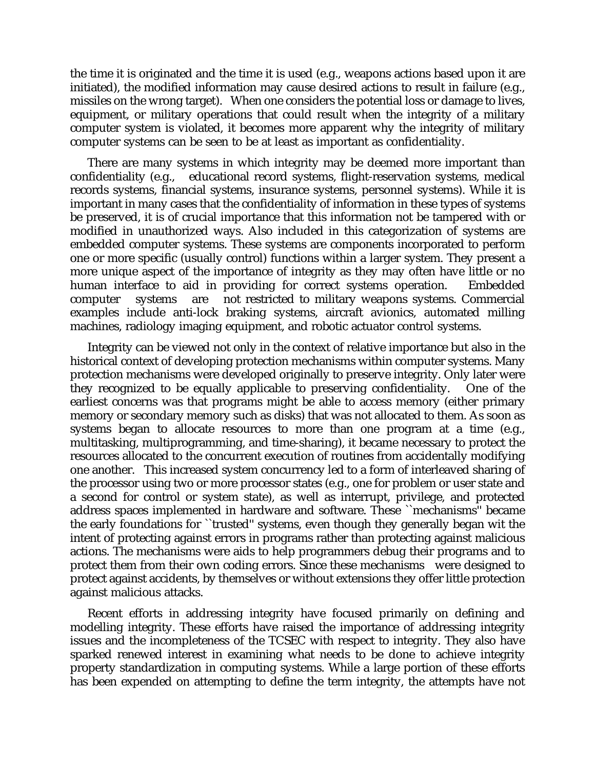the time it is originated and the time it is used (e.g., weapons actions based upon it are initiated), the modified information may cause desired actions to result in failure (e.g., missiles on the wrong target). When one considers the potential loss or damage to lives, equipment, or military operations that could result when the integrity of a military computer system is violated, it becomes more apparent why the integrity of military computer systems can be seen to be at least as important as confidentiality.

There are many systems in which integrity may be deemed more important than confidentiality (e.g., educational record systems, flight-reservation systems, medical records systems, financial systems, insurance systems, personnel systems). While it is important in many cases that the confidentiality of information in these types of systems be preserved, it is of crucial importance that this information not be tampered with or modified in unauthorized ways. Also included in this categorization of systems are embedded computer systems. These systems are components incorporated to perform one or more specific (usually control) functions within a larger system. They present a more unique aspect of the importance of integrity as they may often have little or no human interface to aid in providing for correct systems operation. Embedded computer systems are not restricted to military weapons systems. Commercial examples include anti-lock braking systems, aircraft avionics, automated milling machines, radiology imaging equipment, and robotic actuator control systems.

Integrity can be viewed not only in the context of relative importance but also in the historical context of developing protection mechanisms within computer systems. Many protection mechanisms were developed originally to preserve integrity. Only later were they recognized to be equally applicable to preserving confidentiality. One of the earliest concerns was that programs might be able to access memory (either primary memory or secondary memory such as disks) that was not allocated to them. As soon as systems began to allocate resources to more than one program at a time (e.g., multitasking, multiprogramming, and time-sharing), it became necessary to protect the resources allocated to the concurrent execution of routines from accidentally modifying one another. This increased system concurrency led to a form of interleaved sharing of the processor using two or more processor states (e.g., one for problem or user state and a second for control or system state), as well as interrupt, privilege, and protected address spaces implemented in hardware and software. These ``mechanisms'' became the early foundations for ``trusted'' systems, even though they generally began wit the intent of protecting against errors in programs rather than protecting against malicious actions. The mechanisms were aids to help programmers debug their programs and to protect them from their own coding errors. Since these mechanisms were designed to protect against accidents, by themselves or without extensions they offer little protection against malicious attacks.

Recent efforts in addressing integrity have focused primarily on defining and modelling integrity. These efforts have raised the importance of addressing integrity issues and the incompleteness of the TCSEC with respect to integrity. They also have sparked renewed interest in examining what needs to be done to achieve integrity property standardization in computing systems. While a large portion of these efforts has been expended on attempting to define the term integrity, the attempts have not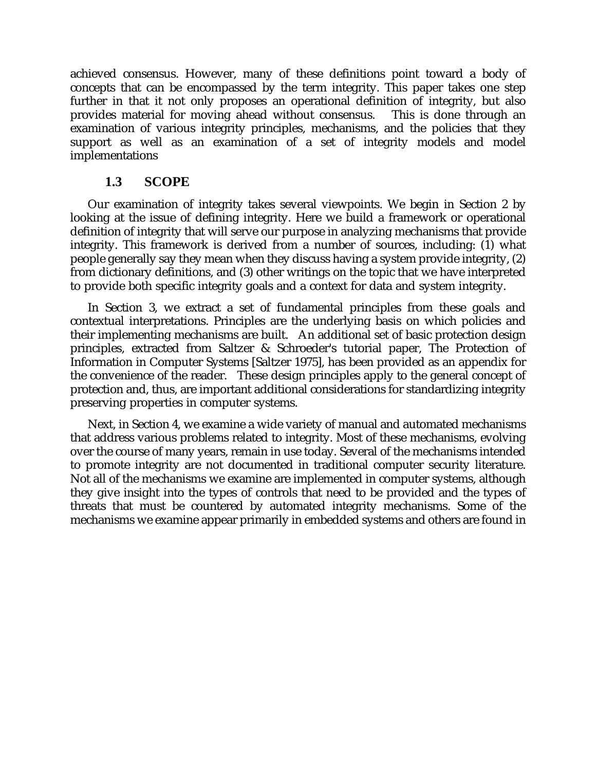achieved consensus. However, many of these definitions point toward a body of concepts that can be encompassed by the term integrity. This paper takes one step further in that it not only proposes an operational definition of integrity, but also provides material for moving ahead without consensus. This is done through an examination of various integrity principles, mechanisms, and the policies that they support as well as an examination of a set of integrity models and model implementations

### 1.3 SCOPE

Our examination of integrity takes several viewpoints. We begin in Section 2 by looking at the issue of defining integrity. Here we build a framework or operational definition of integrity that will serve our purpose in analyzing mechanisms that provide integrity. This framework is derived from a number of sources, including: (1) what people generally say they mean when they discuss having a system provide integrity, (2) from dictionary definitions, and (3) other writings on the topic that we have interpreted to provide both specific integrity goals and a context for data and system integrity.

In Section 3, we extract a set of fundamental principles from these goals and contextual interpretations. Principles are the underlying basis on which policies and their implementing mechanisms are built. An additional set of basic protection design principles, extracted from Saltzer & Schroeder's tutorial paper, The Protection of Information in Computer Systems [Saltzer 1975], has been provided as an appendix for the convenience of the reader. These design principles apply to the general concept of protection and, thus, are important additional considerations for standardizing integrity preserving properties in computer systems.

Next, in Section 4, we examine a wide variety of manual and automated mechanisms that address various problems related to integrity. Most of these mechanisms, evolving over the course of many years, remain in use today. Several of the mechanisms intended to promote integrity are not documented in traditional computer security literature. Not all of the mechanisms we examine are implemented in computer systems, although they give insight into the types of controls that need to be provided and the types of threats that must be countered by automated integrity mechanisms. Some of the mechanisms we examine appear primarily in embedded systems and others are found in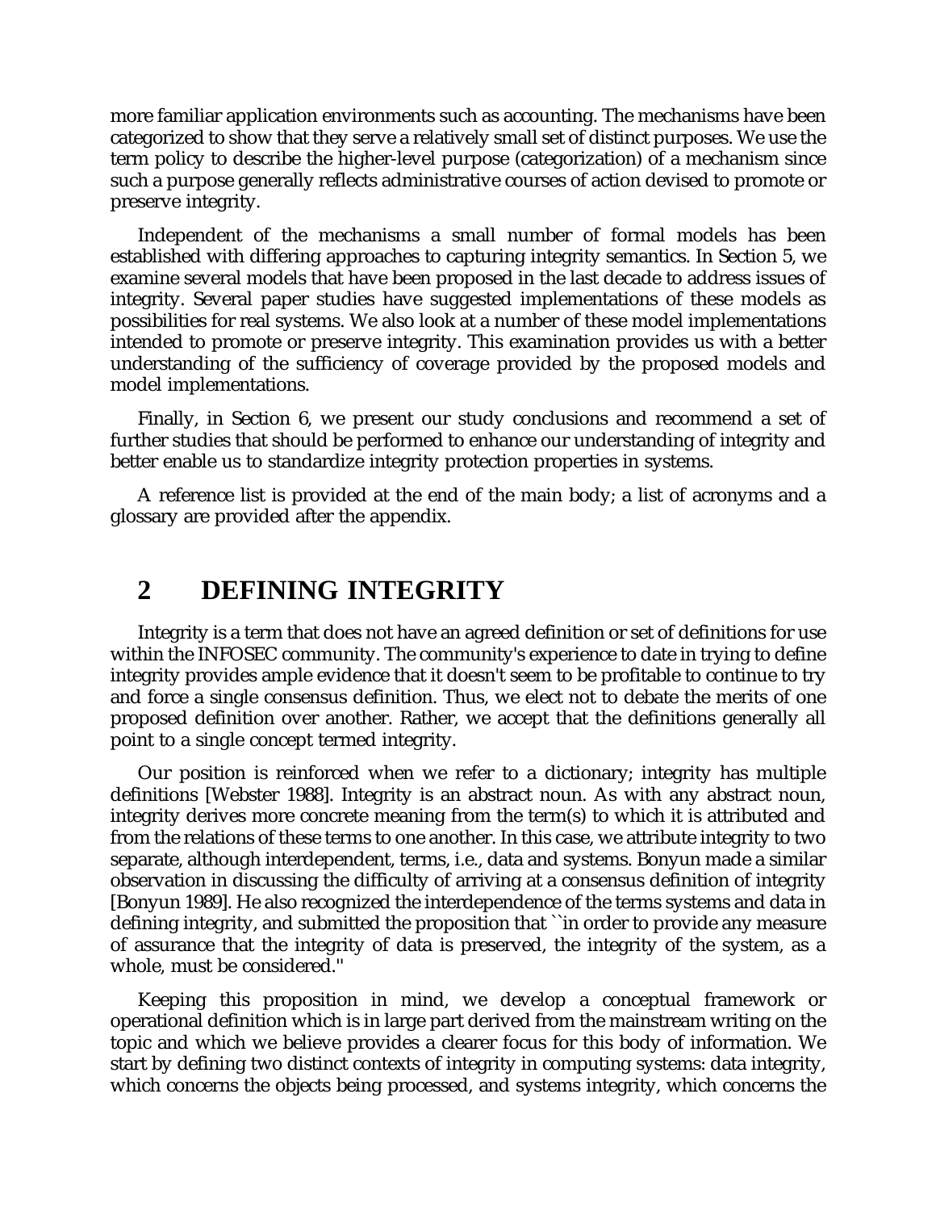more familiar application environments such as accounting. The mechanisms have been categorized to show that they serve a relatively small set of distinct purposes. We use the term policy to describe the higher-level purpose (categorization) of a mechanism since such a purpose generally reflects administrative courses of action devised to promote or preserve integrity.

Independent of the mechanisms a small number of formal models has been established with differing approaches to capturing integrity semantics. In Section 5, we examine several models that have been proposed in the last decade to address issues of integrity. Several paper studies have suggested implementations of these models as possibilities for real systems. We also look at a number of these model implementations intended to promote or preserve integrity. This examination provides us with a better understanding of the sufficiency of coverage provided by the proposed models and model implementations.

Finally, in Section 6, we present our study conclusions and recommend a set of further studies that should be performed to enhance our understanding of integrity and better enable us to standardize integrity protection properties in systems.

A reference list is provided at the end of the main body; a list of acronyms and a glossary are provided after the appendix.

# 2 DEFINING INTEGRITY

Integrity is a term that does not have an agreed definition or set of definitions for use within the INFOSEC community. The community's experience to date in trying to define integrity provides ample evidence that it doesn't seem to be profitable to continue to try and force a single consensus definition. Thus, we elect not to debate the merits of one proposed definition over another. Rather, we accept that the definitions generally all point to a single concept termed integrity.

Our position is reinforced when we refer to a dictionary; integrity has multiple definitions [Webster 1988]. Integrity is an abstract noun. As with any abstract noun, integrity derives more concrete meaning from the term(s) to which it is attributed and from the relations of these terms to one another. In this case, we attribute integrity to two separate, although interdependent, terms, i.e., data and systems. Bonyun made a similar observation in discussing the difficulty of arriving at a consensus definition of integrity [Bonyun 1989]. He also recognized the interdependence of the terms systems and data in defining integrity, and submitted the proposition that ``in order to provide any measure of assurance that the integrity of data is preserved, the integrity of the system, as a whole, must be considered.''

Keeping this proposition in mind, we develop a conceptual framework or operational definition which is in large part derived from the mainstream writing on the topic and which we believe provides a clearer focus for this body of information. We start by defining two distinct contexts of integrity in computing systems: data integrity, which concerns the objects being processed, and systems integrity, which concerns the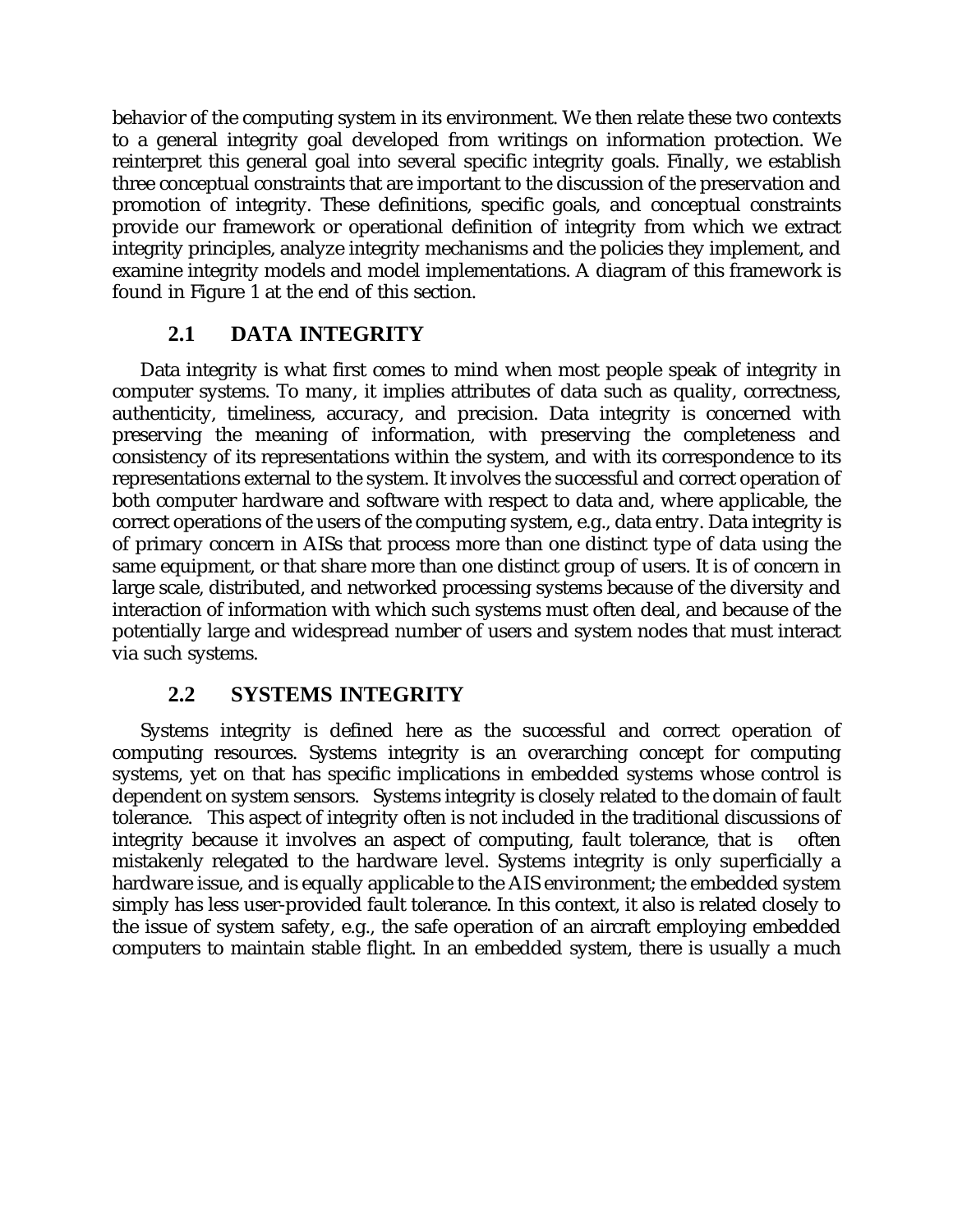behavior of the computing system in its environment. We then relate these two contexts to a general integrity goal developed from writings on information protection. We reinterpret this general goal into several specific integrity goals. Finally, we establish three conceptual constraints that are important to the discussion of the preservation and promotion of integrity. These definitions, specific goals, and conceptual constraints provide our framework or operational definition of integrity from which we extract integrity principles, analyze integrity mechanisms and the policies they implement, and examine integrity models and model implementations. A diagram of this framework is found in Figure 1 at the end of this section.

## 2.1 DATA INTEGRITY

Data integrity is what first comes to mind when most people speak of integrity in computer systems. To many, it implies attributes of data such as quality, correctness, authenticity, timeliness, accuracy, and precision. Data integrity is concerned with preserving the meaning of information, with preserving the completeness and consistency of its representations within the system, and with its correspondence to its representations external to the system. It involves the successful and correct operation of both computer hardware and software with respect to data and, where applicable, the correct operations of the users of the computing system, e.g., data entry. Data integrity is of primary concern in AISs that process more than one distinct type of data using the same equipment, or that share more than one distinct group of users. It is of concern in large scale, distributed, and networked processing systems because of the diversity and interaction of information with which such systems must often deal, and because of the potentially large and widespread number of users and system nodes that must interact via such systems.

## 2.2 SYSTEMS INTEGRITY

Systems integrity is defined here as the successful and correct operation of computing resources. Systems integrity is an overarching concept for computing systems, yet on that has specific implications in embedded systems whose control is dependent on system sensors. Systems integrity is closely related to the domain of fault tolerance. This aspect of integrity often is not included in the traditional discussions of integrity because it involves an aspect of computing, fault tolerance, that is often mistakenly relegated to the hardware level. Systems integrity is only superficially a hardware issue, and is equally applicable to the AIS environment; the embedded system simply has less user-provided fault tolerance. In this context, it also is related closely to the issue of system safety, e.g., the safe operation of an aircraft employing embedded computers to maintain stable flight. In an embedded system, there is usually a much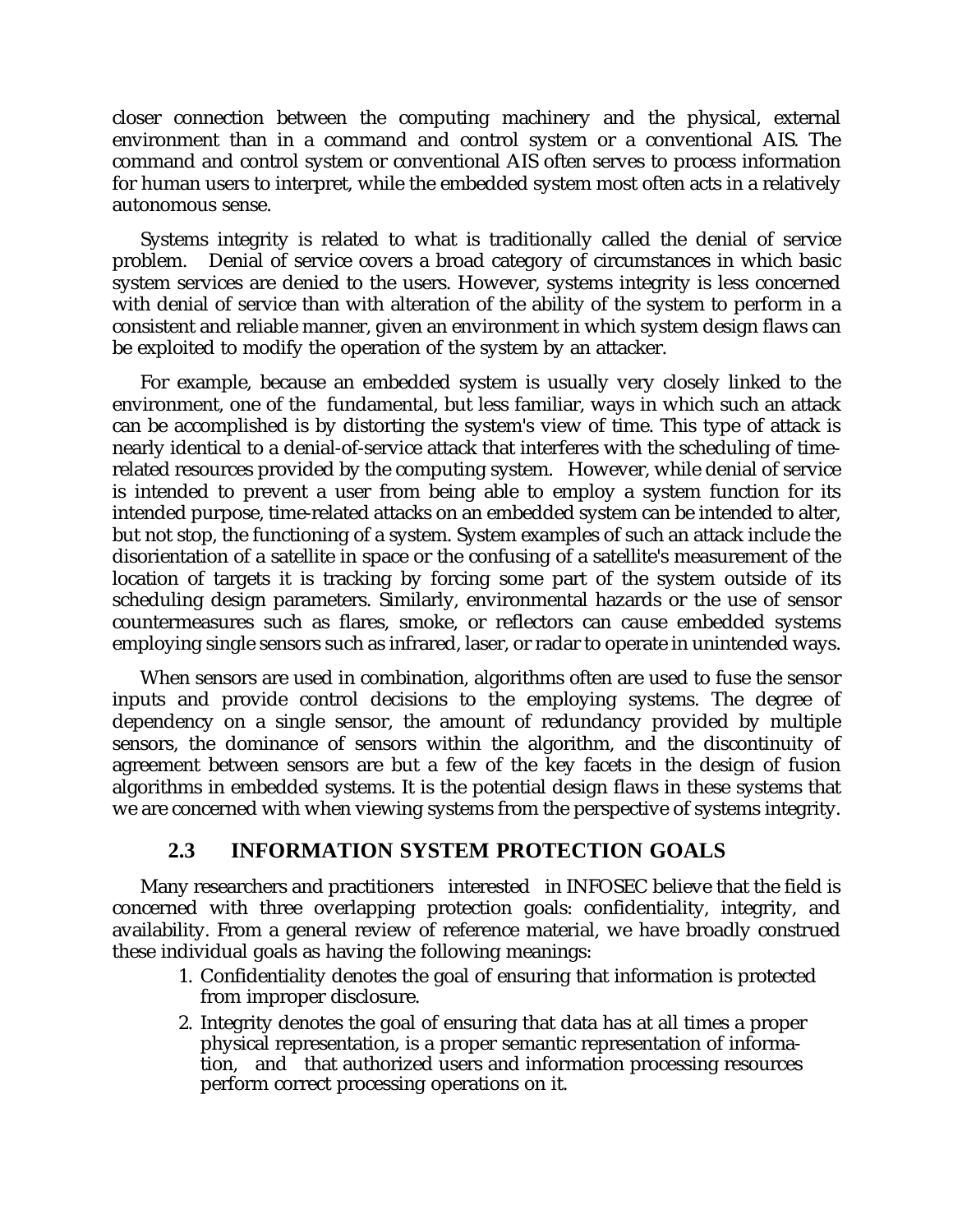closer connection between the computing machinery and the physical, external environment than in a command and control system or a conventional AIS. The command and control system or conventional AIS often serves to process information for human users to interpret, while the embedded system most often acts in a relatively autonomous sense.

Systems integrity is related to what is traditionally called the denial of service problem. Denial of service covers a broad category of circumstances in which basic system services are denied to the users. However, systems integrity is less concerned with denial of service than with alteration of the ability of the system to perform in a consistent and reliable manner, given an environment in which system design flaws can be exploited to modify the operation of the system by an attacker.

For example, because an embedded system is usually very closely linked to the environment, one of the fundamental, but less familiar, ways in which such an attack can be accomplished is by distorting the system's view of time. This type of attack is nearly identical to a denial-of-service attack that interferes with the scheduling of time-related resources provided by the computing system. However, while denial of service is intended to prevent a user from being able to employ a system function for its intended purpose, time-related attacks on an embedded system can be intended to alter, but not stop, the functioning of a system. System examples of such an attack include the disorientation of a satellite in space or the confusing of a satellite's measurement of the location of targets it is tracking by forcing some part of the system outside of its scheduling design parameters. Similarly, environmental hazards or the use of sensor countermeasures such as flares, smoke, or reflectors can cause embedded systems employing single sensors such as infrared, laser, or radar to operate in unintended ways.

When sensors are used in combination, algorithms often are used to fuse the sensor inputs and provide control decisions to the employing systems. The degree of dependency on a single sensor, the amount of redundancy provided by multiple sensors, the dominance of sensors within the algorithm, and the discontinuity of agreement between sensors are but a few of the key facets in the design of fusion algorithms in embedded systems. It is the potential design flaws in these systems that we are concerned with when viewing systems from the perspective of systems integrity.

## 2.3 INFORMATION SYSTEM PROTECTION GOALS

Many researchers and practitioners interested in INFOSEC believe that the field is concerned with three overlapping protection goals: confidentiality, integrity, and availability. From a general review of reference material, we have broadly construed these individual goals as having the following meanings:

1. Confidentiality denotes the goal of ensuring that information is protected from improper disclosure.
2. Integrity denotes the goal of ensuring that data has at all times a proper physical representation, is a proper semantic representation of information, and that authorized users and information processing resources perform correct processing operations on it.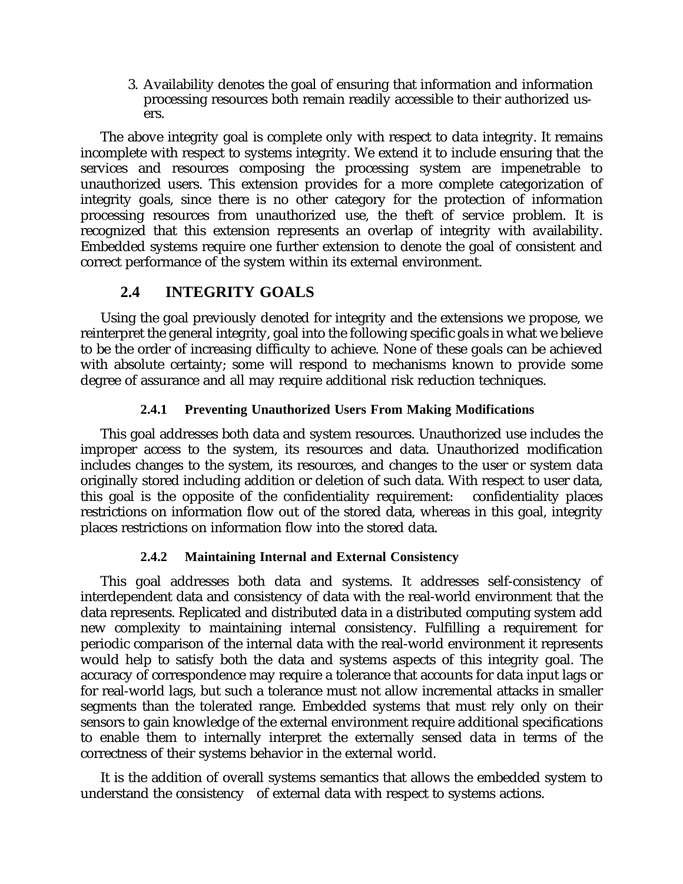3. Availability denotes the goal of ensuring that information and information processing resources both remain readily accessible to their authorized users.

The above integrity goal is complete only with respect to data integrity. It remains incomplete with respect to systems integrity. We extend it to include ensuring that the services and resources composing the processing system are impenetrable to unauthorized users. This extension provides for a more complete categorization of integrity goals, since there is no other category for the protection of information processing resources from unauthorized use, the theft of service problem. It is recognized that this extension represents an overlap of integrity with availability. Embedded systems require one further extension to denote the goal of consistent and correct performance of the system within its external environment.

## 2.4 INTEGRITY GOALS

Using the goal previously denoted for integrity and the extensions we propose, we reinterpret the general integrity, goal into the following specific goals in what we believe to be the order of increasing difficulty to achieve. None of these goals can be achieved with absolute certainty; some will respond to mechanisms known to provide some degree of assurance and all may require additional risk reduction techniques.

### 2.4.1 Preventing Unauthorized Users From Making Modifications

This goal addresses both data and system resources. Unauthorized use includes the improper access to the system, its resources and data. Unauthorized modification includes changes to the system, its resources, and changes to the user or system data originally stored including addition or deletion of such data. With respect to user data, this goal is the opposite of the confidentiality requirement: confidentiality places restrictions on information flow out of the stored data, whereas in this goal, integrity places restrictions on information flow into the stored data.

### 2.4.2 Maintaining Internal and External Consistency

This goal addresses both data and systems. It addresses self-consistency of interdependent data and consistency of data with the real-world environment that the data represents. Replicated and distributed data in a distributed computing system add new complexity to maintaining internal consistency. Fulfilling a requirement for periodic comparison of the internal data with the real-world environment it represents would help to satisfy both the data and systems aspects of this integrity goal. The accuracy of correspondence may require a tolerance that accounts for data input lags or for real-world lags, but such a tolerance must not allow incremental attacks in smaller segments than the tolerated range. Embedded systems that must rely only on their sensors to gain knowledge of the external environment require additional specifications to enable them to internally interpret the externally sensed data in terms of the correctness of their systems behavior in the external world.

It is the addition of overall systems semantics that allows the embedded system to understand the consistency of external data with respect to systems actions.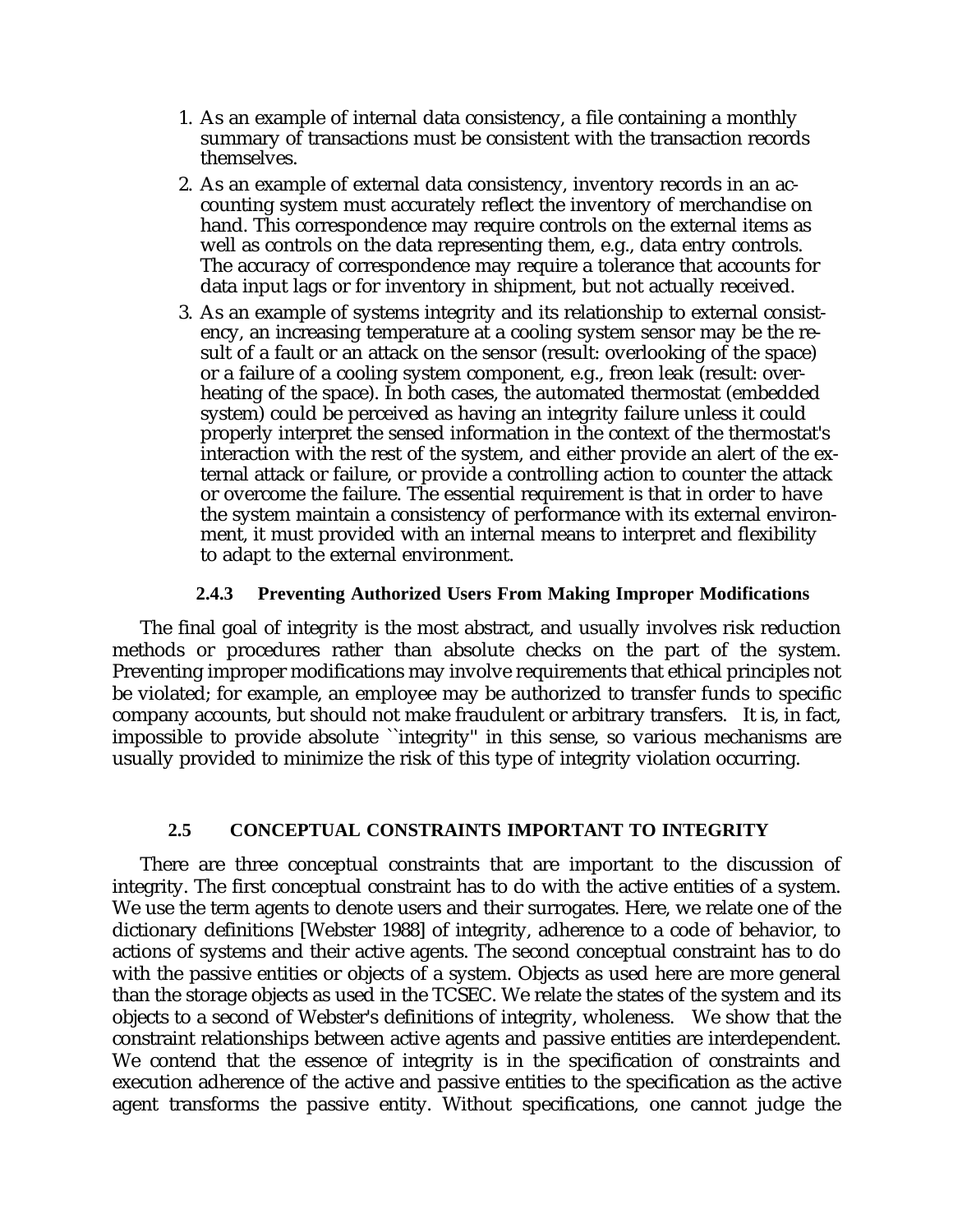1. As an example of internal data consistency, a file containing a monthly summary of transactions must be consistent with the transaction records themselves.
2. As an example of external data consistency, inventory records in an accounting system must accurately reflect the inventory of merchandise on hand. This correspondence may require controls on the external items as well as controls on the data representing them, e.g., data entry controls. The accuracy of correspondence may require a tolerance that accounts for data input lags or for inventory in shipment, but not actually received.
3. As an example of systems integrity and its relationship to external consistency, an increasing temperature at a cooling system sensor may be the result of a fault or an attack on the sensor (result: overlooking of the space) or a failure of a cooling system component, e.g., freon leak (result: overheating of the space). In both cases, the automated thermostat (embedded system) could be perceived as having an integrity failure unless it could properly interpret the sensed information in the context of the thermostat's interaction with the rest of the system, and either provide an alert of the external attack or failure, or provide a controlling action to counter the attack or overcome the failure. The essential requirement is that in order to have the system maintain a consistency of performance with its external environment, it must provided with an internal means to interpret and flexibility to adapt to the external environment.

### 2.4.3 Preventing Authorized Users From Making Improper Modifications

The final goal of integrity is the most abstract, and usually involves risk reduction methods or procedures rather than absolute checks on the part of the system. Preventing improper modifications may involve requirements that ethical principles not be violated; for example, an employee may be authorized to transfer funds to specific company accounts, but should not make fraudulent or arbitrary transfers. It is, in fact, impossible to provide absolute ``integrity'' in this sense, so various mechanisms are usually provided to minimize the risk of this type of integrity violation occurring.

## 2.5 CONCEPTUAL CONSTRAINTS IMPORTANT TO INTEGRITY

There are three conceptual constraints that are important to the discussion of integrity. The first conceptual constraint has to do with the active entities of a system. We use the term agents to denote users and their surrogates. Here, we relate one of the dictionary definitions [Webster 1988] of integrity, adherence to a code of behavior, to actions of systems and their active agents. The second conceptual constraint has to do with the passive entities or objects of a system. Objects as used here are more general than the storage objects as used in the TCSEC. We relate the states of the system and its objects to a second of Webster's definitions of integrity, wholeness. We show that the constraint relationships between active agents and passive entities are interdependent. We contend that the essence of integrity is in the specification of constraints and execution adherence of the active and passive entities to the specification as the active agent transforms the passive entity. Without specifications, one cannot judge the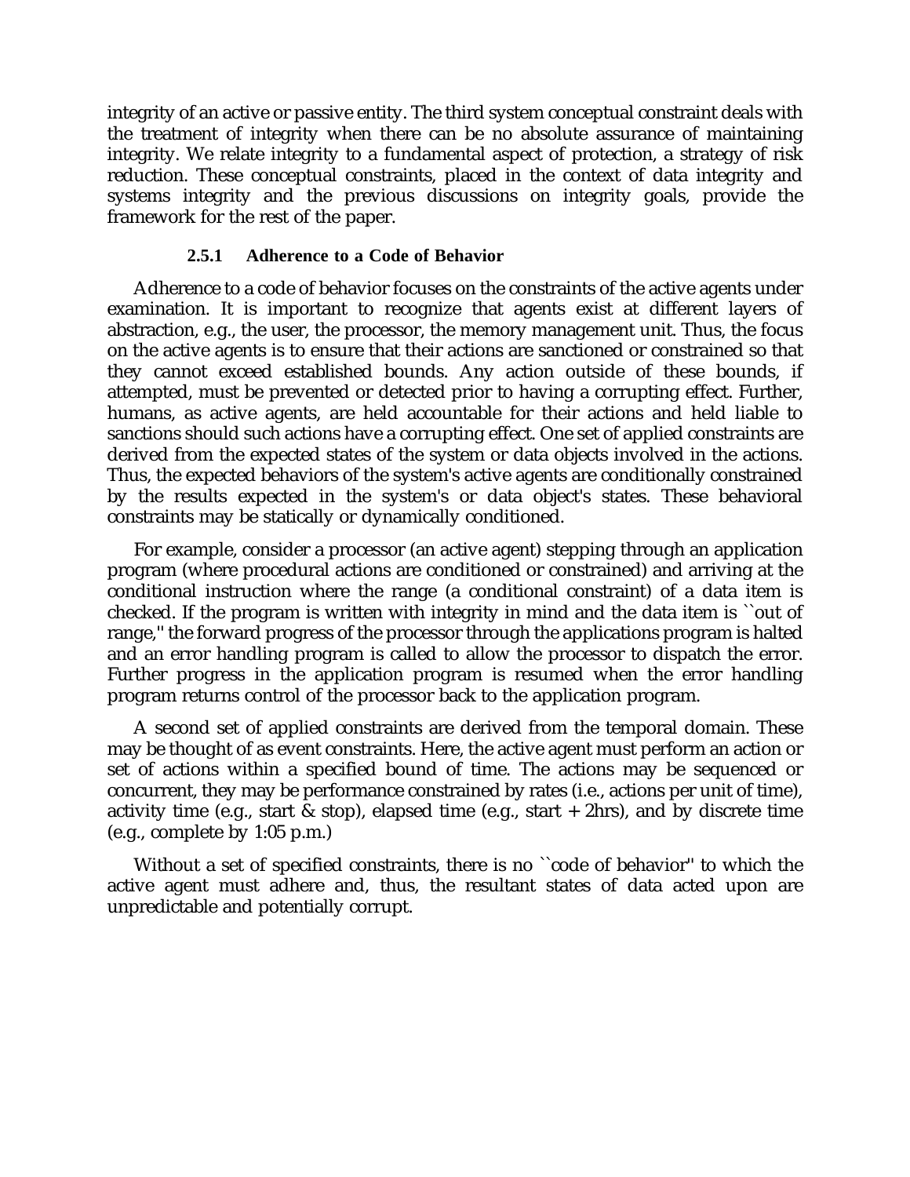integrity of an active or passive entity. The third system conceptual constraint deals with the treatment of integrity when there can be no absolute assurance of maintaining integrity. We relate integrity to a fundamental aspect of protection, a strategy of risk reduction. These conceptual constraints, placed in the context of data integrity and systems integrity and the previous discussions on integrity goals, provide the framework for the rest of the paper.

#### 2.5.1 Adherence to a Code of Behavior

Adherence to a code of behavior focuses on the constraints of the active agents under examination. It is important to recognize that agents exist at different layers of abstraction, e.g., the user, the processor, the memory management unit. Thus, the focus on the active agents is to ensure that their actions are sanctioned or constrained so that they cannot exceed established bounds. Any action outside of these bounds, if attempted, must be prevented or detected prior to having a corrupting effect. Further, humans, as active agents, are held accountable for their actions and held liable to sanctions should such actions have a corrupting effect. One set of applied constraints are derived from the expected states of the system or data objects involved in the actions. Thus, the expected behaviors of the system's active agents are conditionally constrained by the results expected in the system's or data object's states. These behavioral constraints may be statically or dynamically conditioned.

For example, consider a processor (an active agent) stepping through an application program (where procedural actions are conditioned or constrained) and arriving at the conditional instruction where the range (a conditional constraint) of a data item is checked. If the program is written with integrity in mind and the data item is ``out of range,'' the forward progress of the processor through the applications program is halted and an error handling program is called to allow the processor to dispatch the error. Further progress in the application program is resumed when the error handling program returns control of the processor back to the application program.

A second set of applied constraints are derived from the temporal domain. These may be thought of as event constraints. Here, the active agent must perform an action or set of actions within a specified bound of time. The actions may be sequenced or concurrent, they may be performance constrained by rates (i.e., actions per unit of time), activity time (e.g., start & stop), elapsed time (e.g., start + 2hrs), and by discrete time (e.g., complete by 1:05 p.m.)

Without a set of specified constraints, there is no ``code of behavior'' to which the active agent must adhere and, thus, the resultant states of data acted upon are unpredictable and potentially corrupt.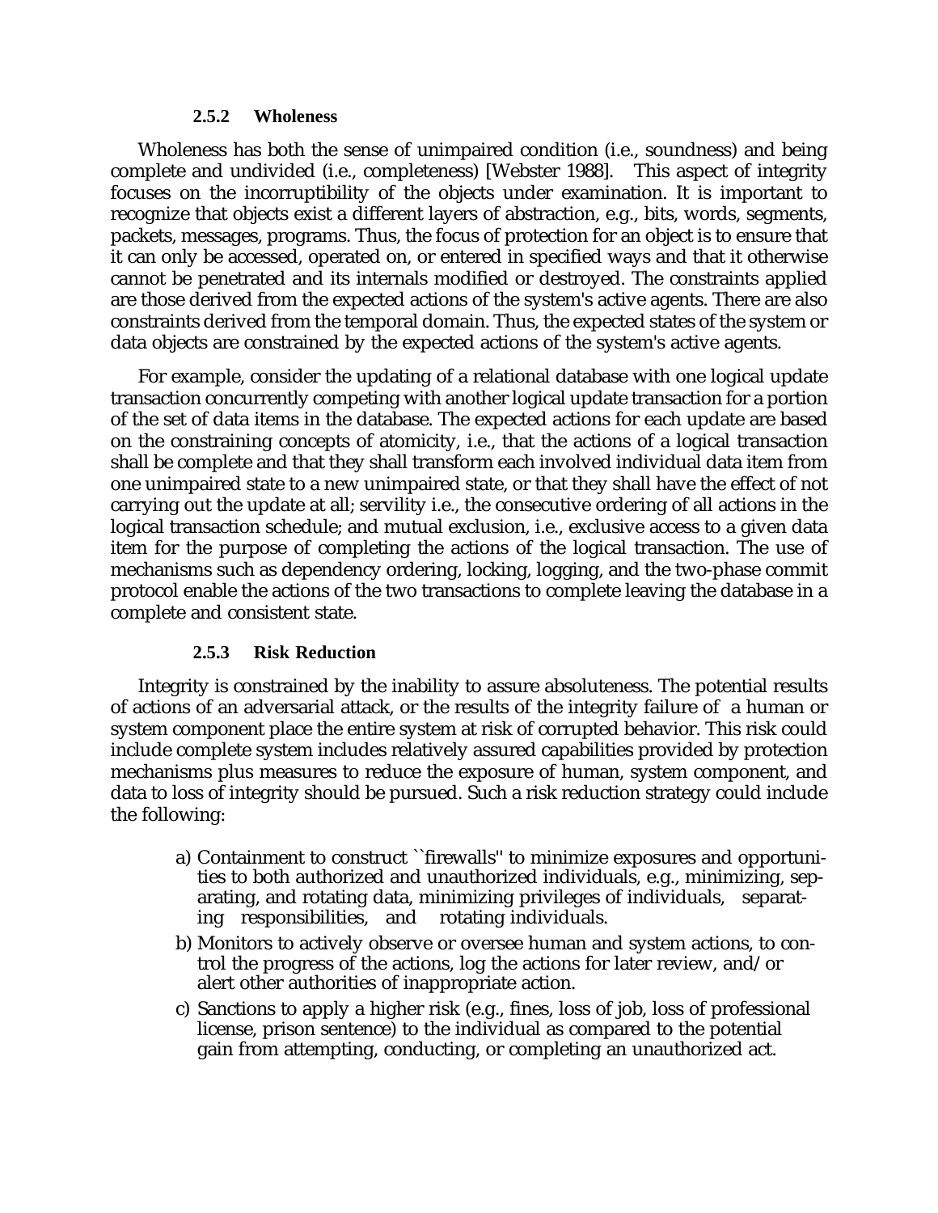### 2.5.2 Wholeness

Wholeness has both the sense of unimpaired condition (i.e., soundness) and being complete and undivided (i.e., completeness) [Webster 1988]. This aspect of integrity focuses on the incorruptibility of the objects under examination. It is important to recognize that objects exist a different layers of abstraction, e.g., bits, words, segments, packets, messages, programs. Thus, the focus of protection for an object is to ensure that it can only be accessed, operated on, or entered in specified ways and that it otherwise cannot be penetrated and its internals modified or destroyed. The constraints applied are those derived from the expected actions of the system's active agents. There are also constraints derived from the temporal domain. Thus, the expected states of the system or data objects are constrained by the expected actions of the system's active agents.

For example, consider the updating of a relational database with one logical update transaction concurrently competing with another logical update transaction for a portion of the set of data items in the database. The expected actions for each update are based on the constraining concepts of atomicity, i.e., that the actions of a logical transaction shall be complete and that they shall transform each involved individual data item from one unimpaired state to a new unimpaired state, or that they shall have the effect of not carrying out the update at all; servility i.e., the consecutive ordering of all actions in the logical transaction schedule; and mutual exclusion, i.e., exclusive access to a given data item for the purpose of completing the actions of the logical transaction. The use of mechanisms such as dependency ordering, locking, logging, and the two-phase commit protocol enable the actions of the two transactions to complete leaving the database in a complete and consistent state.

### 2.5.3 Risk Reduction

Integrity is constrained by the inability to assure absoluteness. The potential results of actions of an adversarial attack, or the results of the integrity failure of a human or system component place the entire system at risk of corrupted behavior. This risk could include complete system includes relatively assured capabilities provided by protection mechanisms plus measures to reduce the exposure of human, system component, and data to loss of integrity should be pursued. Such a risk reduction strategy could include the following:

a) Containment to construct ``firewalls'' to minimize exposures and opportunities to both authorized and unauthorized individuals, e.g., minimizing, separating, and rotating data, minimizing privileges of individuals, separating responsibilities, and rotating individuals.

b) Monitors to actively observe or oversee human and system actions, to control the progress of the actions, log the actions for later review, and/or alert other authorities of inappropriate action.

c) Sanctions to apply a higher risk (e.g., fines, loss of job, loss of professional license, prison sentence) to the individual as compared to the potential gain from attempting, conducting, or completing an unauthorized act.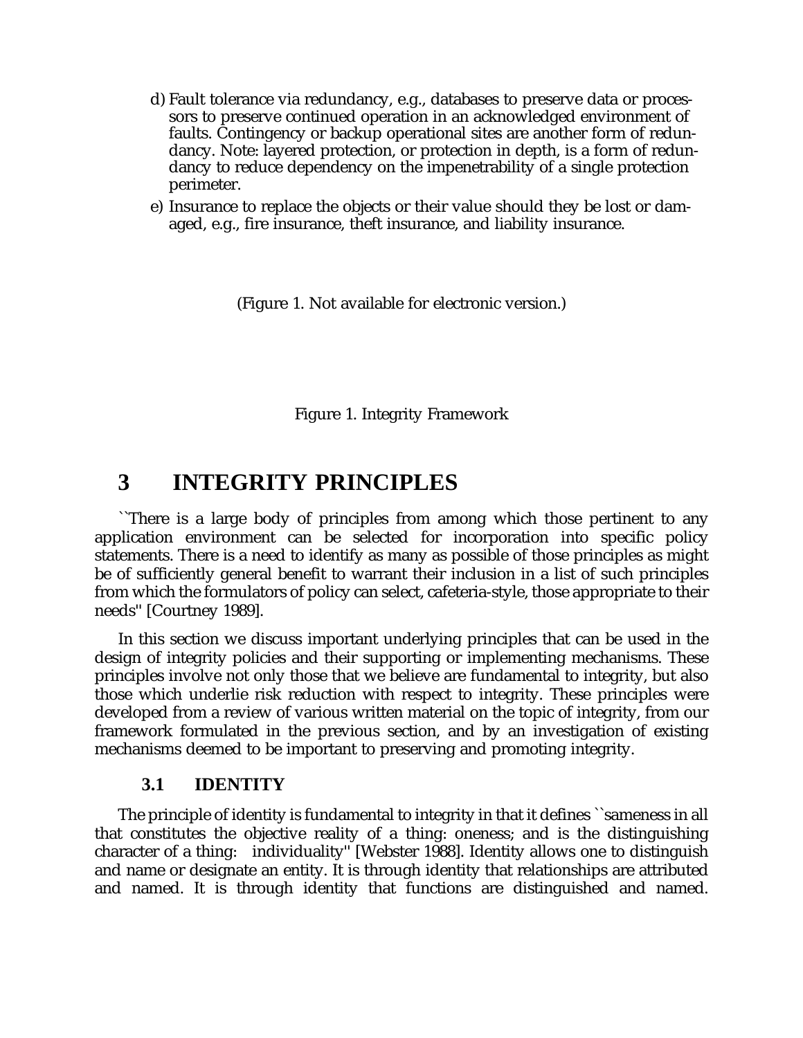d) Fault tolerance via redundancy, e.g., databases to preserve data or processors to preserve continued operation in an acknowledged environment of faults. Contingency or backup operational sites are another form of redundancy. Note: layered protection, or protection in depth, is a form of redundancy to reduce dependency on the impenetrability of a single protection perimeter.

e) Insurance to replace the objects or their value should they be lost or damaged, e.g., fire insurance, theft insurance, and liability insurance.

(Figure 1. Not available for electronic version.)

Figure 1. Integrity Framework

# 3 INTEGRITY PRINCIPLES

``There is a large body of principles from among which those pertinent to any application environment can be selected for incorporation into specific policy statements. There is a need to identify as many as possible of those principles as might be of sufficiently general benefit to warrant their inclusion in a list of such principles from which the formulators of policy can select, cafeteria-style, those appropriate to their needs'' [Courtney 1989].

In this section we discuss important underlying principles that can be used in the design of integrity policies and their supporting or implementing mechanisms. These principles involve not only those that we believe are fundamental to integrity, but also those which underlie risk reduction with respect to integrity. These principles were developed from a review of various written material on the topic of integrity, from our framework formulated in the previous section, and by an investigation of existing mechanisms deemed to be important to preserving and promoting integrity.

## 3.1 IDENTITY

The principle of identity is fundamental to integrity in that it defines ``sameness in all that constitutes the objective reality of a thing: oneness; and is the distinguishing character of a thing: individuality'' [Webster 1988]. Identity allows one to distinguish and name or designate an entity. It is through identity that relationships are attributed and named. It is through identity that functions are distinguished and named.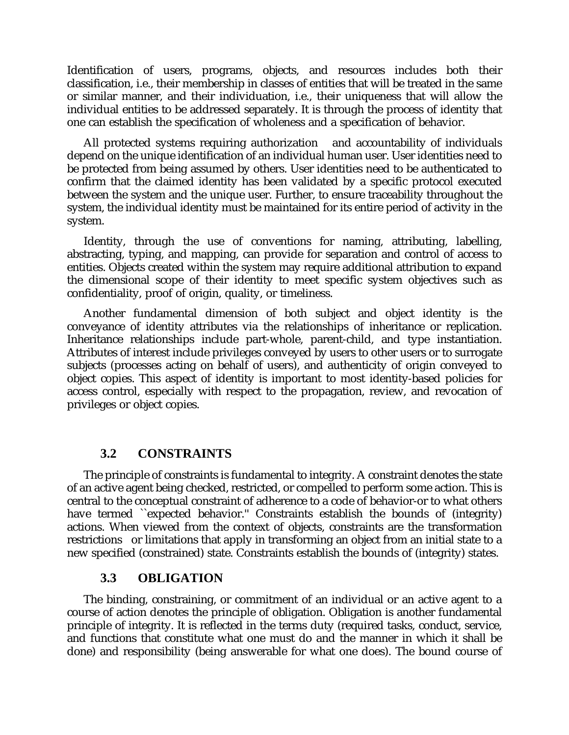Identification of users, programs, objects, and resources includes both their classification, i.e., their membership in classes of entities that will be treated in the same or similar manner, and their individuation, i.e., their uniqueness that will allow the individual entities to be addressed separately. It is through the process of identity that one can establish the specification of wholeness and a specification of behavior.

All protected systems requiring authorization and accountability of individuals depend on the unique identification of an individual human user. User identities need to be protected from being assumed by others. User identities need to be authenticated to confirm that the claimed identity has been validated by a specific protocol executed between the system and the unique user. Further, to ensure traceability throughout the system, the individual identity must be maintained for its entire period of activity in the system.

Identity, through the use of conventions for naming, attributing, labelling, abstracting, typing, and mapping, can provide for separation and control of access to entities. Objects created within the system may require additional attribution to expand the dimensional scope of their identity to meet specific system objectives such as confidentiality, proof of origin, quality, or timeliness.

Another fundamental dimension of both subject and object identity is the conveyance of identity attributes via the relationships of inheritance or replication. Inheritance relationships include part-whole, parent-child, and type instantiation. Attributes of interest include privileges conveyed by users to other users or to surrogate subjects (processes acting on behalf of users), and authenticity of origin conveyed to object copies. This aspect of identity is important to most identity-based policies for access control, especially with respect to the propagation, review, and revocation of privileges or object copies.

## 3.2 CONSTRAINTS

The principle of constraints is fundamental to integrity. A constraint denotes the state of an active agent being checked, restricted, or compelled to perform some action. This is central to the conceptual constraint of adherence to a code of behavior-or to what others have termed ``expected behavior.'' Constraints establish the bounds of (integrity) actions. When viewed from the context of objects, constraints are the transformation restrictions or limitations that apply in transforming an object from an initial state to a new specified (constrained) state. Constraints establish the bounds of (integrity) states.

## 3.3 OBLIGATION

The binding, constraining, or commitment of an individual or an active agent to a course of action denotes the principle of obligation. Obligation is another fundamental principle of integrity. It is reflected in the terms duty (required tasks, conduct, service, and functions that constitute what one must do and the manner in which it shall be done) and responsibility (being answerable for what one does). The bound course of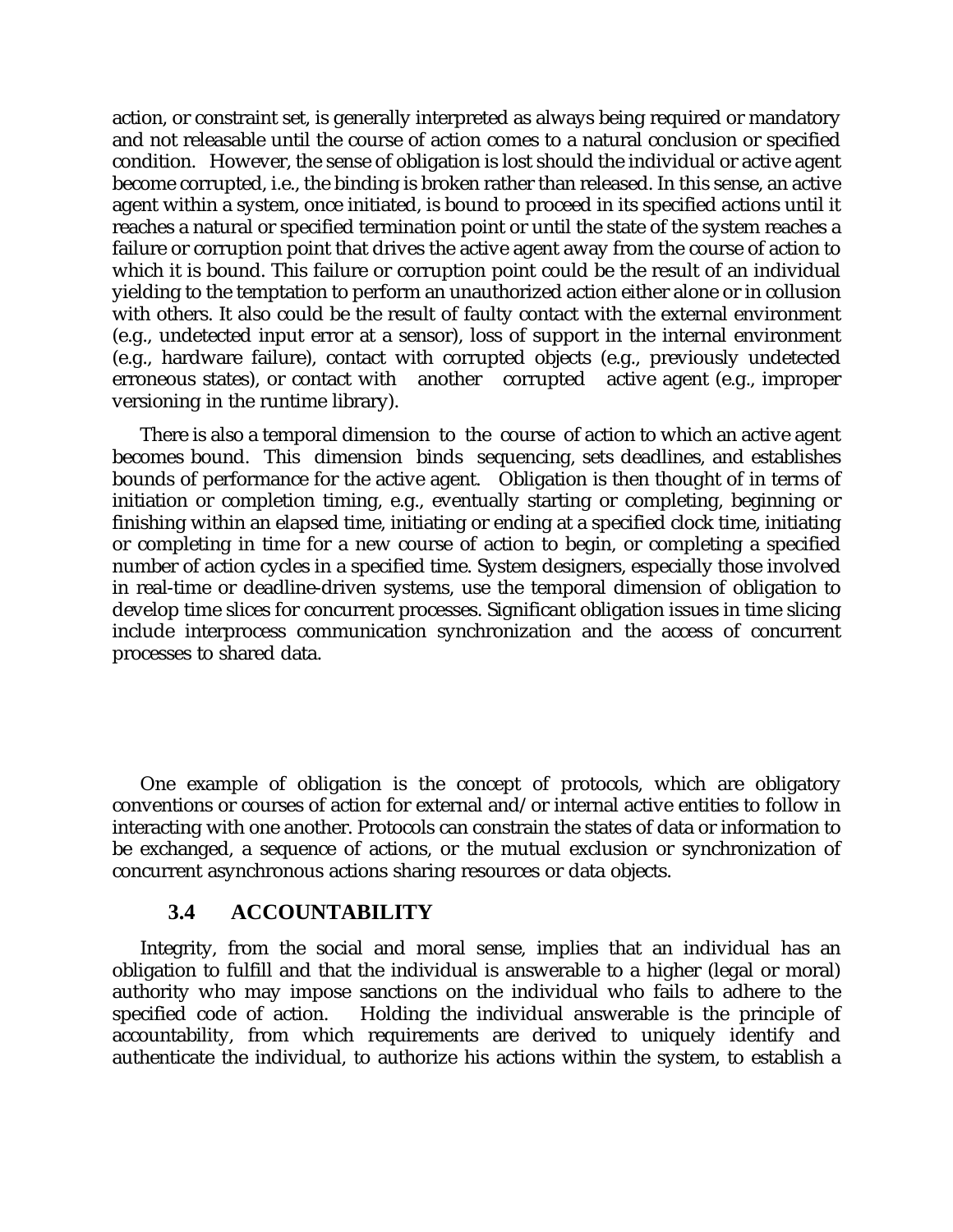action, or constraint set, is generally interpreted as always being required or mandatory and not releasable until the course of action comes to a natural conclusion or specified condition. However, the sense of obligation is lost should the individual or active agent become corrupted, i.e., the binding is broken rather than released. In this sense, an active agent within a system, once initiated, is bound to proceed in its specified actions until it reaches a natural or specified termination point or until the state of the system reaches a failure or corruption point that drives the active agent away from the course of action to which it is bound. This failure or corruption point could be the result of an individual yielding to the temptation to perform an unauthorized action either alone or in collusion with others. It also could be the result of faulty contact with the external environment (e.g., undetected input error at a sensor), loss of support in the internal environment (e.g., hardware failure), contact with corrupted objects (e.g., previously undetected erroneous states), or contact with another corrupted active agent (e.g., improper versioning in the runtime library).

There is also a temporal dimension to the course of action to which an active agent becomes bound. This dimension binds sequencing, sets deadlines, and establishes bounds of performance for the active agent. Obligation is then thought of in terms of initiation or completion timing, e.g., eventually starting or completing, beginning or finishing within an elapsed time, initiating or ending at a specified clock time, initiating or completing in time for a new course of action to begin, or completing a specified number of action cycles in a specified time. System designers, especially those involved in real-time or deadline-driven systems, use the temporal dimension of obligation to develop time slices for concurrent processes. Significant obligation issues in time slicing include interprocess communication synchronization and the access of concurrent processes to shared data.

One example of obligation is the concept of protocols, which are obligatory conventions or courses of action for external and/or internal active entities to follow in interacting with one another. Protocols can constrain the states of data or information to be exchanged, a sequence of actions, or the mutual exclusion or synchronization of concurrent asynchronous actions sharing resources or data objects.

### 3.4 ACCOUNTABILITY

Integrity, from the social and moral sense, implies that an individual has an obligation to fulfill and that the individual is answerable to a higher (legal or moral) authority who may impose sanctions on the individual who fails to adhere to the specified code of action. Holding the individual answerable is the principle of accountability, from which requirements are derived to uniquely identify and authenticate the individual, to authorize his actions within the system, to establish a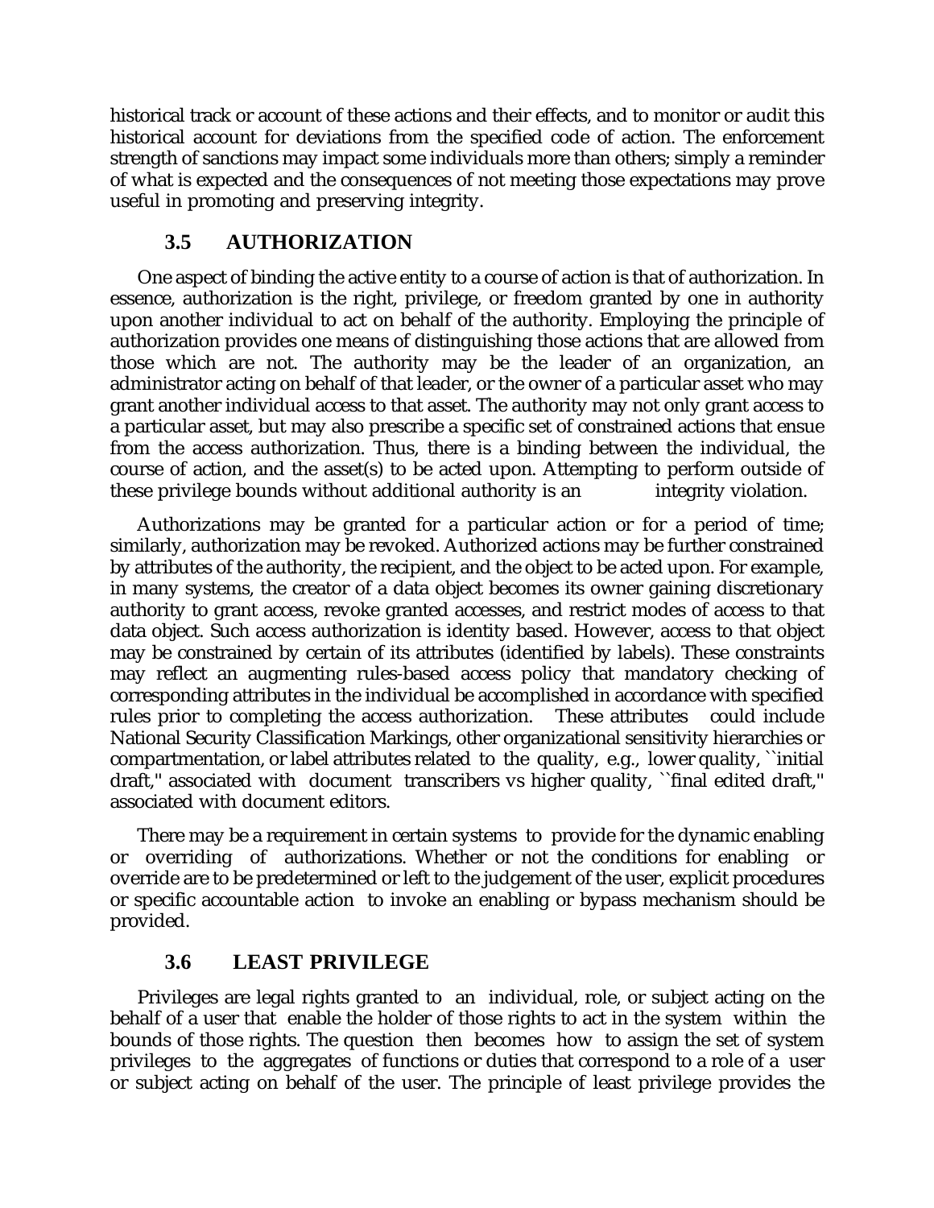historical track or account of these actions and their effects, and to monitor or audit this historical account for deviations from the specified code of action. The enforcement strength of sanctions may impact some individuals more than others; simply a reminder of what is expected and the consequences of not meeting those expectations may prove useful in promoting and preserving integrity.

### 3.5 AUTHORIZATION

One aspect of binding the active entity to a course of action is that of authorization. In essence, authorization is the right, privilege, or freedom granted by one in authority upon another individual to act on behalf of the authority. Employing the principle of authorization provides one means of distinguishing those actions that are allowed from those which are not. The authority may be the leader of an organization, an administrator acting on behalf of that leader, or the owner of a particular asset who may grant another individual access to that asset. The authority may not only grant access to a particular asset, but may also prescribe a specific set of constrained actions that ensue from the access authorization. Thus, there is a binding between the individual, the course of action, and the asset(s) to be acted upon. Attempting to perform outside of these privilege bounds without additional authority is an integrity violation.

Authorizations may be granted for a particular action or for a period of time; similarly, authorization may be revoked. Authorized actions may be further constrained by attributes of the authority, the recipient, and the object to be acted upon. For example, in many systems, the creator of a data object becomes its owner gaining discretionary authority to grant access, revoke granted accesses, and restrict modes of access to that data object. Such access authorization is identity based. However, access to that object may be constrained by certain of its attributes (identified by labels). These constraints may reflect an augmenting rules-based access policy that mandatory checking of corresponding attributes in the individual be accomplished in accordance with specified rules prior to completing the access authorization. These attributes could include National Security Classification Markings, other organizational sensitivity hierarchies or compartmentation, or label attributes related to the quality, e.g., lower quality, ``initial draft,'' associated with document transcribers vs higher quality, ``final edited draft,'' associated with document editors.

There may be a requirement in certain systems to provide for the dynamic enabling or overriding of authorizations. Whether or not the conditions for enabling or override are to be predetermined or left to the judgement of the user, explicit procedures or specific accountable action to invoke an enabling or bypass mechanism should be provided.

### 3.6 LEAST PRIVILEGE

Privileges are legal rights granted to an individual, role, or subject acting on the behalf of a user that enable the holder of those rights to act in the system within the bounds of those rights. The question then becomes how to assign the set of system privileges to the aggregates of functions or duties that correspond to a role of a user or subject acting on behalf of the user. The principle of least privilege provides the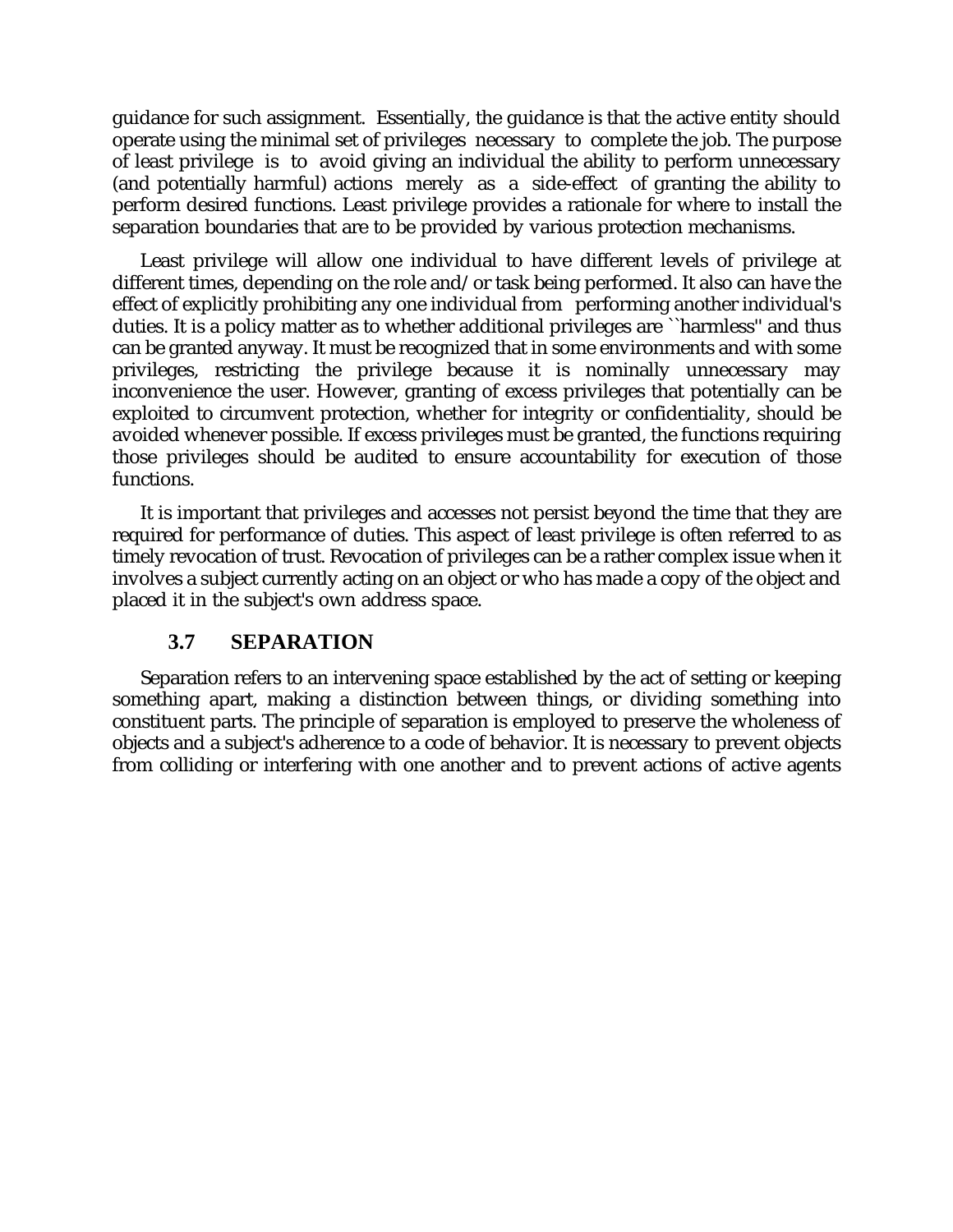guidance for such assignment. Essentially, the guidance is that the active entity should operate using the minimal set of privileges necessary to complete the job. The purpose of least privilege is to avoid giving an individual the ability to perform unnecessary (and potentially harmful) actions merely as a side-effect of granting the ability to perform desired functions. Least privilege provides a rationale for where to install the separation boundaries that are to be provided by various protection mechanisms.

Least privilege will allow one individual to have different levels of privilege at different times, depending on the role and/or task being performed. It also can have the effect of explicitly prohibiting any one individual from performing another individual's duties. It is a policy matter as to whether additional privileges are ``harmless'' and thus can be granted anyway. It must be recognized that in some environments and with some privileges, restricting the privilege because it is nominally unnecessary may inconvenience the user. However, granting of excess privileges that potentially can be exploited to circumvent protection, whether for integrity or confidentiality, should be avoided whenever possible. If excess privileges must be granted, the functions requiring those privileges should be audited to ensure accountability for execution of those functions.

It is important that privileges and accesses not persist beyond the time that they are required for performance of duties. This aspect of least privilege is often referred to as timely revocation of trust. Revocation of privileges can be a rather complex issue when it involves a subject currently acting on an object or who has made a copy of the object and placed it in the subject's own address space.

### 3.7 SEPARATION

Separation refers to an intervening space established by the act of setting or keeping something apart, making a distinction between things, or dividing something into constituent parts. The principle of separation is employed to preserve the wholeness of objects and a subject's adherence to a code of behavior. It is necessary to prevent objects from colliding or interfering with one another and to prevent actions of active agents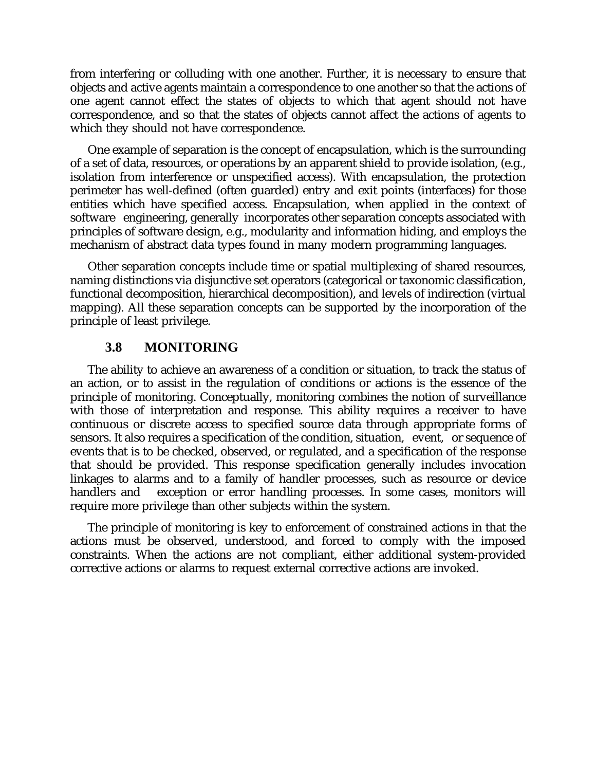from interfering or colluding with one another. Further, it is necessary to ensure that objects and active agents maintain a correspondence to one another so that the actions of one agent cannot effect the states of objects to which that agent should not have correspondence, and so that the states of objects cannot affect the actions of agents to which they should not have correspondence.

One example of separation is the concept of encapsulation, which is the surrounding of a set of data, resources, or operations by an apparent shield to provide isolation, (e.g., isolation from interference or unspecified access). With encapsulation, the protection perimeter has well-defined (often guarded) entry and exit points (interfaces) for those entities which have specified access. Encapsulation, when applied in the context of software engineering, generally incorporates other separation concepts associated with principles of software design, e.g., modularity and information hiding, and employs the mechanism of abstract data types found in many modern programming languages.

Other separation concepts include time or spatial multiplexing of shared resources, naming distinctions via disjunctive set operators (categorical or taxonomic classification, functional decomposition, hierarchical decomposition), and levels of indirection (virtual mapping). All these separation concepts can be supported by the incorporation of the principle of least privilege.

## 3.8 MONITORING

The ability to achieve an awareness of a condition or situation, to track the status of an action, or to assist in the regulation of conditions or actions is the essence of the principle of monitoring. Conceptually, monitoring combines the notion of surveillance with those of interpretation and response. This ability requires a receiver to have continuous or discrete access to specified source data through appropriate forms of sensors. It also requires a specification of the condition, situation, event, or sequence of events that is to be checked, observed, or regulated, and a specification of the response that should be provided. This response specification generally includes invocation linkages to alarms and to a family of handler processes, such as resource or device handlers and exception or error handling processes. In some cases, monitors will require more privilege than other subjects within the system.

The principle of monitoring is key to enforcement of constrained actions in that the actions must be observed, understood, and forced to comply with the imposed constraints. When the actions are not compliant, either additional system-provided corrective actions or alarms to request external corrective actions are invoked.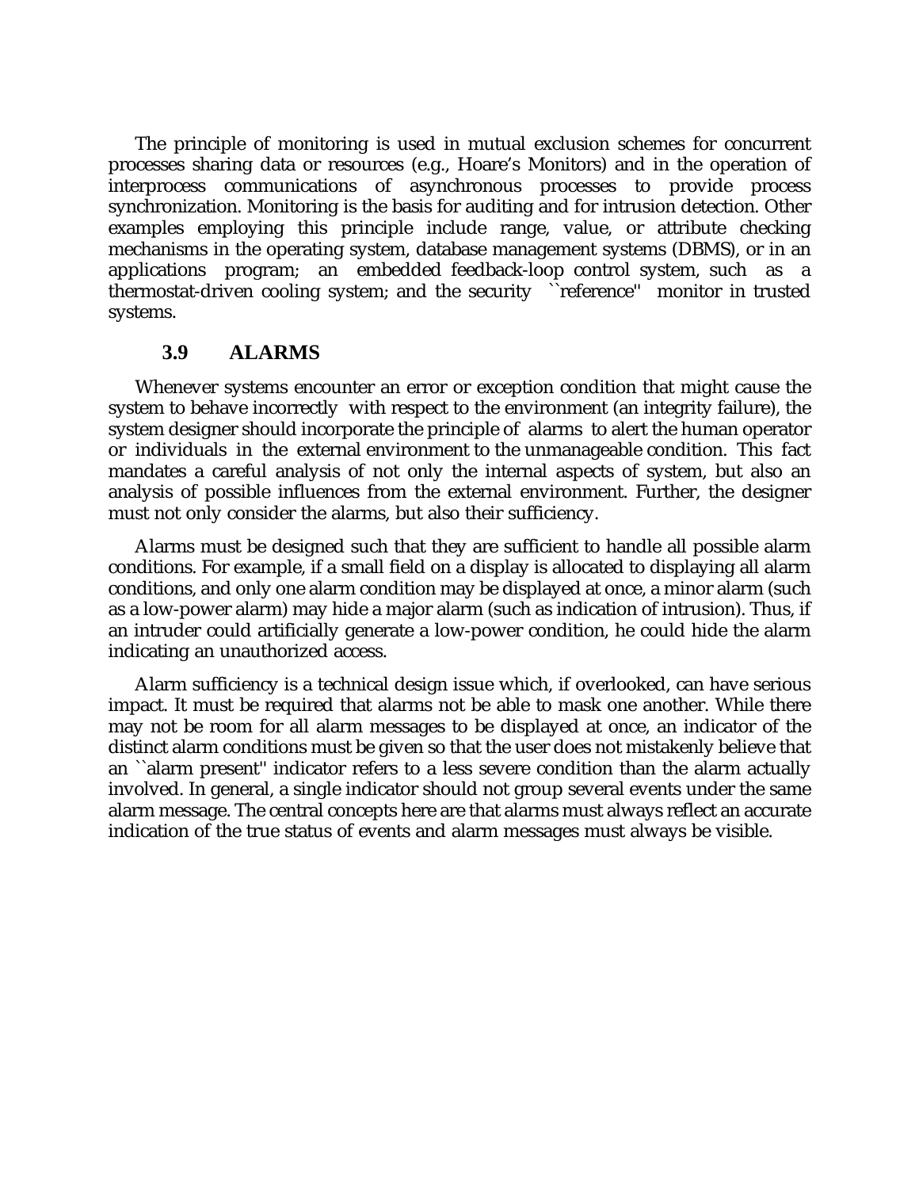The principle of monitoring is used in mutual exclusion schemes for concurrent processes sharing data or resources (e.g., Hoare's Monitors) and in the operation of interprocess communications of asynchronous processes to provide process synchronization. Monitoring is the basis for auditing and for intrusion detection. Other examples employing this principle include range, value, or attribute checking mechanisms in the operating system, database management systems (DBMS), or in an applications program; an embedded feedback-loop control system, such as a thermostat-driven cooling system; and the security ``reference'' monitor in trusted systems.

### 3.9 ALARMS

Whenever systems encounter an error or exception condition that might cause the system to behave incorrectly with respect to the environment (an integrity failure), the system designer should incorporate the principle of alarms to alert the human operator or individuals in the external environment to the unmanageable condition. This fact mandates a careful analysis of not only the internal aspects of system, but also an analysis of possible influences from the external environment. Further, the designer must not only consider the alarms, but also their sufficiency.

Alarms must be designed such that they are sufficient to handle all possible alarm conditions. For example, if a small field on a display is allocated to displaying all alarm conditions, and only one alarm condition may be displayed at once, a minor alarm (such as a low-power alarm) may hide a major alarm (such as indication of intrusion). Thus, if an intruder could artificially generate a low-power condition, he could hide the alarm indicating an unauthorized access.

Alarm sufficiency is a technical design issue which, if overlooked, can have serious impact. It must be required that alarms not be able to mask one another. While there may not be room for all alarm messages to be displayed at once, an indicator of the distinct alarm conditions must be given so that the user does not mistakenly believe that an ``alarm present'' indicator refers to a less severe condition than the alarm actually involved. In general, a single indicator should not group several events under the same alarm message. The central concepts here are that alarms must always reflect an accurate indication of the true status of events and alarm messages must always be visible.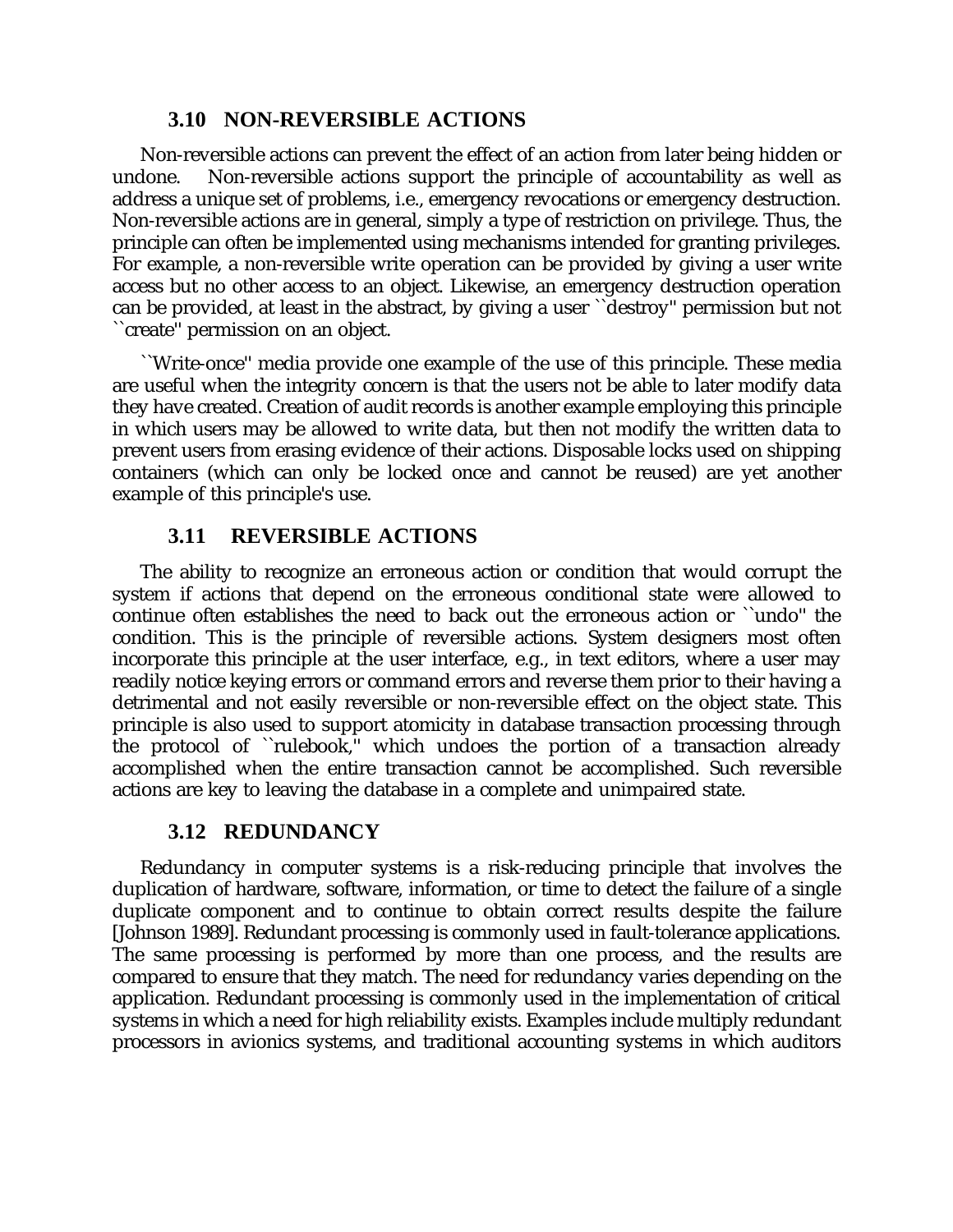### 3.10 NON-REVERSIBLE ACTIONS

Non-reversible actions can prevent the effect of an action from later being hidden or undone. Non-reversible actions support the principle of accountability as well as address a unique set of problems, i.e., emergency revocations or emergency destruction. Non-reversible actions are in general, simply a type of restriction on privilege. Thus, the principle can often be implemented using mechanisms intended for granting privileges. For example, a non-reversible write operation can be provided by giving a user write access but no other access to an object. Likewise, an emergency destruction operation can be provided, at least in the abstract, by giving a user ``destroy'' permission but not ``create'' permission on an object.

``Write-once'' media provide one example of the use of this principle. These media are useful when the integrity concern is that the users not be able to later modify data they have created. Creation of audit records is another example employing this principle in which users may be allowed to write data, but then not modify the written data to prevent users from erasing evidence of their actions. Disposable locks used on shipping containers (which can only be locked once and cannot be reused) are yet another example of this principle's use.

### 3.11 REVERSIBLE ACTIONS

The ability to recognize an erroneous action or condition that would corrupt the system if actions that depend on the erroneous conditional state were allowed to continue often establishes the need to back out the erroneous action or ``undo'' the condition. This is the principle of reversible actions. System designers most often incorporate this principle at the user interface, e.g., in text editors, where a user may readily notice keying errors or command errors and reverse them prior to their having a detrimental and not easily reversible or non-reversible effect on the object state. This principle is also used to support atomicity in database transaction processing through the protocol of ``rulebook,'' which undoes the portion of a transaction already accomplished when the entire transaction cannot be accomplished. Such reversible actions are key to leaving the database in a complete and unimpaired state.

### 3.12 REDUNDANCY

Redundancy in computer systems is a risk-reducing principle that involves the duplication of hardware, software, information, or time to detect the failure of a single duplicate component and to continue to obtain correct results despite the failure [Johnson 1989]. Redundant processing is commonly used in fault-tolerance applications. The same processing is performed by more than one process, and the results are compared to ensure that they match. The need for redundancy varies depending on the application. Redundant processing is commonly used in the implementation of critical systems in which a need for high reliability exists. Examples include multiply redundant processors in avionics systems, and traditional accounting systems in which auditors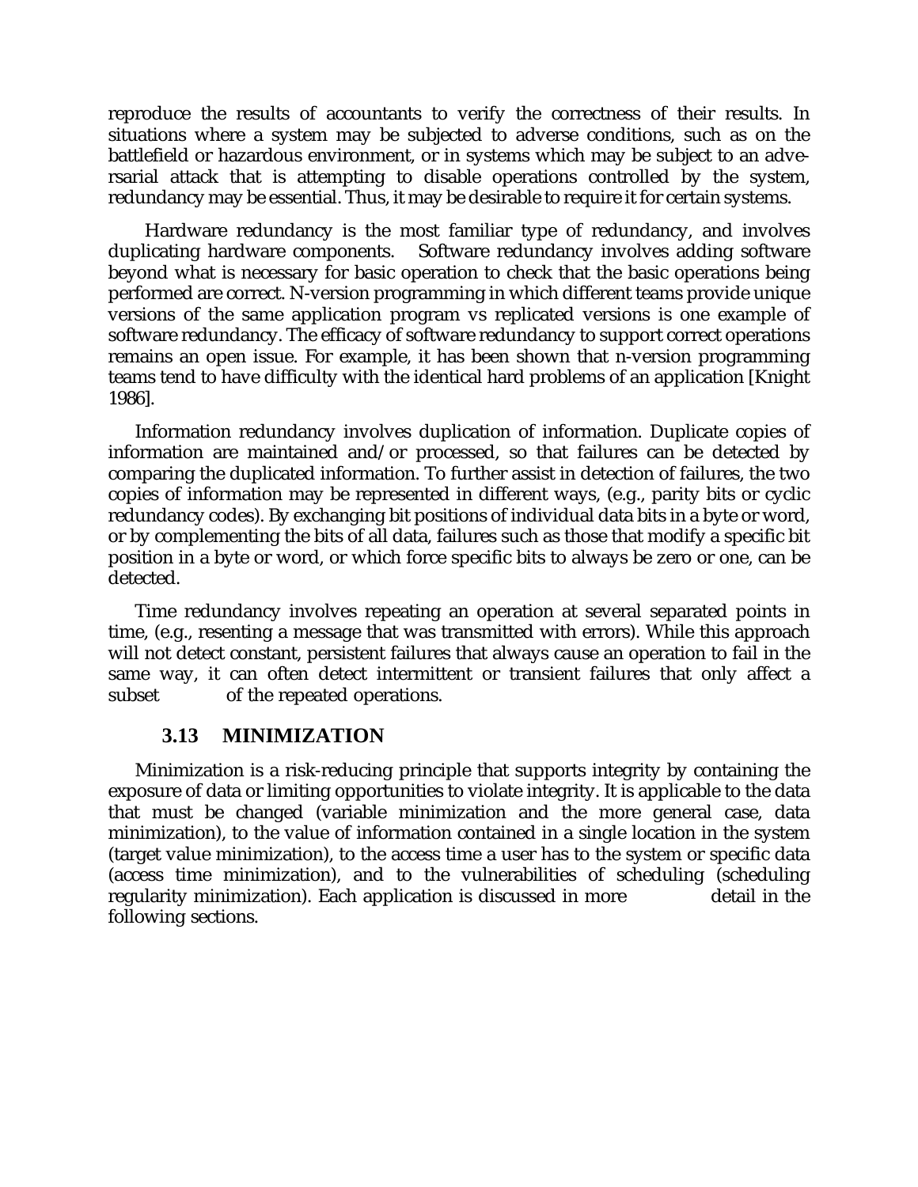reproduce the results of accountants to verify the correctness of their results. In situations where a system may be subjected to adverse conditions, such as on the battlefield or hazardous environment, or in systems which may be subject to an adversarial attack that is attempting to disable operations controlled by the system, redundancy may be essential. Thus, it may be desirable to require it for certain systems.

Hardware redundancy is the most familiar type of redundancy, and involves duplicating hardware components. Software redundancy involves adding software beyond what is necessary for basic operation to check that the basic operations being performed are correct. N-version programming in which different teams provide unique versions of the same application program vs replicated versions is one example of software redundancy. The efficacy of software redundancy to support correct operations remains an open issue. For example, it has been shown that n-version programming teams tend to have difficulty with the identical hard problems of an application [Knight 1986].

Information redundancy involves duplication of information. Duplicate copies of information are maintained and/or processed, so that failures can be detected by comparing the duplicated information. To further assist in detection of failures, the two copies of information may be represented in different ways, (e.g., parity bits or cyclic redundancy codes). By exchanging bit positions of individual data bits in a byte or word, or by complementing the bits of all data, failures such as those that modify a specific bit position in a byte or word, or which force specific bits to always be zero or one, can be detected.

Time redundancy involves repeating an operation at several separated points in time, (e.g., resenting a message that was transmitted with errors). While this approach will not detect constant, persistent failures that always cause an operation to fail in the same way, it can often detect intermittent or transient failures that only affect a subset of the repeated operations.

### 3.13 MINIMIZATION

Minimization is a risk-reducing principle that supports integrity by containing the exposure of data or limiting opportunities to violate integrity. It is applicable to the data that must be changed (variable minimization and the more general case, data minimization), to the value of information contained in a single location in the system (target value minimization), to the access time a user has to the system or specific data (access time minimization), and to the vulnerabilities of scheduling (scheduling regularity minimization). Each application is discussed in more detail in the following sections.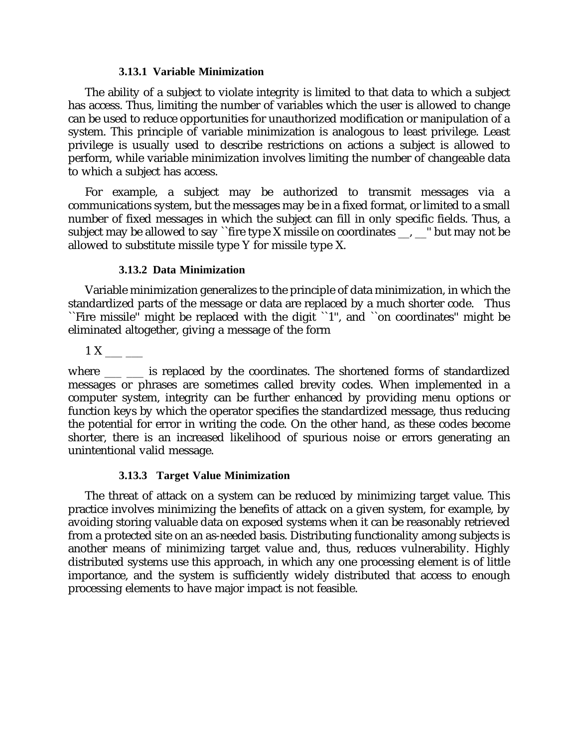### 3.13.1 Variable Minimization

The ability of a subject to violate integrity is limited to that data to which a subject has access. Thus, limiting the number of variables which the user is allowed to change can be used to reduce opportunities for unauthorized modification or manipulation of a system. This principle of variable minimization is analogous to least privilege. Least privilege is usually used to describe restrictions on actions a subject is allowed to perform, while variable minimization involves limiting the number of changeable data to which a subject has access.

For example, a subject may be authorized to transmit messages via a communications system, but the messages may be in a fixed format, or limited to a small number of fixed messages in which the subject can fill in only specific fields. Thus, a subject may be allowed to say ``fire type X missile on coordinates __, __'' but may not be allowed to substitute missile type Y for missile type X.

### 3.13.2 Data Minimization

Variable minimization generalizes to the principle of data minimization, in which the standardized parts of the message or data are replaced by a much shorter code. Thus ``Fire missile'' might be replaced with the digit ``1'', and ``on coordinates'' might be eliminated altogether, giving a message of the form

1 X ___ ___

where ___ ___ is replaced by the coordinates. The shortened forms of standardized messages or phrases are sometimes called brevity codes. When implemented in a computer system, integrity can be further enhanced by providing menu options or function keys by which the operator specifies the standardized message, thus reducing the potential for error in writing the code. On the other hand, as these codes become shorter, there is an increased likelihood of spurious noise or errors generating an unintentional valid message.

### 3.13.3 Target Value Minimization

The threat of attack on a system can be reduced by minimizing target value. This practice involves minimizing the benefits of attack on a given system, for example, by avoiding storing valuable data on exposed systems when it can be reasonably retrieved from a protected site on an as-needed basis. Distributing functionality among subjects is another means of minimizing target value and, thus, reduces vulnerability. Highly distributed systems use this approach, in which any one processing element is of little importance, and the system is sufficiently widely distributed that access to enough processing elements to have major impact is not feasible.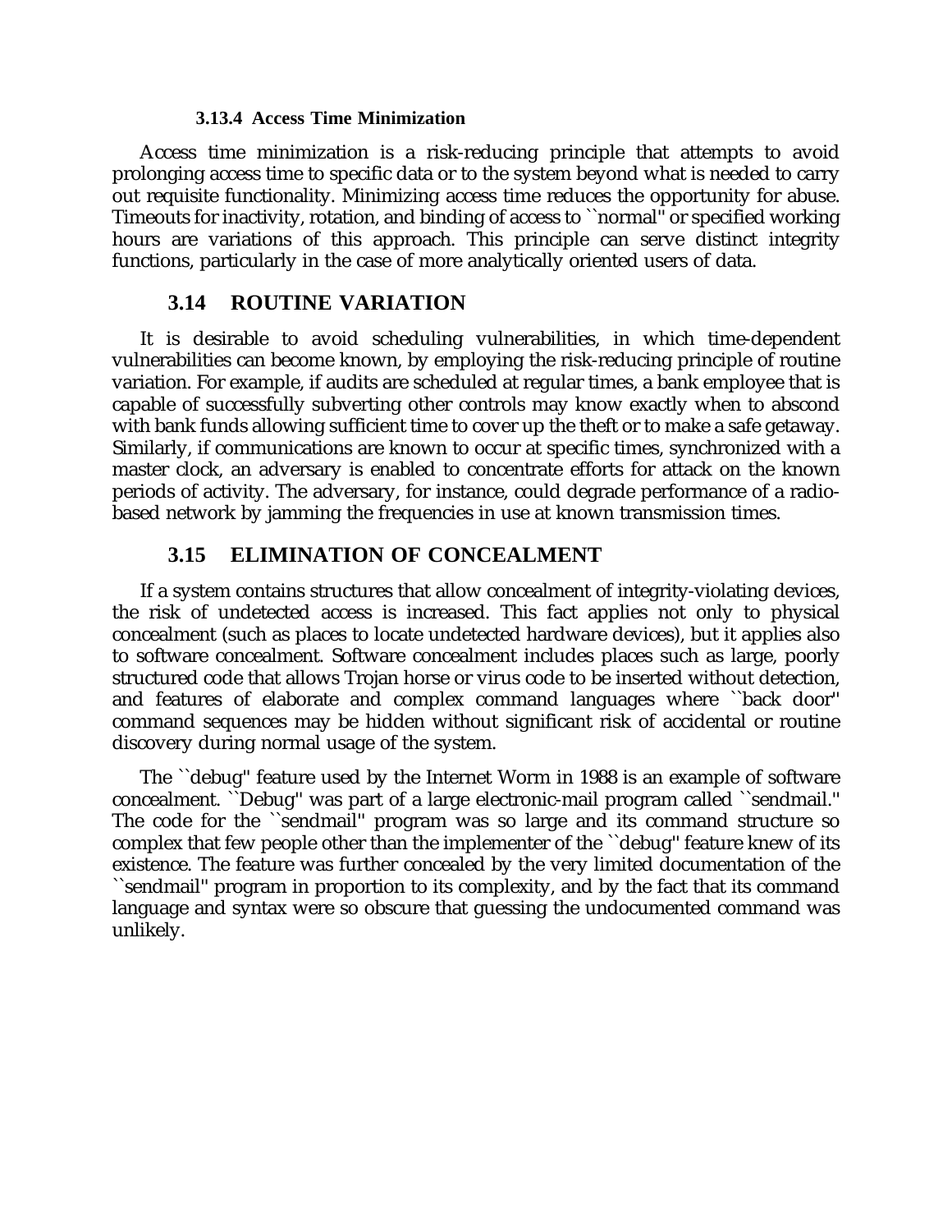#### 3.13.4 Access Time Minimization

Access time minimization is a risk-reducing principle that attempts to avoid prolonging access time to specific data or to the system beyond what is needed to carry out requisite functionality. Minimizing access time reduces the opportunity for abuse. Timeouts for inactivity, rotation, and binding of access to ``normal'' or specified working hours are variations of this approach. This principle can serve distinct integrity functions, particularly in the case of more analytically oriented users of data.

## 3.14 ROUTINE VARIATION

It is desirable to avoid scheduling vulnerabilities, in which time-dependent vulnerabilities can become known, by employing the risk-reducing principle of routine variation. For example, if audits are scheduled at regular times, a bank employee that is capable of successfully subverting other controls may know exactly when to abscond with bank funds allowing sufficient time to cover up the theft or to make a safe getaway. Similarly, if communications are known to occur at specific times, synchronized with a master clock, an adversary is enabled to concentrate efforts for attack on the known periods of activity. The adversary, for instance, could degrade performance of a radio-based network by jamming the frequencies in use at known transmission times.

## 3.15 ELIMINATION OF CONCEALMENT

If a system contains structures that allow concealment of integrity-violating devices, the risk of undetected access is increased. This fact applies not only to physical concealment (such as places to locate undetected hardware devices), but it applies also to software concealment. Software concealment includes places such as large, poorly structured code that allows Trojan horse or virus code to be inserted without detection, and features of elaborate and complex command languages where ``back door'' command sequences may be hidden without significant risk of accidental or routine discovery during normal usage of the system.

The ``debug'' feature used by the Internet Worm in 1988 is an example of software concealment. ``Debug'' was part of a large electronic-mail program called ``sendmail.'' The code for the ``sendmail'' program was so large and its command structure so complex that few people other than the implementer of the ``debug'' feature knew of its existence. The feature was further concealed by the very limited documentation of the ``sendmail'' program in proportion to its complexity, and by the fact that its command language and syntax were so obscure that guessing the undocumented command was unlikely.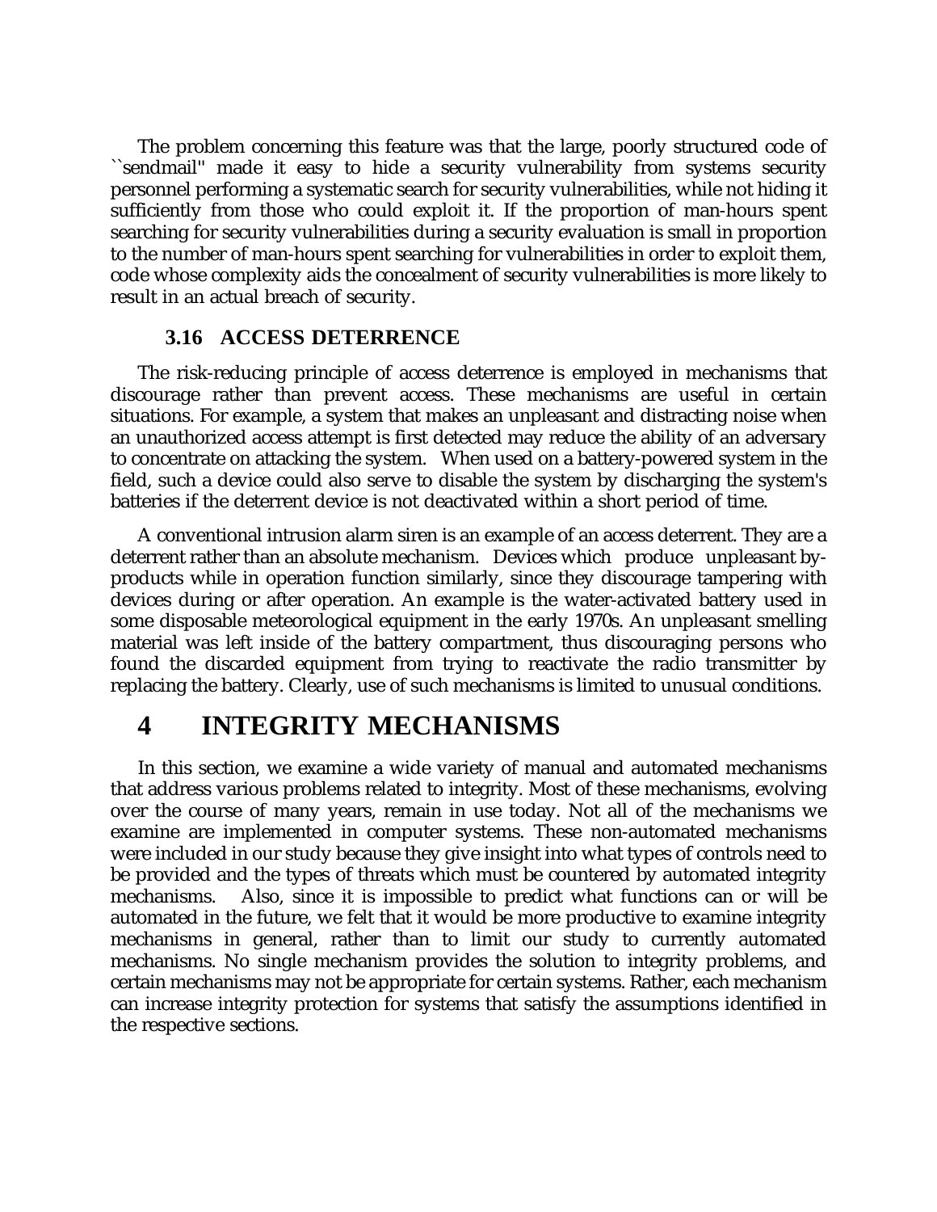The problem concerning this feature was that the large, poorly structured code of ``sendmail'' made it easy to hide a security vulnerability from systems security personnel performing a systematic search for security vulnerabilities, while not hiding it sufficiently from those who could exploit it. If the proportion of man-hours spent searching for security vulnerabilities during a security evaluation is small in proportion to the number of man-hours spent searching for vulnerabilities in order to exploit them, code whose complexity aids the concealment of security vulnerabilities is more likely to result in an actual breach of security.

### 3.16 ACCESS DETERRENCE

The risk-reducing principle of access deterrence is employed in mechanisms that discourage rather than prevent access. These mechanisms are useful in certain situations. For example, a system that makes an unpleasant and distracting noise when an unauthorized access attempt is first detected may reduce the ability of an adversary to concentrate on attacking the system. When used on a battery-powered system in the field, such a device could also serve to disable the system by discharging the system's batteries if the deterrent device is not deactivated within a short period of time.

A conventional intrusion alarm siren is an example of an access deterrent. They are a deterrent rather than an absolute mechanism. Devices which produce unpleasant by-products while in operation function similarly, since they discourage tampering with devices during or after operation. An example is the water-activated battery used in some disposable meteorological equipment in the early 1970s. An unpleasant smelling material was left inside of the battery compartment, thus discouraging persons who found the discarded equipment from trying to reactivate the radio transmitter by replacing the battery. Clearly, use of such mechanisms is limited to unusual conditions.

# 4 INTEGRITY MECHANISMS

In this section, we examine a wide variety of manual and automated mechanisms that address various problems related to integrity. Most of these mechanisms, evolving over the course of many years, remain in use today. Not all of the mechanisms we examine are implemented in computer systems. These non-automated mechanisms were included in our study because they give insight into what types of controls need to be provided and the types of threats which must be countered by automated integrity mechanisms. Also, since it is impossible to predict what functions can or will be automated in the future, we felt that it would be more productive to examine integrity mechanisms in general, rather than to limit our study to currently automated mechanisms. No single mechanism provides the solution to integrity problems, and certain mechanisms may not be appropriate for certain systems. Rather, each mechanism can increase integrity protection for systems that satisfy the assumptions identified in the respective sections.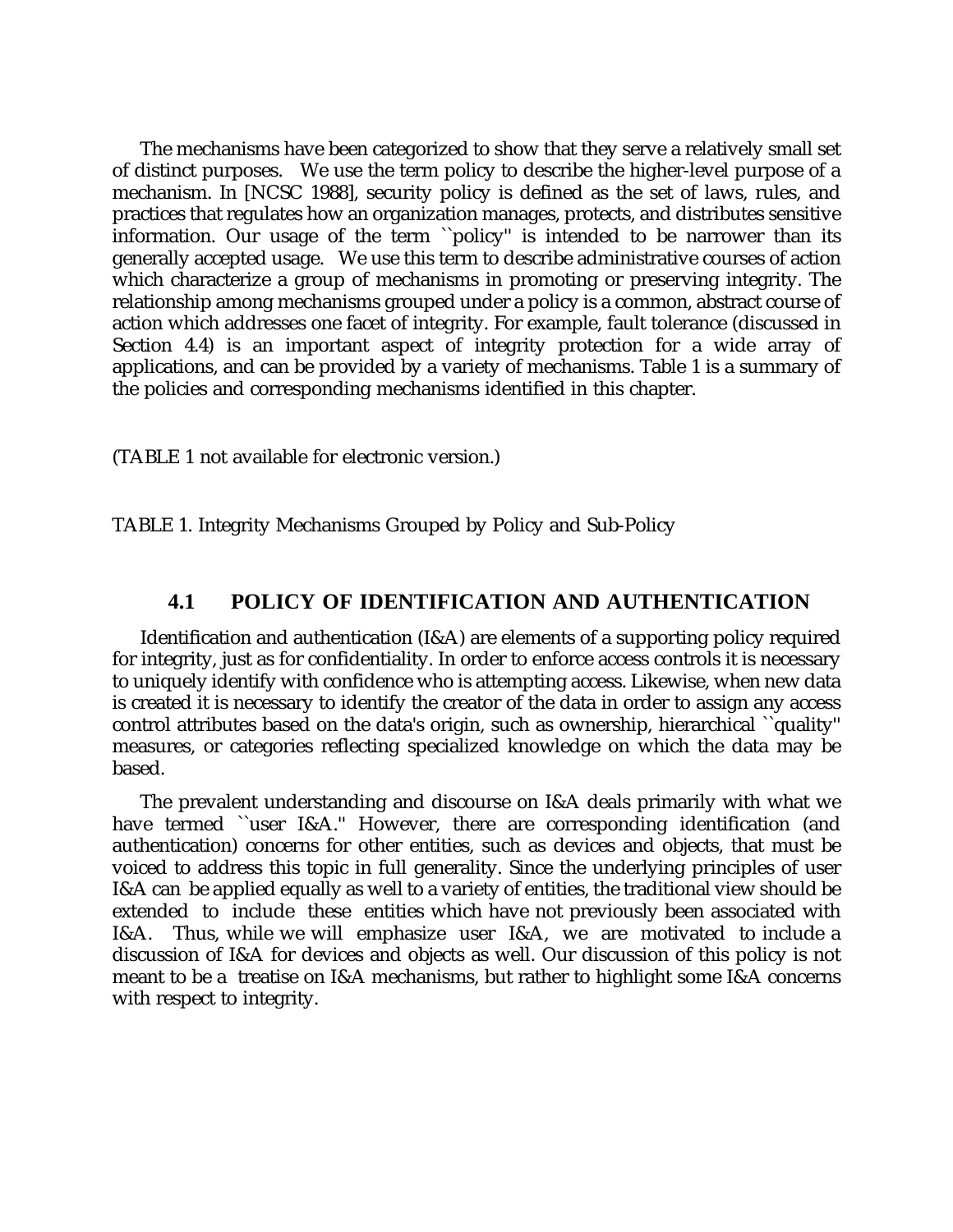The mechanisms have been categorized to show that they serve a relatively small set of distinct purposes. We use the term policy to describe the higher-level purpose of a mechanism. In [NCSC 1988], security policy is defined as the set of laws, rules, and practices that regulates how an organization manages, protects, and distributes sensitive information. Our usage of the term ``policy'' is intended to be narrower than its generally accepted usage. We use this term to describe administrative courses of action which characterize a group of mechanisms in promoting or preserving integrity. The relationship among mechanisms grouped under a policy is a common, abstract course of action which addresses one facet of integrity. For example, fault tolerance (discussed in Section 4.4) is an important aspect of integrity protection for a wide array of applications, and can be provided by a variety of mechanisms. Table 1 is a summary of the policies and corresponding mechanisms identified in this chapter.

(TABLE 1 not available for electronic version.)

TABLE 1. Integrity Mechanisms Grouped by Policy and Sub-Policy

## 4.1 POLICY OF IDENTIFICATION AND AUTHENTICATION

Identification and authentication (I&A) are elements of a supporting policy required for integrity, just as for confidentiality. In order to enforce access controls it is necessary to uniquely identify with confidence who is attempting access. Likewise, when new data is created it is necessary to identify the creator of the data in order to assign any access control attributes based on the data's origin, such as ownership, hierarchical ``quality'' measures, or categories reflecting specialized knowledge on which the data may be based.

The prevalent understanding and discourse on I&A deals primarily with what we have termed ``user I&A.'' However, there are corresponding identification (and authentication) concerns for other entities, such as devices and objects, that must be voiced to address this topic in full generality. Since the underlying principles of user I&A can be applied equally as well to a variety of entities, the traditional view should be extended to include these entities which have not previously been associated with I&A. Thus, while we will emphasize user I&A, we are motivated to include a discussion of I&A for devices and objects as well. Our discussion of this policy is not meant to be a treatise on I&A mechanisms, but rather to highlight some I&A concerns with respect to integrity.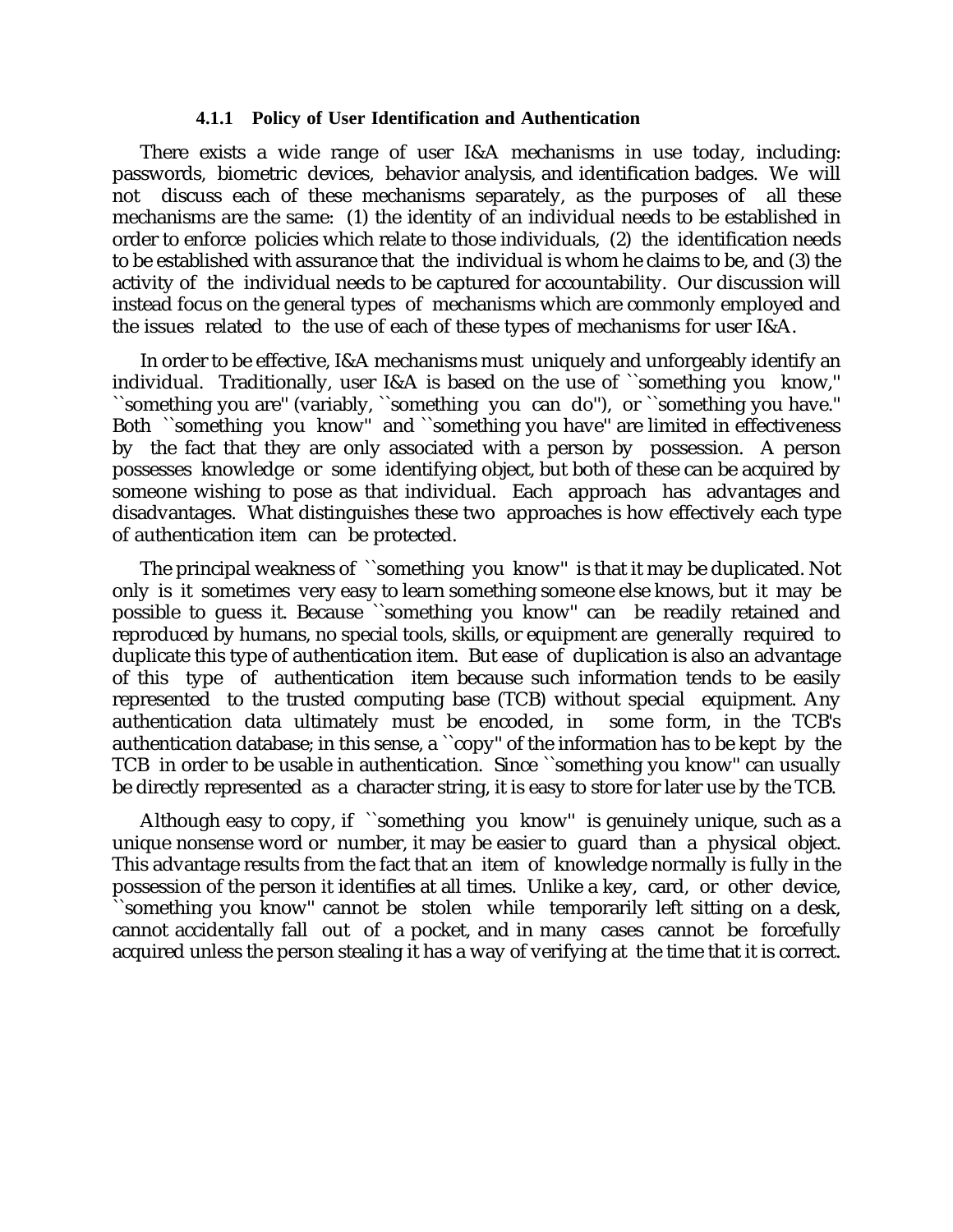#### 4.1.1 Policy of User Identification and Authentication

There exists a wide range of user I&A mechanisms in use today, including: passwords, biometric devices, behavior analysis, and identification badges. We will not discuss each of these mechanisms separately, as the purposes of all these mechanisms are the same: (1) the identity of an individual needs to be established in order to enforce policies which relate to those individuals, (2) the identification needs to be established with assurance that the individual is whom he claims to be, and (3) the activity of the individual needs to be captured for accountability. Our discussion will instead focus on the general types of mechanisms which are commonly employed and the issues related to the use of each of these types of mechanisms for user I&A.

In order to be effective, I&A mechanisms must uniquely and unforgeably identify an individual. Traditionally, user I&A is based on the use of ``something you know,'' ``something you are'' (variably, ``something you can do''), or ``something you have.'' Both ``something you know'' and ``something you have'' are limited in effectiveness by the fact that they are only associated with a person by possession. A person possesses knowledge or some identifying object, but both of these can be acquired by someone wishing to pose as that individual. Each approach has advantages and disadvantages. What distinguishes these two approaches is how effectively each type of authentication item can be protected.

The principal weakness of ``something you know'' is that it may be duplicated. Not only is it sometimes very easy to learn something someone else knows, but it may be possible to guess it. Because ``something you know'' can be readily retained and reproduced by humans, no special tools, skills, or equipment are generally required to duplicate this type of authentication item. But ease of duplication is also an advantage of this type of authentication item because such information tends to be easily represented to the trusted computing base (TCB) without special equipment. Any authentication data ultimately must be encoded, in some form, in the TCB's authentication database; in this sense, a ``copy'' of the information has to be kept by the TCB in order to be usable in authentication. Since ``something you know'' can usually be directly represented as a character string, it is easy to store for later use by the TCB.

Although easy to copy, if ``something you know'' is genuinely unique, such as a unique nonsense word or number, it may be easier to guard than a physical object. This advantage results from the fact that an item of knowledge normally is fully in the possession of the person it identifies at all times. Unlike a key, card, or other device, ``something you know'' cannot be stolen while temporarily left sitting on a desk, cannot accidentally fall out of a pocket, and in many cases cannot be forcefully acquired unless the person stealing it has a way of verifying at the time that it is correct.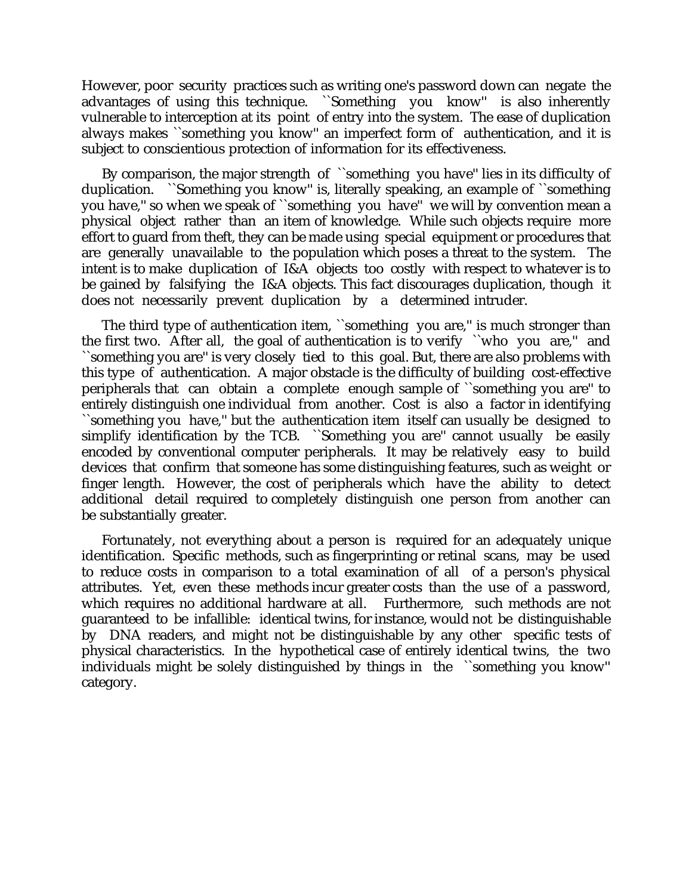However, poor security practices such as writing one's password down can negate the advantages of using this technique. ``Something you know'' is also inherently vulnerable to interception at its point of entry into the system. The ease of duplication always makes ``something you know'' an imperfect form of authentication, and it is subject to conscientious protection of information for its effectiveness.

By comparison, the major strength of ``something you have'' lies in its difficulty of duplication. ``Something you know'' is, literally speaking, an example of ``something you have,'' so when we speak of ``something you have'' we will by convention mean a physical object rather than an item of knowledge. While such objects require more effort to guard from theft, they can be made using special equipment or procedures that are generally unavailable to the population which poses a threat to the system. The intent is to make duplication of I&A objects too costly with respect to whatever is to be gained by falsifying the I&A objects. This fact discourages duplication, though it does not necessarily prevent duplication by a determined intruder.

The third type of authentication item, ``something you are,'' is much stronger than the first two. After all, the goal of authentication is to verify ``who you are,'' and ``something you are'' is very closely tied to this goal. But, there are also problems with this type of authentication. A major obstacle is the difficulty of building cost-effective peripherals that can obtain a complete enough sample of ``something you are'' to entirely distinguish one individual from another. Cost is also a factor in identifying ``something you have,'' but the authentication item itself can usually be designed to simplify identification by the TCB. ``Something you are'' cannot usually be easily encoded by conventional computer peripherals. It may be relatively easy to build devices that confirm that someone has some distinguishing features, such as weight or finger length. However, the cost of peripherals which have the ability to detect additional detail required to completely distinguish one person from another can be substantially greater.

Fortunately, not everything about a person is required for an adequately unique identification. Specific methods, such as fingerprinting or retinal scans, may be used to reduce costs in comparison to a total examination of all of a person's physical attributes. Yet, even these methods incur greater costs than the use of a password, which requires no additional hardware at all. Furthermore, such methods are not guaranteed to be infallible: identical twins, for instance, would not be distinguishable by DNA readers, and might not be distinguishable by any other specific tests of physical characteristics. In the hypothetical case of entirely identical twins, the two individuals might be solely distinguished by things in the ``something you know'' category.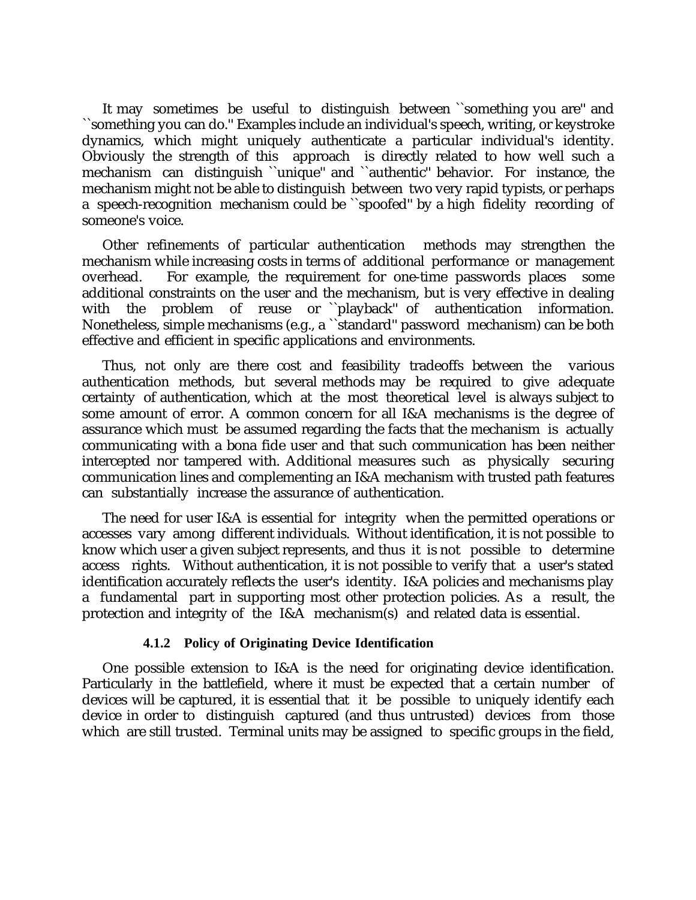It may sometimes be useful to distinguish between ``something you are'' and ``something you can do.'' Examples include an individual's speech, writing, or keystroke dynamics, which might uniquely authenticate a particular individual's identity. Obviously the strength of this approach is directly related to how well such a mechanism can distinguish ``unique'' and ``authentic'' behavior. For instance, the mechanism might not be able to distinguish between two very rapid typists, or perhaps a speech-recognition mechanism could be ``spoofed'' by a high fidelity recording of someone's voice.

Other refinements of particular authentication methods may strengthen the mechanism while increasing costs in terms of additional performance or management overhead. For example, the requirement for one-time passwords places some additional constraints on the user and the mechanism, but is very effective in dealing with the problem of reuse or ``playback'' of authentication information. Nonetheless, simple mechanisms (e.g., a ``standard'' password mechanism) can be both effective and efficient in specific applications and environments.

Thus, not only are there cost and feasibility tradeoffs between the various authentication methods, but several methods may be required to give adequate certainty of authentication, which at the most theoretical level is always subject to some amount of error. A common concern for all I&A mechanisms is the degree of assurance which must be assumed regarding the facts that the mechanism is actually communicating with a bona fide user and that such communication has been neither intercepted nor tampered with. Additional measures such as physically securing communication lines and complementing an I&A mechanism with trusted path features can substantially increase the assurance of authentication.

The need for user I&A is essential for integrity when the permitted operations or accesses vary among different individuals. Without identification, it is not possible to know which user a given subject represents, and thus it is not possible to determine access rights. Without authentication, it is not possible to verify that a user's stated identification accurately reflects the user's identity. I&A policies and mechanisms play a fundamental part in supporting most other protection policies. As a result, the protection and integrity of the I&A mechanism(s) and related data is essential.

#### 4.1.2 Policy of Originating Device Identification

One possible extension to I&A is the need for originating device identification. Particularly in the battlefield, where it must be expected that a certain number of devices will be captured, it is essential that it be possible to uniquely identify each device in order to distinguish captured (and thus untrusted) devices from those which are still trusted. Terminal units may be assigned to specific groups in the field,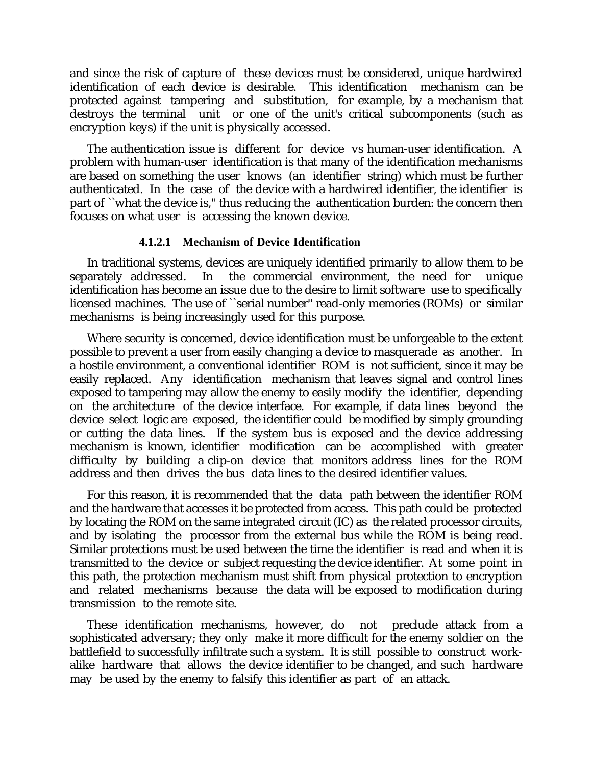and since the risk of capture of these devices must be considered, unique hardwired identification of each device is desirable. This identification mechanism can be protected against tampering and substitution, for example, by a mechanism that destroys the terminal unit or one of the unit's critical subcomponents (such as encryption keys) if the unit is physically accessed.

The authentication issue is different for device vs human-user identification. A problem with human-user identification is that many of the identification mechanisms are based on something the user knows (an identifier string) which must be further authenticated. In the case of the device with a hardwired identifier, the identifier is part of ``what the device is,'' thus reducing the authentication burden: the concern then focuses on what user is accessing the known device.

#### 4.1.2.1 Mechanism of Device Identification

In traditional systems, devices are uniquely identified primarily to allow them to be separately addressed. In the commercial environment, the need for unique identification has become an issue due to the desire to limit software use to specifically licensed machines. The use of ``serial number'' read-only memories (ROMs) or similar mechanisms is being increasingly used for this purpose.

Where security is concerned, device identification must be unforgeable to the extent possible to prevent a user from easily changing a device to masquerade as another. In a hostile environment, a conventional identifier ROM is not sufficient, since it may be easily replaced. Any identification mechanism that leaves signal and control lines exposed to tampering may allow the enemy to easily modify the identifier, depending on the architecture of the device interface. For example, if data lines beyond the device select logic are exposed, the identifier could be modified by simply grounding or cutting the data lines. If the system bus is exposed and the device addressing mechanism is known, identifier modification can be accomplished with greater difficulty by building a clip-on device that monitors address lines for the ROM address and then drives the bus data lines to the desired identifier values.

For this reason, it is recommended that the data path between the identifier ROM and the hardware that accesses it be protected from access. This path could be protected by locating the ROM on the same integrated circuit (IC) as the related processor circuits, and by isolating the processor from the external bus while the ROM is being read. Similar protections must be used between the time the identifier is read and when it is transmitted to the device or subject requesting the device identifier. At some point in this path, the protection mechanism must shift from physical protection to encryption and related mechanisms because the data will be exposed to modification during transmission to the remote site.

These identification mechanisms, however, do not preclude attack from a sophisticated adversary; they only make it more difficult for the enemy soldier on the battlefield to successfully infiltrate such a system. It is still possible to construct work-alike hardware that allows the device identifier to be changed, and such hardware may be used by the enemy to falsify this identifier as part of an attack.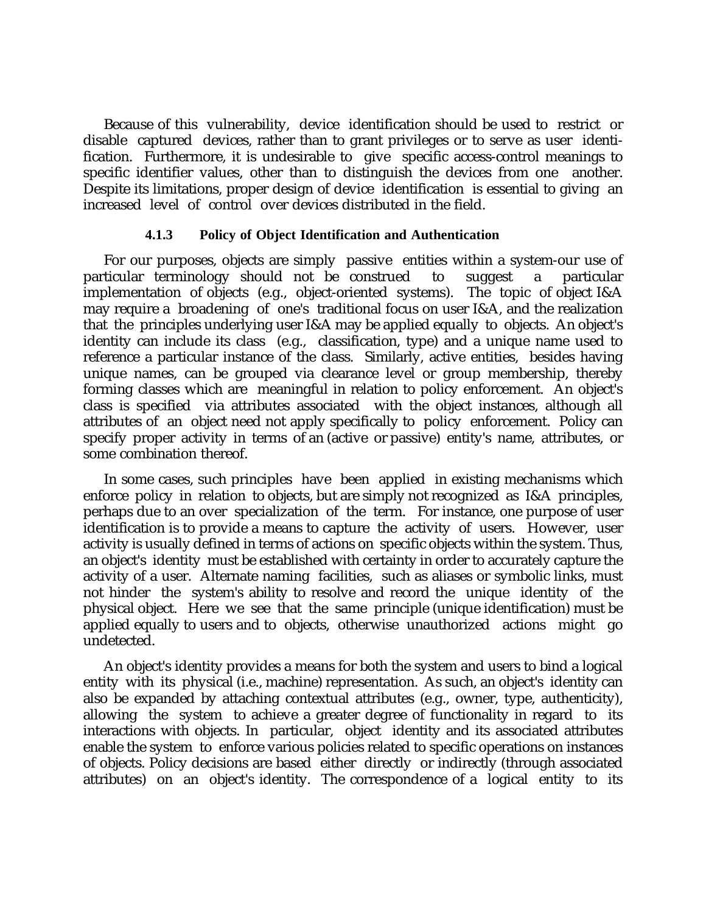Because of this vulnerability, device identification should be used to restrict or disable captured devices, rather than to grant privileges or to serve as user identification. Furthermore, it is undesirable to give specific access-control meanings to specific identifier values, other than to distinguish the devices from one another. Despite its limitations, proper design of device identification is essential to giving an increased level of control over devices distributed in the field.

#### 4.1.3 Policy of Object Identification and Authentication

For our purposes, objects are simply passive entities within a system-our use of particular terminology should not be construed to suggest a particular implementation of objects (e.g., object-oriented systems). The topic of object I&A may require a broadening of one's traditional focus on user I&A, and the realization that the principles underlying user I&A may be applied equally to objects. An object's identity can include its class (e.g., classification, type) and a unique name used to reference a particular instance of the class. Similarly, active entities, besides having unique names, can be grouped via clearance level or group membership, thereby forming classes which are meaningful in relation to policy enforcement. An object's class is specified via attributes associated with the object instances, although all attributes of an object need not apply specifically to policy enforcement. Policy can specify proper activity in terms of an (active or passive) entity's name, attributes, or some combination thereof.

In some cases, such principles have been applied in existing mechanisms which enforce policy in relation to objects, but are simply not recognized as I&A principles, perhaps due to an over specialization of the term. For instance, one purpose of user identification is to provide a means to capture the activity of users. However, user activity is usually defined in terms of actions on specific objects within the system. Thus, an object's identity must be established with certainty in order to accurately capture the activity of a user. Alternate naming facilities, such as aliases or symbolic links, must not hinder the system's ability to resolve and record the unique identity of the physical object. Here we see that the same principle (unique identification) must be applied equally to users and to objects, otherwise unauthorized actions might go undetected.

An object's identity provides a means for both the system and users to bind a logical entity with its physical (i.e., machine) representation. As such, an object's identity can also be expanded by attaching contextual attributes (e.g., owner, type, authenticity), allowing the system to achieve a greater degree of functionality in regard to its interactions with objects. In particular, object identity and its associated attributes enable the system to enforce various policies related to specific operations on instances of objects. Policy decisions are based either directly or indirectly (through associated attributes) on an object's identity. The correspondence of a logical entity to its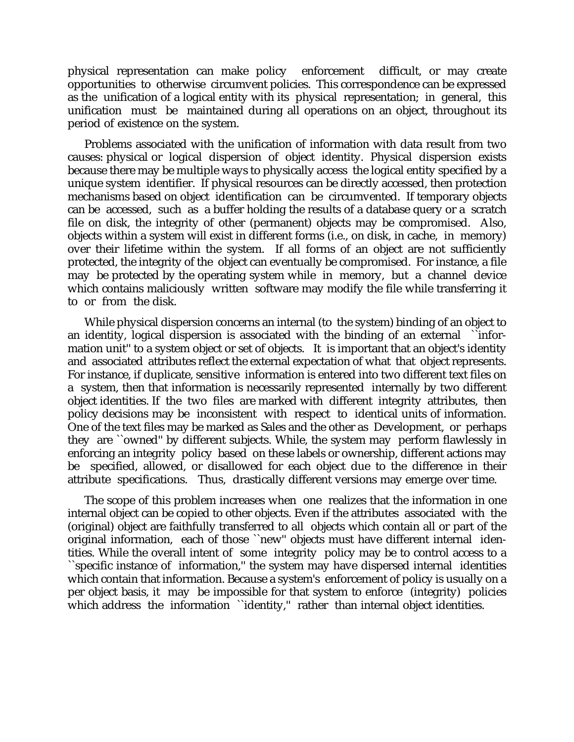physical representation can make policy enforcement difficult, or may create opportunities to otherwise circumvent policies. This correspondence can be expressed as the unification of a logical entity with its physical representation; in general, this unification must be maintained during all operations on an object, throughout its period of existence on the system.

Problems associated with the unification of information with data result from two causes: physical or logical dispersion of object identity. Physical dispersion exists because there may be multiple ways to physically access the logical entity specified by a unique system identifier. If physical resources can be directly accessed, then protection mechanisms based on object identification can be circumvented. If temporary objects can be accessed, such as a buffer holding the results of a database query or a scratch file on disk, the integrity of other (permanent) objects may be compromised. Also, objects within a system will exist in different forms (i.e., on disk, in cache, in memory) over their lifetime within the system. If all forms of an object are not sufficiently protected, the integrity of the object can eventually be compromised. For instance, a file may be protected by the operating system while in memory, but a channel device which contains maliciously written software may modify the file while transferring it to or from the disk.

While physical dispersion concerns an internal (to the system) binding of an object to an identity, logical dispersion is associated with the binding of an external ``information unit'' to a system object or set of objects. It is important that an object's identity and associated attributes reflect the external expectation of what that object represents. For instance, if duplicate, sensitive information is entered into two different text files on a system, then that information is necessarily represented internally by two different object identities. If the two files are marked with different integrity attributes, then policy decisions may be inconsistent with respect to identical units of information. One of the text files may be marked as Sales and the other as Development, or perhaps they are ``owned'' by different subjects. While, the system may perform flawlessly in enforcing an integrity policy based on these labels or ownership, different actions may be specified, allowed, or disallowed for each object due to the difference in their attribute specifications. Thus, drastically different versions may emerge over time.

The scope of this problem increases when one realizes that the information in one internal object can be copied to other objects. Even if the attributes associated with the (original) object are faithfully transferred to all objects which contain all or part of the original information, each of those ``new'' objects must have different internal identities. While the overall intent of some integrity policy may be to control access to a ``specific instance of information,'' the system may have dispersed internal identities which contain that information. Because a system's enforcement of policy is usually on a per object basis, it may be impossible for that system to enforce (integrity) policies which address the information ``identity,'' rather than internal object identities.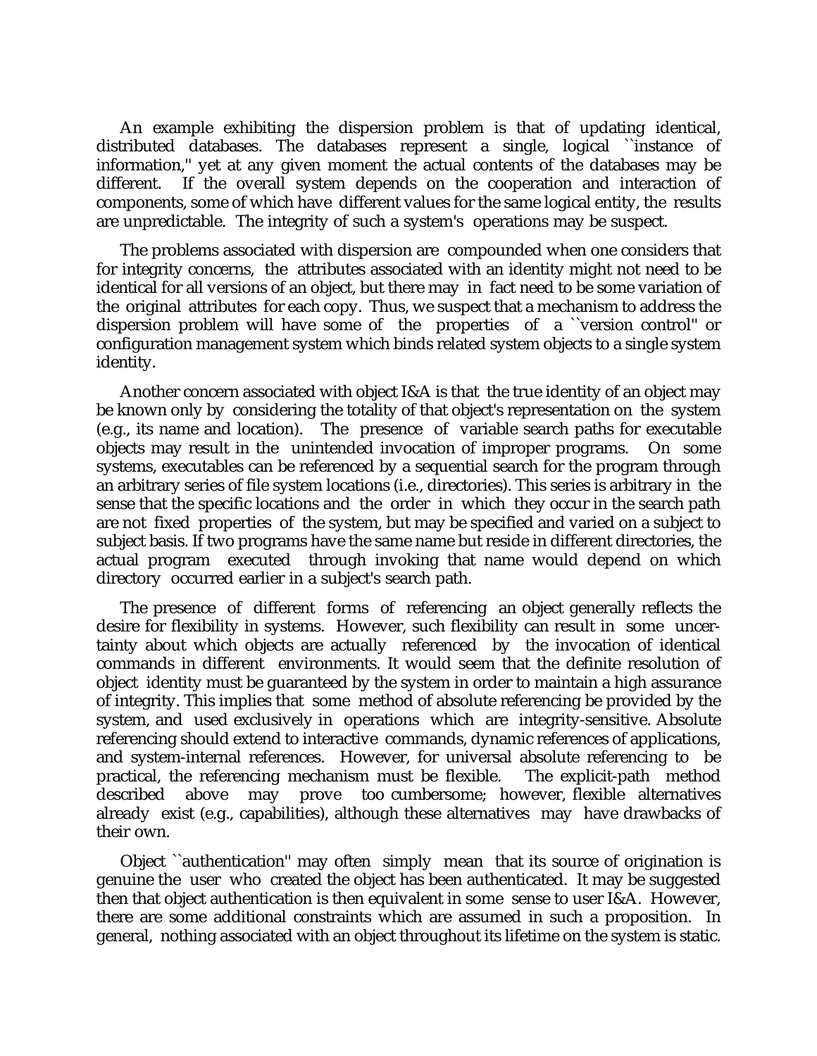An example exhibiting the dispersion problem is that of updating identical, distributed databases. The databases represent a single, logical ``instance of information,'' yet at any given moment the actual contents of the databases may be different. If the overall system depends on the cooperation and interaction of components, some of which have different values for the same logical entity, the results are unpredictable. The integrity of such a system's operations may be suspect.

The problems associated with dispersion are compounded when one considers that for integrity concerns, the attributes associated with an identity might not need to be identical for all versions of an object, but there may in fact need to be some variation of the original attributes for each copy. Thus, we suspect that a mechanism to address the dispersion problem will have some of the properties of a ``version control'' or configuration management system which binds related system objects to a single system identity.

Another concern associated with object I&A is that the true identity of an object may be known only by considering the totality of that object's representation on the system (e.g., its name and location). The presence of variable search paths for executable objects may result in the unintended invocation of improper programs. On some systems, executables can be referenced by a sequential search for the program through an arbitrary series of file system locations (i.e., directories). This series is arbitrary in the sense that the specific locations and the order in which they occur in the search path are not fixed properties of the system, but may be specified and varied on a subject to subject basis. If two programs have the same name but reside in different directories, the actual program executed through invoking that name would depend on which directory occurred earlier in a subject's search path.

The presence of different forms of referencing an object generally reflects the desire for flexibility in systems. However, such flexibility can result in some uncertainty about which objects are actually referenced by the invocation of identical commands in different environments. It would seem that the definite resolution of object identity must be guaranteed by the system in order to maintain a high assurance of integrity. This implies that some method of absolute referencing be provided by the system, and used exclusively in operations which are integrity-sensitive. Absolute referencing should extend to interactive commands, dynamic references of applications, and system-internal references. However, for universal absolute referencing to be practical, the referencing mechanism must be flexible. The explicit-path method described above may prove too cumbersome; however, flexible alternatives already exist (e.g., capabilities), although these alternatives may have drawbacks of their own.

Object ``authentication'' may often simply mean that its source of origination is genuine the user who created the object has been authenticated. It may be suggested then that object authentication is then equivalent in some sense to user I&A. However, there are some additional constraints which are assumed in such a proposition. In general, nothing associated with an object throughout its lifetime on the system is static.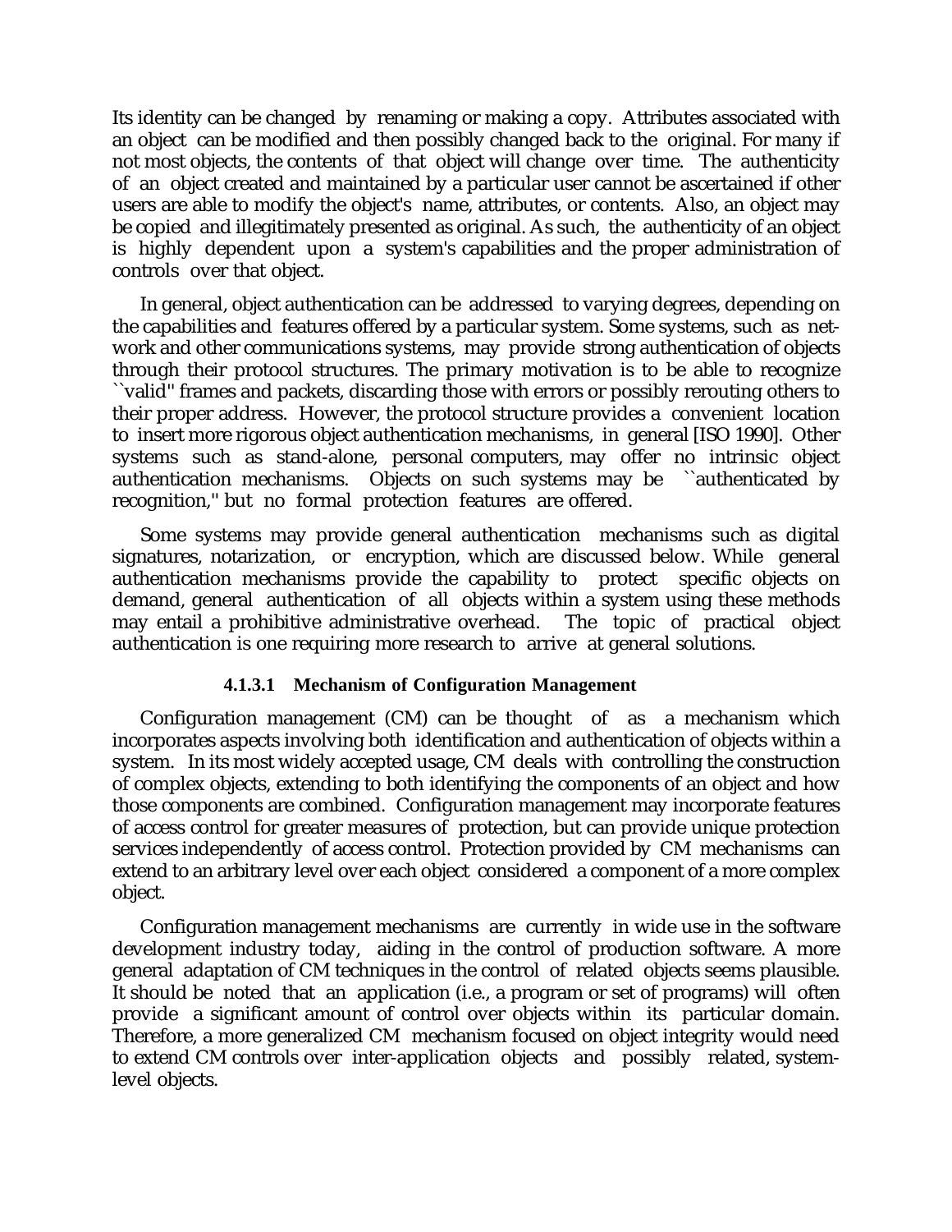Its identity can be changed by renaming or making a copy. Attributes associated with an object can be modified and then possibly changed back to the original. For many if not most objects, the contents of that object will change over time. The authenticity of an object created and maintained by a particular user cannot be ascertained if other users are able to modify the object's name, attributes, or contents. Also, an object may be copied and illegitimately presented as original. As such, the authenticity of an object is highly dependent upon a system's capabilities and the proper administration of controls over that object.

In general, object authentication can be addressed to varying degrees, depending on the capabilities and features offered by a particular system. Some systems, such as network and other communications systems, may provide strong authentication of objects through their protocol structures. The primary motivation is to be able to recognize ``valid'' frames and packets, discarding those with errors or possibly rerouting others to their proper address. However, the protocol structure provides a convenient location to insert more rigorous object authentication mechanisms, in general [ISO 1990]. Other systems such as stand-alone, personal computers, may offer no intrinsic object authentication mechanisms. Objects on such systems may be ``authenticated by recognition,'' but no formal protection features are offered.

Some systems may provide general authentication mechanisms such as digital signatures, notarization, or encryption, which are discussed below. While general authentication mechanisms provide the capability to protect specific objects on demand, general authentication of all objects within a system using these methods may entail a prohibitive administrative overhead. The topic of practical object authentication is one requiring more research to arrive at general solutions.

#### 4.1.3.1 Mechanism of Configuration Management

Configuration management (CM) can be thought of as a mechanism which incorporates aspects involving both identification and authentication of objects within a system. In its most widely accepted usage, CM deals with controlling the construction of complex objects, extending to both identifying the components of an object and how those components are combined. Configuration management may incorporate features of access control for greater measures of protection, but can provide unique protection services independently of access control. Protection provided by CM mechanisms can extend to an arbitrary level over each object considered a component of a more complex object.

Configuration management mechanisms are currently in wide use in the software development industry today, aiding in the control of production software. A more general adaptation of CM techniques in the control of related objects seems plausible. It should be noted that an application (i.e., a program or set of programs) will often provide a significant amount of control over objects within its particular domain. Therefore, a more generalized CM mechanism focused on object integrity would need to extend CM controls over inter-application objects and possibly related, system-level objects.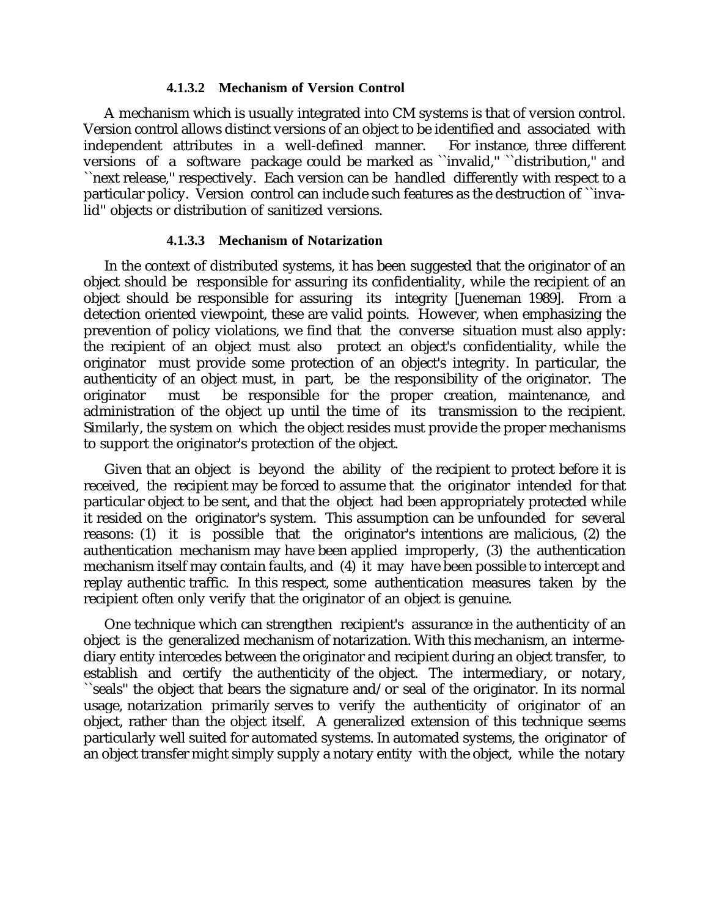#### 4.1.3.2 Mechanism of Version Control

A mechanism which is usually integrated into CM systems is that of version control. Version control allows distinct versions of an object to be identified and associated with independent attributes in a well-defined manner. For instance, three different versions of a software package could be marked as ``invalid,'' ``distribution,'' and ``next release,'' respectively. Each version can be handled differently with respect to a particular policy. Version control can include such features as the destruction of ``invalid'' objects or distribution of sanitized versions.

#### 4.1.3.3 Mechanism of Notarization

In the context of distributed systems, it has been suggested that the originator of an object should be responsible for assuring its confidentiality, while the recipient of an object should be responsible for assuring its integrity [Jueneman 1989]. From a detection oriented viewpoint, these are valid points. However, when emphasizing the prevention of policy violations, we find that the converse situation must also apply: the recipient of an object must also protect an object's confidentiality, while the originator must provide some protection of an object's integrity. In particular, the authenticity of an object must, in part, be the responsibility of the originator. The originator must be responsible for the proper creation, maintenance, and administration of the object up until the time of its transmission to the recipient. Similarly, the system on which the object resides must provide the proper mechanisms to support the originator's protection of the object.

Given that an object is beyond the ability of the recipient to protect before it is received, the recipient may be forced to assume that the originator intended for that particular object to be sent, and that the object had been appropriately protected while it resided on the originator's system. This assumption can be unfounded for several reasons: (1) it is possible that the originator's intentions are malicious, (2) the authentication mechanism may have been applied improperly, (3) the authentication mechanism itself may contain faults, and (4) it may have been possible to intercept and replay authentic traffic. In this respect, some authentication measures taken by the recipient often only verify that the originator of an object is genuine.

One technique which can strengthen recipient's assurance in the authenticity of an object is the generalized mechanism of notarization. With this mechanism, an intermediary entity intercedes between the originator and recipient during an object transfer, to establish and certify the authenticity of the object. The intermediary, or notary, ``seals'' the object that bears the signature and/or seal of the originator. In its normal usage, notarization primarily serves to verify the authenticity of originator of an object, rather than the object itself. A generalized extension of this technique seems particularly well suited for automated systems. In automated systems, the originator of an object transfer might simply supply a notary entity with the object, while the notary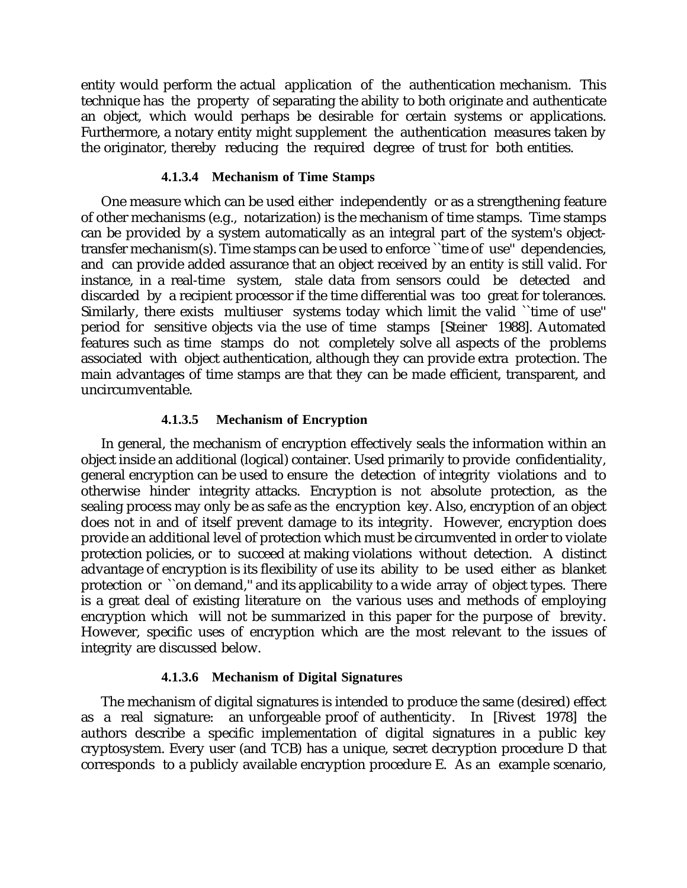entity would perform the actual application of the authentication mechanism. This technique has the property of separating the ability to both originate and authenticate an object, which would perhaps be desirable for certain systems or applications. Furthermore, a notary entity might supplement the authentication measures taken by the originator, thereby reducing the required degree of trust for both entities.

#### 4.1.3.4 Mechanism of Time Stamps

One measure which can be used either independently or as a strengthening feature of other mechanisms (e.g., notarization) is the mechanism of time stamps. Time stamps can be provided by a system automatically as an integral part of the system's object-transfer mechanism(s). Time stamps can be used to enforce ``time of use'' dependencies, and can provide added assurance that an object received by an entity is still valid. For instance, in a real-time system, stale data from sensors could be detected and discarded by a recipient processor if the time differential was too great for tolerances. Similarly, there exists multiuser systems today which limit the valid ``time of use'' period for sensitive objects via the use of time stamps [Steiner 1988]. Automated features such as time stamps do not completely solve all aspects of the problems associated with object authentication, although they can provide extra protection. The main advantages of time stamps are that they can be made efficient, transparent, and uncircumventable.

#### 4.1.3.5 Mechanism of Encryption

In general, the mechanism of encryption effectively seals the information within an object inside an additional (logical) container. Used primarily to provide confidentiality, general encryption can be used to ensure the detection of integrity violations and to otherwise hinder integrity attacks. Encryption is not absolute protection, as the sealing process may only be as safe as the encryption key. Also, encryption of an object does not in and of itself prevent damage to its integrity. However, encryption does provide an additional level of protection which must be circumvented in order to violate protection policies, or to succeed at making violations without detection. A distinct advantage of encryption is its flexibility of use its ability to be used either as blanket protection or ``on demand,'' and its applicability to a wide array of object types. There is a great deal of existing literature on the various uses and methods of employing encryption which will not be summarized in this paper for the purpose of brevity. However, specific uses of encryption which are the most relevant to the issues of integrity are discussed below.

#### 4.1.3.6 Mechanism of Digital Signatures

The mechanism of digital signatures is intended to produce the same (desired) effect as a real signature: an unforgeable proof of authenticity. In [Rivest 1978] the authors describe a specific implementation of digital signatures in a public key cryptosystem. Every user (and TCB) has a unique, secret decryption procedure D that corresponds to a publicly available encryption procedure E. As an example scenario,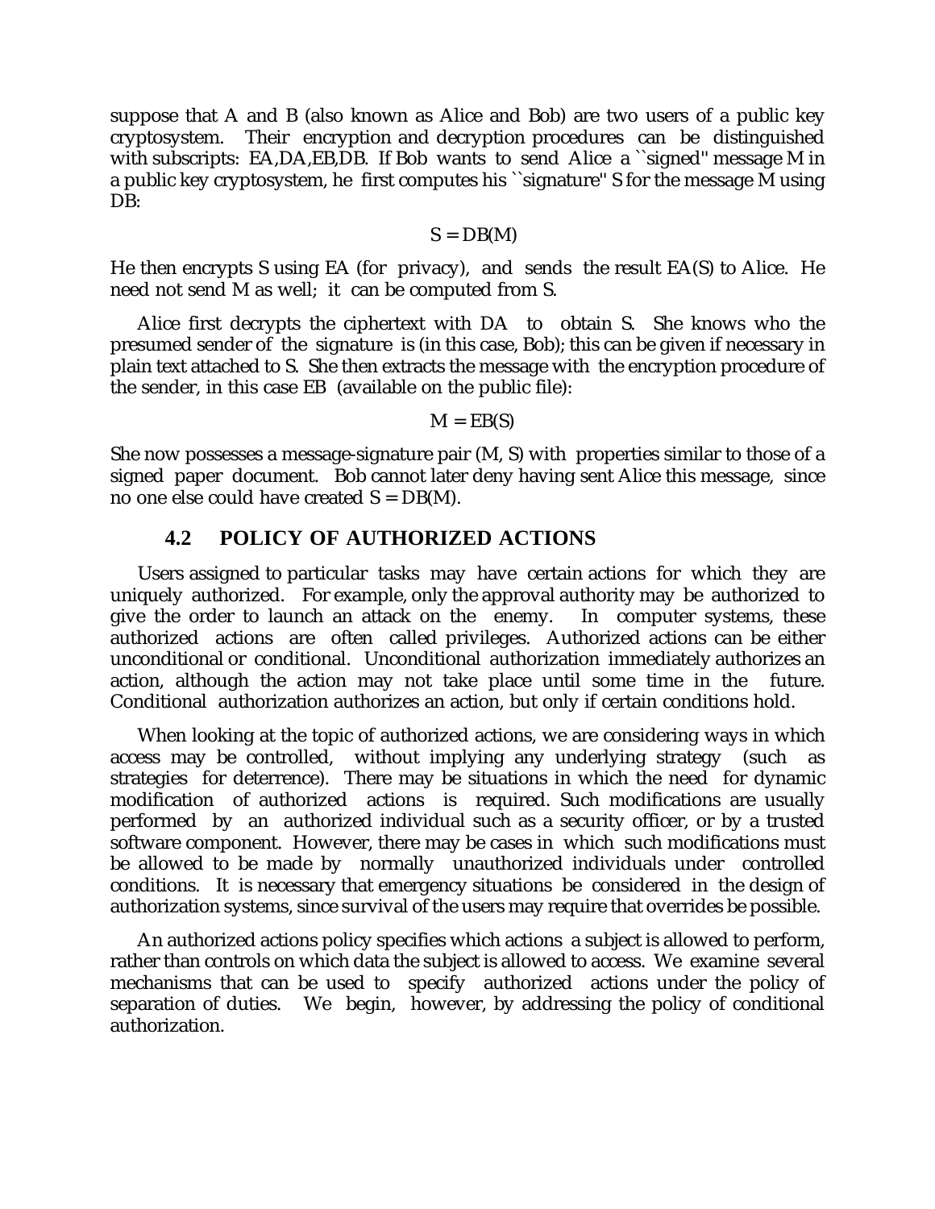suppose that A and B (also known as Alice and Bob) are two users of a public key cryptosystem. Their encryption and decryption procedures can be distinguished with subscripts: $E_A, D_A, E_B, D_B$. If Bob wants to send Alice a ``signed'' message M in a public key cryptosystem, he first computes his ``signature'' S for the message M using $D_B$:

$$S = D_B(M)$$

He then encrypts S using $E_A$ (for privacy), and sends the result $E_A(S)$ to Alice. He need not send M as well; it can be computed from S.

Alice first decrypts the ciphertext with $D_A$ to obtain S. She knows who the presumed sender of the signature is (in this case, Bob); this can be given if necessary in plain text attached to S. She then extracts the message with the encryption procedure of the sender, in this case $E_B$ (available on the public file):

$$M = E_B(S)$$

She now possesses a message-signature pair (M, S) with properties similar to those of a signed paper document. Bob cannot later deny having sent Alice this message, since no one else could have created $S = D_B(M)$.

### 4.2 POLICY OF AUTHORIZED ACTIONS

Users assigned to particular tasks may have certain actions for which they are uniquely authorized. For example, only the approval authority may be authorized to give the order to launch an attack on the enemy. In computer systems, these authorized actions are often called privileges. Authorized actions can be either unconditional or conditional. Unconditional authorization immediately authorizes an action, although the action may not take place until some time in the future. Conditional authorization authorizes an action, but only if certain conditions hold.

When looking at the topic of authorized actions, we are considering ways in which access may be controlled, without implying any underlying strategy (such as strategies for deterrence). There may be situations in which the need for dynamic modification of authorized actions is required. Such modifications are usually performed by an authorized individual such as a security officer, or by a trusted software component. However, there may be cases in which such modifications must be allowed to be made by normally unauthorized individuals under controlled conditions. It is necessary that emergency situations be considered in the design of authorization systems, since survival of the users may require that overrides be possible.

An authorized actions policy specifies which actions a subject is allowed to perform, rather than controls on which data the subject is allowed to access. We examine several mechanisms that can be used to specify authorized actions under the policy of separation of duties. We begin, however, by addressing the policy of conditional authorization.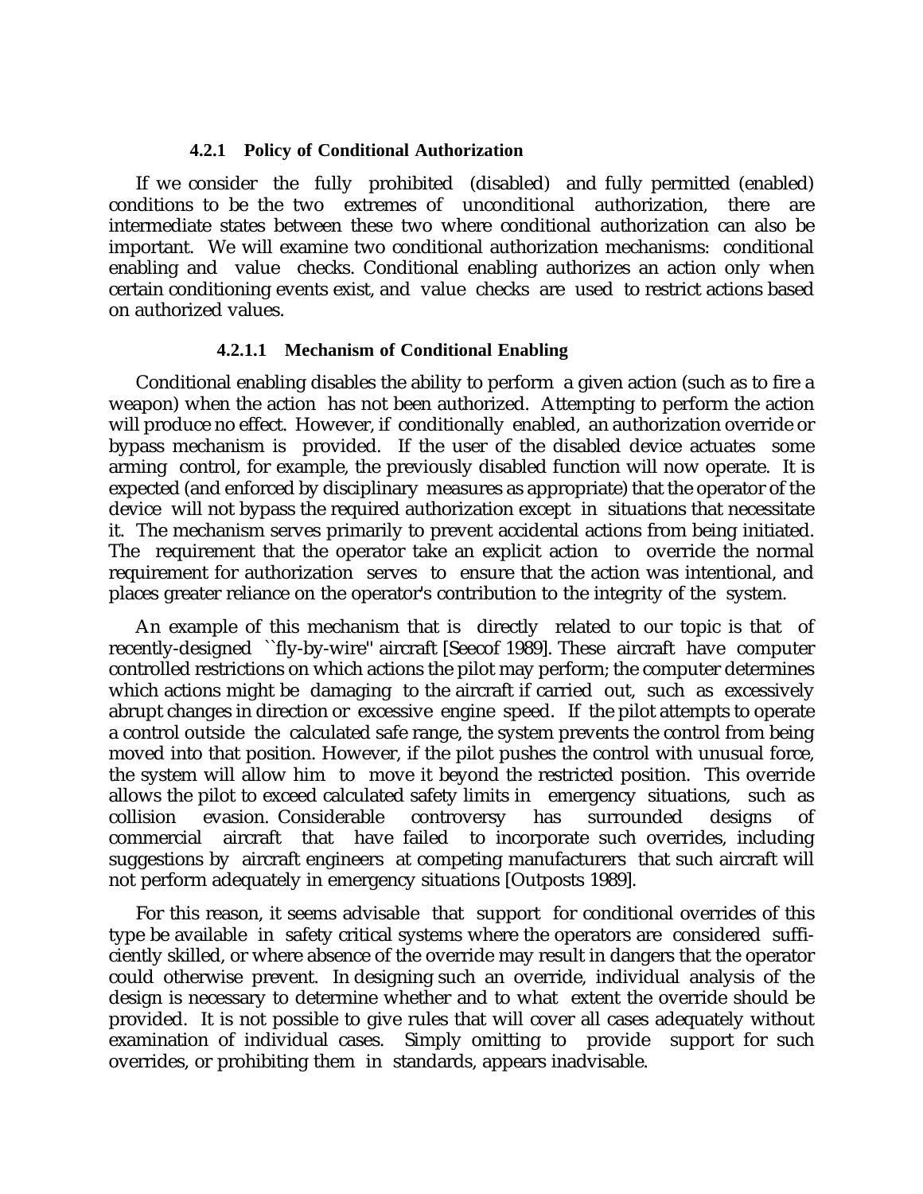#### 4.2.1 Policy of Conditional Authorization

If we consider the fully prohibited (disabled) and fully permitted (enabled) conditions to be the two extremes of unconditional authorization, there are intermediate states between these two where conditional authorization can also be important. We will examine two conditional authorization mechanisms: conditional enabling and value checks. Conditional enabling authorizes an action only when certain conditioning events exist, and value checks are used to restrict actions based on authorized values.

##### 4.2.1.1 Mechanism of Conditional Enabling

Conditional enabling disables the ability to perform a given action (such as to fire a weapon) when the action has not been authorized. Attempting to perform the action will produce no effect. However, if conditionally enabled, an authorization override or bypass mechanism is provided. If the user of the disabled device actuates some arming control, for example, the previously disabled function will now operate. It is expected (and enforced by disciplinary measures as appropriate) that the operator of the device will not bypass the required authorization except in situations that necessitate it. The mechanism serves primarily to prevent accidental actions from being initiated. The requirement that the operator take an explicit action to override the normal requirement for authorization serves to ensure that the action was intentional, and places greater reliance on the operator's contribution to the integrity of the system.

An example of this mechanism that is directly related to our topic is that of recently-designed ``fly-by-wire'' aircraft [Seecof 1989]. These aircraft have computer controlled restrictions on which actions the pilot may perform; the computer determines which actions might be damaging to the aircraft if carried out, such as excessively abrupt changes in direction or excessive engine speed. If the pilot attempts to operate a control outside the calculated safe range, the system prevents the control from being moved into that position. However, if the pilot pushes the control with unusual force, the system will allow him to move it beyond the restricted position. This override allows the pilot to exceed calculated safety limits in emergency situations, such as collision evasion. Considerable controversy has surrounded designs of commercial aircraft that have failed to incorporate such overrides, including suggestions by aircraft engineers at competing manufacturers that such aircraft will not perform adequately in emergency situations [Outposts 1989].

For this reason, it seems advisable that support for conditional overrides of this type be available in safety critical systems where the operators are considered sufficiently skilled, or where absence of the override may result in dangers that the operator could otherwise prevent. In designing such an override, individual analysis of the design is necessary to determine whether and to what extent the override should be provided. It is not possible to give rules that will cover all cases adequately without examination of individual cases. Simply omitting to provide support for such overrides, or prohibiting them in standards, appears inadvisable.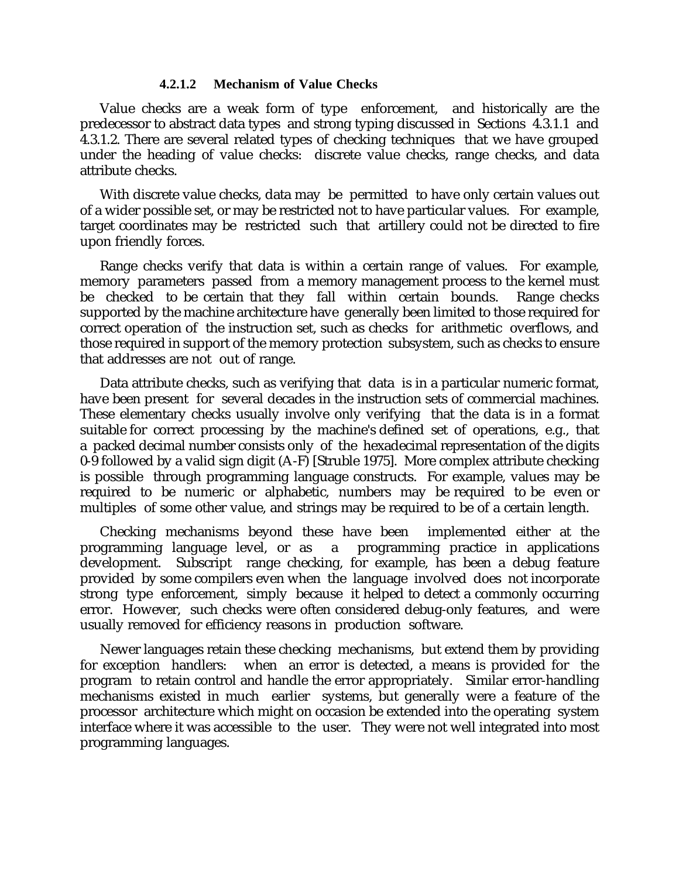#### 4.2.1.2 Mechanism of Value Checks

Value checks are a weak form of type enforcement, and historically are the predecessor to abstract data types and strong typing discussed in Sections 4.3.1.1 and 4.3.1.2. There are several related types of checking techniques that we have grouped under the heading of value checks: discrete value checks, range checks, and data attribute checks.

With discrete value checks, data may be permitted to have only certain values out of a wider possible set, or may be restricted not to have particular values. For example, target coordinates may be restricted such that artillery could not be directed to fire upon friendly forces.

Range checks verify that data is within a certain range of values. For example, memory parameters passed from a memory management process to the kernel must be checked to be certain that they fall within certain bounds. Range checks supported by the machine architecture have generally been limited to those required for correct operation of the instruction set, such as checks for arithmetic overflows, and those required in support of the memory protection subsystem, such as checks to ensure that addresses are not out of range.

Data attribute checks, such as verifying that data is in a particular numeric format, have been present for several decades in the instruction sets of commercial machines. These elementary checks usually involve only verifying that the data is in a format suitable for correct processing by the machine's defined set of operations, e.g., that a packed decimal number consists only of the hexadecimal representation of the digits 0-9 followed by a valid sign digit (A-F) [Struble 1975]. More complex attribute checking is possible through programming language constructs. For example, values may be required to be numeric or alphabetic, numbers may be required to be even or multiples of some other value, and strings may be required to be of a certain length.

Checking mechanisms beyond these have been implemented either at the programming language level, or as a programming practice in applications development. Subscript range checking, for example, has been a debug feature provided by some compilers even when the language involved does not incorporate strong type enforcement, simply because it helped to detect a commonly occurring error. However, such checks were often considered debug-only features, and were usually removed for efficiency reasons in production software.

Newer languages retain these checking mechanisms, but extend them by providing for exception handlers: when an error is detected, a means is provided for the program to retain control and handle the error appropriately. Similar error-handling mechanisms existed in much earlier systems, but generally were a feature of the processor architecture which might on occasion be extended into the operating system interface where it was accessible to the user. They were not well integrated into most programming languages.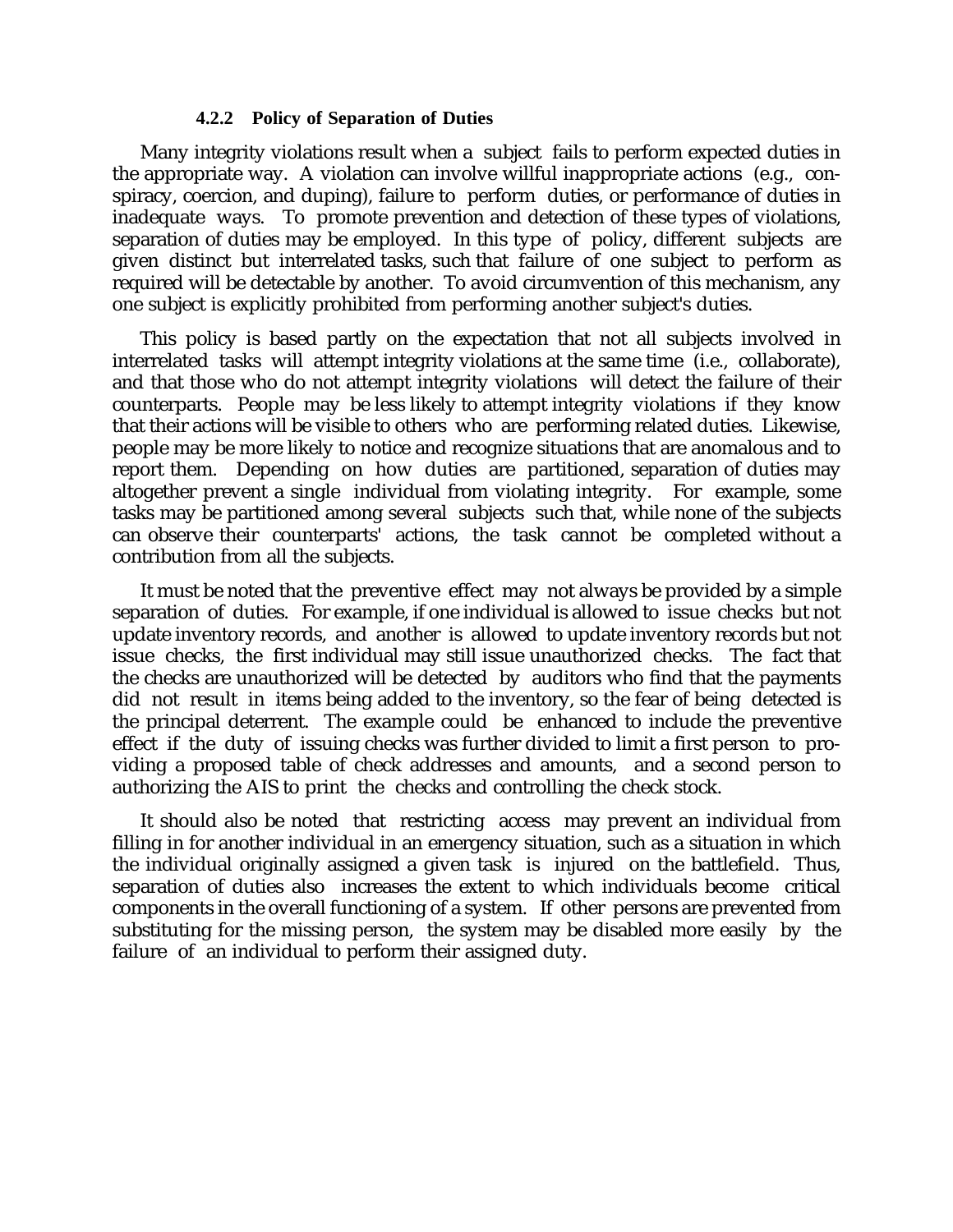#### 4.2.2 Policy of Separation of Duties

Many integrity violations result when a subject fails to perform expected duties in the appropriate way. A violation can involve willful inappropriate actions (e.g., conspiracy, coercion, and duping), failure to perform duties, or performance of duties in inadequate ways. To promote prevention and detection of these types of violations, separation of duties may be employed. In this type of policy, different subjects are given distinct but interrelated tasks, such that failure of one subject to perform as required will be detectable by another. To avoid circumvention of this mechanism, any one subject is explicitly prohibited from performing another subject's duties.

This policy is based partly on the expectation that not all subjects involved in interrelated tasks will attempt integrity violations at the same time (i.e., collaborate), and that those who do not attempt integrity violations will detect the failure of their counterparts. People may be less likely to attempt integrity violations if they know that their actions will be visible to others who are performing related duties. Likewise, people may be more likely to notice and recognize situations that are anomalous and to report them. Depending on how duties are partitioned, separation of duties may altogether prevent a single individual from violating integrity. For example, some tasks may be partitioned among several subjects such that, while none of the subjects can observe their counterparts' actions, the task cannot be completed without a contribution from all the subjects.

It must be noted that the preventive effect may not always be provided by a simple separation of duties. For example, if one individual is allowed to issue checks but not update inventory records, and another is allowed to update inventory records but not issue checks, the first individual may still issue unauthorized checks. The fact that the checks are unauthorized will be detected by auditors who find that the payments did not result in items being added to the inventory, so the fear of being detected is the principal deterrent. The example could be enhanced to include the preventive effect if the duty of issuing checks was further divided to limit a first person to providing a proposed table of check addresses and amounts, and a second person to authorizing the AIS to print the checks and controlling the check stock.

It should also be noted that restricting access may prevent an individual from filling in for another individual in an emergency situation, such as a situation in which the individual originally assigned a given task is injured on the battlefield. Thus, separation of duties also increases the extent to which individuals become critical components in the overall functioning of a system. If other persons are prevented from substituting for the missing person, the system may be disabled more easily by the failure of an individual to perform their assigned duty.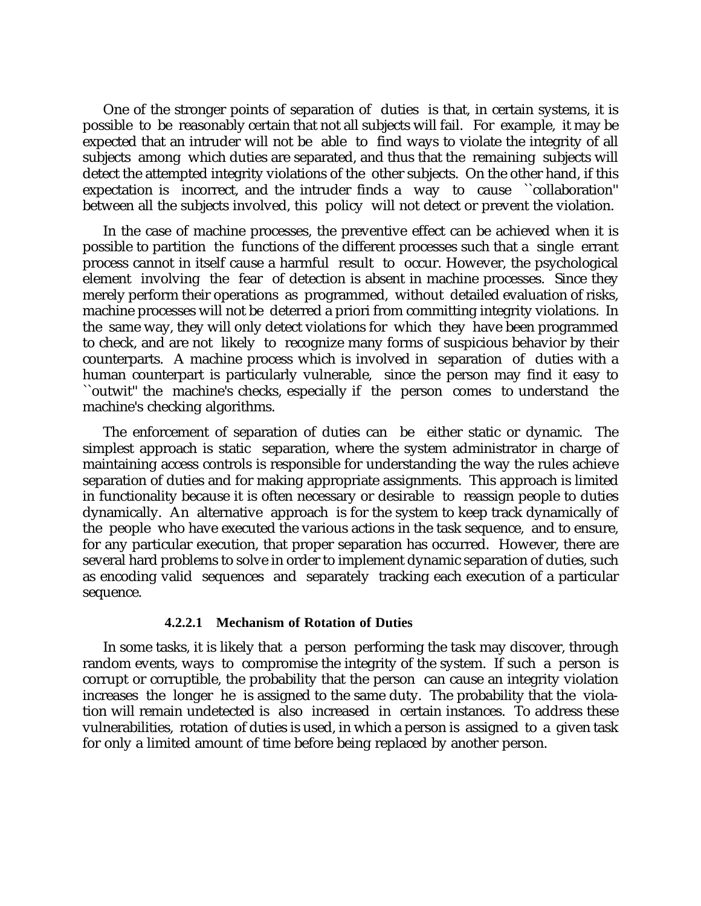One of the stronger points of separation of duties is that, in certain systems, it is possible to be reasonably certain that not all subjects will fail. For example, it may be expected that an intruder will not be able to find ways to violate the integrity of all subjects among which duties are separated, and thus that the remaining subjects will detect the attempted integrity violations of the other subjects. On the other hand, if this expectation is incorrect, and the intruder finds a way to cause ``collaboration'' between all the subjects involved, this policy will not detect or prevent the violation.

In the case of machine processes, the preventive effect can be achieved when it is possible to partition the functions of the different processes such that a single errant process cannot in itself cause a harmful result to occur. However, the psychological element involving the fear of detection is absent in machine processes. Since they merely perform their operations as programmed, without detailed evaluation of risks, machine processes will not be deterred a priori from committing integrity violations. In the same way, they will only detect violations for which they have been programmed to check, and are not likely to recognize many forms of suspicious behavior by their counterparts. A machine process which is involved in separation of duties with a human counterpart is particularly vulnerable, since the person may find it easy to ``outwit'' the machine's checks, especially if the person comes to understand the machine's checking algorithms.

The enforcement of separation of duties can be either static or dynamic. The simplest approach is static separation, where the system administrator in charge of maintaining access controls is responsible for understanding the way the rules achieve separation of duties and for making appropriate assignments. This approach is limited in functionality because it is often necessary or desirable to reassign people to duties dynamically. An alternative approach is for the system to keep track dynamically of the people who have executed the various actions in the task sequence, and to ensure, for any particular execution, that proper separation has occurred. However, there are several hard problems to solve in order to implement dynamic separation of duties, such as encoding valid sequences and separately tracking each execution of a particular sequence.

#### 4.2.2.1 Mechanism of Rotation of Duties

In some tasks, it is likely that a person performing the task may discover, through random events, ways to compromise the integrity of the system. If such a person is corrupt or corruptible, the probability that the person can cause an integrity violation increases the longer he is assigned to the same duty. The probability that the violation will remain undetected is also increased in certain instances. To address these vulnerabilities, rotation of duties is used, in which a person is assigned to a given task for only a limited amount of time before being replaced by another person.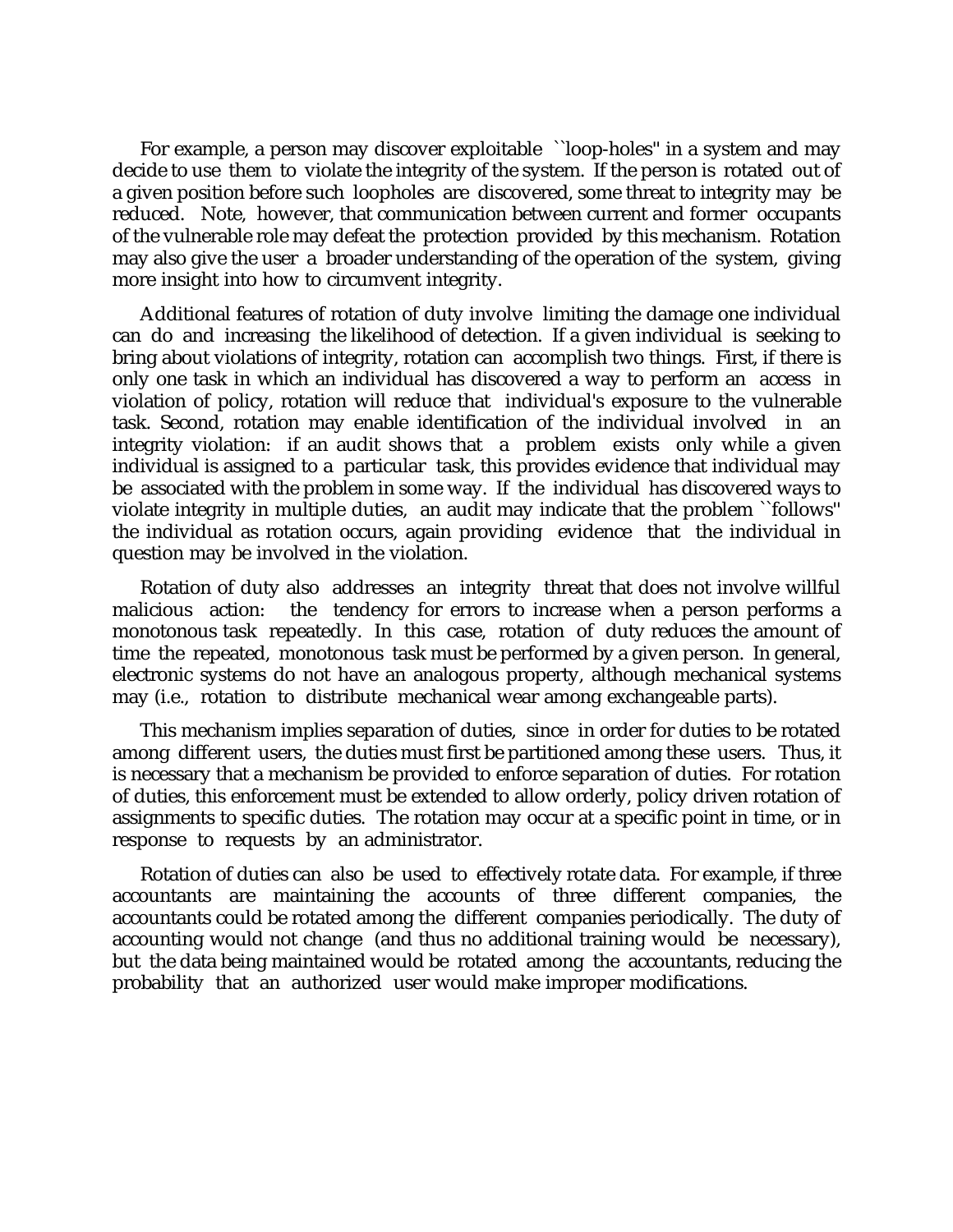For example, a person may discover exploitable ``loop-holes'' in a system and may decide to use them to violate the integrity of the system. If the person is rotated out of a given position before such loopholes are discovered, some threat to integrity may be reduced. Note, however, that communication between current and former occupants of the vulnerable role may defeat the protection provided by this mechanism. Rotation may also give the user a broader understanding of the operation of the system, giving more insight into how to circumvent integrity.

Additional features of rotation of duty involve limiting the damage one individual can do and increasing the likelihood of detection. If a given individual is seeking to bring about violations of integrity, rotation can accomplish two things. First, if there is only one task in which an individual has discovered a way to perform an access in violation of policy, rotation will reduce that individual's exposure to the vulnerable task. Second, rotation may enable identification of the individual involved in an integrity violation: if an audit shows that a problem exists only while a given individual is assigned to a particular task, this provides evidence that individual may be associated with the problem in some way. If the individual has discovered ways to violate integrity in multiple duties, an audit may indicate that the problem ``follows'' the individual as rotation occurs, again providing evidence that the individual in question may be involved in the violation.

Rotation of duty also addresses an integrity threat that does not involve willful malicious action: the tendency for errors to increase when a person performs a monotonous task repeatedly. In this case, rotation of duty reduces the amount of time the repeated, monotonous task must be performed by a given person. In general, electronic systems do not have an analogous property, although mechanical systems may (i.e., rotation to distribute mechanical wear among exchangeable parts).

This mechanism implies separation of duties, since in order for duties to be rotated among different users, the duties must first be partitioned among these users. Thus, it is necessary that a mechanism be provided to enforce separation of duties. For rotation of duties, this enforcement must be extended to allow orderly, policy driven rotation of assignments to specific duties. The rotation may occur at a specific point in time, or in response to requests by an administrator.

Rotation of duties can also be used to effectively rotate data. For example, if three accountants are maintaining the accounts of three different companies, the accountants could be rotated among the different companies periodically. The duty of accounting would not change (and thus no additional training would be necessary), but the data being maintained would be rotated among the accountants, reducing the probability that an authorized user would make improper modifications.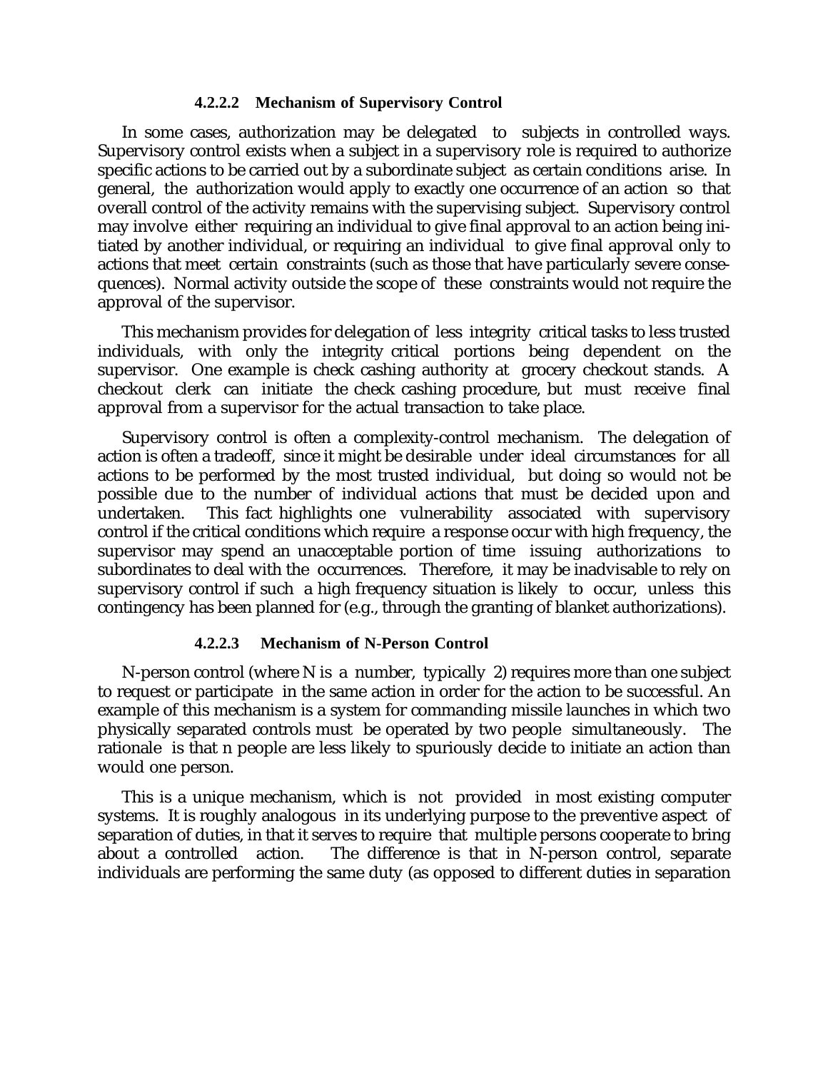#### 4.2.2.2 Mechanism of Supervisory Control

In some cases, authorization may be delegated to subjects in controlled ways. Supervisory control exists when a subject in a supervisory role is required to authorize specific actions to be carried out by a subordinate subject as certain conditions arise. In general, the authorization would apply to exactly one occurrence of an action so that overall control of the activity remains with the supervising subject. Supervisory control may involve either requiring an individual to give final approval to an action being initiated by another individual, or requiring an individual to give final approval only to actions that meet certain constraints (such as those that have particularly severe consequences). Normal activity outside the scope of these constraints would not require the approval of the supervisor.

This mechanism provides for delegation of less integrity critical tasks to less trusted individuals, with only the integrity critical portions being dependent on the supervisor. One example is check cashing authority at grocery checkout stands. A checkout clerk can initiate the check cashing procedure, but must receive final approval from a supervisor for the actual transaction to take place.

Supervisory control is often a complexity-control mechanism. The delegation of action is often a tradeoff, since it might be desirable under ideal circumstances for all actions to be performed by the most trusted individual, but doing so would not be possible due to the number of individual actions that must be decided upon and undertaken. This fact highlights one vulnerability associated with supervisory control if the critical conditions which require a response occur with high frequency, the supervisor may spend an unacceptable portion of time issuing authorizations to subordinates to deal with the occurrences. Therefore, it may be inadvisable to rely on supervisory control if such a high frequency situation is likely to occur, unless this contingency has been planned for (e.g., through the granting of blanket authorizations).

#### 4.2.2.3 Mechanism of N-Person Control

N-person control (where N is a number, typically 2) requires more than one subject to request or participate in the same action in order for the action to be successful. An example of this mechanism is a system for commanding missile launches in which two physically separated controls must be operated by two people simultaneously. The rationale is that n people are less likely to spuriously decide to initiate an action than would one person.

This is a unique mechanism, which is not provided in most existing computer systems. It is roughly analogous in its underlying purpose to the preventive aspect of separation of duties, in that it serves to require that multiple persons cooperate to bring about a controlled action. The difference is that in N-person control, separate individuals are performing the same duty (as opposed to different duties in separation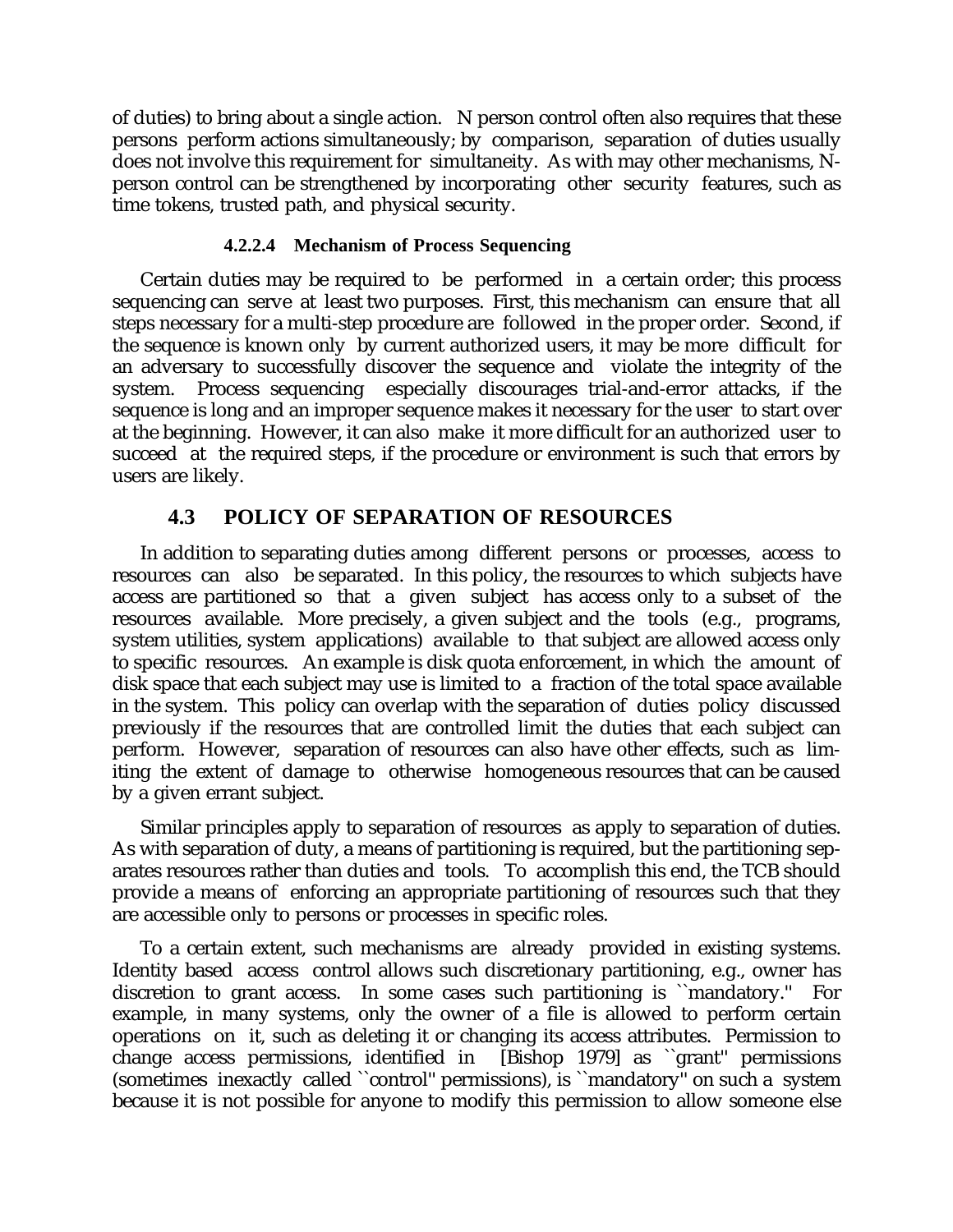of duties) to bring about a single action. N person control often also requires that these persons perform actions simultaneously; by comparison, separation of duties usually does not involve this requirement for simultaneity. As with may other mechanisms, N-person control can be strengthened by incorporating other security features, such as time tokens, trusted path, and physical security.

#### 4.2.2.4 Mechanism of Process Sequencing

Certain duties may be required to be performed in a certain order; this process sequencing can serve at least two purposes. First, this mechanism can ensure that all steps necessary for a multi-step procedure are followed in the proper order. Second, if the sequence is known only by current authorized users, it may be more difficult for an adversary to successfully discover the sequence and violate the integrity of the system. Process sequencing especially discourages trial-and-error attacks, if the sequence is long and an improper sequence makes it necessary for the user to start over at the beginning. However, it can also make it more difficult for an authorized user to succeed at the required steps, if the procedure or environment is such that errors by users are likely.

## 4.3 POLICY OF SEPARATION OF RESOURCES

In addition to separating duties among different persons or processes, access to resources can also be separated. In this policy, the resources to which subjects have access are partitioned so that a given subject has access only to a subset of the resources available. More precisely, a given subject and the tools (e.g., programs, system utilities, system applications) available to that subject are allowed access only to specific resources. An example is disk quota enforcement, in which the amount of disk space that each subject may use is limited to a fraction of the total space available in the system. This policy can overlap with the separation of duties policy discussed previously if the resources that are controlled limit the duties that each subject can perform. However, separation of resources can also have other effects, such as limiting the extent of damage to otherwise homogeneous resources that can be caused by a given errant subject.

Similar principles apply to separation of resources as apply to separation of duties. As with separation of duty, a means of partitioning is required, but the partitioning separates resources rather than duties and tools. To accomplish this end, the TCB should provide a means of enforcing an appropriate partitioning of resources such that they are accessible only to persons or processes in specific roles.

To a certain extent, such mechanisms are already provided in existing systems. Identity based access control allows such discretionary partitioning, e.g., owner has discretion to grant access. In some cases such partitioning is ``mandatory.'' For example, in many systems, only the owner of a file is allowed to perform certain operations on it, such as deleting it or changing its access attributes. Permission to change access permissions, identified in [Bishop 1979] as ``grant'' permissions (sometimes inexactly called ``control'' permissions), is ``mandatory'' on such a system because it is not possible for anyone to modify this permission to allow someone else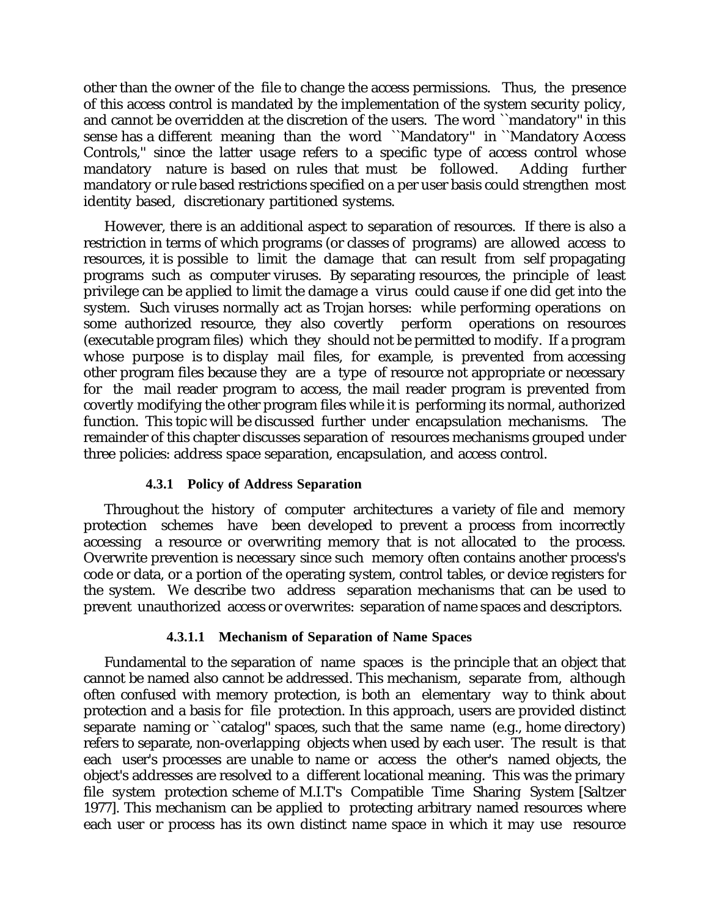other than the owner of the file to change the access permissions. Thus, the presence of this access control is mandated by the implementation of the system security policy, and cannot be overridden at the discretion of the users. The word ``mandatory'' in this sense has a different meaning than the word ``Mandatory'' in ``Mandatory Access Controls,'' since the latter usage refers to a specific type of access control whose mandatory nature is based on rules that must be followed. Adding further mandatory or rule based restrictions specified on a per user basis could strengthen most identity based, discretionary partitioned systems.

However, there is an additional aspect to separation of resources. If there is also a restriction in terms of which programs (or classes of programs) are allowed access to resources, it is possible to limit the damage that can result from self propagating programs such as computer viruses. By separating resources, the principle of least privilege can be applied to limit the damage a virus could cause if one did get into the system. Such viruses normally act as Trojan horses: while performing operations on some authorized resource, they also covertly perform operations on resources (executable program files) which they should not be permitted to modify. If a program whose purpose is to display mail files, for example, is prevented from accessing other program files because they are a type of resource not appropriate or necessary for the mail reader program to access, the mail reader program is prevented from covertly modifying the other program files while it is performing its normal, authorized function. This topic will be discussed further under encapsulation mechanisms. The remainder of this chapter discusses separation of resources mechanisms grouped under three policies: address space separation, encapsulation, and access control.

#### 4.3.1 Policy of Address Separation

Throughout the history of computer architectures a variety of file and memory protection schemes have been developed to prevent a process from incorrectly accessing a resource or overwriting memory that is not allocated to the process. Overwrite prevention is necessary since such memory often contains another process's code or data, or a portion of the operating system, control tables, or device registers for the system. We describe two address separation mechanisms that can be used to prevent unauthorized access or overwrites: separation of name spaces and descriptors.

##### 4.3.1.1 Mechanism of Separation of Name Spaces

Fundamental to the separation of name spaces is the principle that an object that cannot be named also cannot be addressed. This mechanism, separate from, although often confused with memory protection, is both an elementary way to think about protection and a basis for file protection. In this approach, users are provided distinct separate naming or ``catalog'' spaces, such that the same name (e.g., home directory) refers to separate, non-overlapping objects when used by each user. The result is that each user's processes are unable to name or access the other's named objects, the object's addresses are resolved to a different locational meaning. This was the primary file system protection scheme of M.I.T's Compatible Time Sharing System [Saltzer 1977]. This mechanism can be applied to protecting arbitrary named resources where each user or process has its own distinct name space in which it may use resource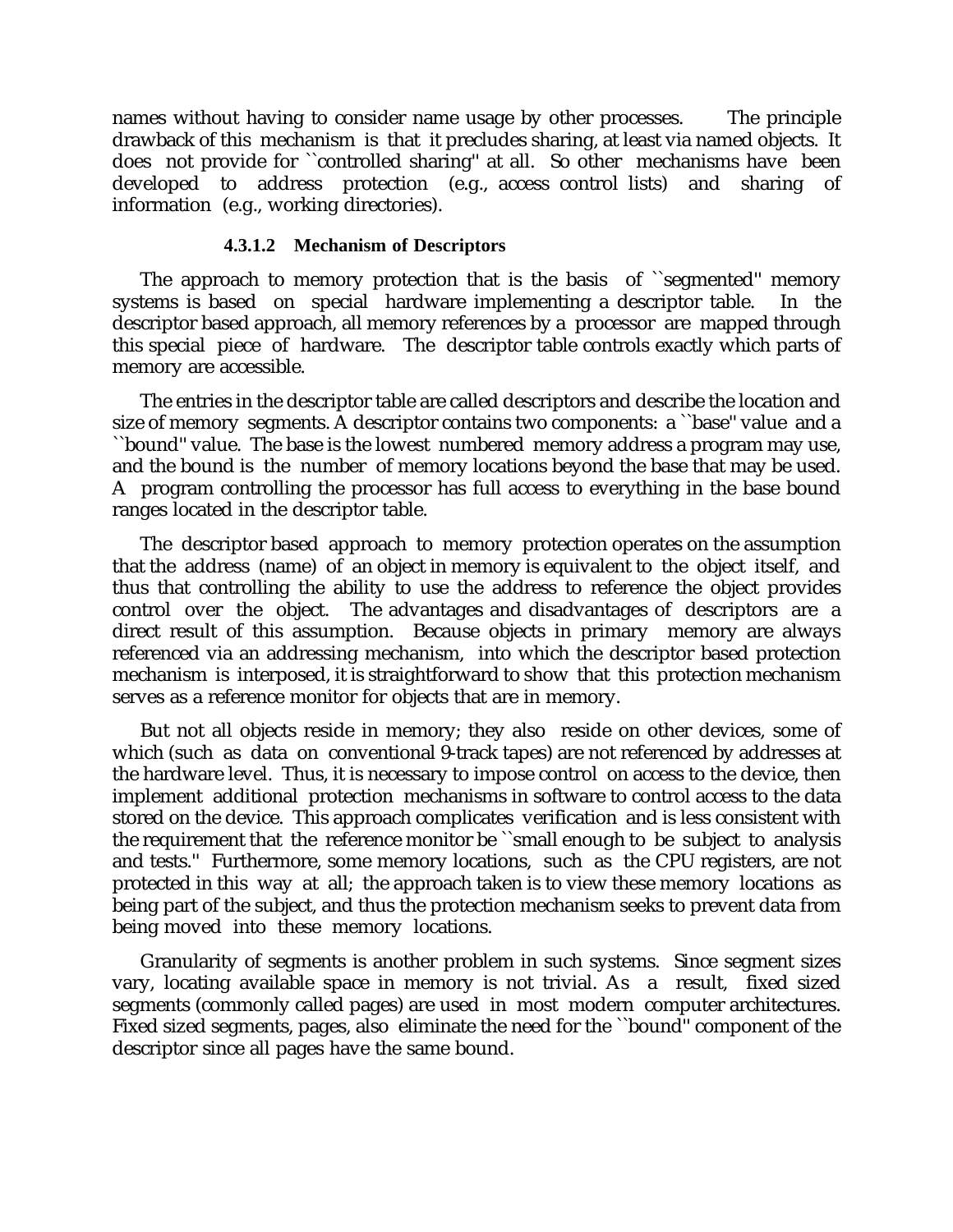names without having to consider name usage by other processes. The principle drawback of this mechanism is that it precludes sharing, at least via named objects. It does not provide for ``controlled sharing'' at all. So other mechanisms have been developed to address protection (e.g., access control lists) and sharing of information (e.g., working directories).

#### 4.3.1.2 Mechanism of Descriptors

The approach to memory protection that is the basis of ``segmented'' memory systems is based on special hardware implementing a descriptor table. In the descriptor based approach, all memory references by a processor are mapped through this special piece of hardware. The descriptor table controls exactly which parts of memory are accessible.

The entries in the descriptor table are called descriptors and describe the location and size of memory segments. A descriptor contains two components: a ``base'' value and a ``bound'' value. The base is the lowest numbered memory address a program may use, and the bound is the number of memory locations beyond the base that may be used. A program controlling the processor has full access to everything in the base bound ranges located in the descriptor table.

The descriptor based approach to memory protection operates on the assumption that the address (name) of an object in memory is equivalent to the object itself, and thus that controlling the ability to use the address to reference the object provides control over the object. The advantages and disadvantages of descriptors are a direct result of this assumption. Because objects in primary memory are always referenced via an addressing mechanism, into which the descriptor based protection mechanism is interposed, it is straightforward to show that this protection mechanism serves as a reference monitor for objects that are in memory.

But not all objects reside in memory; they also reside on other devices, some of which (such as data on conventional 9-track tapes) are not referenced by addresses at the hardware level. Thus, it is necessary to impose control on access to the device, then implement additional protection mechanisms in software to control access to the data stored on the device. This approach complicates verification and is less consistent with the requirement that the reference monitor be ``small enough to be subject to analysis and tests.'' Furthermore, some memory locations, such as the CPU registers, are not protected in this way at all; the approach taken is to view these memory locations as being part of the subject, and thus the protection mechanism seeks to prevent data from being moved into these memory locations.

Granularity of segments is another problem in such systems. Since segment sizes vary, locating available space in memory is not trivial. As a result, fixed sized segments (commonly called pages) are used in most modern computer architectures. Fixed sized segments, pages, also eliminate the need for the ``bound'' component of the descriptor since all pages have the same bound.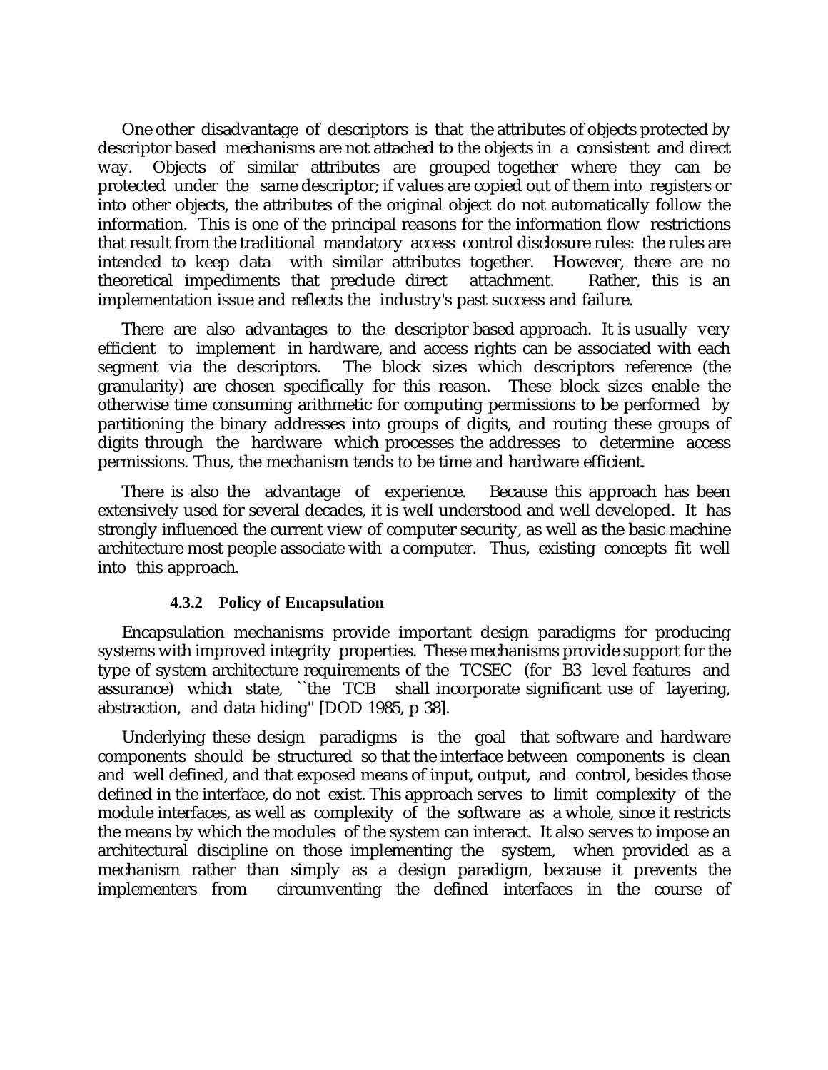One other disadvantage of descriptors is that the attributes of objects protected by descriptor based mechanisms are not attached to the objects in a consistent and direct way. Objects of similar attributes are grouped together where they can be protected under the same descriptor; if values are copied out of them into registers or into other objects, the attributes of the original object do not automatically follow the information. This is one of the principal reasons for the information flow restrictions that result from the traditional mandatory access control disclosure rules: the rules are intended to keep data with similar attributes together. However, there are no theoretical impediments that preclude direct attachment. Rather, this is an implementation issue and reflects the industry's past success and failure.

There are also advantages to the descriptor based approach. It is usually very efficient to implement in hardware, and access rights can be associated with each segment via the descriptors. The block sizes which descriptors reference (the granularity) are chosen specifically for this reason. These block sizes enable the otherwise time consuming arithmetic for computing permissions to be performed by partitioning the binary addresses into groups of digits, and routing these groups of digits through the hardware which processes the addresses to determine access permissions. Thus, the mechanism tends to be time and hardware efficient.

There is also the advantage of experience. Because this approach has been extensively used for several decades, it is well understood and well developed. It has strongly influenced the current view of computer security, as well as the basic machine architecture most people associate with a computer. Thus, existing concepts fit well into this approach.

#### 4.3.2 Policy of Encapsulation

Encapsulation mechanisms provide important design paradigms for producing systems with improved integrity properties. These mechanisms provide support for the type of system architecture requirements of the TCSEC (for B3 level features and assurance) which state, ``the TCB shall incorporate significant use of layering, abstraction, and data hiding'' [DOD 1985, p 38].

Underlying these design paradigms is the goal that software and hardware components should be structured so that the interface between components is clean and well defined, and that exposed means of input, output, and control, besides those defined in the interface, do not exist. This approach serves to limit complexity of the module interfaces, as well as complexity of the software as a whole, since it restricts the means by which the modules of the system can interact. It also serves to impose an architectural discipline on those implementing the system, when provided as a mechanism rather than simply as a design paradigm, because it prevents the implementers from circumventing the defined interfaces in the course of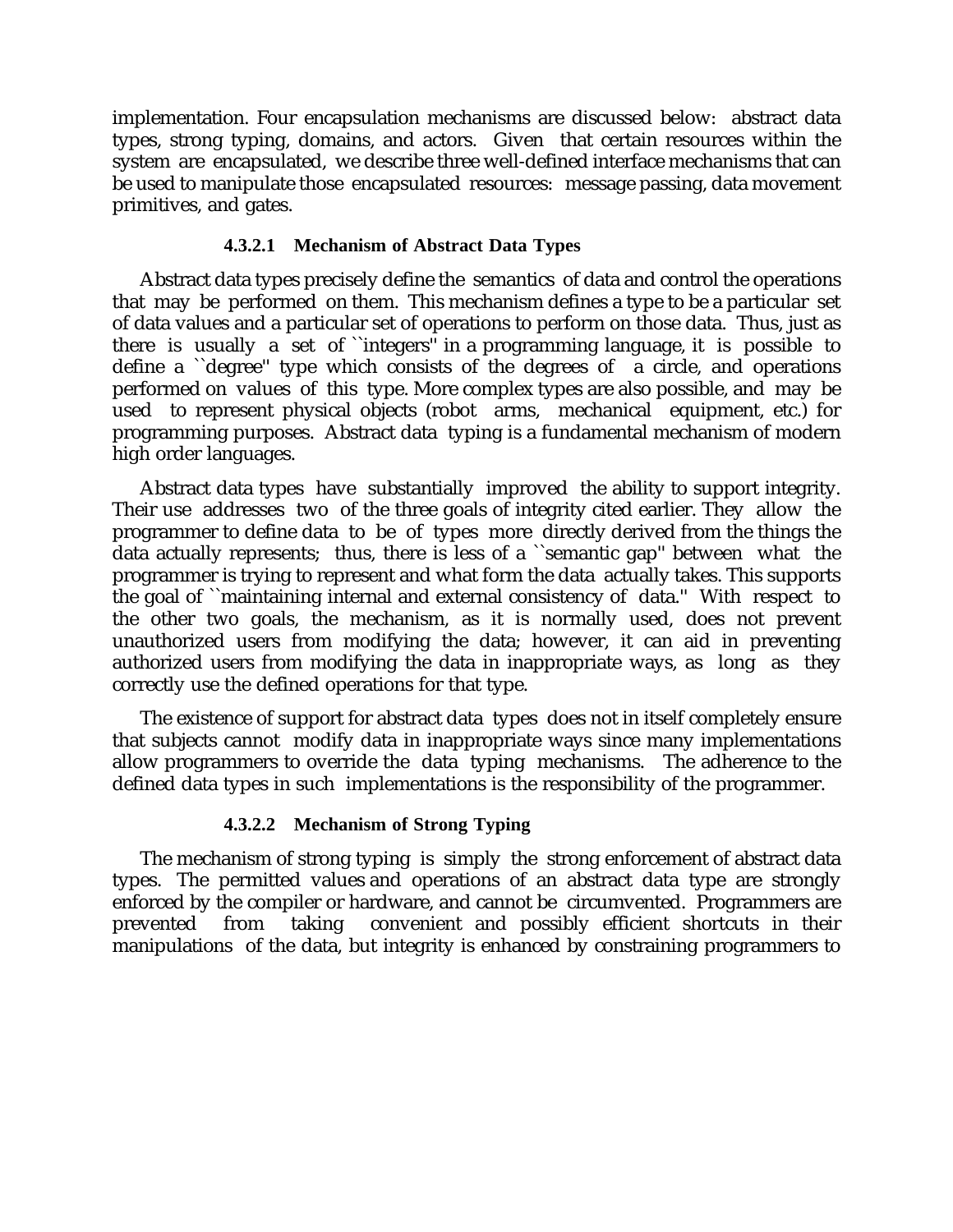implementation. Four encapsulation mechanisms are discussed below: abstract data types, strong typing, domains, and actors. Given that certain resources within the system are encapsulated, we describe three well-defined interface mechanisms that can be used to manipulate those encapsulated resources: message passing, data movement primitives, and gates.

#### 4.3.2.1 Mechanism of Abstract Data Types

Abstract data types precisely define the semantics of data and control the operations that may be performed on them. This mechanism defines a type to be a particular set of data values and a particular set of operations to perform on those data. Thus, just as there is usually a set of ``integers'' in a programming language, it is possible to define a ``degree'' type which consists of the degrees of a circle, and operations performed on values of this type. More complex types are also possible, and may be used to represent physical objects (robot arms, mechanical equipment, etc.) for programming purposes. Abstract data typing is a fundamental mechanism of modern high order languages.

Abstract data types have substantially improved the ability to support integrity. Their use addresses two of the three goals of integrity cited earlier. They allow the programmer to define data to be of types more directly derived from the things the data actually represents; thus, there is less of a ``semantic gap'' between what the programmer is trying to represent and what form the data actually takes. This supports the goal of ``maintaining internal and external consistency of data.'' With respect to the other two goals, the mechanism, as it is normally used, does not prevent unauthorized users from modifying the data; however, it can aid in preventing authorized users from modifying the data in inappropriate ways, as long as they correctly use the defined operations for that type.

The existence of support for abstract data types does not in itself completely ensure that subjects cannot modify data in inappropriate ways since many implementations allow programmers to override the data typing mechanisms. The adherence to the defined data types in such implementations is the responsibility of the programmer.

#### 4.3.2.2 Mechanism of Strong Typing

The mechanism of strong typing is simply the strong enforcement of abstract data types. The permitted values and operations of an abstract data type are strongly enforced by the compiler or hardware, and cannot be circumvented. Programmers are prevented from taking convenient and possibly efficient shortcuts in their manipulations of the data, but integrity is enhanced by constraining programmers to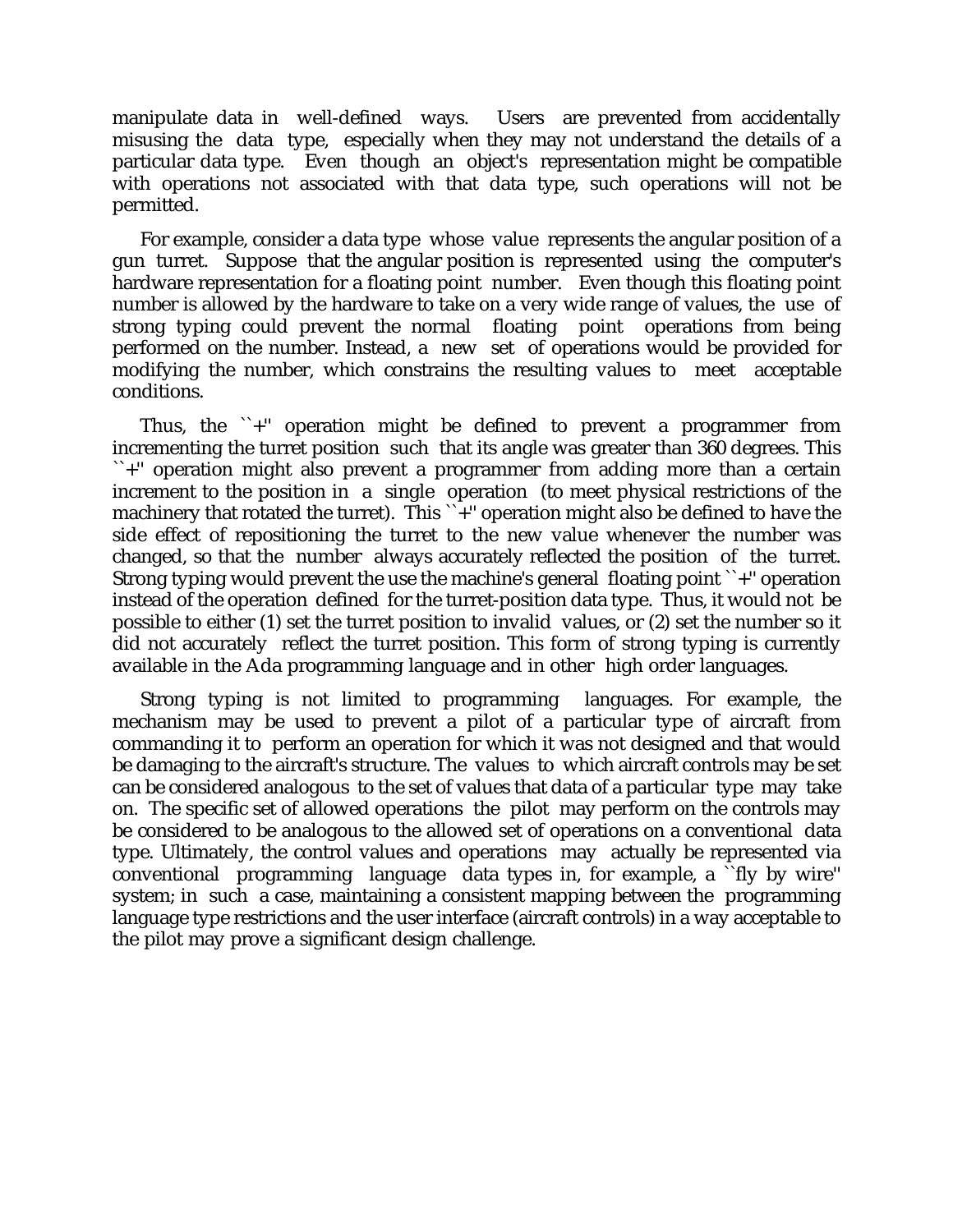manipulate data in well-defined ways. Users are prevented from accidentally misusing the data type, especially when they may not understand the details of a particular data type. Even though an object's representation might be compatible with operations not associated with that data type, such operations will not be permitted.

For example, consider a data type whose value represents the angular position of a gun turret. Suppose that the angular position is represented using the computer's hardware representation for a floating point number. Even though this floating point number is allowed by the hardware to take on a very wide range of values, the use of strong typing could prevent the normal floating point operations from being performed on the number. Instead, a new set of operations would be provided for modifying the number, which constrains the resulting values to meet acceptable conditions.

Thus, the ``+'' operation might be defined to prevent a programmer from incrementing the turret position such that its angle was greater than 360 degrees. This ``+'' operation might also prevent a programmer from adding more than a certain increment to the position in a single operation (to meet physical restrictions of the machinery that rotated the turret). This ``+'' operation might also be defined to have the side effect of repositioning the turret to the new value whenever the number was changed, so that the number always accurately reflected the position of the turret. Strong typing would prevent the use the machine's general floating point ``+'' operation instead of the operation defined for the turret-position data type. Thus, it would not be possible to either (1) set the turret position to invalid values, or (2) set the number so it did not accurately reflect the turret position. This form of strong typing is currently available in the Ada programming language and in other high order languages.

Strong typing is not limited to programming languages. For example, the mechanism may be used to prevent a pilot of a particular type of aircraft from commanding it to perform an operation for which it was not designed and that would be damaging to the aircraft's structure. The values to which aircraft controls may be set can be considered analogous to the set of values that data of a particular type may take on. The specific set of allowed operations the pilot may perform on the controls may be considered to be analogous to the allowed set of operations on a conventional data type. Ultimately, the control values and operations may actually be represented via conventional programming language data types in, for example, a ``fly by wire'' system; in such a case, maintaining a consistent mapping between the programming language type restrictions and the user interface (aircraft controls) in a way acceptable to the pilot may prove a significant design challenge.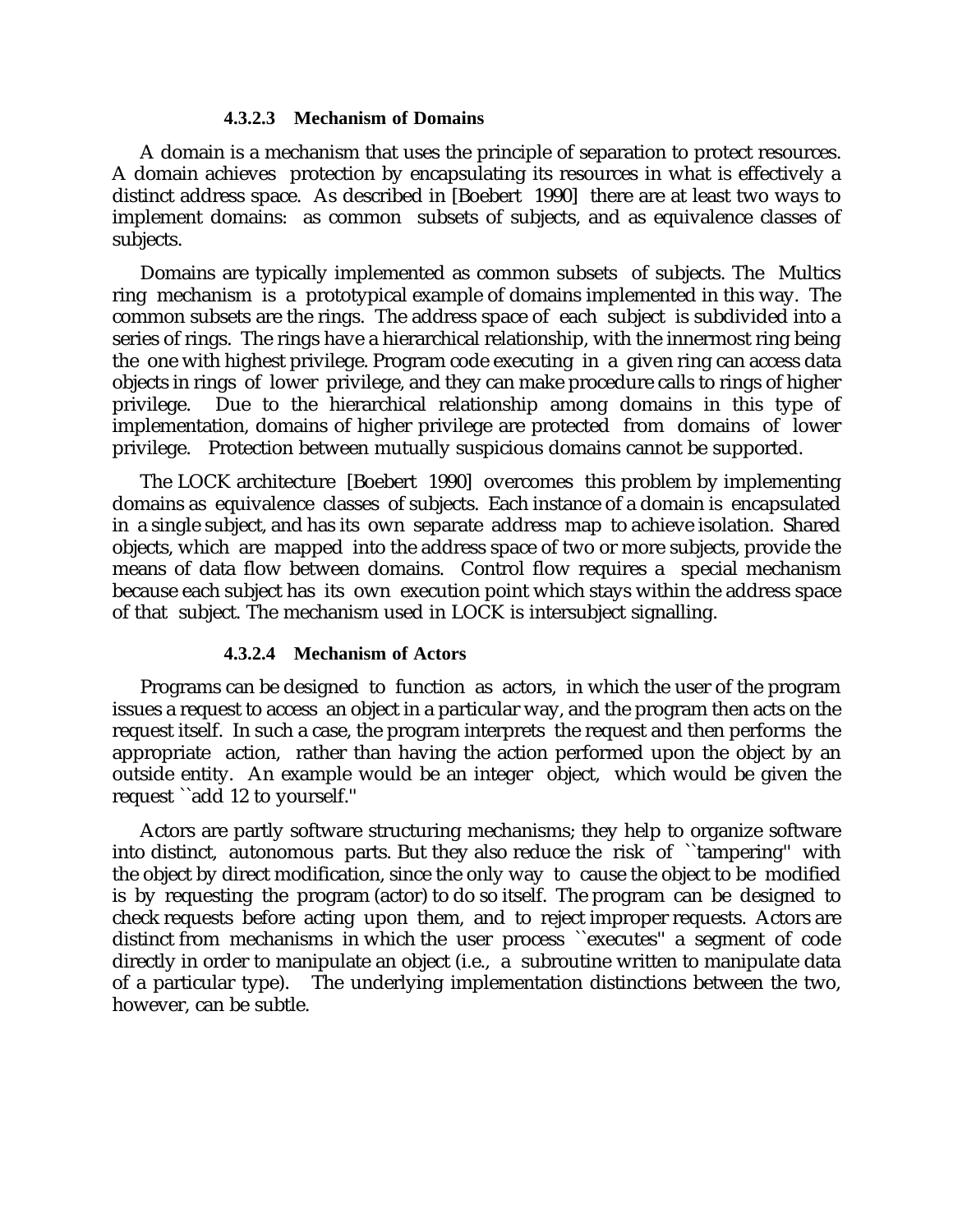#### 4.3.2.3 Mechanism of Domains

A domain is a mechanism that uses the principle of separation to protect resources. A domain achieves protection by encapsulating its resources in what is effectively a distinct address space. As described in [Boebert 1990] there are at least two ways to implement domains: as common subsets of subjects, and as equivalence classes of subjects.

Domains are typically implemented as common subsets of subjects. The Multics ring mechanism is a prototypical example of domains implemented in this way. The common subsets are the rings. The address space of each subject is subdivided into a series of rings. The rings have a hierarchical relationship, with the innermost ring being the one with highest privilege. Program code executing in a given ring can access data objects in rings of lower privilege, and they can make procedure calls to rings of higher privilege. Due to the hierarchical relationship among domains in this type of implementation, domains of higher privilege are protected from domains of lower privilege. Protection between mutually suspicious domains cannot be supported.

The LOCK architecture [Boebert 1990] overcomes this problem by implementing domains as equivalence classes of subjects. Each instance of a domain is encapsulated in a single subject, and has its own separate address map to achieve isolation. Shared objects, which are mapped into the address space of two or more subjects, provide the means of data flow between domains. Control flow requires a special mechanism because each subject has its own execution point which stays within the address space of that subject. The mechanism used in LOCK is intersubject signalling.

#### 4.3.2.4 Mechanism of Actors

Programs can be designed to function as actors, in which the user of the program issues a request to access an object in a particular way, and the program then acts on the request itself. In such a case, the program interprets the request and then performs the appropriate action, rather than having the action performed upon the object by an outside entity. An example would be an integer object, which would be given the request ``add 12 to yourself.''

Actors are partly software structuring mechanisms; they help to organize software into distinct, autonomous parts. But they also reduce the risk of ``tampering'' with the object by direct modification, since the only way to cause the object to be modified is by requesting the program (actor) to do so itself. The program can be designed to check requests before acting upon them, and to reject improper requests. Actors are distinct from mechanisms in which the user process ``executes'' a segment of code directly in order to manipulate an object (i.e., a subroutine written to manipulate data of a particular type). The underlying implementation distinctions between the two, however, can be subtle.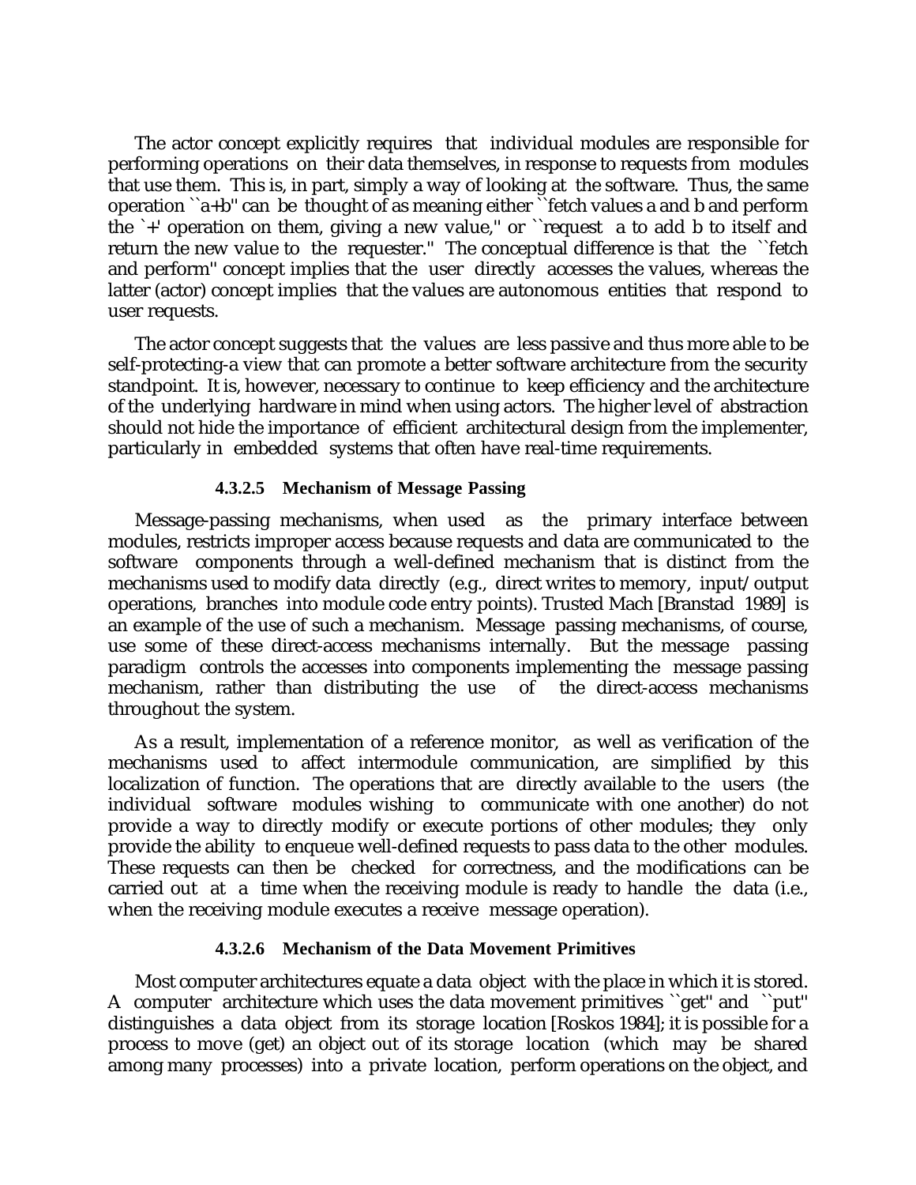The actor concept explicitly requires that individual modules are responsible for performing operations on their data themselves, in response to requests from modules that use them. This is, in part, simply a way of looking at the software. Thus, the same operation ``a+b'' can be thought of as meaning either ``fetch values a and b and perform the `+' operation on them, giving a new value,'' or ``request a to add b to itself and return the new value to the requester.'' The conceptual difference is that the ``fetch and perform'' concept implies that the user directly accesses the values, whereas the latter (actor) concept implies that the values are autonomous entities that respond to user requests.

The actor concept suggests that the values are less passive and thus more able to be self-protecting-a view that can promote a better software architecture from the security standpoint. It is, however, necessary to continue to keep efficiency and the architecture of the underlying hardware in mind when using actors. The higher level of abstraction should not hide the importance of efficient architectural design from the implementer, particularly in embedded systems that often have real-time requirements.

#### 4.3.2.5 Mechanism of Message Passing

Message-passing mechanisms, when used as the primary interface between modules, restricts improper access because requests and data are communicated to the software components through a well-defined mechanism that is distinct from the mechanisms used to modify data directly (e.g., direct writes to memory, input/output operations, branches into module code entry points). Trusted Mach [Branstad 1989] is an example of the use of such a mechanism. Message passing mechanisms, of course, use some of these direct-access mechanisms internally. But the message passing paradigm controls the accesses into components implementing the message passing mechanism, rather than distributing the use of the direct-access mechanisms throughout the system.

As a result, implementation of a reference monitor, as well as verification of the mechanisms used to affect intermodule communication, are simplified by this localization of function. The operations that are directly available to the users (the individual software modules wishing to communicate with one another) do not provide a way to directly modify or execute portions of other modules; they only provide the ability to enqueue well-defined requests to pass data to the other modules. These requests can then be checked for correctness, and the modifications can be carried out at a time when the receiving module is ready to handle the data (i.e., when the receiving module executes a receive message operation).

#### 4.3.2.6 Mechanism of the Data Movement Primitives

Most computer architectures equate a data object with the place in which it is stored. A computer architecture which uses the data movement primitives ``get'' and ``put'' distinguishes a data object from its storage location [Roskos 1984]; it is possible for a process to move (get) an object out of its storage location (which may be shared among many processes) into a private location, perform operations on the object, and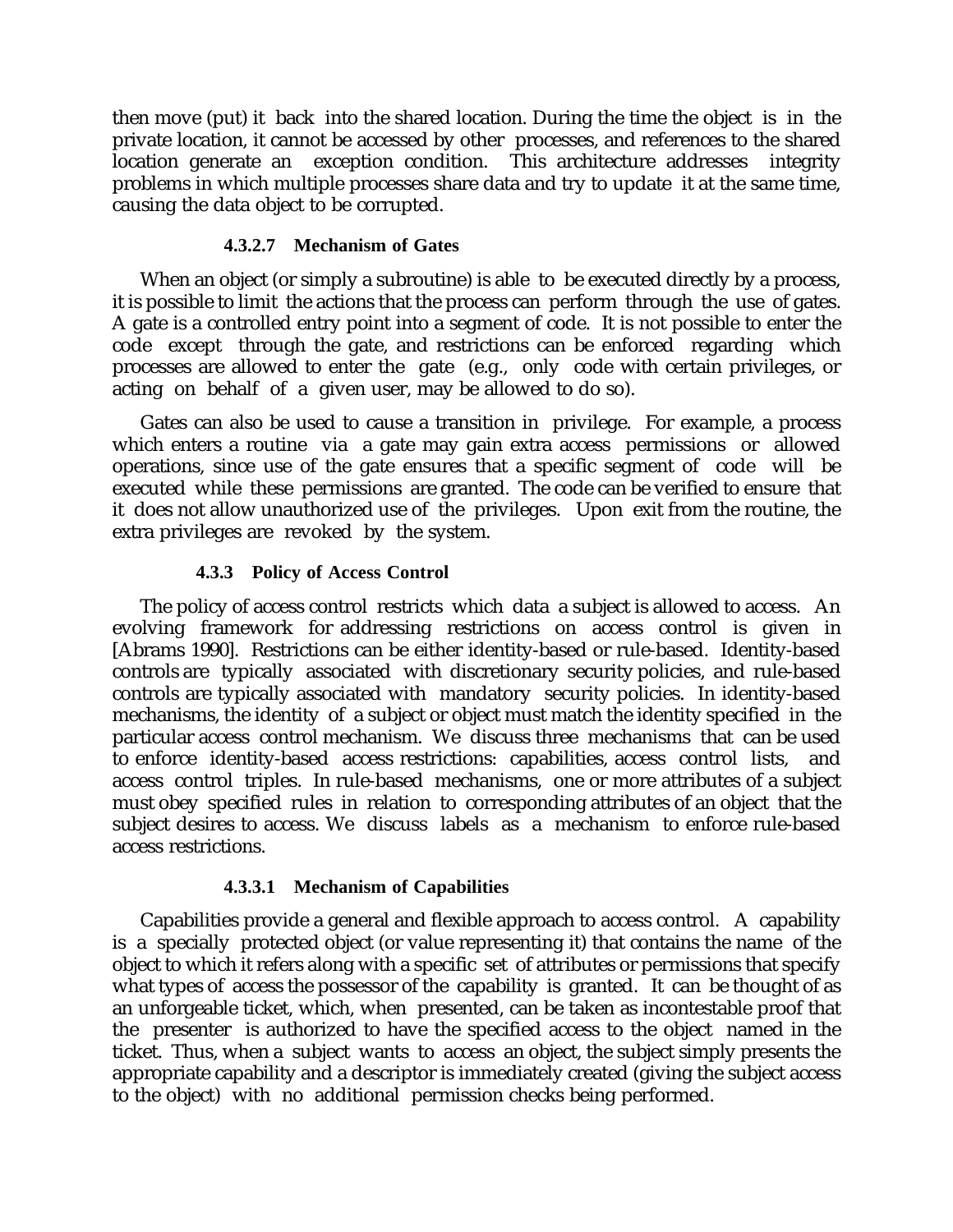then move (put) it back into the shared location. During the time the object is in the private location, it cannot be accessed by other processes, and references to the shared location generate an exception condition. This architecture addresses integrity problems in which multiple processes share data and try to update it at the same time, causing the data object to be corrupted.

#### 4.3.2.7 Mechanism of Gates

When an object (or simply a subroutine) is able to be executed directly by a process, it is possible to limit the actions that the process can perform through the use of gates. A gate is a controlled entry point into a segment of code. It is not possible to enter the code except through the gate, and restrictions can be enforced regarding which processes are allowed to enter the gate (e.g., only code with certain privileges, or acting on behalf of a given user, may be allowed to do so).

Gates can also be used to cause a transition in privilege. For example, a process which enters a routine via a gate may gain extra access permissions or allowed operations, since use of the gate ensures that a specific segment of code will be executed while these permissions are granted. The code can be verified to ensure that it does not allow unauthorized use of the privileges. Upon exit from the routine, the extra privileges are revoked by the system.

### 4.3.3 Policy of Access Control

The policy of access control restricts which data a subject is allowed to access. An evolving framework for addressing restrictions on access control is given in [Abrams 1990]. Restrictions can be either identity-based or rule-based. Identity-based controls are typically associated with discretionary security policies, and rule-based controls are typically associated with mandatory security policies. In identity-based mechanisms, the identity of a subject or object must match the identity specified in the particular access control mechanism. We discuss three mechanisms that can be used to enforce identity-based access restrictions: capabilities, access control lists, and access control triples. In rule-based mechanisms, one or more attributes of a subject must obey specified rules in relation to corresponding attributes of an object that the subject desires to access. We discuss labels as a mechanism to enforce rule-based access restrictions.

#### 4.3.3.1 Mechanism of Capabilities

Capabilities provide a general and flexible approach to access control. A capability is a specially protected object (or value representing it) that contains the name of the object to which it refers along with a specific set of attributes or permissions that specify what types of access the possessor of the capability is granted. It can be thought of as an unforgeable ticket, which, when presented, can be taken as incontestable proof that the presenter is authorized to have the specified access to the object named in the ticket. Thus, when a subject wants to access an object, the subject simply presents the appropriate capability and a descriptor is immediately created (giving the subject access to the object) with no additional permission checks being performed.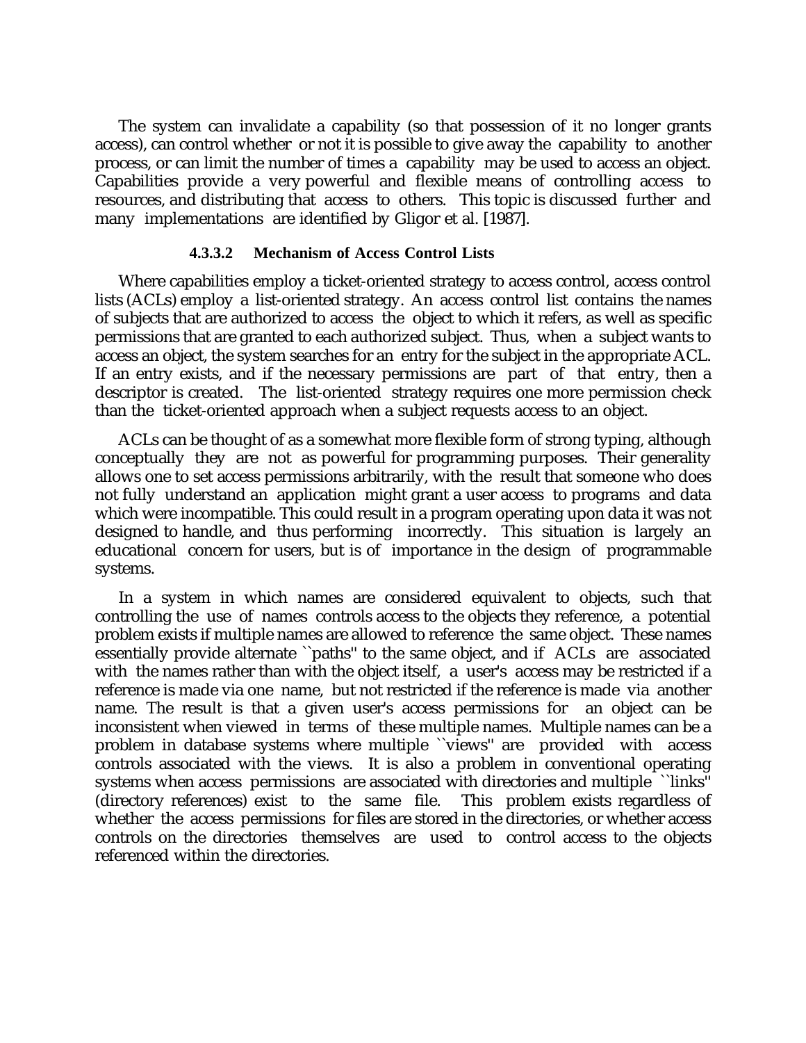The system can invalidate a capability (so that possession of it no longer grants access), can control whether or not it is possible to give away the capability to another process, or can limit the number of times a capability may be used to access an object. Capabilities provide a very powerful and flexible means of controlling access to resources, and distributing that access to others. This topic is discussed further and many implementations are identified by Gligor et al. [1987].

#### 4.3.3.2 Mechanism of Access Control Lists

Where capabilities employ a ticket-oriented strategy to access control, access control lists (ACLs) employ a list-oriented strategy. An access control list contains the names of subjects that are authorized to access the object to which it refers, as well as specific permissions that are granted to each authorized subject. Thus, when a subject wants to access an object, the system searches for an entry for the subject in the appropriate ACL. If an entry exists, and if the necessary permissions are part of that entry, then a descriptor is created. The list-oriented strategy requires one more permission check than the ticket-oriented approach when a subject requests access to an object.

ACLs can be thought of as a somewhat more flexible form of strong typing, although conceptually they are not as powerful for programming purposes. Their generality allows one to set access permissions arbitrarily, with the result that someone who does not fully understand an application might grant a user access to programs and data which were incompatible. This could result in a program operating upon data it was not designed to handle, and thus performing incorrectly. This situation is largely an educational concern for users, but is of importance in the design of programmable systems.

In a system in which names are considered equivalent to objects, such that controlling the use of names controls access to the objects they reference, a potential problem exists if multiple names are allowed to reference the same object. These names essentially provide alternate ``paths'' to the same object, and if ACLs are associated with the names rather than with the object itself, a user's access may be restricted if a reference is made via one name, but not restricted if the reference is made via another name. The result is that a given user's access permissions for an object can be inconsistent when viewed in terms of these multiple names. Multiple names can be a problem in database systems where multiple ``views'' are provided with access controls associated with the views. It is also a problem in conventional operating systems when access permissions are associated with directories and multiple ``links'' (directory references) exist to the same file. This problem exists regardless of whether the access permissions for files are stored in the directories, or whether access controls on the directories themselves are used to control access to the objects referenced within the directories.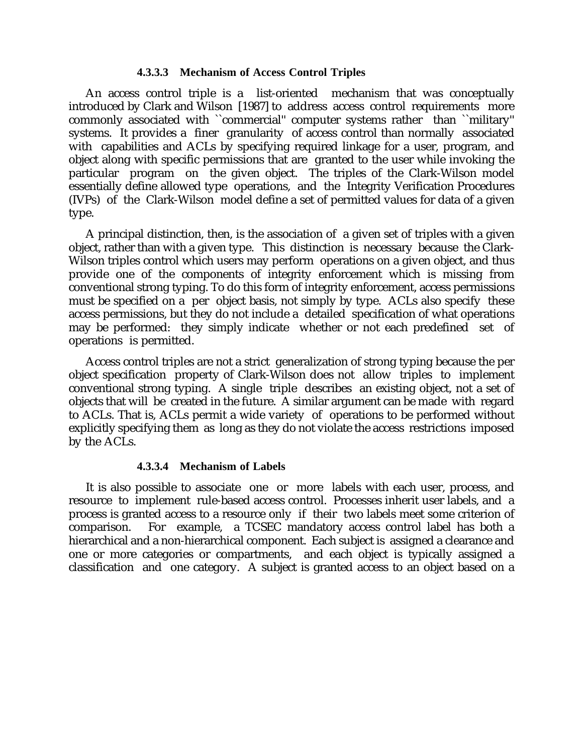#### 4.3.3.3 Mechanism of Access Control Triples

An access control triple is a list-oriented mechanism that was conceptually introduced by Clark and Wilson [1987] to address access control requirements more commonly associated with ``commercial'' computer systems rather than ``military'' systems. It provides a finer granularity of access control than normally associated with capabilities and ACLs by specifying required linkage for a user, program, and object along with specific permissions that are granted to the user while invoking the particular program on the given object. The triples of the Clark-Wilson model essentially define allowed type operations, and the Integrity Verification Procedures (IVPs) of the Clark-Wilson model define a set of permitted values for data of a given type.

A principal distinction, then, is the association of a given set of triples with a given object, rather than with a given type. This distinction is necessary because the Clark-Wilson triples control which users may perform operations on a given object, and thus provide one of the components of integrity enforcement which is missing from conventional strong typing. To do this form of integrity enforcement, access permissions must be specified on a per object basis, not simply by type. ACLs also specify these access permissions, but they do not include a detailed specification of what operations may be performed: they simply indicate whether or not each predefined set of operations is permitted.

Access control triples are not a strict generalization of strong typing because the per object specification property of Clark-Wilson does not allow triples to implement conventional strong typing. A single triple describes an existing object, not a set of objects that will be created in the future. A similar argument can be made with regard to ACLs. That is, ACLs permit a wide variety of operations to be performed without explicitly specifying them as long as they do not violate the access restrictions imposed by the ACLs.

#### 4.3.3.4 Mechanism of Labels

It is also possible to associate one or more labels with each user, process, and resource to implement rule-based access control. Processes inherit user labels, and a process is granted access to a resource only if their two labels meet some criterion of comparison. For example, a TCSEC mandatory access control label has both a hierarchical and a non-hierarchical component. Each subject is assigned a clearance and one or more categories or compartments, and each object is typically assigned a classification and one category. A subject is granted access to an object based on a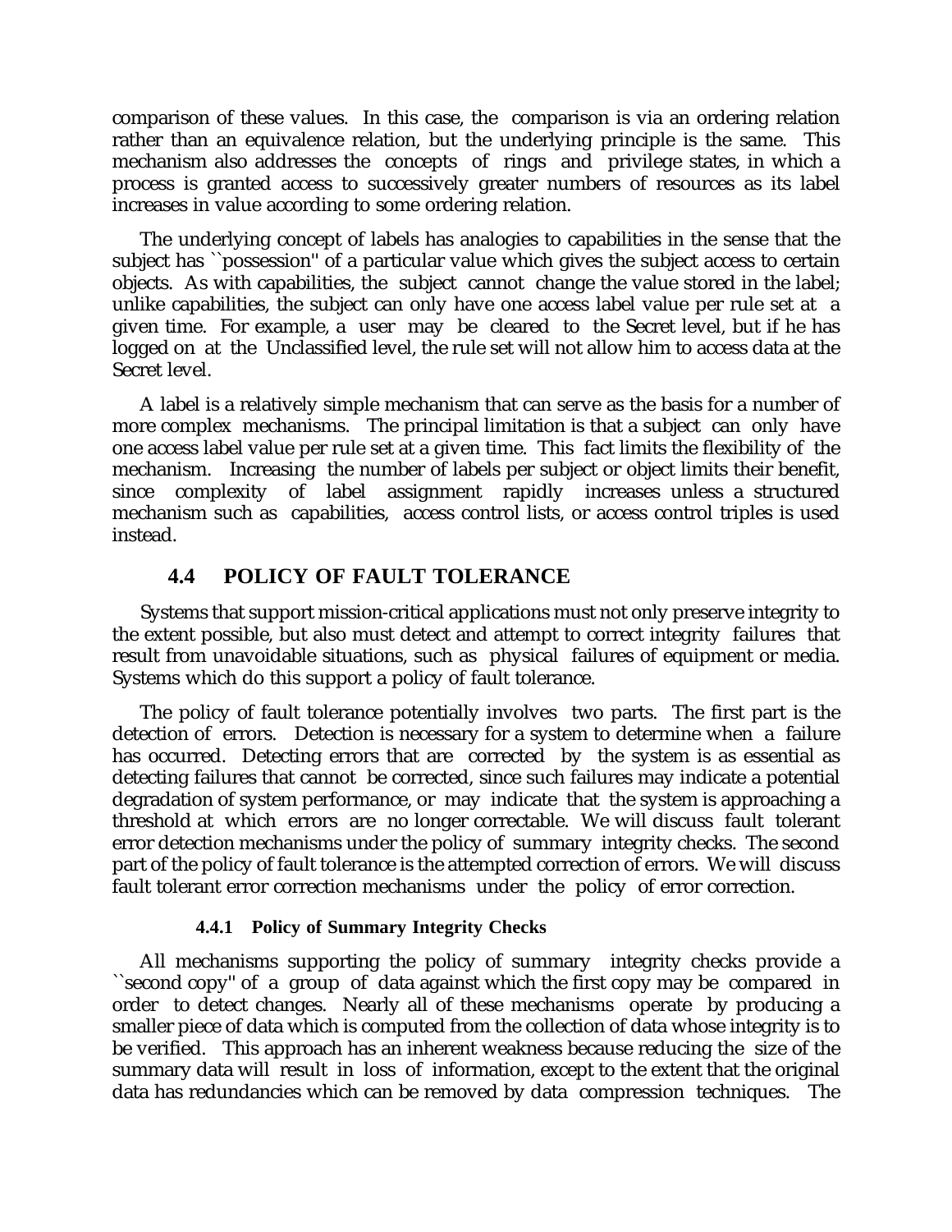comparison of these values. In this case, the comparison is via an ordering relation rather than an equivalence relation, but the underlying principle is the same. This mechanism also addresses the concepts of rings and privilege states, in which a process is granted access to successively greater numbers of resources as its label increases in value according to some ordering relation.

The underlying concept of labels has analogies to capabilities in the sense that the subject has ``possession'' of a particular value which gives the subject access to certain objects. As with capabilities, the subject cannot change the value stored in the label; unlike capabilities, the subject can only have one access label value per rule set at a given time. For example, a user may be cleared to the Secret level, but if he has logged on at the Unclassified level, the rule set will not allow him to access data at the Secret level.

A label is a relatively simple mechanism that can serve as the basis for a number of more complex mechanisms. The principal limitation is that a subject can only have one access label value per rule set at a given time. This fact limits the flexibility of the mechanism. Increasing the number of labels per subject or object limits their benefit, since complexity of label assignment rapidly increases unless a structured mechanism such as capabilities, access control lists, or access control triples is used instead.

## 4.4 POLICY OF FAULT TOLERANCE

Systems that support mission-critical applications must not only preserve integrity to the extent possible, but also must detect and attempt to correct integrity failures that result from unavoidable situations, such as physical failures of equipment or media. Systems which do this support a policy of fault tolerance.

The policy of fault tolerance potentially involves two parts. The first part is the detection of errors. Detection is necessary for a system to determine when a failure has occurred. Detecting errors that are corrected by the system is as essential as detecting failures that cannot be corrected, since such failures may indicate a potential degradation of system performance, or may indicate that the system is approaching a threshold at which errors are no longer correctable. We will discuss fault tolerant error detection mechanisms under the policy of summary integrity checks. The second part of the policy of fault tolerance is the attempted correction of errors. We will discuss fault tolerant error correction mechanisms under the policy of error correction.

### 4.4.1 Policy of Summary Integrity Checks

All mechanisms supporting the policy of summary integrity checks provide a ``second copy'' of a group of data against which the first copy may be compared in order to detect changes. Nearly all of these mechanisms operate by producing a smaller piece of data which is computed from the collection of data whose integrity is to be verified. This approach has an inherent weakness because reducing the size of the summary data will result in loss of information, except to the extent that the original data has redundancies which can be removed by data compression techniques. The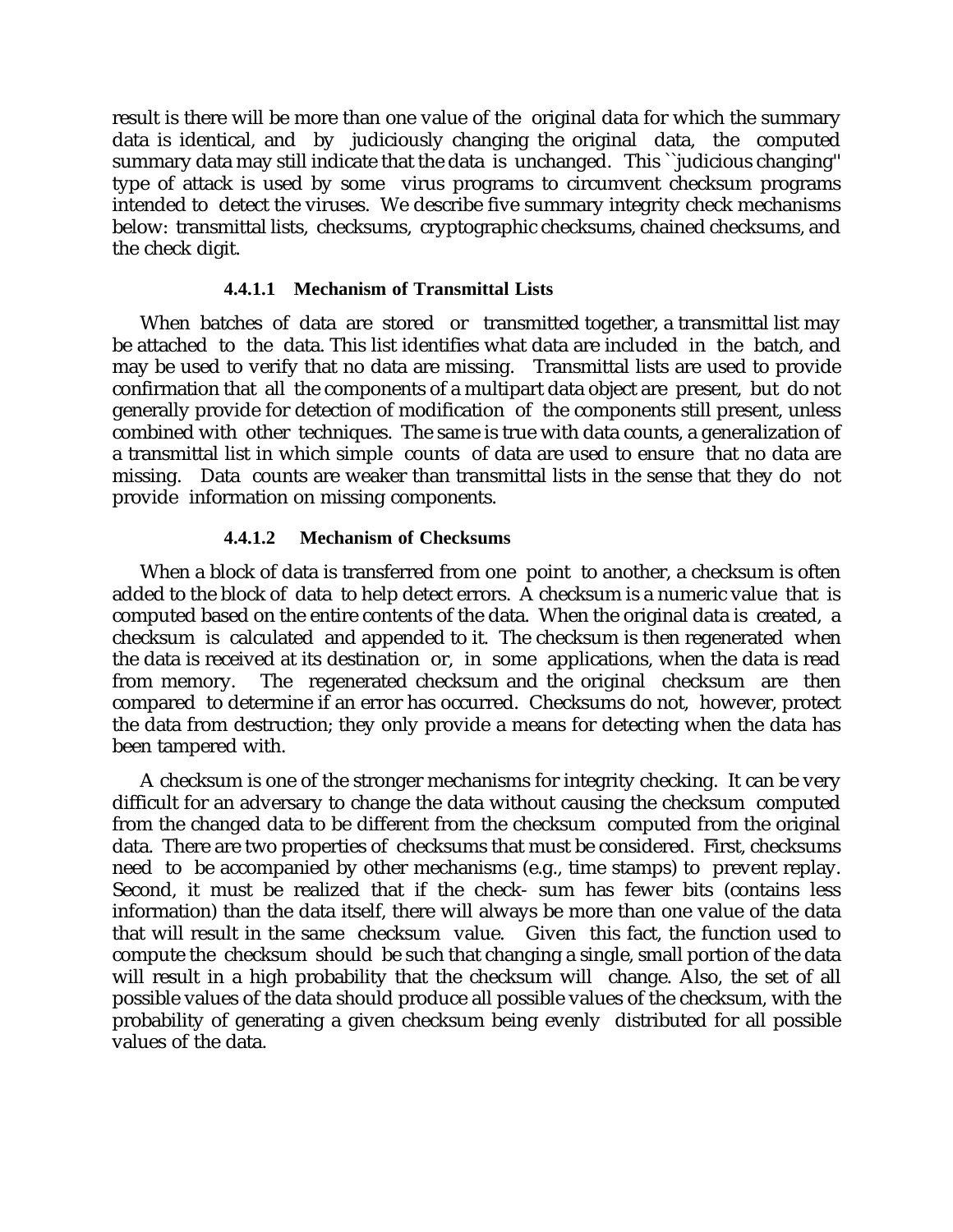result is there will be more than one value of the original data for which the summary data is identical, and by judiciously changing the original data, the computed summary data may still indicate that the data is unchanged. This ``judicious changing'' type of attack is used by some virus programs to circumvent checksum programs intended to detect the viruses. We describe five summary integrity check mechanisms below: transmittal lists, checksums, cryptographic checksums, chained checksums, and the check digit.

#### 4.4.1.1 Mechanism of Transmittal Lists

When batches of data are stored or transmitted together, a transmittal list may be attached to the data. This list identifies what data are included in the batch, and may be used to verify that no data are missing. Transmittal lists are used to provide confirmation that all the components of a multipart data object are present, but do not generally provide for detection of modification of the components still present, unless combined with other techniques. The same is true with data counts, a generalization of a transmittal list in which simple counts of data are used to ensure that no data are missing. Data counts are weaker than transmittal lists in the sense that they do not provide information on missing components.

#### 4.4.1.2 Mechanism of Checksums

When a block of data is transferred from one point to another, a checksum is often added to the block of data to help detect errors. A checksum is a numeric value that is computed based on the entire contents of the data. When the original data is created, a checksum is calculated and appended to it. The checksum is then regenerated when the data is received at its destination or, in some applications, when the data is read from memory. The regenerated checksum and the original checksum are then compared to determine if an error has occurred. Checksums do not, however, protect the data from destruction; they only provide a means for detecting when the data has been tampered with.

A checksum is one of the stronger mechanisms for integrity checking. It can be very difficult for an adversary to change the data without causing the checksum computed from the changed data to be different from the checksum computed from the original data. There are two properties of checksums that must be considered. First, checksums need to be accompanied by other mechanisms (e.g., time stamps) to prevent replay. Second, it must be realized that if the check- sum has fewer bits (contains less information) than the data itself, there will always be more than one value of the data that will result in the same checksum value. Given this fact, the function used to compute the checksum should be such that changing a single, small portion of the data will result in a high probability that the checksum will change. Also, the set of all possible values of the data should produce all possible values of the checksum, with the probability of generating a given checksum being evenly distributed for all possible values of the data.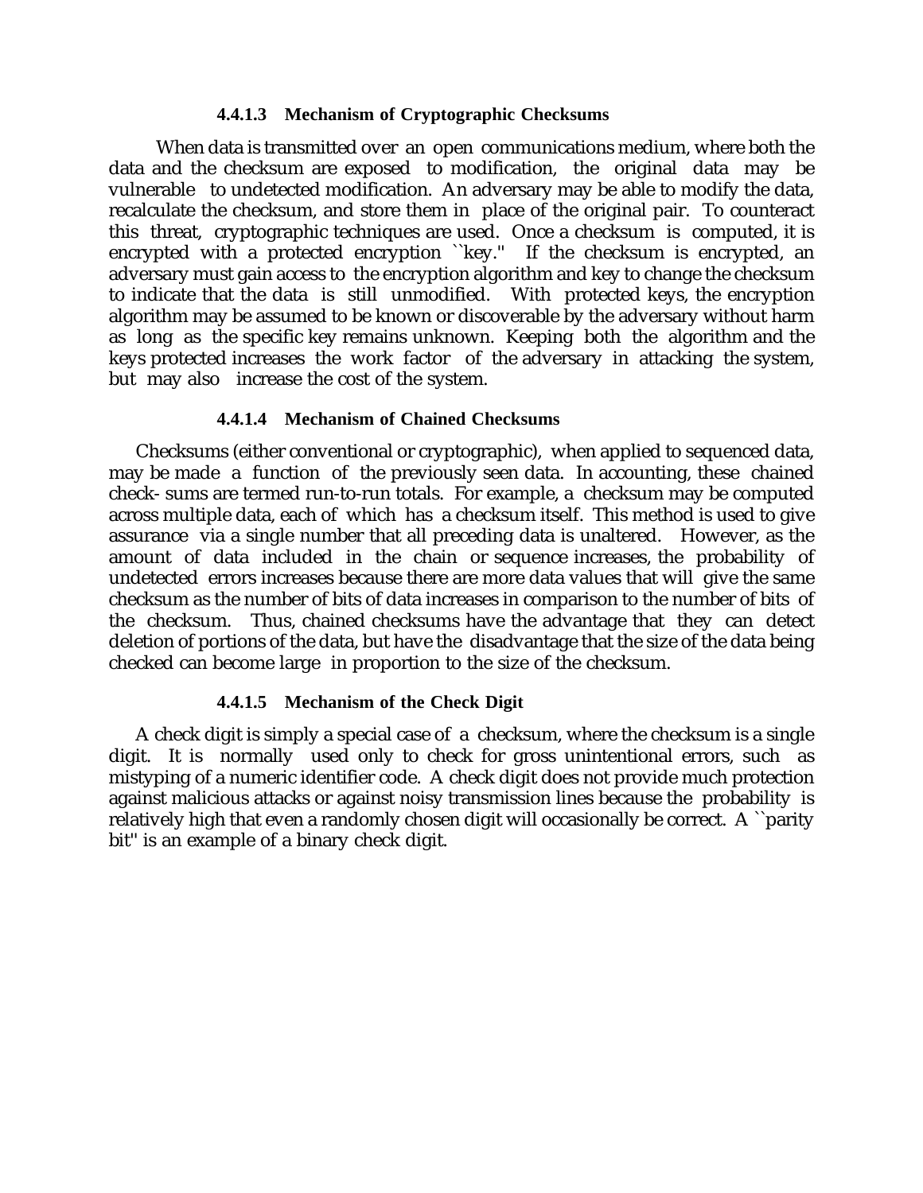#### 4.4.1.3 Mechanism of Cryptographic Checksums

When data is transmitted over an open communications medium, where both the data and the checksum are exposed to modification, the original data may be vulnerable to undetected modification. An adversary may be able to modify the data, recalculate the checksum, and store them in place of the original pair. To counteract this threat, cryptographic techniques are used. Once a checksum is computed, it is encrypted with a protected encryption ``key.'' If the checksum is encrypted, an adversary must gain access to the encryption algorithm and key to change the checksum to indicate that the data is still unmodified. With protected keys, the encryption algorithm may be assumed to be known or discoverable by the adversary without harm as long as the specific key remains unknown. Keeping both the algorithm and the keys protected increases the work factor of the adversary in attacking the system, but may also increase the cost of the system.

#### 4.4.1.4 Mechanism of Chained Checksums

Checksums (either conventional or cryptographic), when applied to sequenced data, may be made a function of the previously seen data. In accounting, these chained check- sums are termed run-to-run totals. For example, a checksum may be computed across multiple data, each of which has a checksum itself. This method is used to give assurance via a single number that all preceding data is unaltered. However, as the amount of data included in the chain or sequence increases, the probability of undetected errors increases because there are more data values that will give the same checksum as the number of bits of data increases in comparison to the number of bits of the checksum. Thus, chained checksums have the advantage that they can detect deletion of portions of the data, but have the disadvantage that the size of the data being checked can become large in proportion to the size of the checksum.

#### 4.4.1.5 Mechanism of the Check Digit

A check digit is simply a special case of a checksum, where the checksum is a single digit. It is normally used only to check for gross unintentional errors, such as mistyping of a numeric identifier code. A check digit does not provide much protection against malicious attacks or against noisy transmission lines because the probability is relatively high that even a randomly chosen digit will occasionally be correct. A ``parity bit'' is an example of a binary check digit.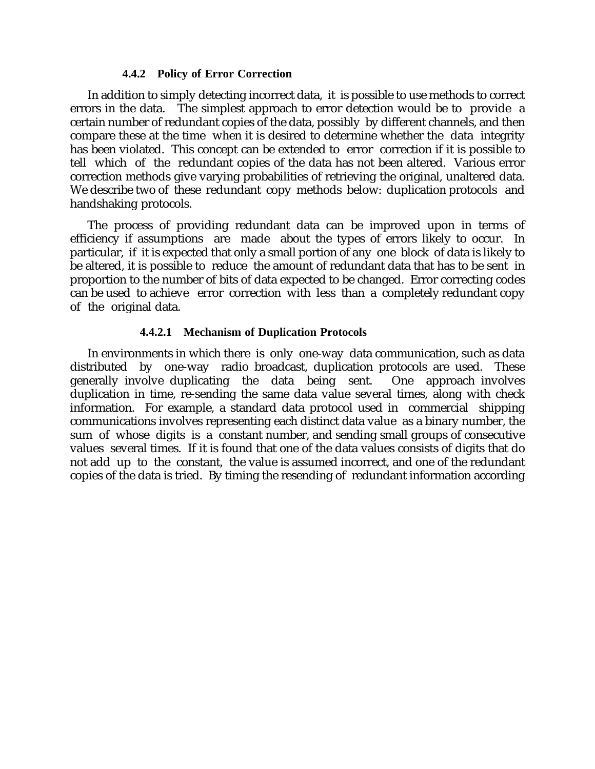#### 4.4.2 Policy of Error Correction

In addition to simply detecting incorrect data, it is possible to use methods to correct errors in the data. The simplest approach to error detection would be to provide a certain number of redundant copies of the data, possibly by different channels, and then compare these at the time when it is desired to determine whether the data integrity has been violated. This concept can be extended to error correction if it is possible to tell which of the redundant copies of the data has not been altered. Various error correction methods give varying probabilities of retrieving the original, unaltered data. We describe two of these redundant copy methods below: duplication protocols and handshaking protocols.

The process of providing redundant data can be improved upon in terms of efficiency if assumptions are made about the types of errors likely to occur. In particular, if it is expected that only a small portion of any one block of data is likely to be altered, it is possible to reduce the amount of redundant data that has to be sent in proportion to the number of bits of data expected to be changed. Error correcting codes can be used to achieve error correction with less than a completely redundant copy of the original data.

##### 4.4.2.1 Mechanism of Duplication Protocols

In environments in which there is only one-way data communication, such as data distributed by one-way radio broadcast, duplication protocols are used. These generally involve duplicating the data being sent. One approach involves duplication in time, re-sending the same data value several times, along with check information. For example, a standard data protocol used in commercial shipping communications involves representing each distinct data value as a binary number, the sum of whose digits is a constant number, and sending small groups of consecutive values several times. If it is found that one of the data values consists of digits that do not add up to the constant, the value is assumed incorrect, and one of the redundant copies of the data is tried. By timing the resending of redundant information according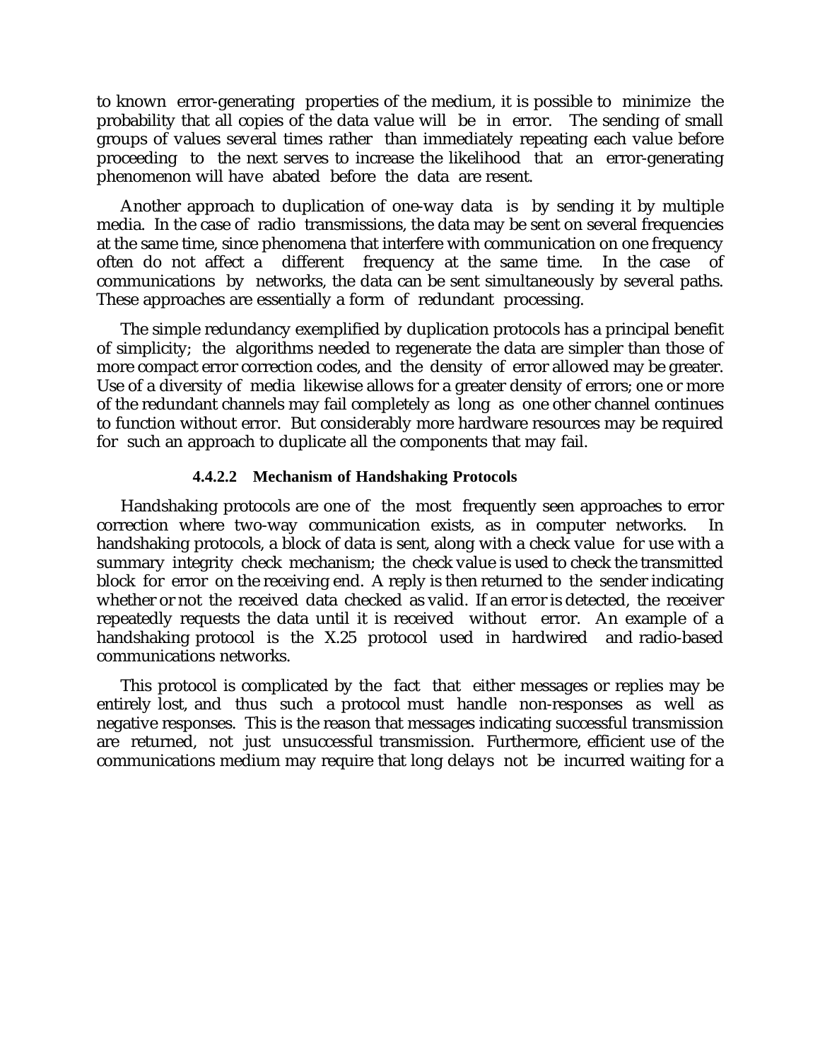to known error-generating properties of the medium, it is possible to minimize the probability that all copies of the data value will be in error. The sending of small groups of values several times rather than immediately repeating each value before proceeding to the next serves to increase the likelihood that an error-generating phenomenon will have abated before the data are resent.

Another approach to duplication of one-way data is by sending it by multiple media. In the case of radio transmissions, the data may be sent on several frequencies at the same time, since phenomena that interfere with communication on one frequency often do not affect a different frequency at the same time. In the case of communications by networks, the data can be sent simultaneously by several paths. These approaches are essentially a form of redundant processing.

The simple redundancy exemplified by duplication protocols has a principal benefit of simplicity; the algorithms needed to regenerate the data are simpler than those of more compact error correction codes, and the density of error allowed may be greater. Use of a diversity of media likewise allows for a greater density of errors; one or more of the redundant channels may fail completely as long as one other channel continues to function without error. But considerably more hardware resources may be required for such an approach to duplicate all the components that may fail.

#### 4.4.2.2 Mechanism of Handshaking Protocols

Handshaking protocols are one of the most frequently seen approaches to error correction where two-way communication exists, as in computer networks. In handshaking protocols, a block of data is sent, along with a check value for use with a summary integrity check mechanism; the check value is used to check the transmitted block for error on the receiving end. A reply is then returned to the sender indicating whether or not the received data checked as valid. If an error is detected, the receiver repeatedly requests the data until it is received without error. An example of a handshaking protocol is the X.25 protocol used in hardwired and radio-based communications networks.

This protocol is complicated by the fact that either messages or replies may be entirely lost, and thus such a protocol must handle non-responses as well as negative responses. This is the reason that messages indicating successful transmission are returned, not just unsuccessful transmission. Furthermore, efficient use of the communications medium may require that long delays not be incurred waiting for a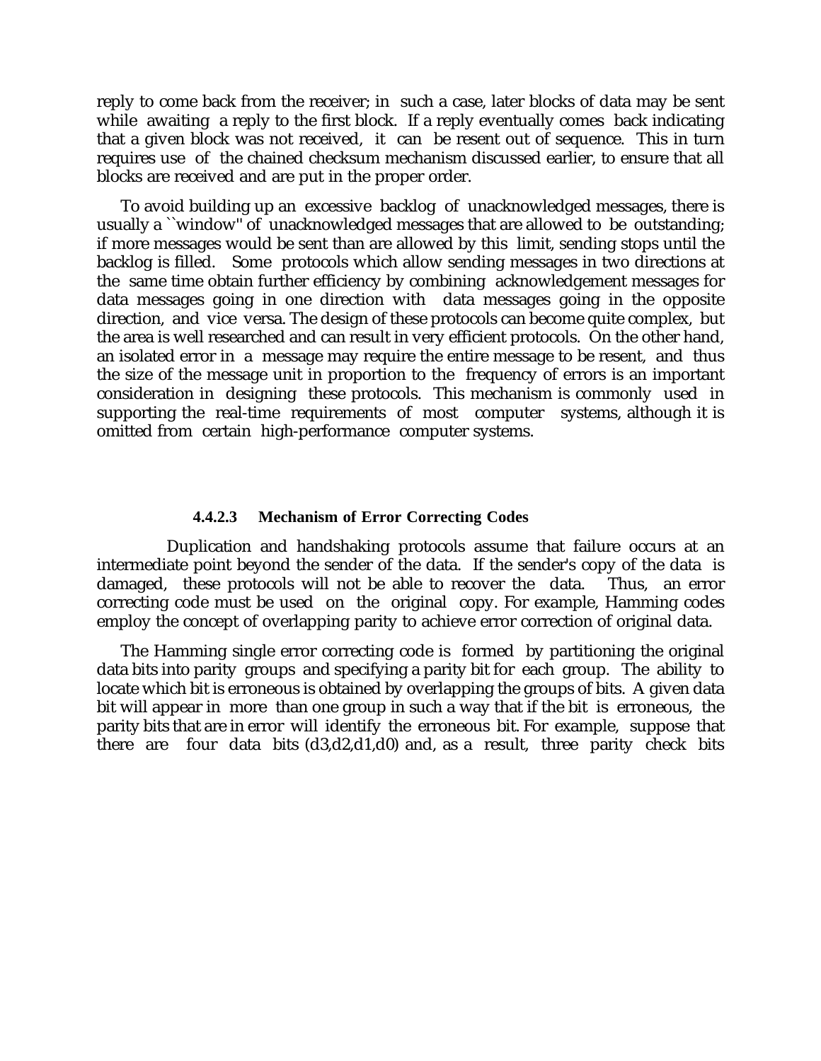reply to come back from the receiver; in such a case, later blocks of data may be sent while awaiting a reply to the first block. If a reply eventually comes back indicating that a given block was not received, it can be resent out of sequence. This in turn requires use of the chained checksum mechanism discussed earlier, to ensure that all blocks are received and are put in the proper order.

To avoid building up an excessive backlog of unacknowledged messages, there is usually a ``window'' of unacknowledged messages that are allowed to be outstanding; if more messages would be sent than are allowed by this limit, sending stops until the backlog is filled. Some protocols which allow sending messages in two directions at the same time obtain further efficiency by combining acknowledgement messages for data messages going in one direction with data messages going in the opposite direction, and vice versa. The design of these protocols can become quite complex, but the area is well researched and can result in very efficient protocols. On the other hand, an isolated error in a message may require the entire message to be resent, and thus the size of the message unit in proportion to the frequency of errors is an important consideration in designing these protocols. This mechanism is commonly used in supporting the real-time requirements of most computer systems, although it is omitted from certain high-performance computer systems.

#### 4.4.2.3 Mechanism of Error Correcting Codes

Duplication and handshaking protocols assume that failure occurs at an intermediate point beyond the sender of the data. If the sender's copy of the data is damaged, these protocols will not be able to recover the data. Thus, an error correcting code must be used on the original copy. For example, Hamming codes employ the concept of overlapping parity to achieve error correction of original data.

The Hamming single error correcting code is formed by partitioning the original data bits into parity groups and specifying a parity bit for each group. The ability to locate which bit is erroneous is obtained by overlapping the groups of bits. A given data bit will appear in more than one group in such a way that if the bit is erroneous, the parity bits that are in error will identify the erroneous bit. For example, suppose that there are four data bits (d3,d2,d1,d0) and, as a result, three parity check bits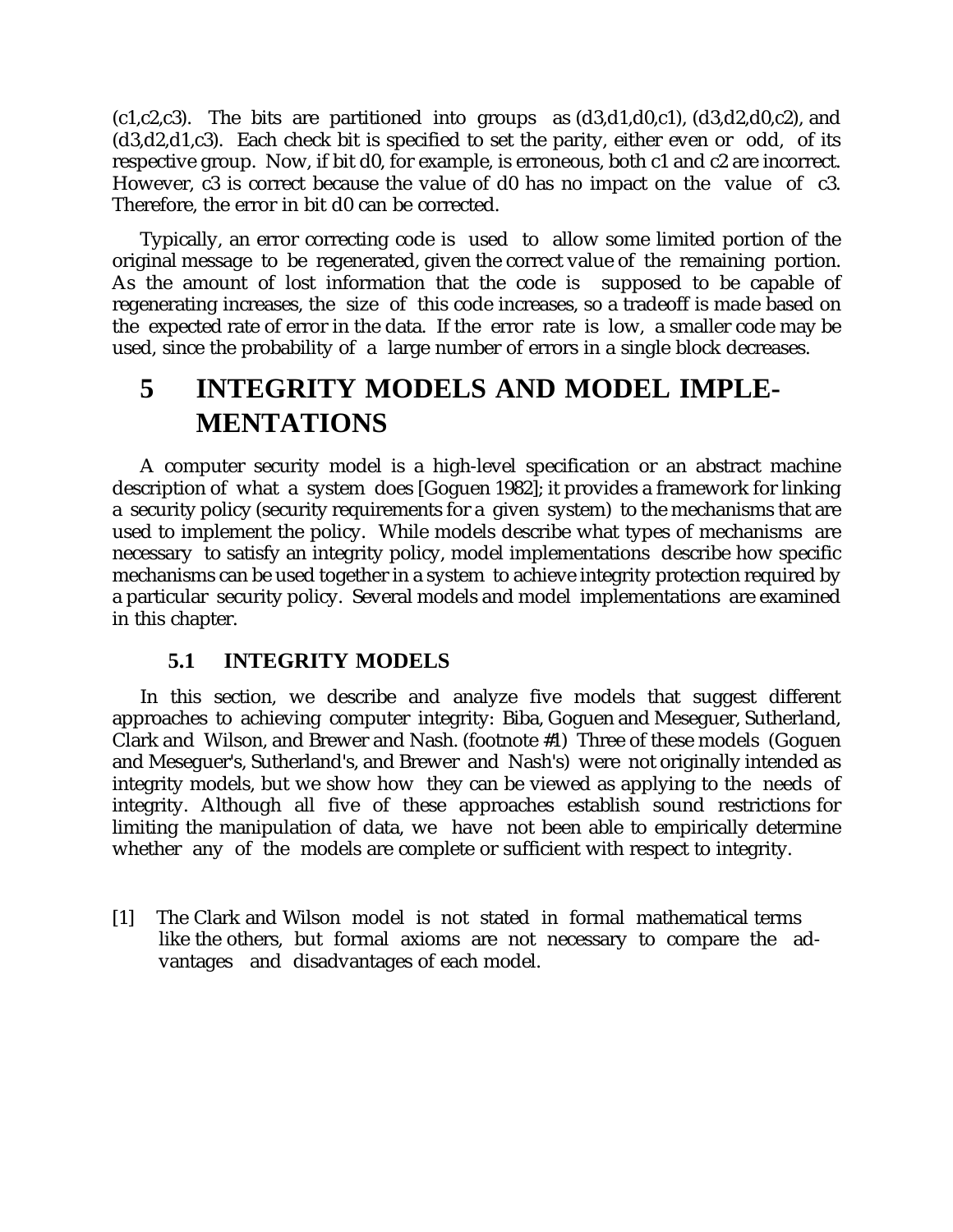(c1,c2,c3). The bits are partitioned into groups as (d3,d1,d0,c1), (d3,d2,d0,c2), and (d3,d2,d1,c3). Each check bit is specified to set the parity, either even or odd, of its respective group. Now, if bit d0, for example, is erroneous, both c1 and c2 are incorrect. However, c3 is correct because the value of d0 has no impact on the value of c3. Therefore, the error in bit d0 can be corrected.

Typically, an error correcting code is used to allow some limited portion of the original message to be regenerated, given the correct value of the remaining portion. As the amount of lost information that the code is supposed to be capable of regenerating increases, the size of this code increases, so a tradeoff is made based on the expected rate of error in the data. If the error rate is low, a smaller code may be used, since the probability of a large number of errors in a single block decreases.

# 5 INTEGRITY MODELS AND MODEL IMPLEMENTATIONS

A computer security model is a high-level specification or an abstract machine description of what a system does [Goguen 1982]; it provides a framework for linking a security policy (security requirements for a given system) to the mechanisms that are used to implement the policy. While models describe what types of mechanisms are necessary to satisfy an integrity policy, model implementations describe how specific mechanisms can be used together in a system to achieve integrity protection required by a particular security policy. Several models and model implementations are examined in this chapter.

## 5.1 INTEGRITY MODELS

In this section, we describe and analyze five models that suggest different approaches to achieving computer integrity: Biba, Goguen and Meseguer, Sutherland, Clark and Wilson, and Brewer and Nash. (footnote #1) Three of these models (Goguen and Meseguer's, Sutherland's, and Brewer and Nash's) were not originally intended as integrity models, but we show how they can be viewed as applying to the needs of integrity. Although all five of these approaches establish sound restrictions for limiting the manipulation of data, we have not been able to empirically determine whether any of the models are complete or sufficient with respect to integrity.

[1] The Clark and Wilson model is not stated in formal mathematical terms like the others, but formal axioms are not necessary to compare the advantages and disadvantages of each model.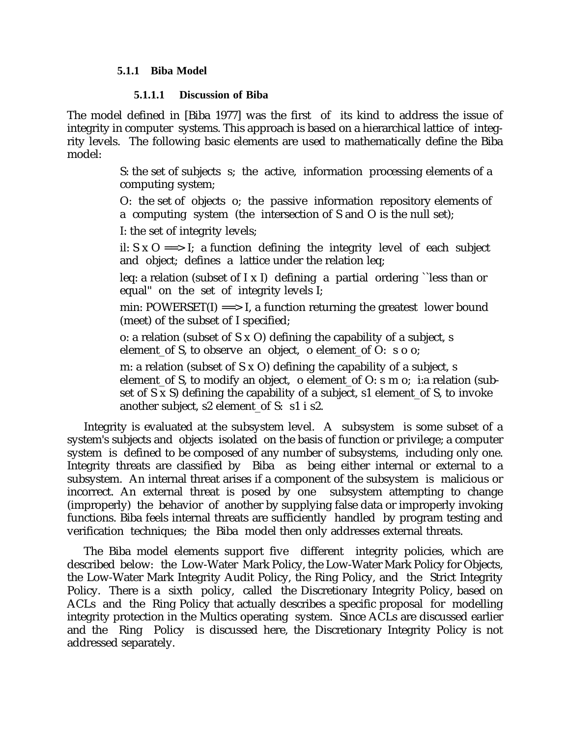### 5.1.1 Biba Model

#### 5.1.1.1 Discussion of Biba

The model defined in [Biba 1977] was the first of its kind to address the issue of integrity in computer systems. This approach is based on a hierarchical lattice of integrity levels. The following basic elements are used to mathematically define the Biba model:

> S: the set of subjects s; the active, information processing elements of a computing system;
>
> O: the set of objects o; the passive information repository elements of a computing system (the intersection of S and O is the null set);
>
> I: the set of integrity levels;
>
> il: S x O ==> I; a function defining the integrity level of each subject and object; defines a lattice under the relation leq;
>
> leq: a relation (subset of I x I) defining a partial ordering ``less than or equal'' on the set of integrity levels I;
>
> min: POWERSET(I) ==> I, a function returning the greatest lower bound (meet) of the subset of I specified;
>
> o: a relation (subset of S x O) defining the capability of a subject, s element_of S, to observe an object, o element_of O: s o o;
>
> m: a relation (subset of S x O) defining the capability of a subject, s element_of S, to modify an object, o element_of O: s m o; i:a relation (subset of S x S) defining the capability of a subject, s1 element_of S, to invoke another subject, s2 element_of S: s1 i s2.

Integrity is evaluated at the subsystem level. A subsystem is some subset of a system's subjects and objects isolated on the basis of function or privilege; a computer system is defined to be composed of any number of subsystems, including only one. Integrity threats are classified by Biba as being either internal or external to a subsystem. An internal threat arises if a component of the subsystem is malicious or incorrect. An external threat is posed by one subsystem attempting to change (improperly) the behavior of another by supplying false data or improperly invoking functions. Biba feels internal threats are sufficiently handled by program testing and verification techniques; the Biba model then only addresses external threats.

The Biba model elements support five different integrity policies, which are described below: the Low-Water Mark Policy, the Low-Water Mark Policy for Objects, the Low-Water Mark Integrity Audit Policy, the Ring Policy, and the Strict Integrity Policy. There is a sixth policy, called the Discretionary Integrity Policy, based on ACLs and the Ring Policy that actually describes a specific proposal for modelling integrity protection in the Multics operating system. Since ACLs are discussed earlier and the Ring Policy is discussed here, the Discretionary Integrity Policy is not addressed separately.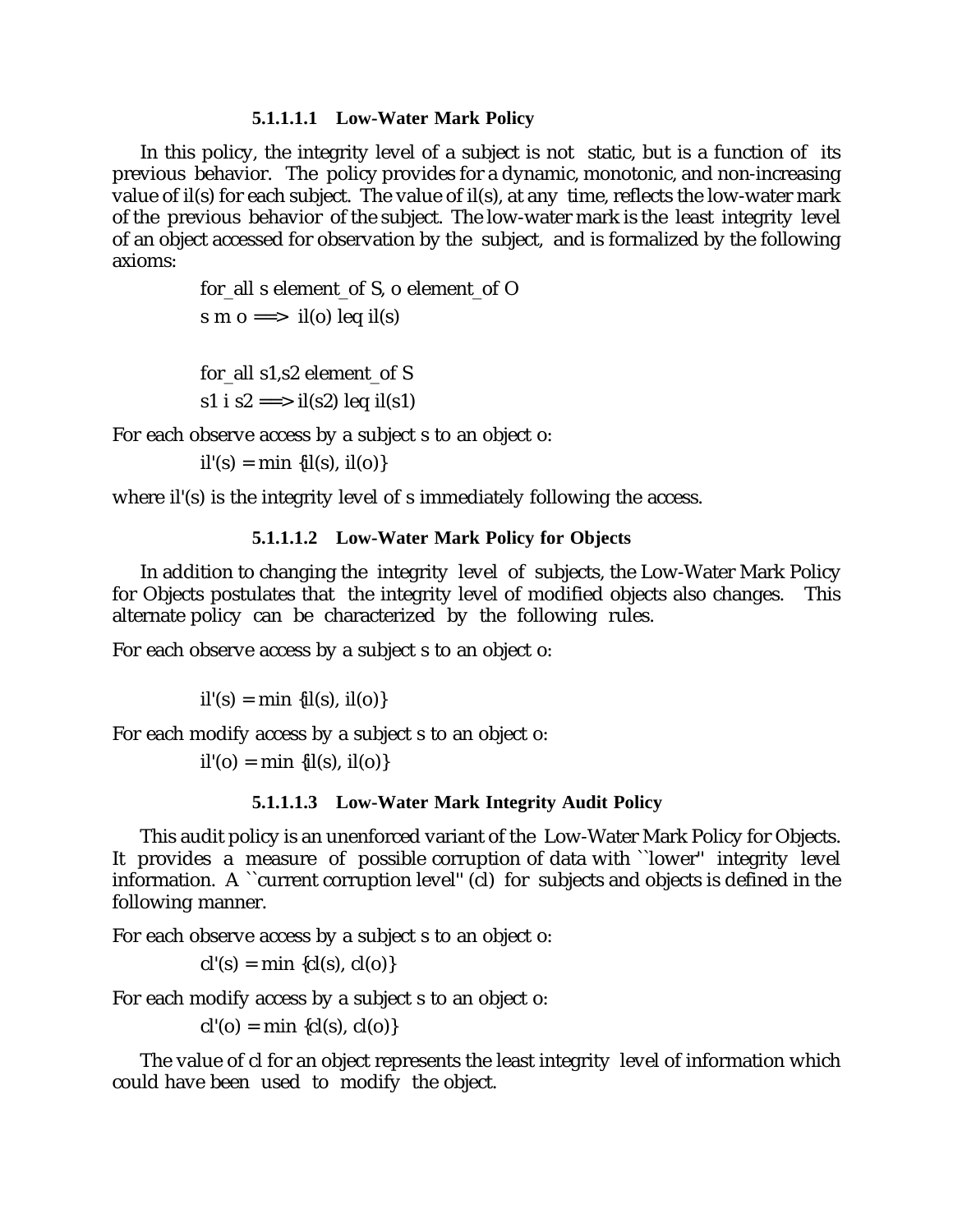##### 5.1.1.1.1 Low-Water Mark Policy

In this policy, the integrity level of a subject is not static, but is a function of its previous behavior. The policy provides for a dynamic, monotonic, and non-increasing value of il(s) for each subject. The value of il(s), at any time, reflects the low-water mark of the previous behavior of the subject. The low-water mark is the least integrity level of an object accessed for observation by the subject, and is formalized by the following axioms:

for_all s element_of S, o element_of O
s m o ==> il(o) leq il(s)

for_all s1,s2 element_of S
s1 i s2 ==> il(s2) leq il(s1)

For each observe access by a subject s to an object o:

il'(s) = min {il(s), il(o)}

where il'(s) is the integrity level of s immediately following the access.

##### 5.1.1.1.2 Low-Water Mark Policy for Objects

In addition to changing the integrity level of subjects, the Low-Water Mark Policy for Objects postulates that the integrity level of modified objects also changes. This alternate policy can be characterized by the following rules.

For each observe access by a subject s to an object o:

il'(s) = min {il(s), il(o)}

For each modify access by a subject s to an object o:

il'(o) = min {il(s), il(o)}

##### 5.1.1.1.3 Low-Water Mark Integrity Audit Policy

This audit policy is an unenforced variant of the Low-Water Mark Policy for Objects. It provides a measure of possible corruption of data with ``lower'' integrity level information. A ``current corruption level'' (cl) for subjects and objects is defined in the following manner.

For each observe access by a subject s to an object o:

cl'(s) = min {cl(s), cl(o)}

For each modify access by a subject s to an object o:

cl'(o) = min {cl(s), cl(o)}

The value of cl for an object represents the least integrity level of information which could have been used to modify the object.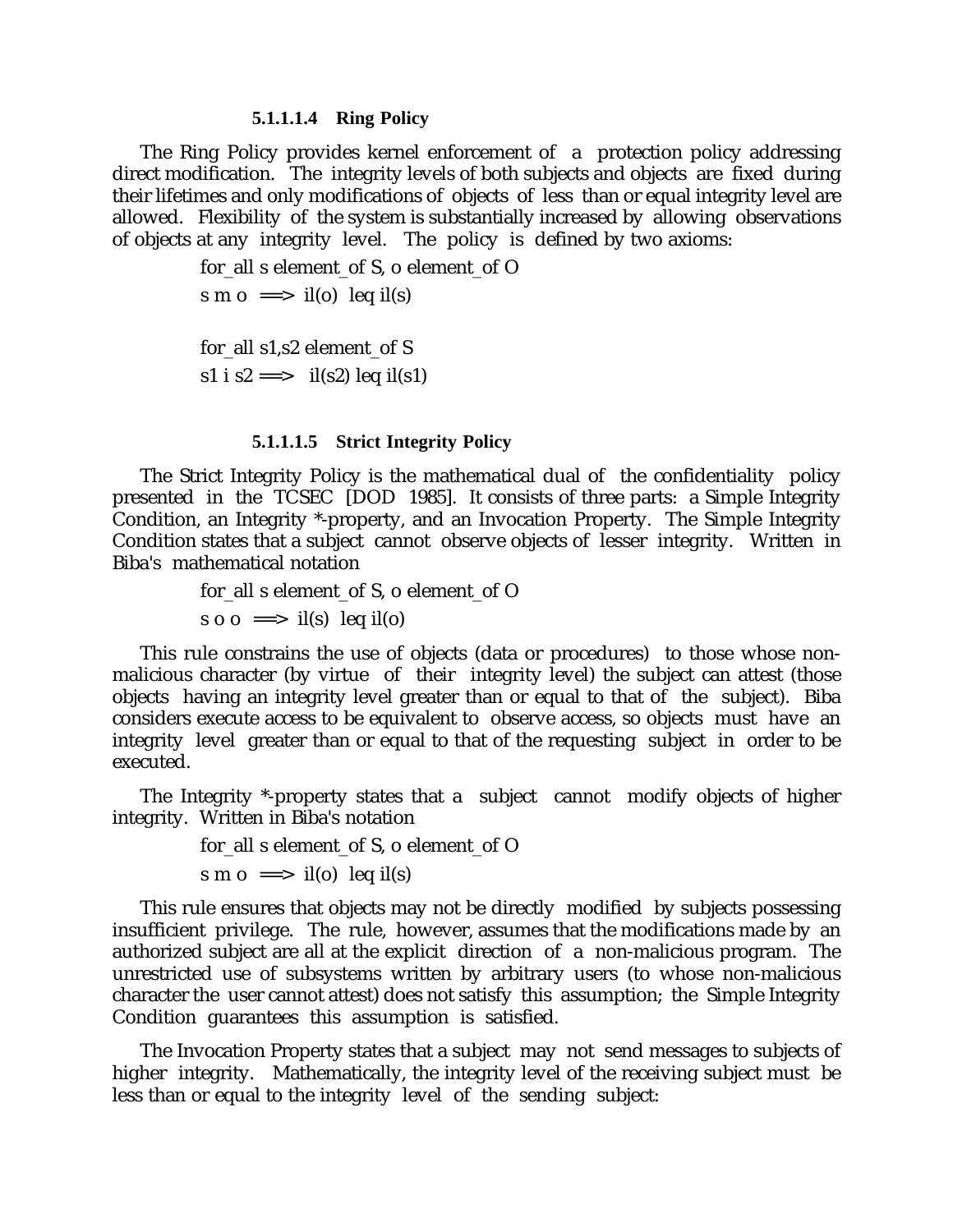#### 5.1.1.1.4 Ring Policy

The Ring Policy provides kernel enforcement of a protection policy addressing direct modification. The integrity levels of both subjects and objects are fixed during their lifetimes and only modifications of objects of less than or equal integrity level are allowed. Flexibility of the system is substantially increased by allowing observations of objects at any integrity level. The policy is defined by two axioms:

for_all s element_of S, o element_of O

s m o ==> il(o) leq il(s)

for_all s1,s2 element_of S

s1 i s2 ==> il(s2) leq il(s1)

#### 5.1.1.1.5 Strict Integrity Policy

The Strict Integrity Policy is the mathematical dual of the confidentiality policy presented in the TCSEC [DOD 1985]. It consists of three parts: a Simple Integrity Condition, an Integrity *-property, and an Invocation Property. The Simple Integrity Condition states that a subject cannot observe objects of lesser integrity. Written in Biba's mathematical notation

for_all s element_of S, o element_of O

s o o ==> il(s) leq il(o)

This rule constrains the use of objects (data or procedures) to those whose non-malicious character (by virtue of their integrity level) the subject can attest (those objects having an integrity level greater than or equal to that of the subject). Biba considers execute access to be equivalent to observe access, so objects must have an integrity level greater than or equal to that of the requesting subject in order to be executed.

The Integrity *-property states that a subject cannot modify objects of higher integrity. Written in Biba's notation

for_all s element_of S, o element_of O

s m o ==> il(o) leq il(s)

This rule ensures that objects may not be directly modified by subjects possessing insufficient privilege. The rule, however, assumes that the modifications made by an authorized subject are all at the explicit direction of a non-malicious program. The unrestricted use of subsystems written by arbitrary users (to whose non-malicious character the user cannot attest) does not satisfy this assumption; the Simple Integrity Condition guarantees this assumption is satisfied.

The Invocation Property states that a subject may not send messages to subjects of higher integrity. Mathematically, the integrity level of the receiving subject must be less than or equal to the integrity level of the sending subject: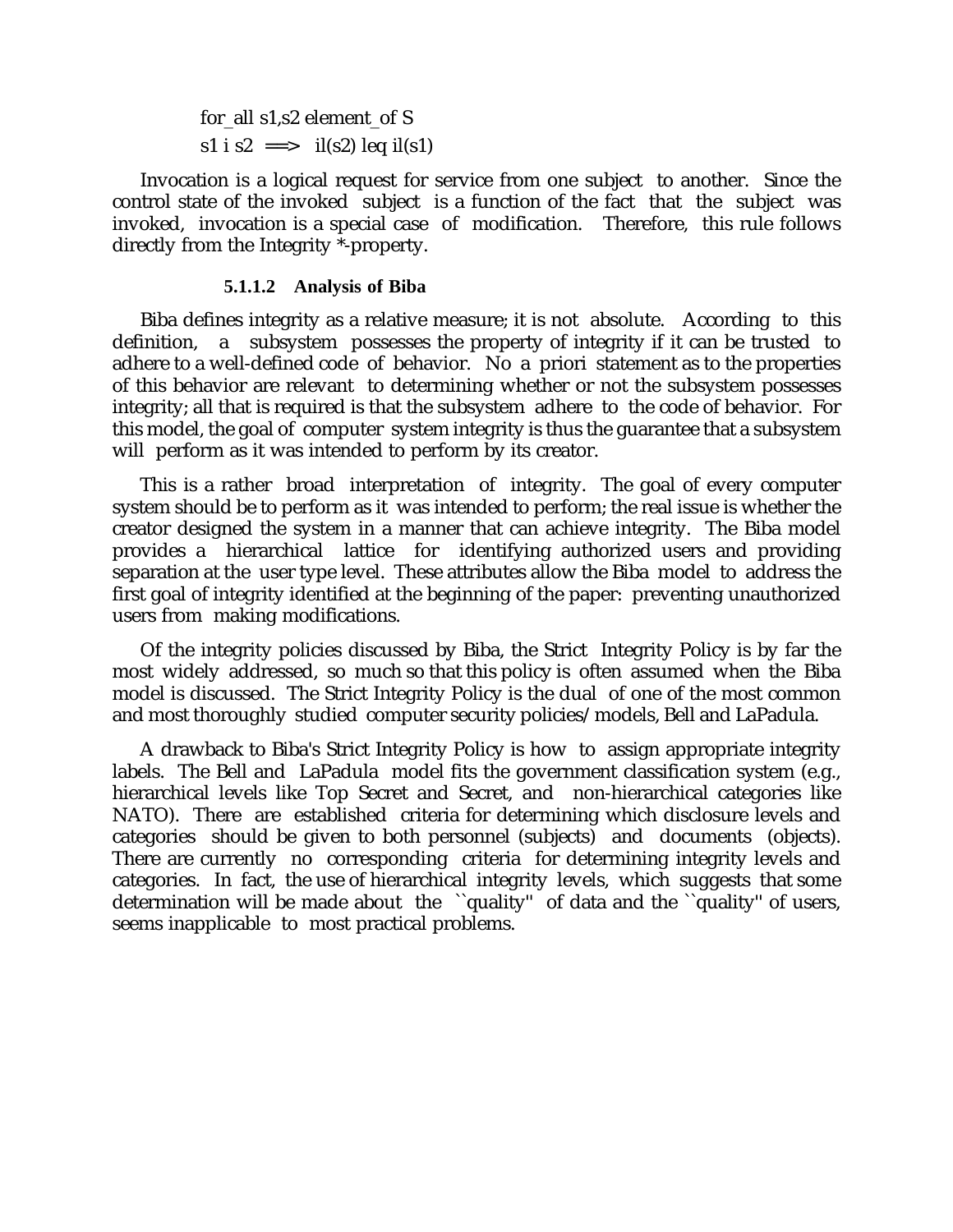for_all s1,s2 element_of S

s1 i s2 ==> il(s2) leq il(s1)

Invocation is a logical request for service from one subject to another. Since the control state of the invoked subject is a function of the fact that the subject was invoked, invocation is a special case of modification. Therefore, this rule follows directly from the Integrity *-property.

##### 5.1.1.2 Analysis of Biba

Biba defines integrity as a relative measure; it is not absolute. According to this definition, a subsystem possesses the property of integrity if it can be trusted to adhere to a well-defined code of behavior. No a priori statement as to the properties of this behavior are relevant to determining whether or not the subsystem possesses integrity; all that is required is that the subsystem adhere to the code of behavior. For this model, the goal of computer system integrity is thus the guarantee that a subsystem will perform as it was intended to perform by its creator.

This is a rather broad interpretation of integrity. The goal of every computer system should be to perform as it was intended to perform; the real issue is whether the creator designed the system in a manner that can achieve integrity. The Biba model provides a hierarchical lattice for identifying authorized users and providing separation at the user type level. These attributes allow the Biba model to address the first goal of integrity identified at the beginning of the paper: preventing unauthorized users from making modifications.

Of the integrity policies discussed by Biba, the Strict Integrity Policy is by far the most widely addressed, so much so that this policy is often assumed when the Biba model is discussed. The Strict Integrity Policy is the dual of one of the most common and most thoroughly studied computer security policies/models, Bell and LaPadula.

A drawback to Biba's Strict Integrity Policy is how to assign appropriate integrity labels. The Bell and LaPadula model fits the government classification system (e.g., hierarchical levels like Top Secret and Secret, and non-hierarchical categories like NATO). There are established criteria for determining which disclosure levels and categories should be given to both personnel (subjects) and documents (objects). There are currently no corresponding criteria for determining integrity levels and categories. In fact, the use of hierarchical integrity levels, which suggests that some determination will be made about the ``quality'' of data and the ``quality'' of users, seems inapplicable to most practical problems.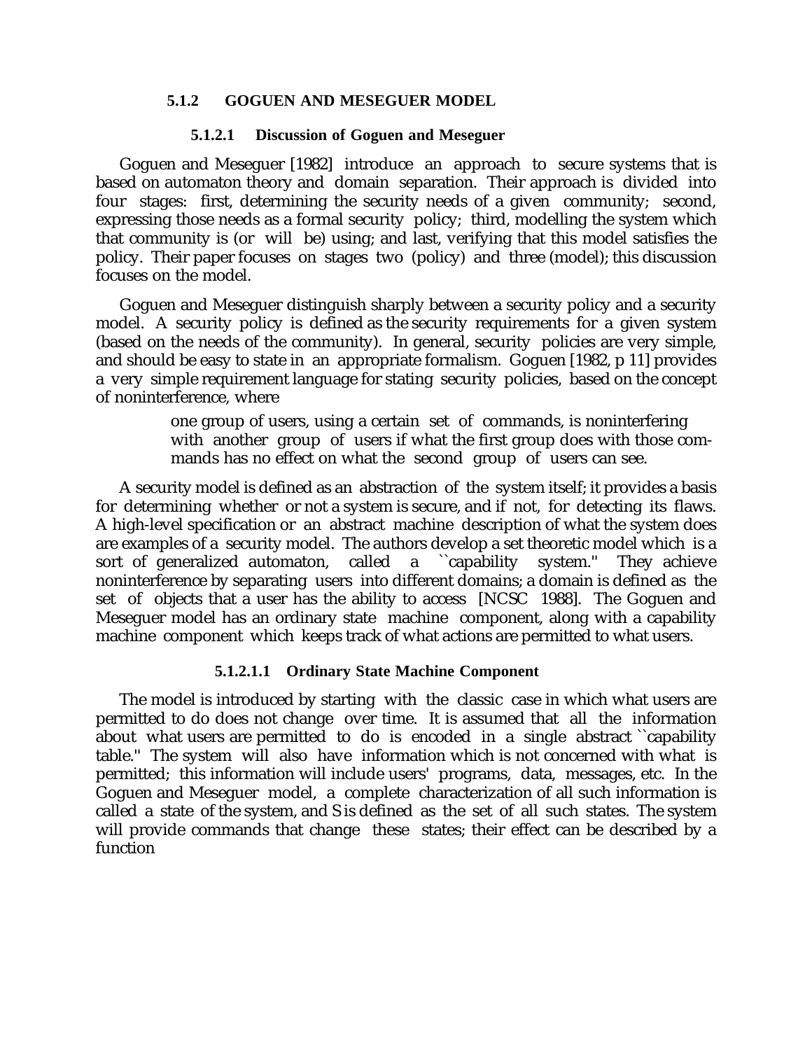### 5.1.2 GOGUEN AND MESEGUER MODEL

#### 5.1.2.1 Discussion of Goguen and Meseguer

Goguen and Meseguer [1982] introduce an approach to secure systems that is based on automaton theory and domain separation. Their approach is divided into four stages: first, determining the security needs of a given community; second, expressing those needs as a formal security policy; third, modelling the system which that community is (or will be) using; and last, verifying that this model satisfies the policy. Their paper focuses on stages two (policy) and three (model); this discussion focuses on the model.

Goguen and Meseguer distinguish sharply between a security policy and a security model. A security policy is defined as the security requirements for a given system (based on the needs of the community). In general, security policies are very simple, and should be easy to state in an appropriate formalism. Goguen [1982, p 11] provides a very simple requirement language for stating security policies, based on the concept of noninterference, where

> one group of users, using a certain set of commands, is noninterfering with another group of users if what the first group does with those commands has no effect on what the second group of users can see.

A security model is defined as an abstraction of the system itself; it provides a basis for determining whether or not a system is secure, and if not, for detecting its flaws. A high-level specification or an abstract machine description of what the system does are examples of a security model. The authors develop a set theoretic model which is a sort of generalized automaton, called a ``capability system.'' They achieve noninterference by separating users into different domains; a domain is defined as the set of objects that a user has the ability to access [NCSC 1988]. The Goguen and Meseguer model has an ordinary state machine component, along with a capability machine component which keeps track of what actions are permitted to what users.

##### 5.1.2.1.1 Ordinary State Machine Component

The model is introduced by starting with the classic case in which what users are permitted to do does not change over time. It is assumed that all the information about what users are permitted to do is encoded in a single abstract ``capability table.'' The system will also have information which is not concerned with what is permitted; this information will include users' programs, data, messages, etc. In the Goguen and Meseguer model, a complete characterization of all such information is called a state of the system, and S is defined as the set of all such states. The system will provide commands that change these states; their effect can be described by a function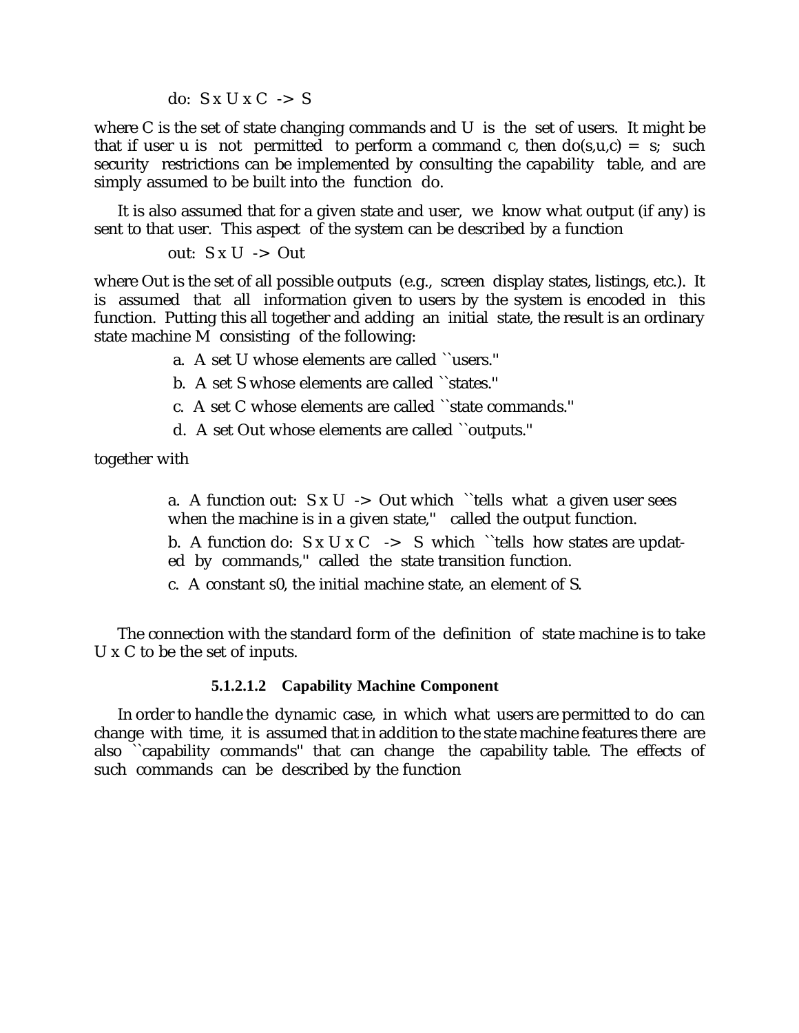do: $S \times U \times C \rightarrow S$

where C is the set of state changing commands and U is the set of users. It might be that if user u is not permitted to perform a command c, then $do(s,u,c) = s$; such security restrictions can be implemented by consulting the capability table, and are simply assumed to be built into the function do.

It is also assumed that for a given state and user, we know what output (if any) is sent to that user. This aspect of the system can be described by a function

out: $S \times U \rightarrow Out$

where Out is the set of all possible outputs (e.g., screen display states, listings, etc.). It is assumed that all information given to users by the system is encoded in this function. Putting this all together and adding an initial state, the result is an ordinary state machine M consisting of the following:

a. A set U whose elements are called ``users.''

b. A set S whose elements are called ``states.''

c. A set C whose elements are called ``state commands.''

d. A set Out whose elements are called ``outputs.''

together with

a. A function out: $S \times U \rightarrow Out$ which ``tells what a given user sees when the machine is in a given state,'' called the output function.

b. A function do: $S \times U \times C \rightarrow S$ which ``tells how states are updated by commands,'' called the state transition function.

c. A constant s0, the initial machine state, an element of S.

The connection with the standard form of the definition of state machine is to take $U \times C$ to be the set of inputs.

##### 5.1.2.1.2 Capability Machine Component

In order to handle the dynamic case, in which what users are permitted to do can change with time, it is assumed that in addition to the state machine features there are also ``capability commands'' that can change the capability table. The effects of such commands can be described by the function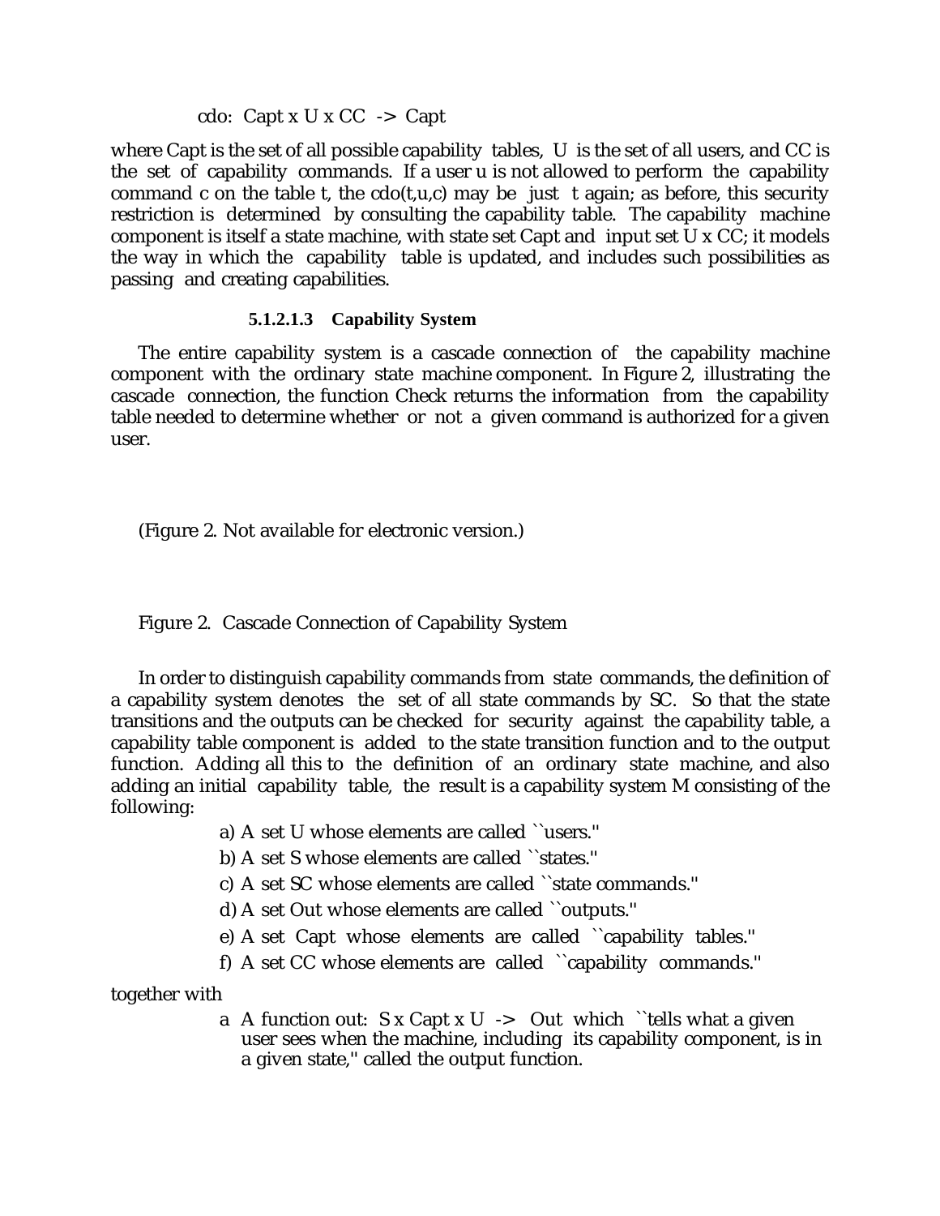$$cdo: Capt \times U \times CC \rightarrow Capt$$

where Capt is the set of all possible capability tables, U is the set of all users, and CC is the set of capability commands. If a user u is not allowed to perform the capability command c on the table t, the cdo(t,u,c) may be just t again; as before, this security restriction is determined by consulting the capability table. The capability machine component is itself a state machine, with state set Capt and input set U x CC; it models the way in which the capability table is updated, and includes such possibilities as passing and creating capabilities.

#### 5.1.2.1.3 Capability System

The entire capability system is a cascade connection of the capability machine component with the ordinary state machine component. In Figure 2, illustrating the cascade connection, the function Check returns the information from the capability table needed to determine whether or not a given command is authorized for a given user.

(Figure 2. Not available for electronic version.)

Figure 2. Cascade Connection of Capability System

In order to distinguish capability commands from state commands, the definition of a capability system denotes the set of all state commands by SC. So that the state transitions and the outputs can be checked for security against the capability table, a capability table component is added to the state transition function and to the output function. Adding all this to the definition of an ordinary state machine, and also adding an initial capability table, the result is a capability system M consisting of the following:

a) A set U whose elements are called ``users.''

b) A set S whose elements are called ``states.''

c) A set SC whose elements are called ``state commands.''

d) A set Out whose elements are called ``outputs.''

e) A set Capt whose elements are called ``capability tables.''

f) A set CC whose elements are called ``capability commands.''

together with

a A function out: S x Capt x U -> Out which ``tells what a given user sees when the machine, including its capability component, is in a given state,'' called the output function.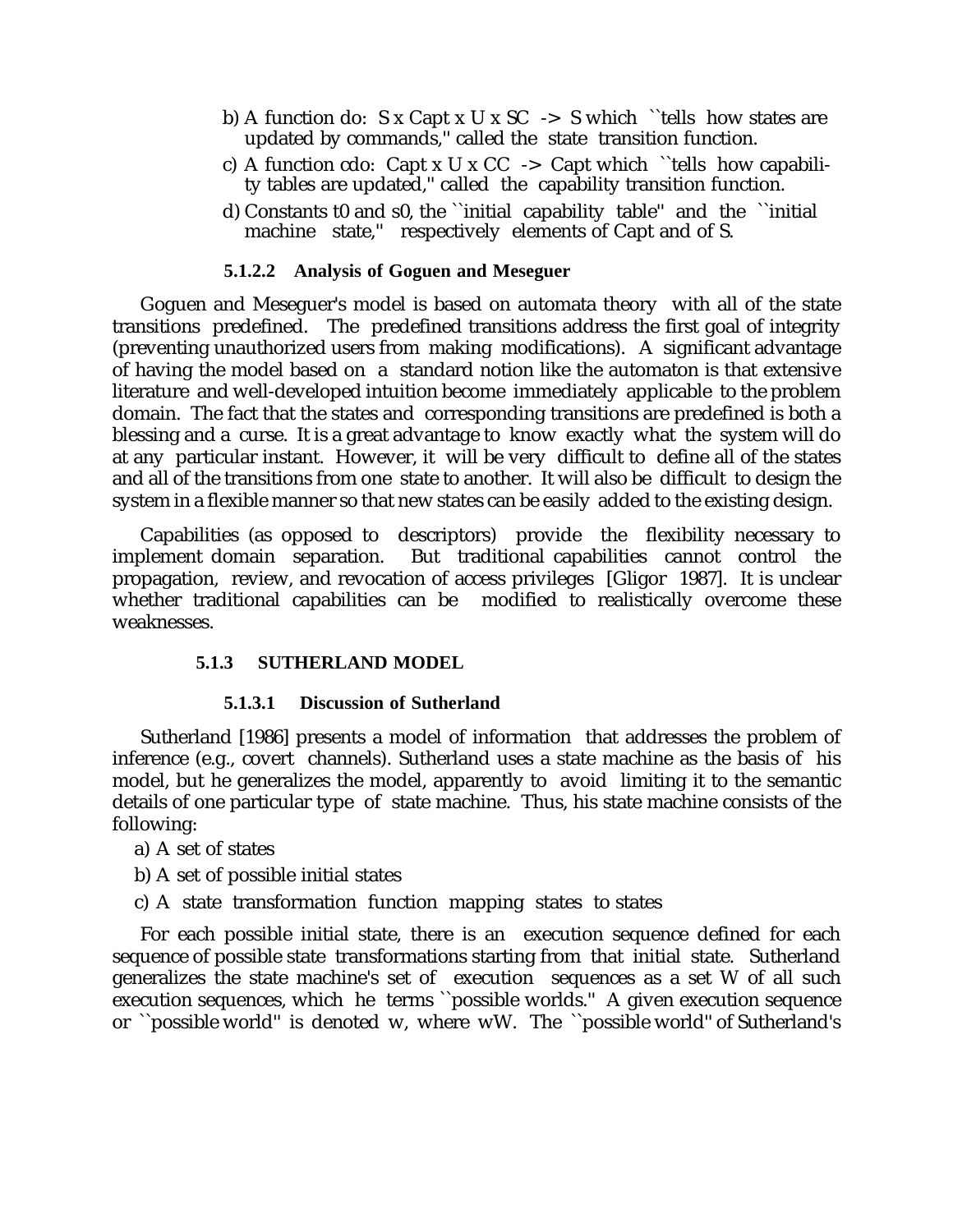b) A function do: S x Capt x U x SC -> S which ``tells how states are updated by commands,'' called the state transition function.

c) A function cdo: Capt x U x CC -> Capt which ``tells how capability tables are updated,'' called the capability transition function.

d) Constants t0 and s0, the ``initial capability table'' and the ``initial machine state,'' respectively elements of Capt and of S.

#### 5.1.2.2 Analysis of Goguen and Meseguer

Goguen and Meseguer's model is based on automata theory with all of the state transitions predefined. The predefined transitions address the first goal of integrity (preventing unauthorized users from making modifications). A significant advantage of having the model based on a standard notion like the automaton is that extensive literature and well-developed intuition become immediately applicable to the problem domain. The fact that the states and corresponding transitions are predefined is both a blessing and a curse. It is a great advantage to know exactly what the system will do at any particular instant. However, it will be very difficult to define all of the states and all of the transitions from one state to another. It will also be difficult to design the system in a flexible manner so that new states can be easily added to the existing design.

Capabilities (as opposed to descriptors) provide the flexibility necessary to implement domain separation. But traditional capabilities cannot control the propagation, review, and revocation of access privileges [Gligor 1987]. It is unclear whether traditional capabilities can be modified to realistically overcome these weaknesses.

### 5.1.3 SUTHERLAND MODEL

#### 5.1.3.1 Discussion of Sutherland

Sutherland [1986] presents a model of information that addresses the problem of inference (e.g., covert channels). Sutherland uses a state machine as the basis of his model, but he generalizes the model, apparently to avoid limiting it to the semantic details of one particular type of state machine. Thus, his state machine consists of the following:

a) A set of states

b) A set of possible initial states

c) A state transformation function mapping states to states

For each possible initial state, there is an execution sequence defined for each sequence of possible state transformations starting from that initial state. Sutherland generalizes the state machine's set of execution sequences as a set W of all such execution sequences, which he terms ``possible worlds.'' A given execution sequence or ``possible world'' is denoted w, where wW. The ``possible world'' of Sutherland's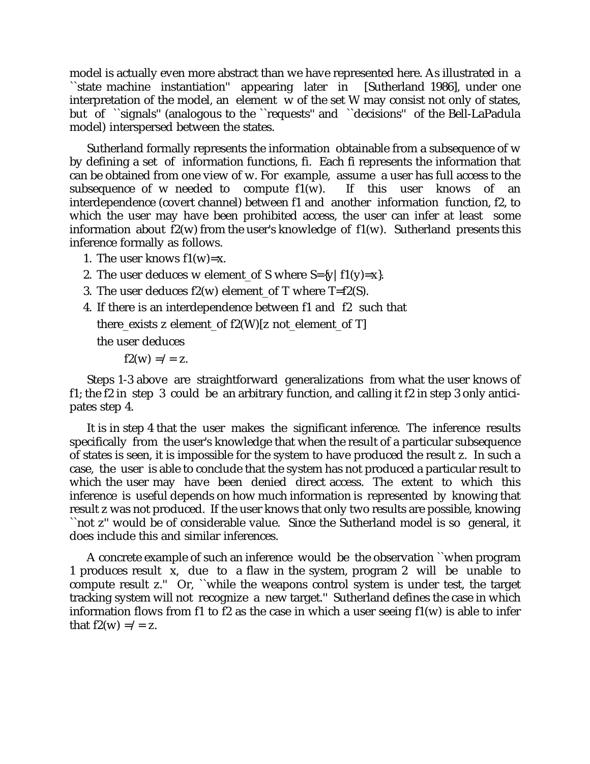model is actually even more abstract than we have represented here. As illustrated in a ``state machine instantiation'' appearing later in [Sutherland 1986], under one interpretation of the model, an element w of the set W may consist not only of states, but of ``signals'' (analogous to the ``requests'' and ``decisions'' of the Bell-LaPadula model) interspersed between the states.

Sutherland formally represents the information obtainable from a subsequence of w by defining a set of information functions, fi. Each fi represents the information that can be obtained from one view of w. For example, assume a user has full access to the subsequence of w needed to compute f1(w). If this user knows of an interdependence (covert channel) between f1 and another information function, f2, to which the user may have been prohibited access, the user can infer at least some information about f2(w) from the user's knowledge of f1(w). Sutherland presents this inference formally as follows.

1. The user knows f1(w)=x.
2. The user deduces w element_of S where S={y| f1(y)=x}.
3. The user deduces f2(w) element_of T where T=f2(S).
4. If there is an interdependence between f1 and f2 such that

   there_exists z element_of f2(W)[z not_element_of T]

   the user deduces

   f2(w) =/= z.

Steps 1-3 above are straightforward generalizations from what the user knows of f1; the f2 in step 3 could be an arbitrary function, and calling it f2 in step 3 only anticipates step 4.

It is in step 4 that the user makes the significant inference. The inference results specifically from the user's knowledge that when the result of a particular subsequence of states is seen, it is impossible for the system to have produced the result z. In such a case, the user is able to conclude that the system has not produced a particular result to which the user may have been denied direct access. The extent to which this inference is useful depends on how much information is represented by knowing that result z was not produced. If the user knows that only two results are possible, knowing ``not z'' would be of considerable value. Since the Sutherland model is so general, it does include this and similar inferences.

A concrete example of such an inference would be the observation ``when program 1 produces result x, due to a flaw in the system, program 2 will be unable to compute result z.'' Or, ``while the weapons control system is under test, the target tracking system will not recognize a new target.'' Sutherland defines the case in which information flows from f1 to f2 as the case in which a user seeing f1(w) is able to infer that f2(w) =/= z.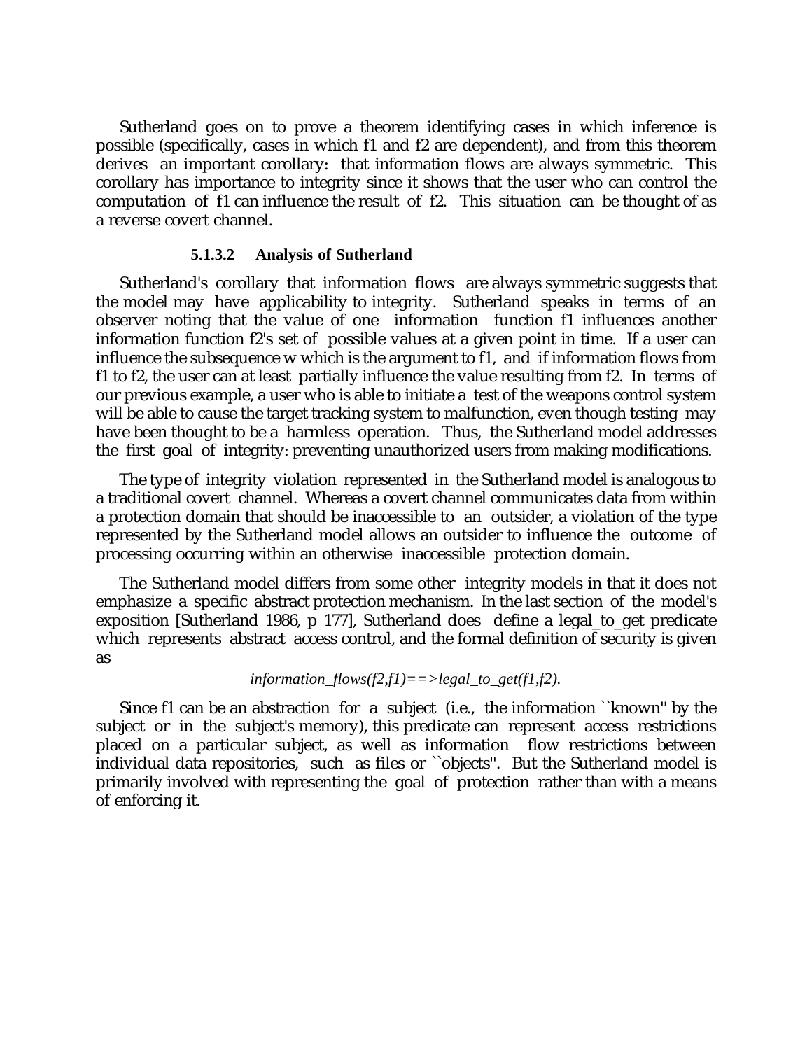Sutherland goes on to prove a theorem identifying cases in which inference is possible (specifically, cases in which f1 and f2 are dependent), and from this theorem derives an important corollary: that information flows are always symmetric. This corollary has importance to integrity since it shows that the user who can control the computation of f1 can influence the result of f2. This situation can be thought of as a reverse covert channel.

#### 5.1.3.2 Analysis of Sutherland

Sutherland's corollary that information flows are always symmetric suggests that the model may have applicability to integrity. Sutherland speaks in terms of an observer noting that the value of one information function f1 influences another information function f2's set of possible values at a given point in time. If a user can influence the subsequence w which is the argument to f1, and if information flows from f1 to f2, the user can at least partially influence the value resulting from f2. In terms of our previous example, a user who is able to initiate a test of the weapons control system will be able to cause the target tracking system to malfunction, even though testing may have been thought to be a harmless operation. Thus, the Sutherland model addresses the first goal of integrity: preventing unauthorized users from making modifications.

The type of integrity violation represented in the Sutherland model is analogous to a traditional covert channel. Whereas a covert channel communicates data from within a protection domain that should be inaccessible to an outsider, a violation of the type represented by the Sutherland model allows an outsider to influence the outcome of processing occurring within an otherwise inaccessible protection domain.

The Sutherland model differs from some other integrity models in that it does not emphasize a specific abstract protection mechanism. In the last section of the model's exposition [Sutherland 1986, p 177], Sutherland does define a legal_to_get predicate which represents abstract access control, and the formal definition of security is given as

*information_flows(f2,f1)==>legal_to_get(f1,f2).*

Since f1 can be an abstraction for a subject (i.e., the information ``known'' by the subject or in the subject's memory), this predicate can represent access restrictions placed on a particular subject, as well as information flow restrictions between individual data repositories, such as files or ``objects''. But the Sutherland model is primarily involved with representing the goal of protection rather than with a means of enforcing it.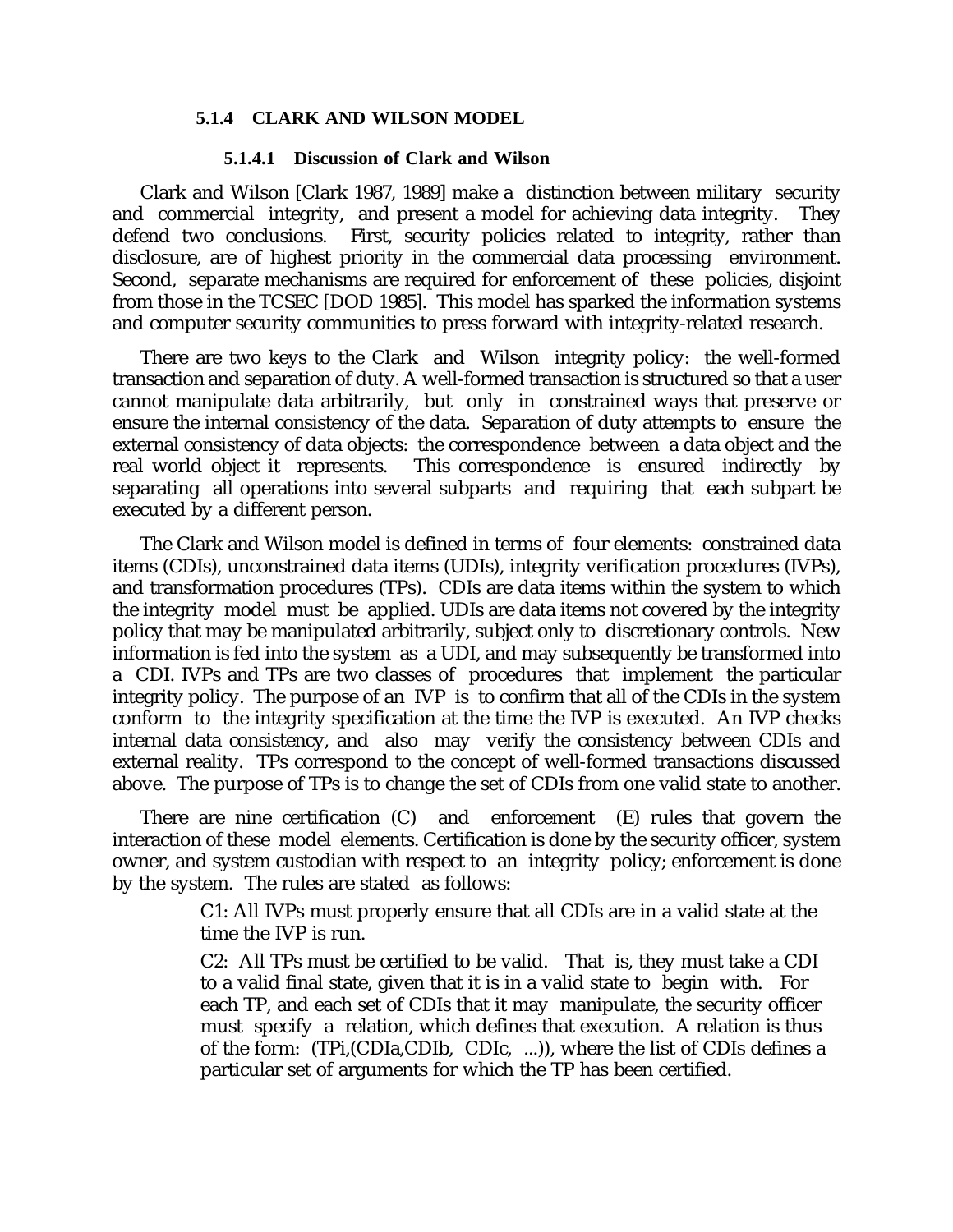### 5.1.4 CLARK AND WILSON MODEL

#### 5.1.4.1 Discussion of Clark and Wilson

Clark and Wilson [Clark 1987, 1989] make a distinction between military security and commercial integrity, and present a model for achieving data integrity. They defend two conclusions. First, security policies related to integrity, rather than disclosure, are of highest priority in the commercial data processing environment. Second, separate mechanisms are required for enforcement of these policies, disjoint from those in the TCSEC [DOD 1985]. This model has sparked the information systems and computer security communities to press forward with integrity-related research.

There are two keys to the Clark and Wilson integrity policy: the well-formed transaction and separation of duty. A well-formed transaction is structured so that a user cannot manipulate data arbitrarily, but only in constrained ways that preserve or ensure the internal consistency of the data. Separation of duty attempts to ensure the external consistency of data objects: the correspondence between a data object and the real world object it represents. This correspondence is ensured indirectly by separating all operations into several subparts and requiring that each subpart be executed by a different person.

The Clark and Wilson model is defined in terms of four elements: constrained data items (CDIs), unconstrained data items (UDIs), integrity verification procedures (IVPs), and transformation procedures (TPs). CDIs are data items within the system to which the integrity model must be applied. UDIs are data items not covered by the integrity policy that may be manipulated arbitrarily, subject only to discretionary controls. New information is fed into the system as a UDI, and may subsequently be transformed into a CDI. IVPs and TPs are two classes of procedures that implement the particular integrity policy. The purpose of an IVP is to confirm that all of the CDIs in the system conform to the integrity specification at the time the IVP is executed. An IVP checks internal data consistency, and also may verify the consistency between CDIs and external reality. TPs correspond to the concept of well-formed transactions discussed above. The purpose of TPs is to change the set of CDIs from one valid state to another.

There are nine certification (C) and enforcement (E) rules that govern the interaction of these model elements. Certification is done by the security officer, system owner, and system custodian with respect to an integrity policy; enforcement is done by the system. The rules are stated as follows:

> C1: All IVPs must properly ensure that all CDIs are in a valid state at the time the IVP is run.
>
> C2: All TPs must be certified to be valid. That is, they must take a CDI to a valid final state, given that it is in a valid state to begin with. For each TP, and each set of CDIs that it may manipulate, the security officer must specify a relation, which defines that execution. A relation is thus of the form: (TPi,(CDIa,CDIb, CDIc, ...)), where the list of CDIs defines a particular set of arguments for which the TP has been certified.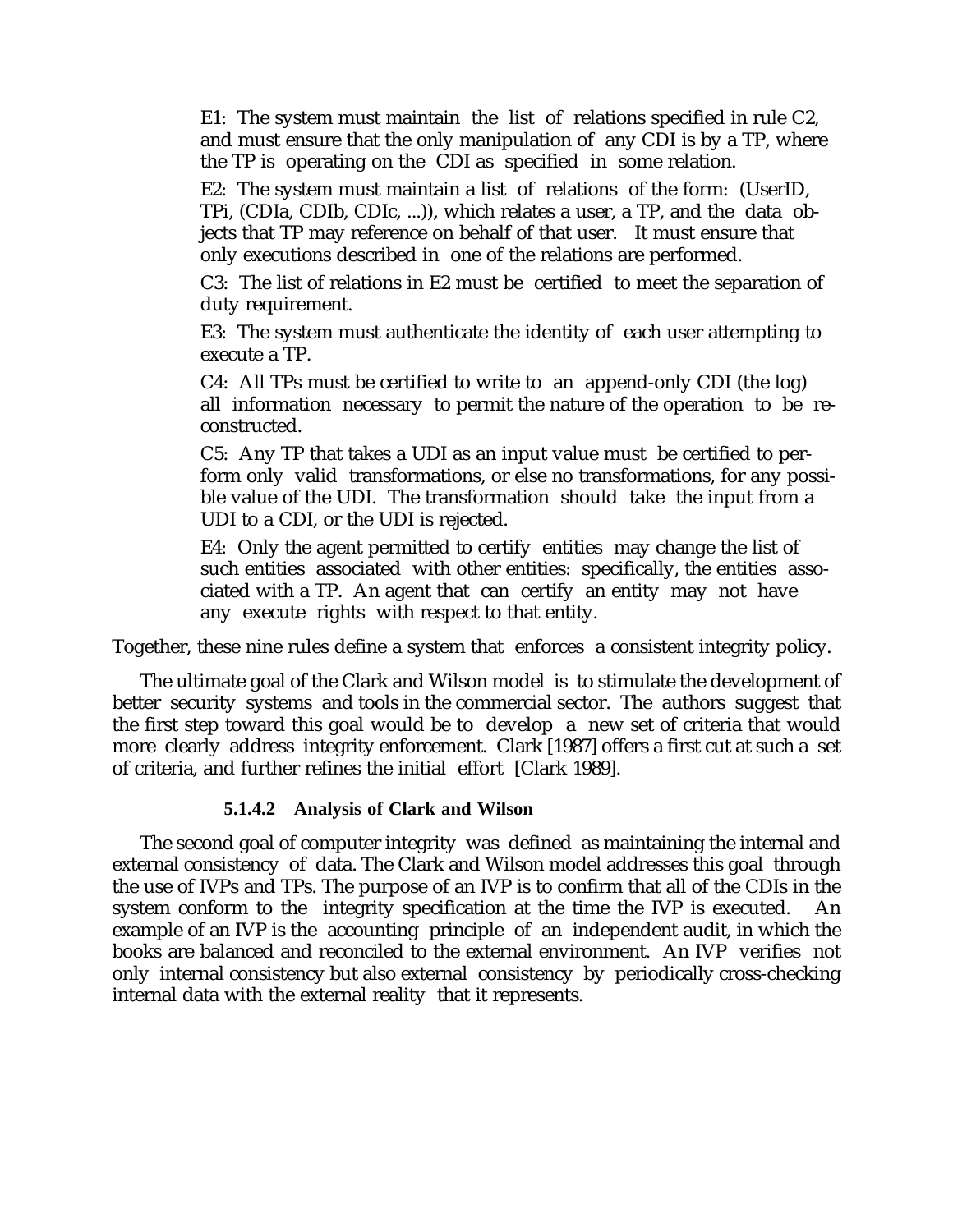E1: The system must maintain the list of relations specified in rule C2, and must ensure that the only manipulation of any CDI is by a TP, where the TP is operating on the CDI as specified in some relation.

E2: The system must maintain a list of relations of the form: (UserID, TPi, (CDIa, CDIb, CDIc, ...)), which relates a user, a TP, and the data objects that TP may reference on behalf of that user. It must ensure that only executions described in one of the relations are performed.

C3: The list of relations in E2 must be certified to meet the separation of duty requirement.

E3: The system must authenticate the identity of each user attempting to execute a TP.

C4: All TPs must be certified to write to an append-only CDI (the log) all information necessary to permit the nature of the operation to be reconstructed.

C5: Any TP that takes a UDI as an input value must be certified to perform only valid transformations, or else no transformations, for any possible value of the UDI. The transformation should take the input from a UDI to a CDI, or the UDI is rejected.

E4: Only the agent permitted to certify entities may change the list of such entities associated with other entities: specifically, the entities associated with a TP. An agent that can certify an entity may not have any execute rights with respect to that entity.

Together, these nine rules define a system that enforces a consistent integrity policy.

The ultimate goal of the Clark and Wilson model is to stimulate the development of better security systems and tools in the commercial sector. The authors suggest that the first step toward this goal would be to develop a new set of criteria that would more clearly address integrity enforcement. Clark [1987] offers a first cut at such a set of criteria, and further refines the initial effort [Clark 1989].

#### 5.1.4.2 Analysis of Clark and Wilson

The second goal of computer integrity was defined as maintaining the internal and external consistency of data. The Clark and Wilson model addresses this goal through the use of IVPs and TPs. The purpose of an IVP is to confirm that all of the CDIs in the system conform to the integrity specification at the time the IVP is executed. An example of an IVP is the accounting principle of an independent audit, in which the books are balanced and reconciled to the external environment. An IVP verifies not only internal consistency but also external consistency by periodically cross-checking internal data with the external reality that it represents.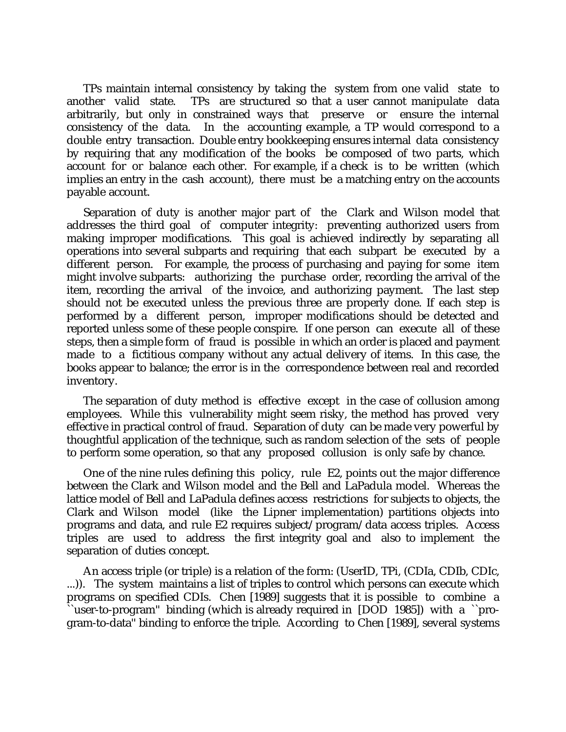TPs maintain internal consistency by taking the system from one valid state to another valid state. TPs are structured so that a user cannot manipulate data arbitrarily, but only in constrained ways that preserve or ensure the internal consistency of the data. In the accounting example, a TP would correspond to a double entry transaction. Double entry bookkeeping ensures internal data consistency by requiring that any modification of the books be composed of two parts, which account for or balance each other. For example, if a check is to be written (which implies an entry in the cash account), there must be a matching entry on the accounts payable account.

Separation of duty is another major part of the Clark and Wilson model that addresses the third goal of computer integrity: preventing authorized users from making improper modifications. This goal is achieved indirectly by separating all operations into several subparts and requiring that each subpart be executed by a different person. For example, the process of purchasing and paying for some item might involve subparts: authorizing the purchase order, recording the arrival of the item, recording the arrival of the invoice, and authorizing payment. The last step should not be executed unless the previous three are properly done. If each step is performed by a different person, improper modifications should be detected and reported unless some of these people conspire. If one person can execute all of these steps, then a simple form of fraud is possible in which an order is placed and payment made to a fictitious company without any actual delivery of items. In this case, the books appear to balance; the error is in the correspondence between real and recorded inventory.

The separation of duty method is effective except in the case of collusion among employees. While this vulnerability might seem risky, the method has proved very effective in practical control of fraud. Separation of duty can be made very powerful by thoughtful application of the technique, such as random selection of the sets of people to perform some operation, so that any proposed collusion is only safe by chance.

One of the nine rules defining this policy, rule E2, points out the major difference between the Clark and Wilson model and the Bell and LaPadula model. Whereas the lattice model of Bell and LaPadula defines access restrictions for subjects to objects, the Clark and Wilson model (like the Lipner implementation) partitions objects into programs and data, and rule E2 requires subject/program/data access triples. Access triples are used to address the first integrity goal and also to implement the separation of duties concept.

An access triple (or triple) is a relation of the form: (UserID, TPi, (CDIa, CDIb, CDIc, ...)). The system maintains a list of triples to control which persons can execute which programs on specified CDIs. Chen [1989] suggests that it is possible to combine a ``user-to-program'' binding (which is already required in [DOD 1985]) with a ``program-to-data'' binding to enforce the triple. According to Chen [1989], several systems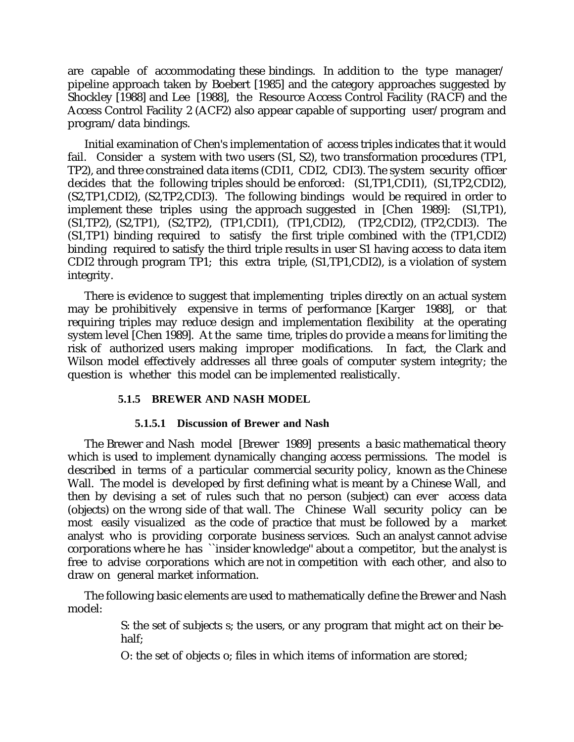are capable of accommodating these bindings. In addition to the type manager/ pipeline approach taken by Boebert [1985] and the category approaches suggested by Shockley [1988] and Lee [1988], the Resource Access Control Facility (RACF) and the Access Control Facility 2 (ACF2) also appear capable of supporting user/program and program/data bindings.

Initial examination of Chen's implementation of access triples indicates that it would fail. Consider a system with two users (S1, S2), two transformation procedures (TP1, TP2), and three constrained data items (CDI1, CDI2, CDI3). The system security officer decides that the following triples should be enforced: (S1,TP1,CDI1), (S1,TP2,CDI2), (S2,TP1,CDI2), (S2,TP2,CDI3). The following bindings would be required in order to implement these triples using the approach suggested in [Chen 1989]: (S1,TP1), (S1,TP2), (S2,TP1), (S2,TP2), (TP1,CDI1), (TP1,CDI2), (TP2,CDI2), (TP2,CDI3). The (S1,TP1) binding required to satisfy the first triple combined with the (TP1,CDI2) binding required to satisfy the third triple results in user S1 having access to data item CDI2 through program TP1; this extra triple, (S1,TP1,CDI2), is a violation of system integrity.

There is evidence to suggest that implementing triples directly on an actual system may be prohibitively expensive in terms of performance [Karger 1988], or that requiring triples may reduce design and implementation flexibility at the operating system level [Chen 1989]. At the same time, triples do provide a means for limiting the risk of authorized users making improper modifications. In fact, the Clark and Wilson model effectively addresses all three goals of computer system integrity; the question is whether this model can be implemented realistically.

### 5.1.5 BREWER AND NASH MODEL

#### 5.1.5.1 Discussion of Brewer and Nash

The Brewer and Nash model [Brewer 1989] presents a basic mathematical theory which is used to implement dynamically changing access permissions. The model is described in terms of a particular commercial security policy, known as the Chinese Wall. The model is developed by first defining what is meant by a Chinese Wall, and then by devising a set of rules such that no person (subject) can ever access data (objects) on the wrong side of that wall. The Chinese Wall security policy can be most easily visualized as the code of practice that must be followed by a market analyst who is providing corporate business services. Such an analyst cannot advise corporations where he has ``insider knowledge'' about a competitor, but the analyst is free to advise corporations which are not in competition with each other, and also to draw on general market information.

The following basic elements are used to mathematically define the Brewer and Nash model:

> S: the set of subjects s; the users, or any program that might act on their behalf;
>
> O: the set of objects o; files in which items of information are stored;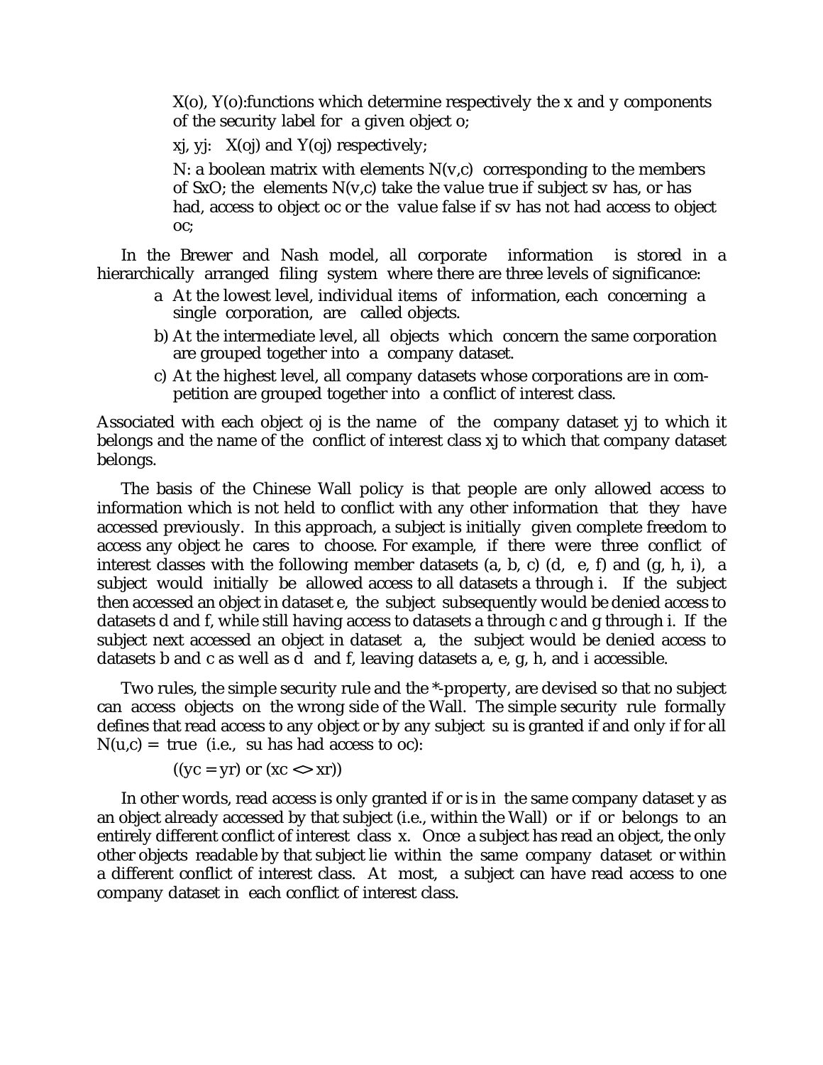$X(o)$, $Y(o)$:functions which determine respectively the x and y components of the security label for a given object o;

$x_j$, $y_j$: $X(o_j)$ and $Y(o_j)$ respectively;

N: a boolean matrix with elements $N(v,c)$ corresponding to the members of SxO; the elements $N(v,c)$ take the value true if subject $s_v$ has, or has had, access to object $o_c$ or the value false if $s_v$ has not had access to object $o_c$;

In the Brewer and Nash model, all corporate information is stored in a hierarchically arranged filing system where there are three levels of significance:

a At the lowest level, individual items of information, each concerning a single corporation, are called objects.

b) At the intermediate level, all objects which concern the same corporation are grouped together into a company dataset.

c) At the highest level, all company datasets whose corporations are in competition are grouped together into a conflict of interest class.

Associated with each object $o_j$ is the name of the company dataset $y_j$ to which it belongs and the name of the conflict of interest class $x_j$ to which that company dataset belongs.

The basis of the Chinese Wall policy is that people are only allowed access to information which is not held to conflict with any other information that they have accessed previously. In this approach, a subject is initially given complete freedom to access any object he cares to choose. For example, if there were three conflict of interest classes with the following member datasets (a, b, c) (d, e, f) and (g, h, i), a subject would initially be allowed access to all datasets a through i. If the subject then accessed an object in dataset e, the subject subsequently would be denied access to datasets d and f, while still having access to datasets a through c and g through i. If the subject next accessed an object in dataset a, the subject would be denied access to datasets b and c as well as d and f, leaving datasets a, e, g, h, and i accessible.

Two rules, the simple security rule and the *-property, are devised so that no subject can access objects on the wrong side of the Wall. The simple security rule formally defines that read access to any object or by any subject $s_u$ is granted if and only if for all $N(u,c)$ = true (i.e., $s_u$ has had access to $o_c$):

$$((y_c = y_r) \text{ or } (x_c <> x_r))$$

In other words, read access is only granted if or is in the same company dataset y as an object already accessed by that subject (i.e., within the Wall) or if or belongs to an entirely different conflict of interest class x. Once a subject has read an object, the only other objects readable by that subject lie within the same company dataset or within a different conflict of interest class. At most, a subject can have read access to one company dataset in each conflict of interest class.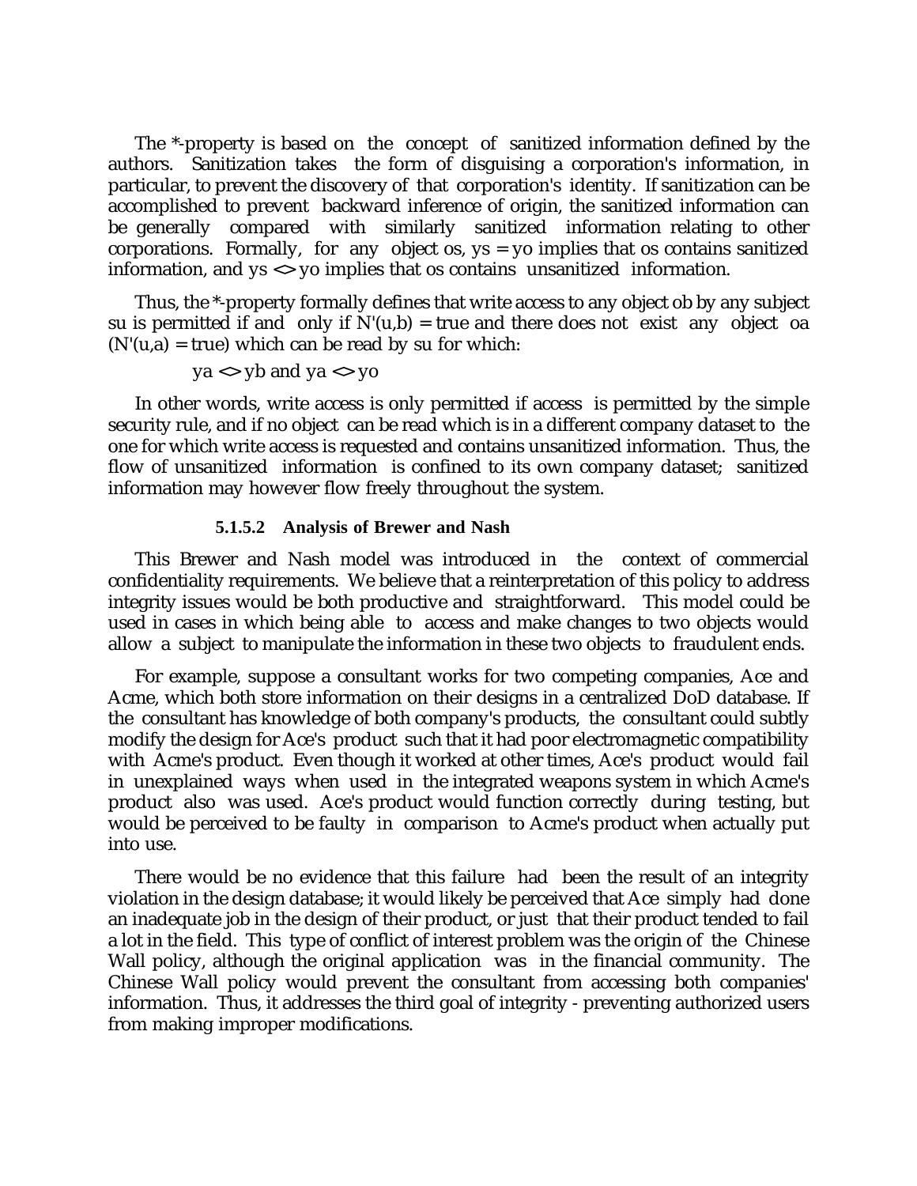The *-property is based on the concept of sanitized information defined by the authors. Sanitization takes the form of disguising a corporation's information, in particular, to prevent the discovery of that corporation's identity. If sanitization can be accomplished to prevent backward inference of origin, the sanitized information can be generally compared with similarly sanitized information relating to other corporations. Formally, for any object os, $ys = yo$ implies that os contains sanitized information, and $ys <> yo$ implies that os contains unsanitized information.

Thus, the *-property formally defines that write access to any object ob by any subject su is permitted if and only if $N'(u,b) = true$ and there does not exist any object oa $(N'(u,a) = true)$ which can be read by su for which:

$$ya <> yb \text{ and } ya <> yo$$

In other words, write access is only permitted if access is permitted by the simple security rule, and if no object can be read which is in a different company dataset to the one for which write access is requested and contains unsanitized information. Thus, the flow of unsanitized information is confined to its own company dataset; sanitized information may however flow freely throughout the system.

#### 5.1.5.2 Analysis of Brewer and Nash

This Brewer and Nash model was introduced in the context of commercial confidentiality requirements. We believe that a reinterpretation of this policy to address integrity issues would be both productive and straightforward. This model could be used in cases in which being able to access and make changes to two objects would allow a subject to manipulate the information in these two objects to fraudulent ends.

For example, suppose a consultant works for two competing companies, Ace and Acme, which both store information on their designs in a centralized DoD database. If the consultant has knowledge of both company's products, the consultant could subtly modify the design for Ace's product such that it had poor electromagnetic compatibility with Acme's product. Even though it worked at other times, Ace's product would fail in unexplained ways when used in the integrated weapons system in which Acme's product also was used. Ace's product would function correctly during testing, but would be perceived to be faulty in comparison to Acme's product when actually put into use.

There would be no evidence that this failure had been the result of an integrity violation in the design database; it would likely be perceived that Ace simply had done an inadequate job in the design of their product, or just that their product tended to fail a lot in the field. This type of conflict of interest problem was the origin of the Chinese Wall policy, although the original application was in the financial community. The Chinese Wall policy would prevent the consultant from accessing both companies' information. Thus, it addresses the third goal of integrity - preventing authorized users from making improper modifications.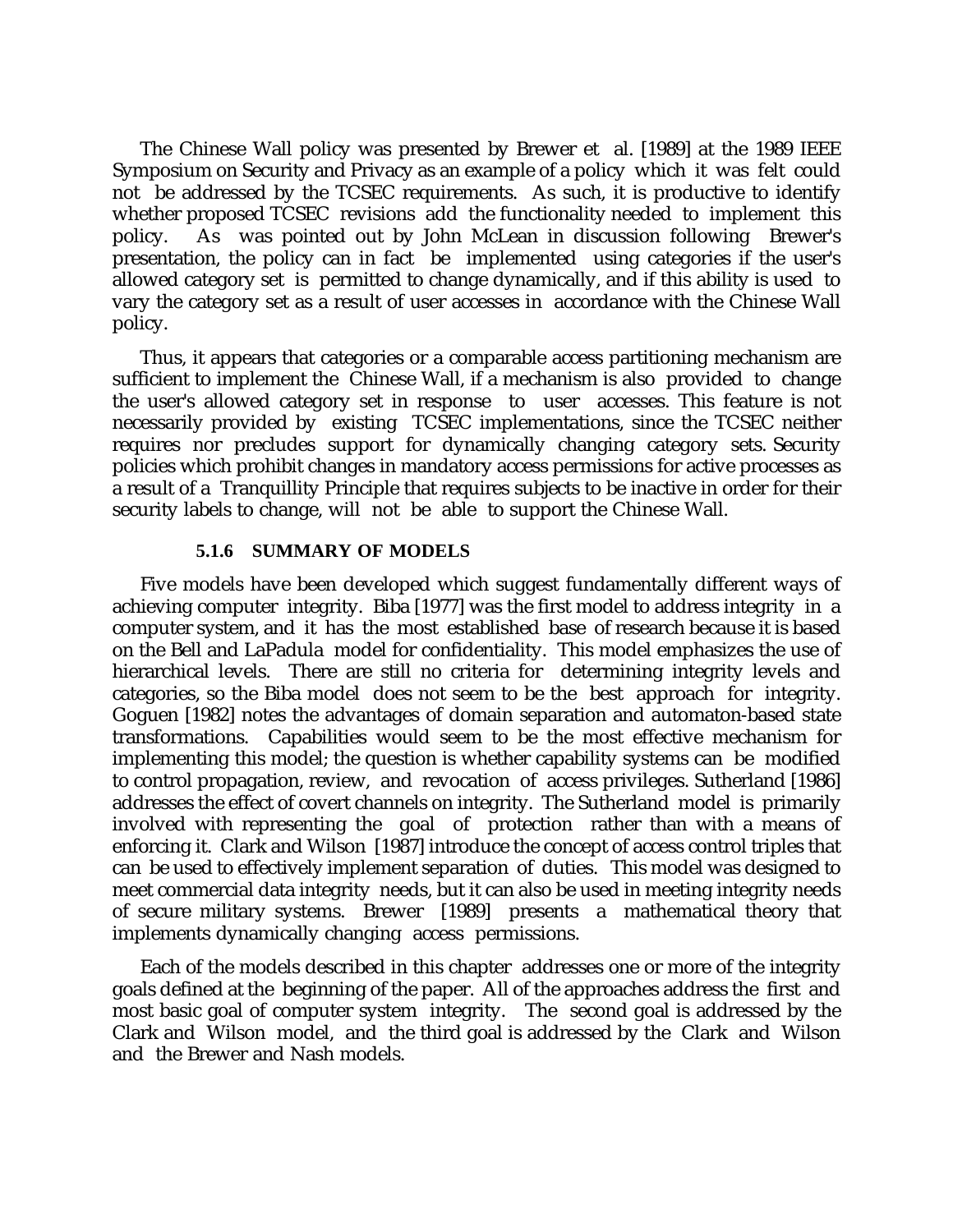The Chinese Wall policy was presented by Brewer et al. [1989] at the 1989 IEEE Symposium on Security and Privacy as an example of a policy which it was felt could not be addressed by the TCSEC requirements. As such, it is productive to identify whether proposed TCSEC revisions add the functionality needed to implement this policy. As was pointed out by John McLean in discussion following Brewer's presentation, the policy can in fact be implemented using categories if the user's allowed category set is permitted to change dynamically, and if this ability is used to vary the category set as a result of user accesses in accordance with the Chinese Wall policy.

Thus, it appears that categories or a comparable access partitioning mechanism are sufficient to implement the Chinese Wall, if a mechanism is also provided to change the user's allowed category set in response to user accesses. This feature is not necessarily provided by existing TCSEC implementations, since the TCSEC neither requires nor precludes support for dynamically changing category sets. Security policies which prohibit changes in mandatory access permissions for active processes as a result of a Tranquillity Principle that requires subjects to be inactive in order for their security labels to change, will not be able to support the Chinese Wall.

#### 5.1.6 SUMMARY OF MODELS

Five models have been developed which suggest fundamentally different ways of achieving computer integrity. Biba [1977] was the first model to address integrity in a computer system, and it has the most established base of research because it is based on the Bell and LaPadula model for confidentiality. This model emphasizes the use of hierarchical levels. There are still no criteria for determining integrity levels and categories, so the Biba model does not seem to be the best approach for integrity. Goguen [1982] notes the advantages of domain separation and automaton-based state transformations. Capabilities would seem to be the most effective mechanism for implementing this model; the question is whether capability systems can be modified to control propagation, review, and revocation of access privileges. Sutherland [1986] addresses the effect of covert channels on integrity. The Sutherland model is primarily involved with representing the goal of protection rather than with a means of enforcing it. Clark and Wilson [1987] introduce the concept of access control triples that can be used to effectively implement separation of duties. This model was designed to meet commercial data integrity needs, but it can also be used in meeting integrity needs of secure military systems. Brewer [1989] presents a mathematical theory that implements dynamically changing access permissions.

Each of the models described in this chapter addresses one or more of the integrity goals defined at the beginning of the paper. All of the approaches address the first and most basic goal of computer system integrity. The second goal is addressed by the Clark and Wilson model, and the third goal is addressed by the Clark and Wilson and the Brewer and Nash models.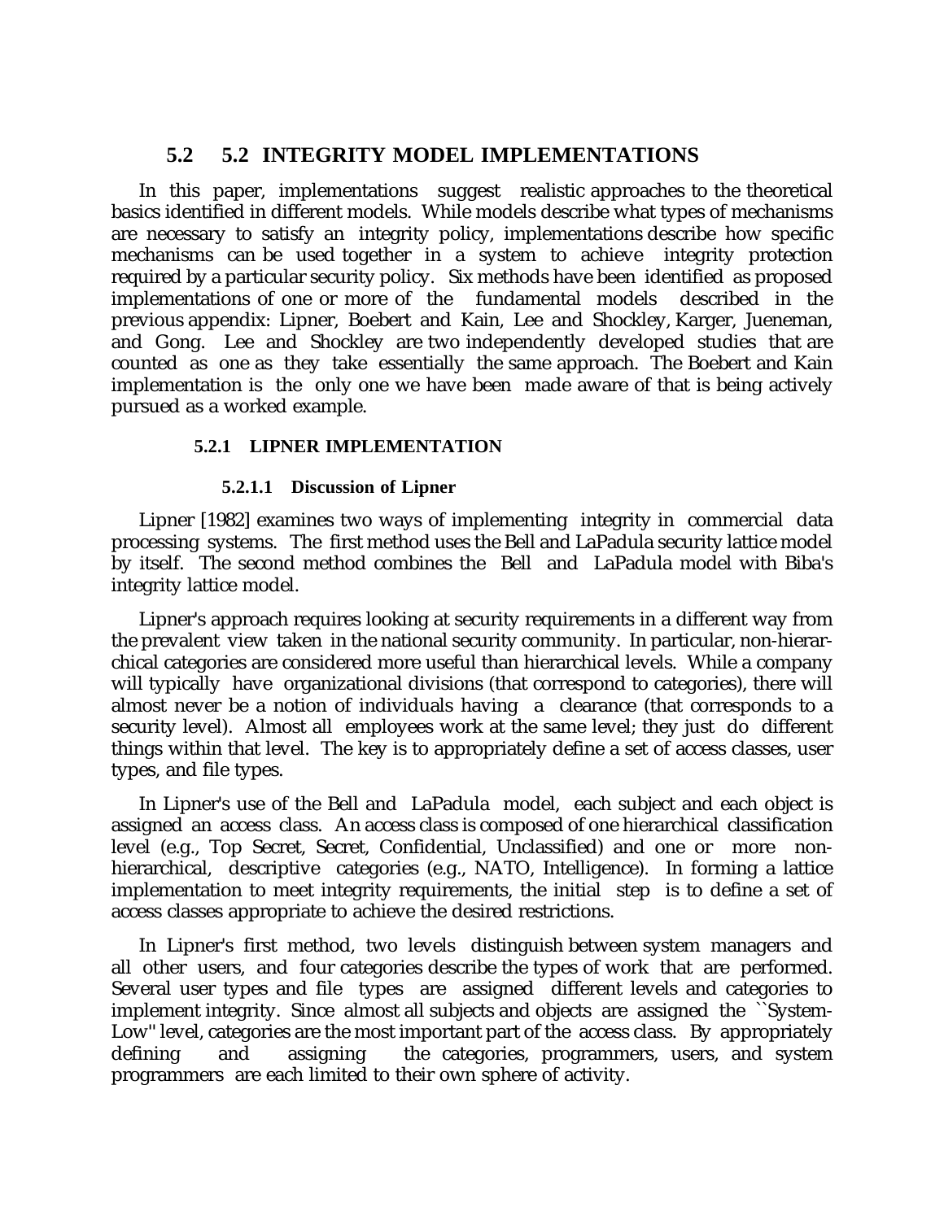## 5.2 5.2 INTEGRITY MODEL IMPLEMENTATIONS

In this paper, implementations suggest realistic approaches to the theoretical basics identified in different models. While models describe what types of mechanisms are necessary to satisfy an integrity policy, implementations describe how specific mechanisms can be used together in a system to achieve integrity protection required by a particular security policy. Six methods have been identified as proposed implementations of one or more of the fundamental models described in the previous appendix: Lipner, Boebert and Kain, Lee and Shockley, Karger, Jueneman, and Gong. Lee and Shockley are two independently developed studies that are counted as one as they take essentially the same approach. The Boebert and Kain implementation is the only one we have been made aware of that is being actively pursued as a worked example.

### 5.2.1 LIPNER IMPLEMENTATION

#### 5.2.1.1 Discussion of Lipner

Lipner [1982] examines two ways of implementing integrity in commercial data processing systems. The first method uses the Bell and LaPadula security lattice model by itself. The second method combines the Bell and LaPadula model with Biba's integrity lattice model.

Lipner's approach requires looking at security requirements in a different way from the prevalent view taken in the national security community. In particular, non-hierarchical categories are considered more useful than hierarchical levels. While a company will typically have organizational divisions (that correspond to categories), there will almost never be a notion of individuals having a clearance (that corresponds to a security level). Almost all employees work at the same level; they just do different things within that level. The key is to appropriately define a set of access classes, user types, and file types.

In Lipner's use of the Bell and LaPadula model, each subject and each object is assigned an access class. An access class is composed of one hierarchical classification level (e.g., Top Secret, Secret, Confidential, Unclassified) and one or more non-hierarchical, descriptive categories (e.g., NATO, Intelligence). In forming a lattice implementation to meet integrity requirements, the initial step is to define a set of access classes appropriate to achieve the desired restrictions.

In Lipner's first method, two levels distinguish between system managers and all other users, and four categories describe the types of work that are performed. Several user types and file types are assigned different levels and categories to implement integrity. Since almost all subjects and objects are assigned the ``System-Low'' level, categories are the most important part of the access class. By appropriately defining and assigning the categories, programmers, users, and system programmers are each limited to their own sphere of activity.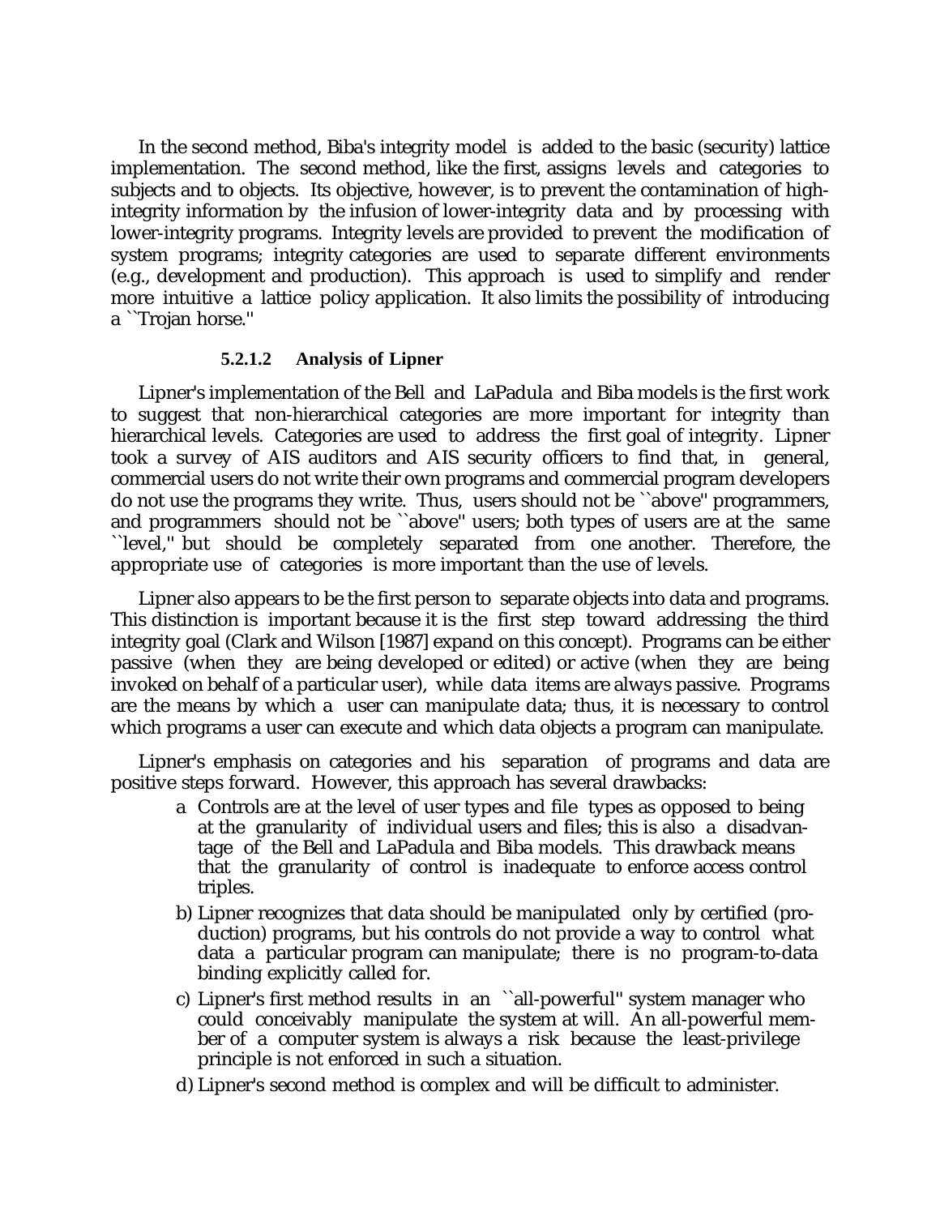In the second method, Biba's integrity model is added to the basic (security) lattice implementation. The second method, like the first, assigns levels and categories to subjects and to objects. Its objective, however, is to prevent the contamination of high-integrity information by the infusion of lower-integrity data and by processing with lower-integrity programs. Integrity levels are provided to prevent the modification of system programs; integrity categories are used to separate different environments (e.g., development and production). This approach is used to simplify and render more intuitive a lattice policy application. It also limits the possibility of introducing a ``Trojan horse.''

#### 5.2.1.2 Analysis of Lipner

Lipner's implementation of the Bell and LaPadula and Biba models is the first work to suggest that non-hierarchical categories are more important for integrity than hierarchical levels. Categories are used to address the first goal of integrity. Lipner took a survey of AIS auditors and AIS security officers to find that, in general, commercial users do not write their own programs and commercial program developers do not use the programs they write. Thus, users should not be ``above'' programmers, and programmers should not be ``above'' users; both types of users are at the same ``level,'' but should be completely separated from one another. Therefore, the appropriate use of categories is more important than the use of levels.

Lipner also appears to be the first person to separate objects into data and programs. This distinction is important because it is the first step toward addressing the third integrity goal (Clark and Wilson [1987] expand on this concept). Programs can be either passive (when they are being developed or edited) or active (when they are being invoked on behalf of a particular user), while data items are always passive. Programs are the means by which a user can manipulate data; thus, it is necessary to control which programs a user can execute and which data objects a program can manipulate.

Lipner's emphasis on categories and his separation of programs and data are positive steps forward. However, this approach has several drawbacks:

a Controls are at the level of user types and file types as opposed to being at the granularity of individual users and files; this is also a disadvantage of the Bell and LaPadula and Biba models. This drawback means that the granularity of control is inadequate to enforce access control triples.

b) Lipner recognizes that data should be manipulated only by certified (production) programs, but his controls do not provide a way to control what data a particular program can manipulate; there is no program-to-data binding explicitly called for.

c) Lipner's first method results in an ``all-powerful'' system manager who could conceivably manipulate the system at will. An all-powerful member of a computer system is always a risk because the least-privilege principle is not enforced in such a situation.

d) Lipner's second method is complex and will be difficult to administer.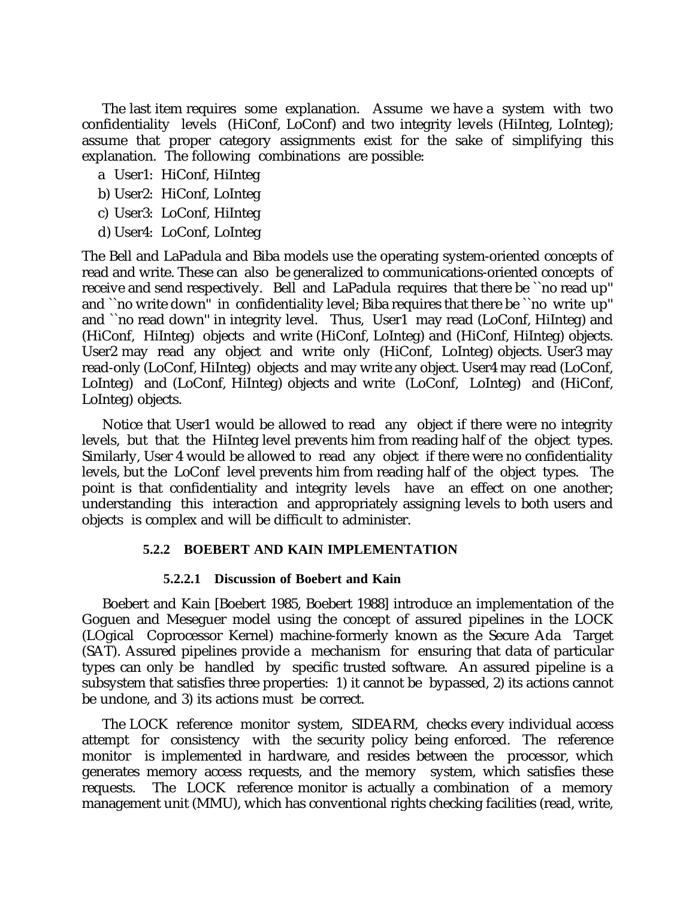The last item requires some explanation. Assume we have a system with two confidentiality levels (HiConf, LoConf) and two integrity levels (HiInteg, LoInteg); assume that proper category assignments exist for the sake of simplifying this explanation. The following combinations are possible:

a User1: HiConf, HiInteg

b) User2: HiConf, LoInteg

c) User3: LoConf, HiInteg

d) User4: LoConf, LoInteg

The Bell and LaPadula and Biba models use the operating system-oriented concepts of read and write. These can also be generalized to communications-oriented concepts of receive and send respectively. Bell and LaPadula requires that there be ``no read up'' and ``no write down'' in confidentiality level; Biba requires that there be ``no write up'' and ``no read down'' in integrity level. Thus, User1 may read (LoConf, HiInteg) and (HiConf, HiInteg) objects and write (HiConf, LoInteg) and (HiConf, HiInteg) objects. User2 may read any object and write only (HiConf, LoInteg) objects. User3 may read-only (LoConf, HiInteg) objects and may write any object. User4 may read (LoConf, LoInteg) and (LoConf, HiInteg) objects and write (LoConf, LoInteg) and (HiConf, LoInteg) objects.

Notice that User1 would be allowed to read any object if there were no integrity levels, but that the HiInteg level prevents him from reading half of the object types. Similarly, User 4 would be allowed to read any object if there were no confidentiality levels, but the LoConf level prevents him from reading half of the object types. The point is that confidentiality and integrity levels have an effect on one another; understanding this interaction and appropriately assigning levels to both users and objects is complex and will be difficult to administer.

### 5.2.2 BOEBERT AND KAIN IMPLEMENTATION

#### 5.2.2.1 Discussion of Boebert and Kain

Boebert and Kain [Boebert 1985, Boebert 1988] introduce an implementation of the Goguen and Meseguer model using the concept of assured pipelines in the LOCK (LOgical Coprocessor Kernel) machine-formerly known as the Secure Ada Target (SAT). Assured pipelines provide a mechanism for ensuring that data of particular types can only be handled by specific trusted software. An assured pipeline is a subsystem that satisfies three properties: 1) it cannot be bypassed, 2) its actions cannot be undone, and 3) its actions must be correct.

The LOCK reference monitor system, SIDEARM, checks every individual access attempt for consistency with the security policy being enforced. The reference monitor is implemented in hardware, and resides between the processor, which generates memory access requests, and the memory system, which satisfies these requests. The LOCK reference monitor is actually a combination of a memory management unit (MMU), which has conventional rights checking facilities (read, write,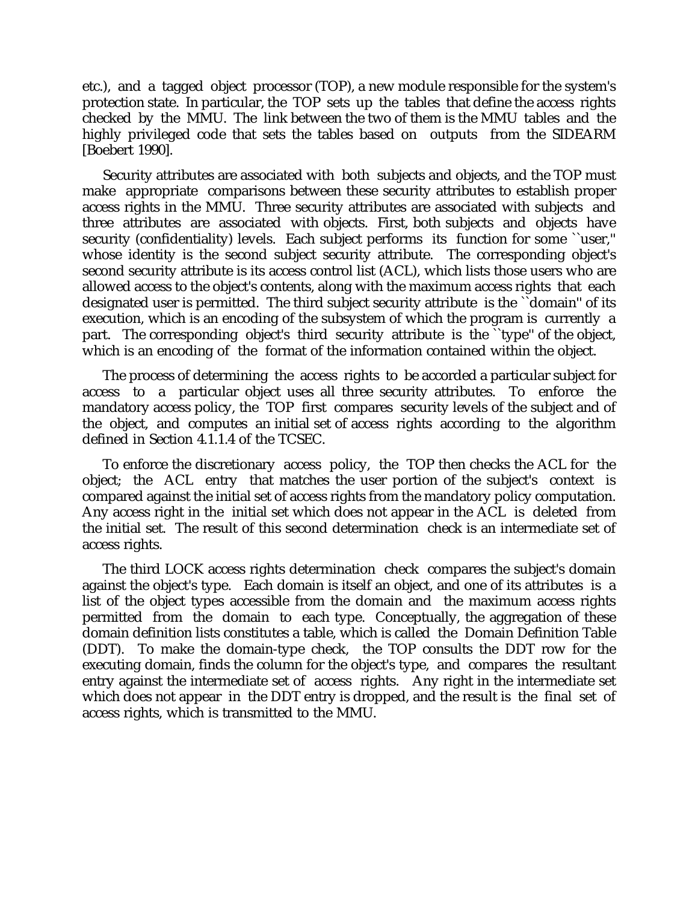etc.), and a tagged object processor (TOP), a new module responsible for the system's protection state. In particular, the TOP sets up the tables that define the access rights checked by the MMU. The link between the two of them is the MMU tables and the highly privileged code that sets the tables based on outputs from the SIDEARM [Boebert 1990].

Security attributes are associated with both subjects and objects, and the TOP must make appropriate comparisons between these security attributes to establish proper access rights in the MMU. Three security attributes are associated with subjects and three attributes are associated with objects. First, both subjects and objects have security (confidentiality) levels. Each subject performs its function for some ``user,'' whose identity is the second subject security attribute. The corresponding object's second security attribute is its access control list (ACL), which lists those users who are allowed access to the object's contents, along with the maximum access rights that each designated user is permitted. The third subject security attribute is the ``domain'' of its execution, which is an encoding of the subsystem of which the program is currently a part. The corresponding object's third security attribute is the ``type'' of the object, which is an encoding of the format of the information contained within the object.

The process of determining the access rights to be accorded a particular subject for access to a particular object uses all three security attributes. To enforce the mandatory access policy, the TOP first compares security levels of the subject and of the object, and computes an initial set of access rights according to the algorithm defined in Section 4.1.1.4 of the TCSEC.

To enforce the discretionary access policy, the TOP then checks the ACL for the object; the ACL entry that matches the user portion of the subject's context is compared against the initial set of access rights from the mandatory policy computation. Any access right in the initial set which does not appear in the ACL is deleted from the initial set. The result of this second determination check is an intermediate set of access rights.

The third LOCK access rights determination check compares the subject's domain against the object's type. Each domain is itself an object, and one of its attributes is a list of the object types accessible from the domain and the maximum access rights permitted from the domain to each type. Conceptually, the aggregation of these domain definition lists constitutes a table, which is called the Domain Definition Table (DDT). To make the domain-type check, the TOP consults the DDT row for the executing domain, finds the column for the object's type, and compares the resultant entry against the intermediate set of access rights. Any right in the intermediate set which does not appear in the DDT entry is dropped, and the result is the final set of access rights, which is transmitted to the MMU.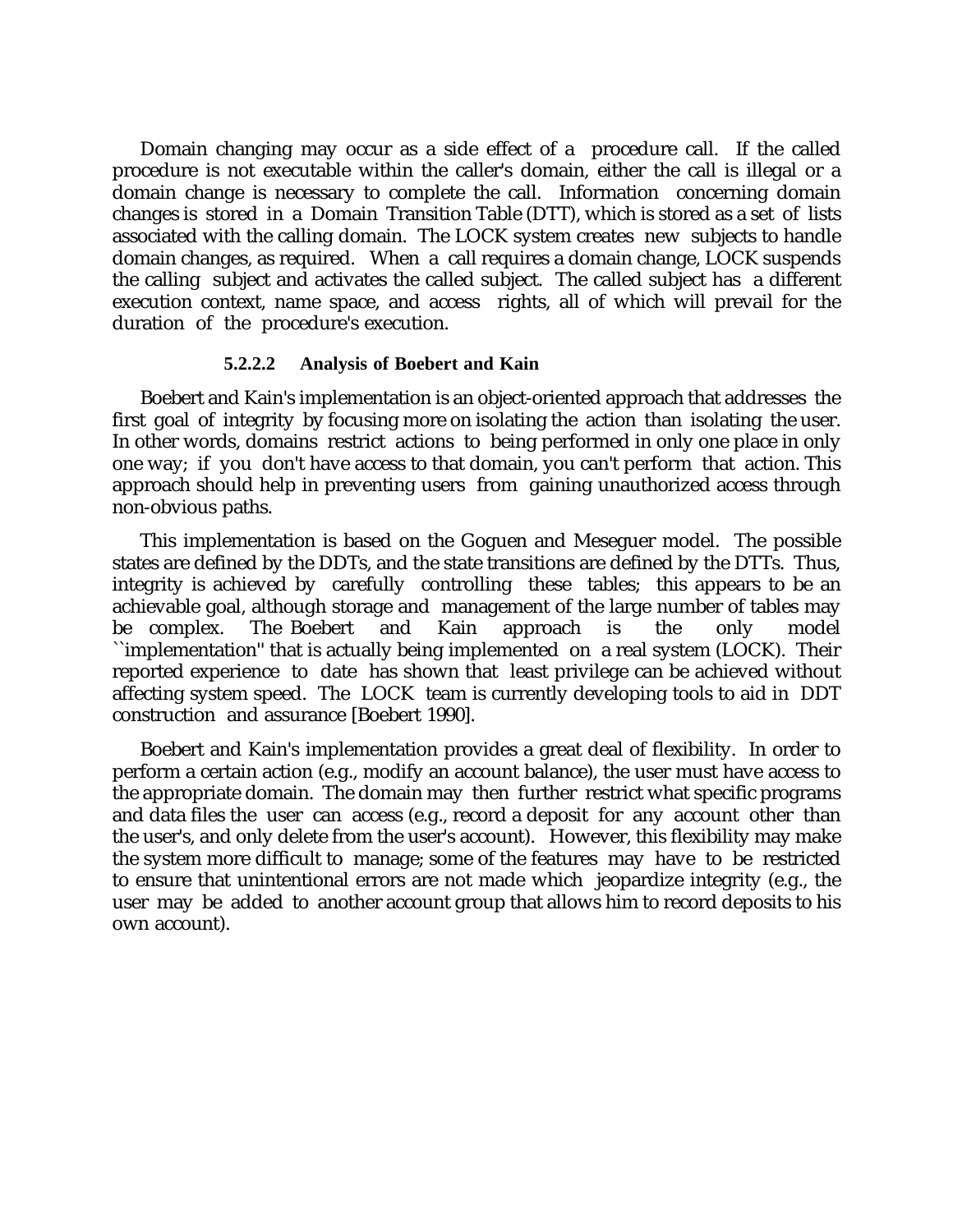Domain changing may occur as a side effect of a procedure call. If the called procedure is not executable within the caller's domain, either the call is illegal or a domain change is necessary to complete the call. Information concerning domain changes is stored in a Domain Transition Table (DTT), which is stored as a set of lists associated with the calling domain. The LOCK system creates new subjects to handle domain changes, as required. When a call requires a domain change, LOCK suspends the calling subject and activates the called subject. The called subject has a different execution context, name space, and access rights, all of which will prevail for the duration of the procedure's execution.

#### 5.2.2.2 Analysis of Boebert and Kain

Boebert and Kain's implementation is an object-oriented approach that addresses the first goal of integrity by focusing more on isolating the action than isolating the user. In other words, domains restrict actions to being performed in only one place in only one way; if you don't have access to that domain, you can't perform that action. This approach should help in preventing users from gaining unauthorized access through non-obvious paths.

This implementation is based on the Goguen and Meseguer model. The possible states are defined by the DDTs, and the state transitions are defined by the DTTs. Thus, integrity is achieved by carefully controlling these tables; this appears to be an achievable goal, although storage and management of the large number of tables may be complex. The Boebert and Kain approach is the only model ``implementation'' that is actually being implemented on a real system (LOCK). Their reported experience to date has shown that least privilege can be achieved without affecting system speed. The LOCK team is currently developing tools to aid in DDT construction and assurance [Boebert 1990].

Boebert and Kain's implementation provides a great deal of flexibility. In order to perform a certain action (e.g., modify an account balance), the user must have access to the appropriate domain. The domain may then further restrict what specific programs and data files the user can access (e.g., record a deposit for any account other than the user's, and only delete from the user's account). However, this flexibility may make the system more difficult to manage; some of the features may have to be restricted to ensure that unintentional errors are not made which jeopardize integrity (e.g., the user may be added to another account group that allows him to record deposits to his own account).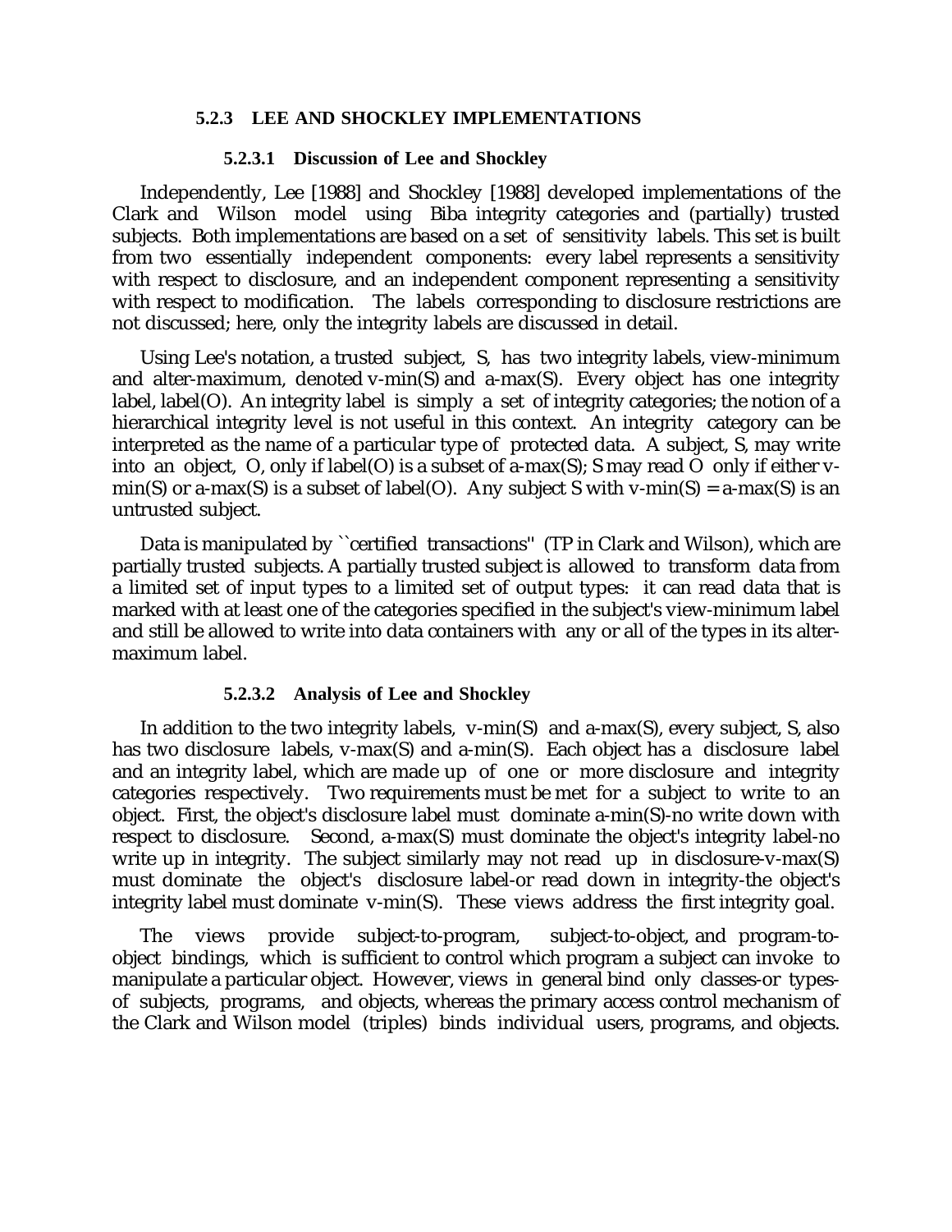### 5.2.3 LEE AND SHOCKLEY IMPLEMENTATIONS

#### 5.2.3.1 Discussion of Lee and Shockley

Independently, Lee [1988] and Shockley [1988] developed implementations of the Clark and Wilson model using Biba integrity categories and (partially) trusted subjects. Both implementations are based on a set of sensitivity labels. This set is built from two essentially independent components: every label represents a sensitivity with respect to disclosure, and an independent component representing a sensitivity with respect to modification. The labels corresponding to disclosure restrictions are not discussed; here, only the integrity labels are discussed in detail.

Using Lee's notation, a trusted subject, S, has two integrity labels, view-minimum and alter-maximum, denoted v-min(S) and a-max(S). Every object has one integrity label, label(O). An integrity label is simply a set of integrity categories; the notion of a hierarchical integrity level is not useful in this context. An integrity category can be interpreted as the name of a particular type of protected data. A subject, S, may write into an object, O, only if label(O) is a subset of a-max(S); S may read O only if either v-min(S) or a-max(S) is a subset of label(O). Any subject S with v-min(S) = a-max(S) is an untrusted subject.

Data is manipulated by ``certified transactions'' (TP in Clark and Wilson), which are partially trusted subjects. A partially trusted subject is allowed to transform data from a limited set of input types to a limited set of output types: it can read data that is marked with at least one of the categories specified in the subject's view-minimum label and still be allowed to write into data containers with any or all of the types in its alter-maximum label.

#### 5.2.3.2 Analysis of Lee and Shockley

In addition to the two integrity labels, v-min(S) and a-max(S), every subject, S, also has two disclosure labels, v-max(S) and a-min(S). Each object has a disclosure label and an integrity label, which are made up of one or more disclosure and integrity categories respectively. Two requirements must be met for a subject to write to an object. First, the object's disclosure label must dominate a-min(S)-no write down with respect to disclosure. Second, a-max(S) must dominate the object's integrity label-no write up in integrity. The subject similarly may not read up in disclosure-v-max(S) must dominate the object's disclosure label-or read down in integrity-the object's integrity label must dominate v-min(S). These views address the first integrity goal.

The views provide subject-to-program, subject-to-object, and program-to-object bindings, which is sufficient to control which program a subject can invoke to manipulate a particular object. However, views in general bind only classes-or types-of subjects, programs, and objects, whereas the primary access control mechanism of the Clark and Wilson model (triples) binds individual users, programs, and objects.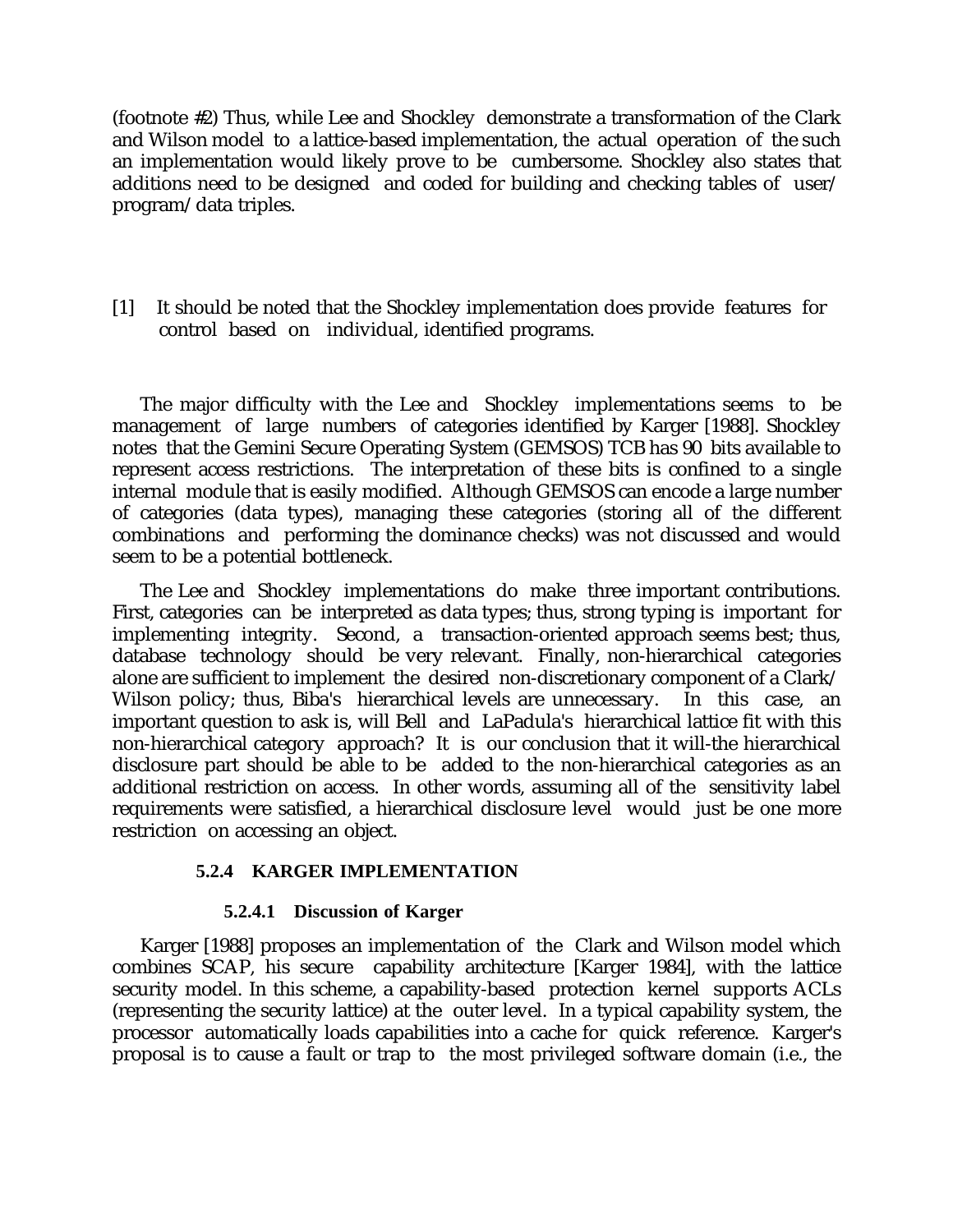(footnote #2) Thus, while Lee and Shockley demonstrate a transformation of the Clark and Wilson model to a lattice-based implementation, the actual operation of the such an implementation would likely prove to be cumbersome. Shockley also states that additions need to be designed and coded for building and checking tables of user/ program/data triples.

[1] It should be noted that the Shockley implementation does provide features for control based on individual, identified programs.

The major difficulty with the Lee and Shockley implementations seems to be management of large numbers of categories identified by Karger [1988]. Shockley notes that the Gemini Secure Operating System (GEMSOS) TCB has 90 bits available to represent access restrictions. The interpretation of these bits is confined to a single internal module that is easily modified. Although GEMSOS can encode a large number of categories (data types), managing these categories (storing all of the different combinations and performing the dominance checks) was not discussed and would seem to be a potential bottleneck.

The Lee and Shockley implementations do make three important contributions. First, categories can be interpreted as data types; thus, strong typing is important for implementing integrity. Second, a transaction-oriented approach seems best; thus, database technology should be very relevant. Finally, non-hierarchical categories alone are sufficient to implement the desired non-discretionary component of a Clark/ Wilson policy; thus, Biba's hierarchical levels are unnecessary. In this case, an important question to ask is, will Bell and LaPadula's hierarchical lattice fit with this non-hierarchical category approach? It is our conclusion that it will-the hierarchical disclosure part should be able to be added to the non-hierarchical categories as an additional restriction on access. In other words, assuming all of the sensitivity label requirements were satisfied, a hierarchical disclosure level would just be one more restriction on accessing an object.

### 5.2.4 KARGER IMPLEMENTATION

#### 5.2.4.1 Discussion of Karger

Karger [1988] proposes an implementation of the Clark and Wilson model which combines SCAP, his secure capability architecture [Karger 1984], with the lattice security model. In this scheme, a capability-based protection kernel supports ACLs (representing the security lattice) at the outer level. In a typical capability system, the processor automatically loads capabilities into a cache for quick reference. Karger's proposal is to cause a fault or trap to the most privileged software domain (i.e., the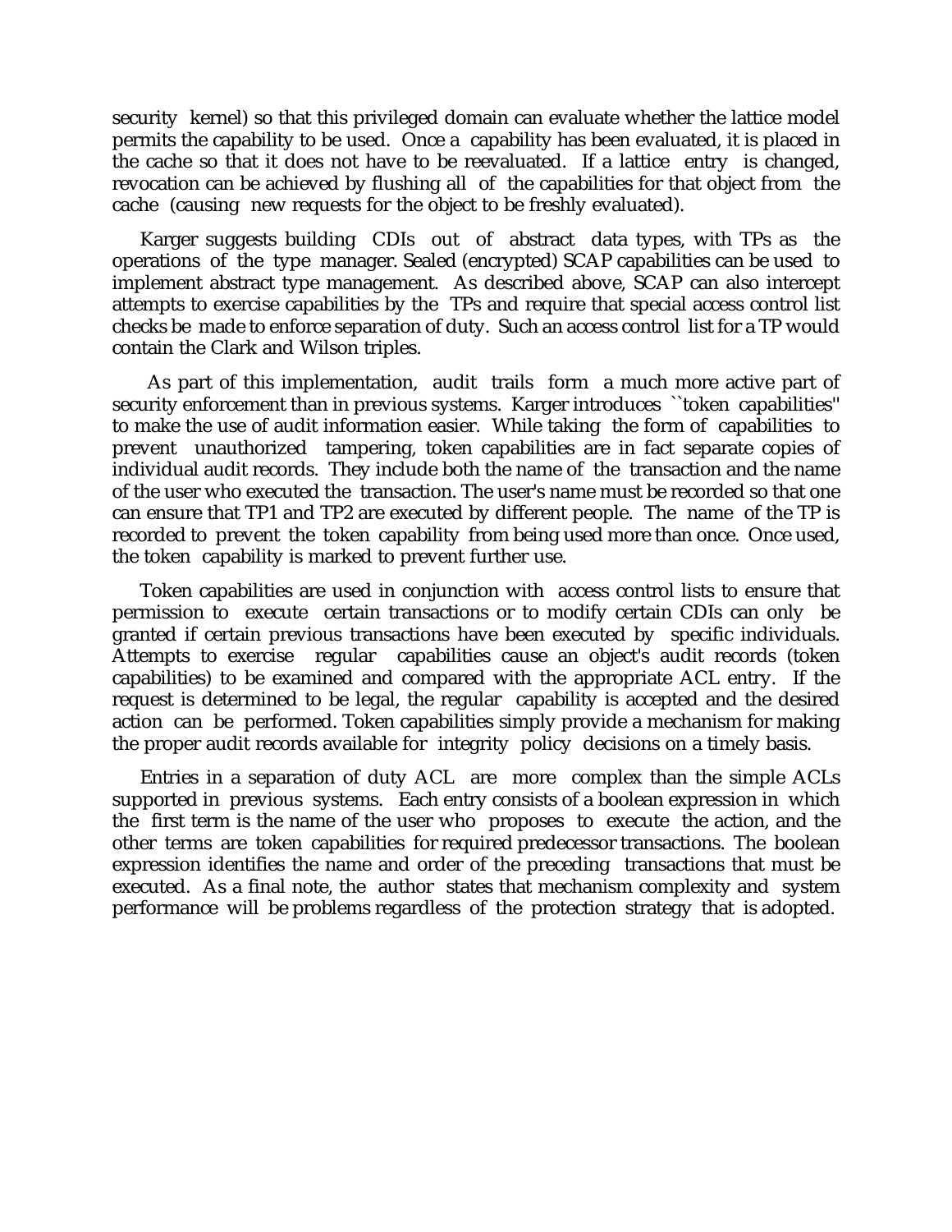security kernel) so that this privileged domain can evaluate whether the lattice model permits the capability to be used. Once a capability has been evaluated, it is placed in the cache so that it does not have to be reevaluated. If a lattice entry is changed, revocation can be achieved by flushing all of the capabilities for that object from the cache (causing new requests for the object to be freshly evaluated).

Karger suggests building CDIs out of abstract data types, with TPs as the operations of the type manager. Sealed (encrypted) SCAP capabilities can be used to implement abstract type management. As described above, SCAP can also intercept attempts to exercise capabilities by the TPs and require that special access control list checks be made to enforce separation of duty. Such an access control list for a TP would contain the Clark and Wilson triples.

As part of this implementation, audit trails form a much more active part of security enforcement than in previous systems. Karger introduces ``token capabilities'' to make the use of audit information easier. While taking the form of capabilities to prevent unauthorized tampering, token capabilities are in fact separate copies of individual audit records. They include both the name of the transaction and the name of the user who executed the transaction. The user's name must be recorded so that one can ensure that TP1 and TP2 are executed by different people. The name of the TP is recorded to prevent the token capability from being used more than once. Once used, the token capability is marked to prevent further use.

Token capabilities are used in conjunction with access control lists to ensure that permission to execute certain transactions or to modify certain CDIs can only be granted if certain previous transactions have been executed by specific individuals. Attempts to exercise regular capabilities cause an object's audit records (token capabilities) to be examined and compared with the appropriate ACL entry. If the request is determined to be legal, the regular capability is accepted and the desired action can be performed. Token capabilities simply provide a mechanism for making the proper audit records available for integrity policy decisions on a timely basis.

Entries in a separation of duty ACL are more complex than the simple ACLs supported in previous systems. Each entry consists of a boolean expression in which the first term is the name of the user who proposes to execute the action, and the other terms are token capabilities for required predecessor transactions. The boolean expression identifies the name and order of the preceding transactions that must be executed. As a final note, the author states that mechanism complexity and system performance will be problems regardless of the protection strategy that is adopted.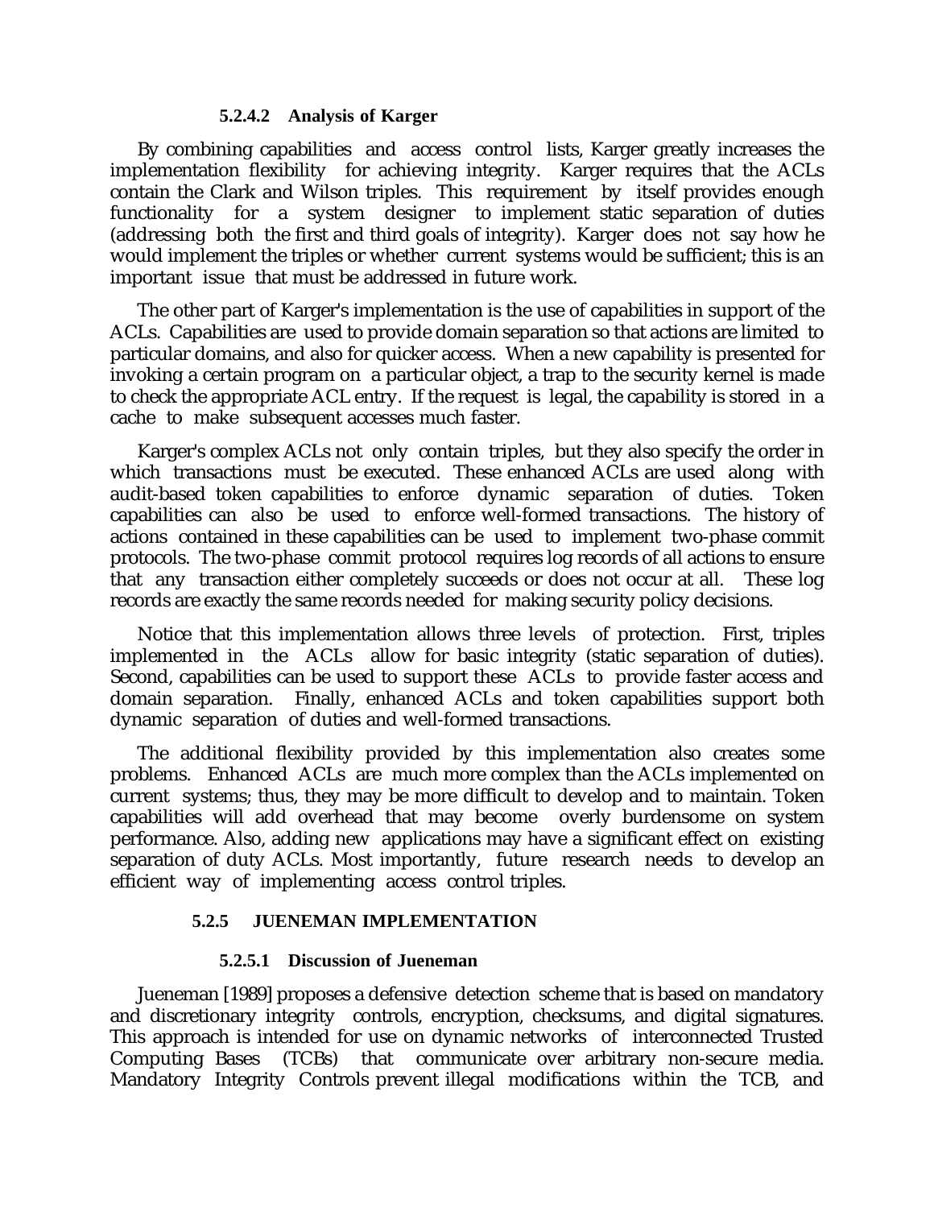#### 5.2.4.2 Analysis of Karger

By combining capabilities and access control lists, Karger greatly increases the implementation flexibility for achieving integrity. Karger requires that the ACLs contain the Clark and Wilson triples. This requirement by itself provides enough functionality for a system designer to implement static separation of duties (addressing both the first and third goals of integrity). Karger does not say how he would implement the triples or whether current systems would be sufficient; this is an important issue that must be addressed in future work.

The other part of Karger's implementation is the use of capabilities in support of the ACLs. Capabilities are used to provide domain separation so that actions are limited to particular domains, and also for quicker access. When a new capability is presented for invoking a certain program on a particular object, a trap to the security kernel is made to check the appropriate ACL entry. If the request is legal, the capability is stored in a cache to make subsequent accesses much faster.

Karger's complex ACLs not only contain triples, but they also specify the order in which transactions must be executed. These enhanced ACLs are used along with audit-based token capabilities to enforce dynamic separation of duties. Token capabilities can also be used to enforce well-formed transactions. The history of actions contained in these capabilities can be used to implement two-phase commit protocols. The two-phase commit protocol requires log records of all actions to ensure that any transaction either completely succeeds or does not occur at all. These log records are exactly the same records needed for making security policy decisions.

Notice that this implementation allows three levels of protection. First, triples implemented in the ACLs allow for basic integrity (static separation of duties). Second, capabilities can be used to support these ACLs to provide faster access and domain separation. Finally, enhanced ACLs and token capabilities support both dynamic separation of duties and well-formed transactions.

The additional flexibility provided by this implementation also creates some problems. Enhanced ACLs are much more complex than the ACLs implemented on current systems; thus, they may be more difficult to develop and to maintain. Token capabilities will add overhead that may become overly burdensome on system performance. Also, adding new applications may have a significant effect on existing separation of duty ACLs. Most importantly, future research needs to develop an efficient way of implementing access control triples.

### 5.2.5 JUENEMAN IMPLEMENTATION

#### 5.2.5.1 Discussion of Jueneman

Jueneman [1989] proposes a defensive detection scheme that is based on mandatory and discretionary integrity controls, encryption, checksums, and digital signatures. This approach is intended for use on dynamic networks of interconnected Trusted Computing Bases (TCBs) that communicate over arbitrary non-secure media. Mandatory Integrity Controls prevent illegal modifications within the TCB, and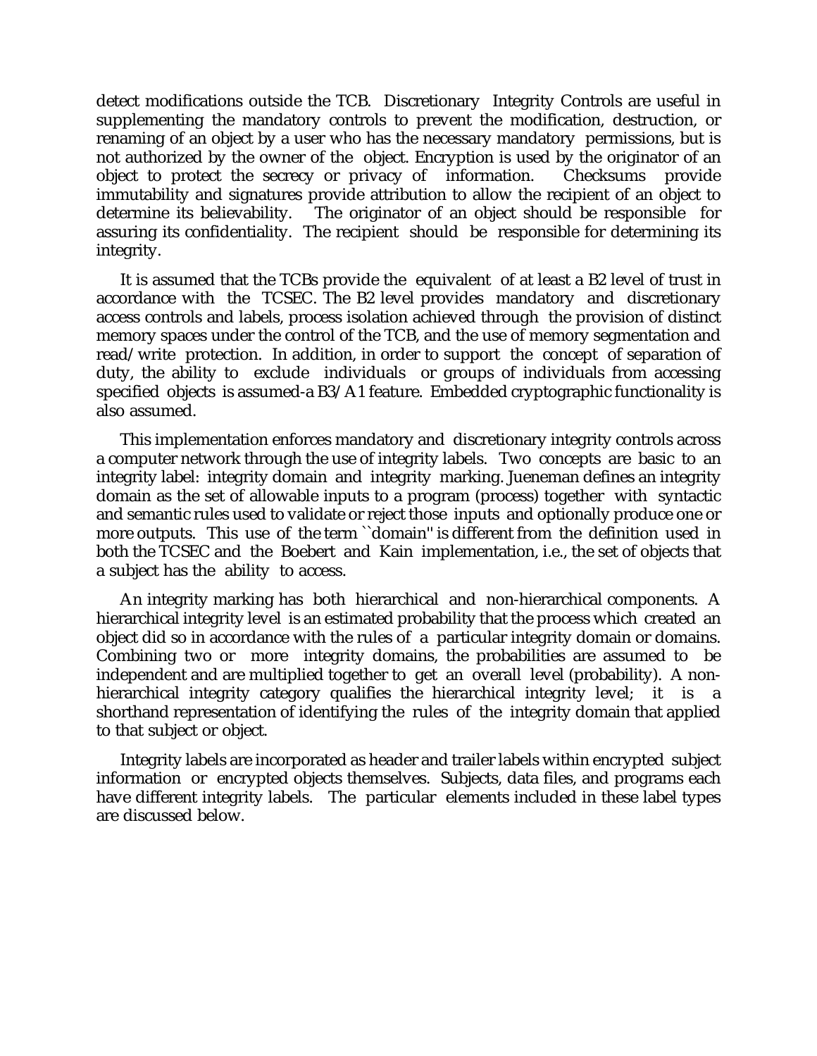detect modifications outside the TCB. Discretionary Integrity Controls are useful in supplementing the mandatory controls to prevent the modification, destruction, or renaming of an object by a user who has the necessary mandatory permissions, but is not authorized by the owner of the object. Encryption is used by the originator of an object to protect the secrecy or privacy of information. Checksums provide immutability and signatures provide attribution to allow the recipient of an object to determine its believability. The originator of an object should be responsible for assuring its confidentiality. The recipient should be responsible for determining its integrity.

It is assumed that the TCBs provide the equivalent of at least a B2 level of trust in accordance with the TCSEC. The B2 level provides mandatory and discretionary access controls and labels, process isolation achieved through the provision of distinct memory spaces under the control of the TCB, and the use of memory segmentation and read/write protection. In addition, in order to support the concept of separation of duty, the ability to exclude individuals or groups of individuals from accessing specified objects is assumed-a B3/A1 feature. Embedded cryptographic functionality is also assumed.

This implementation enforces mandatory and discretionary integrity controls across a computer network through the use of integrity labels. Two concepts are basic to an integrity label: integrity domain and integrity marking. Jueneman defines an integrity domain as the set of allowable inputs to a program (process) together with syntactic and semantic rules used to validate or reject those inputs and optionally produce one or more outputs. This use of the term ``domain'' is different from the definition used in both the TCSEC and the Boebert and Kain implementation, i.e., the set of objects that a subject has the ability to access.

An integrity marking has both hierarchical and non-hierarchical components. A hierarchical integrity level is an estimated probability that the process which created an object did so in accordance with the rules of a particular integrity domain or domains. Combining two or more integrity domains, the probabilities are assumed to be independent and are multiplied together to get an overall level (probability). A non-hierarchical integrity category qualifies the hierarchical integrity level; it is a shorthand representation of identifying the rules of the integrity domain that applied to that subject or object.

Integrity labels are incorporated as header and trailer labels within encrypted subject information or encrypted objects themselves. Subjects, data files, and programs each have different integrity labels. The particular elements included in these label types are discussed below.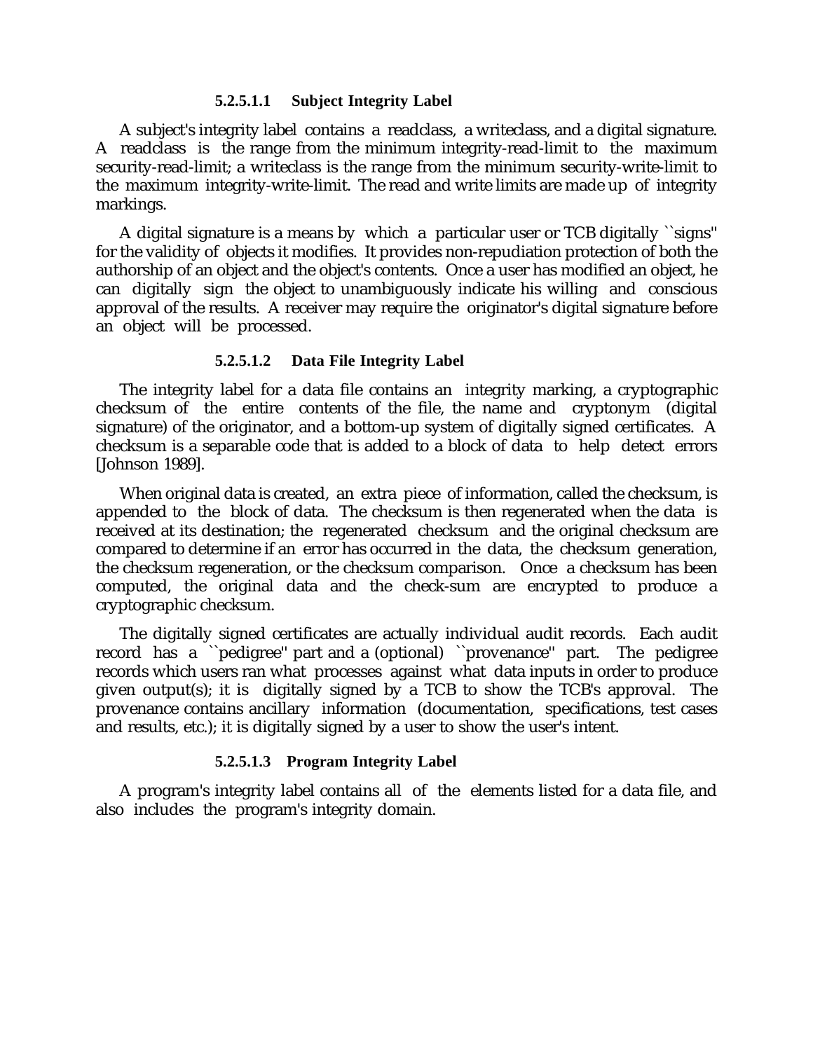#### 5.2.5.1.1 Subject Integrity Label

A subject's integrity label contains a readclass, a writeclass, and a digital signature. A readclass is the range from the minimum integrity-read-limit to the maximum security-read-limit; a writeclass is the range from the minimum security-write-limit to the maximum integrity-write-limit. The read and write limits are made up of integrity markings.

A digital signature is a means by which a particular user or TCB digitally ``signs'' for the validity of objects it modifies. It provides non-repudiation protection of both the authorship of an object and the object's contents. Once a user has modified an object, he can digitally sign the object to unambiguously indicate his willing and conscious approval of the results. A receiver may require the originator's digital signature before an object will be processed.

#### 5.2.5.1.2 Data File Integrity Label

The integrity label for a data file contains an integrity marking, a cryptographic checksum of the entire contents of the file, the name and cryptonym (digital signature) of the originator, and a bottom-up system of digitally signed certificates. A checksum is a separable code that is added to a block of data to help detect errors [Johnson 1989].

When original data is created, an extra piece of information, called the checksum, is appended to the block of data. The checksum is then regenerated when the data is received at its destination; the regenerated checksum and the original checksum are compared to determine if an error has occurred in the data, the checksum generation, the checksum regeneration, or the checksum comparison. Once a checksum has been computed, the original data and the check-sum are encrypted to produce a cryptographic checksum.

The digitally signed certificates are actually individual audit records. Each audit record has a ``pedigree'' part and a (optional) ``provenance'' part. The pedigree records which users ran what processes against what data inputs in order to produce given output(s); it is digitally signed by a TCB to show the TCB's approval. The provenance contains ancillary information (documentation, specifications, test cases and results, etc.); it is digitally signed by a user to show the user's intent.

#### 5.2.5.1.3 Program Integrity Label

A program's integrity label contains all of the elements listed for a data file, and also includes the program's integrity domain.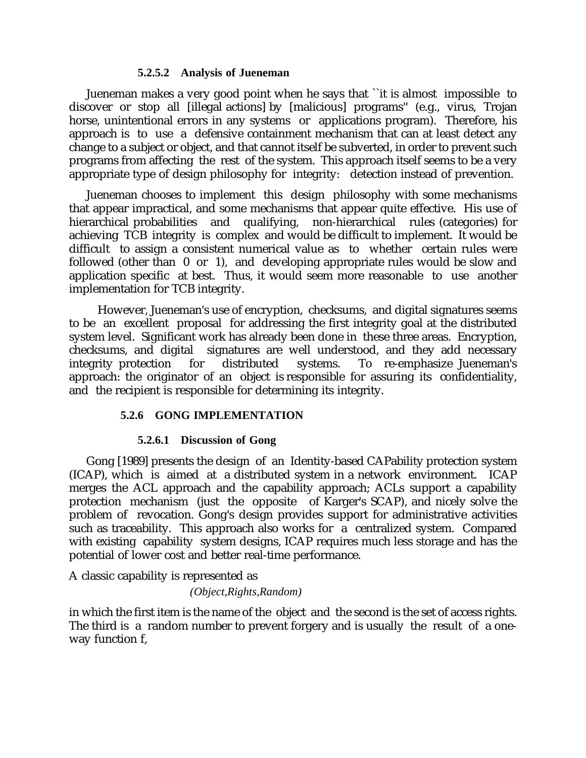#### 5.2.5.2 Analysis of Jueneman

Jueneman makes a very good point when he says that ``it is almost impossible to discover or stop all [illegal actions] by [malicious] programs'' (e.g., virus, Trojan horse, unintentional errors in any systems or applications program). Therefore, his approach is to use a defensive containment mechanism that can at least detect any change to a subject or object, and that cannot itself be subverted, in order to prevent such programs from affecting the rest of the system. This approach itself seems to be a very appropriate type of design philosophy for integrity: detection instead of prevention.

Jueneman chooses to implement this design philosophy with some mechanisms that appear impractical, and some mechanisms that appear quite effective. His use of hierarchical probabilities and qualifying, non-hierarchical rules (categories) for achieving TCB integrity is complex and would be difficult to implement. It would be difficult to assign a consistent numerical value as to whether certain rules were followed (other than 0 or 1), and developing appropriate rules would be slow and application specific at best. Thus, it would seem more reasonable to use another implementation for TCB integrity.

However, Jueneman's use of encryption, checksums, and digital signatures seems to be an excellent proposal for addressing the first integrity goal at the distributed system level. Significant work has already been done in these three areas. Encryption, checksums, and digital signatures are well understood, and they add necessary integrity protection for distributed systems. To re-emphasize Jueneman's approach: the originator of an object is responsible for assuring its confidentiality, and the recipient is responsible for determining its integrity.

### 5.2.6 GONG IMPLEMENTATION

#### 5.2.6.1 Discussion of Gong

Gong [1989] presents the design of an Identity-based CAPability protection system (ICAP), which is aimed at a distributed system in a network environment. ICAP merges the ACL approach and the capability approach; ACLs support a capability protection mechanism (just the opposite of Karger's SCAP), and nicely solve the problem of revocation. Gong's design provides support for administrative activities such as traceability. This approach also works for a centralized system. Compared with existing capability system designs, ICAP requires much less storage and has the potential of lower cost and better real-time performance.

A classic capability is represented as

*(Object,Rights,Random)*

in which the first item is the name of the object and the second is the set of access rights. The third is a random number to prevent forgery and is usually the result of a one-way function f,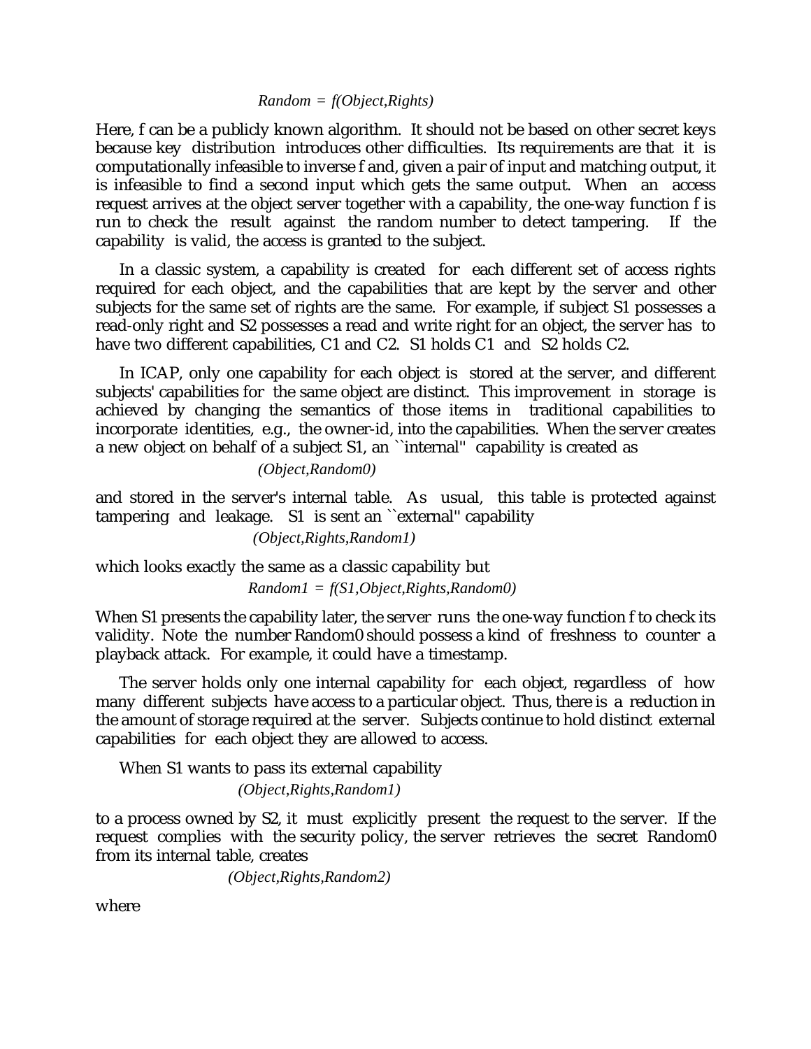$$Random = f(Object, Rights)$$

Here, f can be a publicly known algorithm. It should not be based on other secret keys because key distribution introduces other difficulties. Its requirements are that it is computationally infeasible to inverse f and, given a pair of input and matching output, it is infeasible to find a second input which gets the same output. When an access request arrives at the object server together with a capability, the one-way function f is run to check the result against the random number to detect tampering. If the capability is valid, the access is granted to the subject.

In a classic system, a capability is created for each different set of access rights required for each object, and the capabilities that are kept by the server and other subjects for the same set of rights are the same. For example, if subject S1 possesses a read-only right and S2 possesses a read and write right for an object, the server has to have two different capabilities, C1 and C2. S1 holds C1 and S2 holds C2.

In ICAP, only one capability for each object is stored at the server, and different subjects' capabilities for the same object are distinct. This improvement in storage is achieved by changing the semantics of those items in traditional capabilities to incorporate identities, e.g., the owner-id, into the capabilities. When the server creates a new object on behalf of a subject S1, an ``internal'' capability is created as

$$(Object, Random0)$$

and stored in the server's internal table. As usual, this table is protected against tampering and leakage. S1 is sent an ``external'' capability

$$(Object, Rights, Random1)$$

which looks exactly the same as a classic capability but

$$Random1 = f(S1, Object, Rights, Random0)$$

When S1 presents the capability later, the server runs the one-way function f to check its validity. Note the number Random0 should possess a kind of freshness to counter a playback attack. For example, it could have a timestamp.

The server holds only one internal capability for each object, regardless of how many different subjects have access to a particular object. Thus, there is a reduction in the amount of storage required at the server. Subjects continue to hold distinct external capabilities for each object they are allowed to access.

When S1 wants to pass its external capability

$$(Object, Rights, Random1)$$

to a process owned by S2, it must explicitly present the request to the server. If the request complies with the security policy, the server retrieves the secret Random0 from its internal table, creates

$$(Object, Rights, Random2)$$

where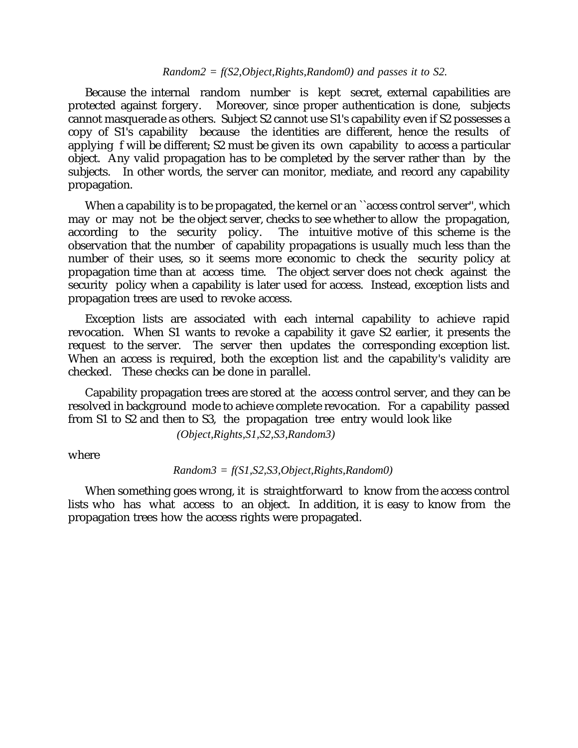*Random2 = f(S2,Object,Rights,Random0) and passes it to S2.*

Because the internal random number is kept secret, external capabilities are protected against forgery. Moreover, since proper authentication is done, subjects cannot masquerade as others. Subject S2 cannot use S1's capability even if S2 possesses a copy of S1's capability because the identities are different, hence the results of applying f will be different; S2 must be given its own capability to access a particular object. Any valid propagation has to be completed by the server rather than by the subjects. In other words, the server can monitor, mediate, and record any capability propagation.

When a capability is to be propagated, the kernel or an ``access control server'', which may or may not be the object server, checks to see whether to allow the propagation, according to the security policy. The intuitive motive of this scheme is the observation that the number of capability propagations is usually much less than the number of their uses, so it seems more economic to check the security policy at propagation time than at access time. The object server does not check against the security policy when a capability is later used for access. Instead, exception lists and propagation trees are used to revoke access.

Exception lists are associated with each internal capability to achieve rapid revocation. When S1 wants to revoke a capability it gave S2 earlier, it presents the request to the server. The server then updates the corresponding exception list. When an access is required, both the exception list and the capability's validity are checked. These checks can be done in parallel.

Capability propagation trees are stored at the access control server, and they can be resolved in background mode to achieve complete revocation. For a capability passed from S1 to S2 and then to S3, the propagation tree entry would look like

*(Object,Rights,S1,S2,S3,Random3)*

where

*Random3 = f(S1,S2,S3,Object,Rights,Random0)*

When something goes wrong, it is straightforward to know from the access control lists who has what access to an object. In addition, it is easy to know from the propagation trees how the access rights were propagated.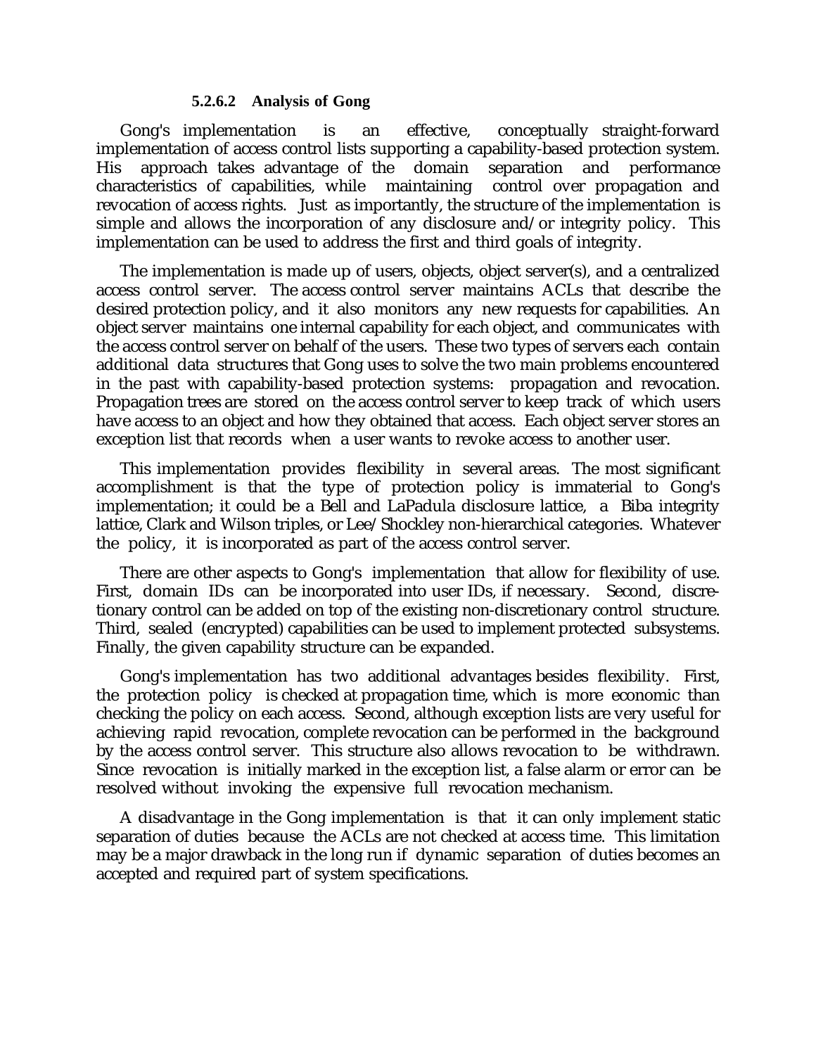#### 5.2.6.2 Analysis of Gong

Gong's implementation is an effective, conceptually straight-forward implementation of access control lists supporting a capability-based protection system. His approach takes advantage of the domain separation and performance characteristics of capabilities, while maintaining control over propagation and revocation of access rights. Just as importantly, the structure of the implementation is simple and allows the incorporation of any disclosure and/or integrity policy. This implementation can be used to address the first and third goals of integrity.

The implementation is made up of users, objects, object server(s), and a centralized access control server. The access control server maintains ACLs that describe the desired protection policy, and it also monitors any new requests for capabilities. An object server maintains one internal capability for each object, and communicates with the access control server on behalf of the users. These two types of servers each contain additional data structures that Gong uses to solve the two main problems encountered in the past with capability-based protection systems: propagation and revocation. Propagation trees are stored on the access control server to keep track of which users have access to an object and how they obtained that access. Each object server stores an exception list that records when a user wants to revoke access to another user.

This implementation provides flexibility in several areas. The most significant accomplishment is that the type of protection policy is immaterial to Gong's implementation; it could be a Bell and LaPadula disclosure lattice, a Biba integrity lattice, Clark and Wilson triples, or Lee/Shockley non-hierarchical categories. Whatever the policy, it is incorporated as part of the access control server.

There are other aspects to Gong's implementation that allow for flexibility of use. First, domain IDs can be incorporated into user IDs, if necessary. Second, discretionary control can be added on top of the existing non-discretionary control structure. Third, sealed (encrypted) capabilities can be used to implement protected subsystems. Finally, the given capability structure can be expanded.

Gong's implementation has two additional advantages besides flexibility. First, the protection policy is checked at propagation time, which is more economic than checking the policy on each access. Second, although exception lists are very useful for achieving rapid revocation, complete revocation can be performed in the background by the access control server. This structure also allows revocation to be withdrawn. Since revocation is initially marked in the exception list, a false alarm or error can be resolved without invoking the expensive full revocation mechanism.

A disadvantage in the Gong implementation is that it can only implement static separation of duties because the ACLs are not checked at access time. This limitation may be a major drawback in the long run if dynamic separation of duties becomes an accepted and required part of system specifications.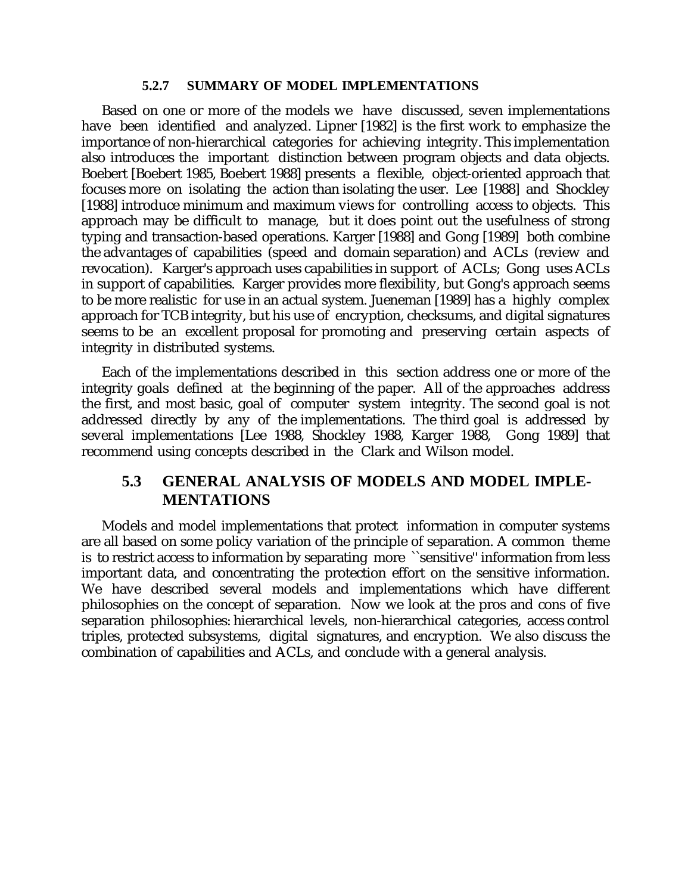#### 5.2.7 SUMMARY OF MODEL IMPLEMENTATIONS

Based on one or more of the models we have discussed, seven implementations have been identified and analyzed. Lipner [1982] is the first work to emphasize the importance of non-hierarchical categories for achieving integrity. This implementation also introduces the important distinction between program objects and data objects. Boebert [Boebert 1985, Boebert 1988] presents a flexible, object-oriented approach that focuses more on isolating the action than isolating the user. Lee [1988] and Shockley [1988] introduce minimum and maximum views for controlling access to objects. This approach may be difficult to manage, but it does point out the usefulness of strong typing and transaction-based operations. Karger [1988] and Gong [1989] both combine the advantages of capabilities (speed and domain separation) and ACLs (review and revocation). Karger's approach uses capabilities in support of ACLs; Gong uses ACLs in support of capabilities. Karger provides more flexibility, but Gong's approach seems to be more realistic for use in an actual system. Jueneman [1989] has a highly complex approach for TCB integrity, but his use of encryption, checksums, and digital signatures seems to be an excellent proposal for promoting and preserving certain aspects of integrity in distributed systems.

Each of the implementations described in this section address one or more of the integrity goals defined at the beginning of the paper. All of the approaches address the first, and most basic, goal of computer system integrity. The second goal is not addressed directly by any of the implementations. The third goal is addressed by several implementations [Lee 1988, Shockley 1988, Karger 1988, Gong 1989] that recommend using concepts described in the Clark and Wilson model.

## 5.3 GENERAL ANALYSIS OF MODELS AND MODEL IMPLEMENTATIONS

Models and model implementations that protect information in computer systems are all based on some policy variation of the principle of separation. A common theme is to restrict access to information by separating more ``sensitive'' information from less important data, and concentrating the protection effort on the sensitive information. We have described several models and implementations which have different philosophies on the concept of separation. Now we look at the pros and cons of five separation philosophies: hierarchical levels, non-hierarchical categories, access control triples, protected subsystems, digital signatures, and encryption. We also discuss the combination of capabilities and ACLs, and conclude with a general analysis.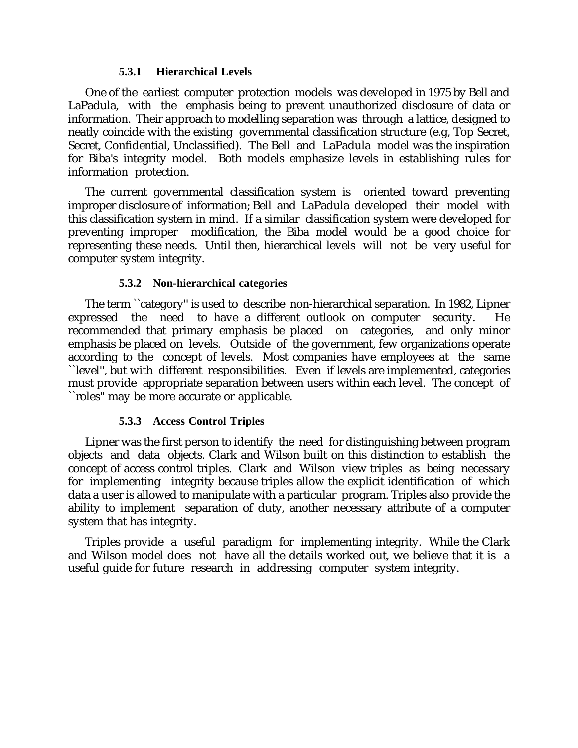### 5.3.1 Hierarchical Levels

One of the earliest computer protection models was developed in 1975 by Bell and LaPadula, with the emphasis being to prevent unauthorized disclosure of data or information. Their approach to modelling separation was through a lattice, designed to neatly coincide with the existing governmental classification structure (e.g, Top Secret, Secret, Confidential, Unclassified). The Bell and LaPadula model was the inspiration for Biba's integrity model. Both models emphasize levels in establishing rules for information protection.

The current governmental classification system is oriented toward preventing improper disclosure of information; Bell and LaPadula developed their model with this classification system in mind. If a similar classification system were developed for preventing improper modification, the Biba model would be a good choice for representing these needs. Until then, hierarchical levels will not be very useful for computer system integrity.

### 5.3.2 Non-hierarchical categories

The term ``category'' is used to describe non-hierarchical separation. In 1982, Lipner expressed the need to have a different outlook on computer security. He recommended that primary emphasis be placed on categories, and only minor emphasis be placed on levels. Outside of the government, few organizations operate according to the concept of levels. Most companies have employees at the same ``level'', but with different responsibilities. Even if levels are implemented, categories must provide appropriate separation between users within each level. The concept of ``roles'' may be more accurate or applicable.

### 5.3.3 Access Control Triples

Lipner was the first person to identify the need for distinguishing between program objects and data objects. Clark and Wilson built on this distinction to establish the concept of access control triples. Clark and Wilson view triples as being necessary for implementing integrity because triples allow the explicit identification of which data a user is allowed to manipulate with a particular program. Triples also provide the ability to implement separation of duty, another necessary attribute of a computer system that has integrity.

Triples provide a useful paradigm for implementing integrity. While the Clark and Wilson model does not have all the details worked out, we believe that it is a useful guide for future research in addressing computer system integrity.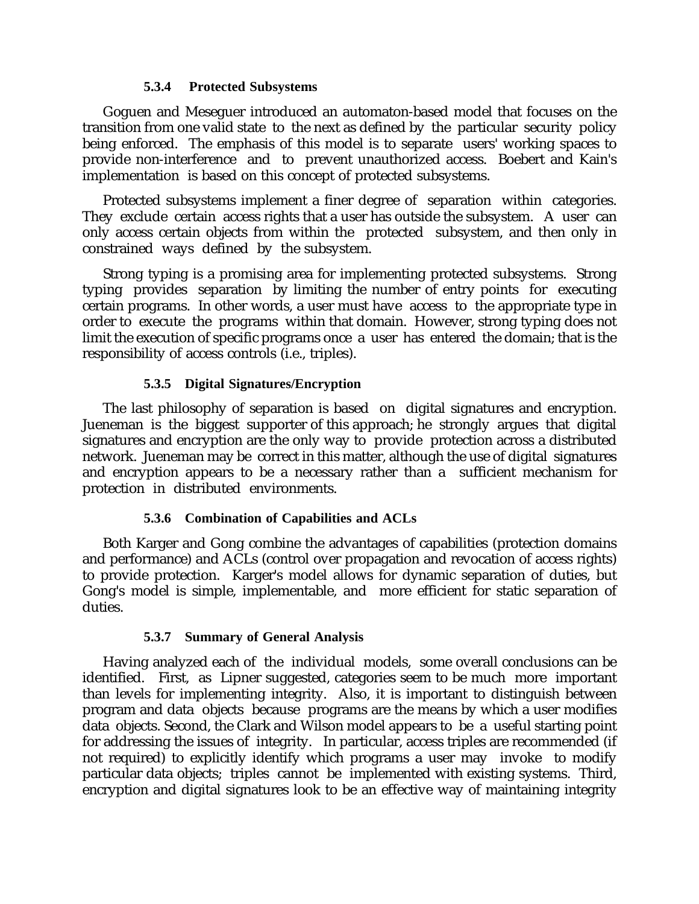### 5.3.4 Protected Subsystems

Goguen and Meseguer introduced an automaton-based model that focuses on the transition from one valid state to the next as defined by the particular security policy being enforced. The emphasis of this model is to separate users' working spaces to provide non-interference and to prevent unauthorized access. Boebert and Kain's implementation is based on this concept of protected subsystems.

Protected subsystems implement a finer degree of separation within categories. They exclude certain access rights that a user has outside the subsystem. A user can only access certain objects from within the protected subsystem, and then only in constrained ways defined by the subsystem.

Strong typing is a promising area for implementing protected subsystems. Strong typing provides separation by limiting the number of entry points for executing certain programs. In other words, a user must have access to the appropriate type in order to execute the programs within that domain. However, strong typing does not limit the execution of specific programs once a user has entered the domain; that is the responsibility of access controls (i.e., triples).

### 5.3.5 Digital Signatures/Encryption

The last philosophy of separation is based on digital signatures and encryption. Jueneman is the biggest supporter of this approach; he strongly argues that digital signatures and encryption are the only way to provide protection across a distributed network. Jueneman may be correct in this matter, although the use of digital signatures and encryption appears to be a necessary rather than a sufficient mechanism for protection in distributed environments.

### 5.3.6 Combination of Capabilities and ACLs

Both Karger and Gong combine the advantages of capabilities (protection domains and performance) and ACLs (control over propagation and revocation of access rights) to provide protection. Karger's model allows for dynamic separation of duties, but Gong's model is simple, implementable, and more efficient for static separation of duties.

### 5.3.7 Summary of General Analysis

Having analyzed each of the individual models, some overall conclusions can be identified. First, as Lipner suggested, categories seem to be much more important than levels for implementing integrity. Also, it is important to distinguish between program and data objects because programs are the means by which a user modifies data objects. Second, the Clark and Wilson model appears to be a useful starting point for addressing the issues of integrity. In particular, access triples are recommended (if not required) to explicitly identify which programs a user may invoke to modify particular data objects; triples cannot be implemented with existing systems. Third, encryption and digital signatures look to be an effective way of maintaining integrity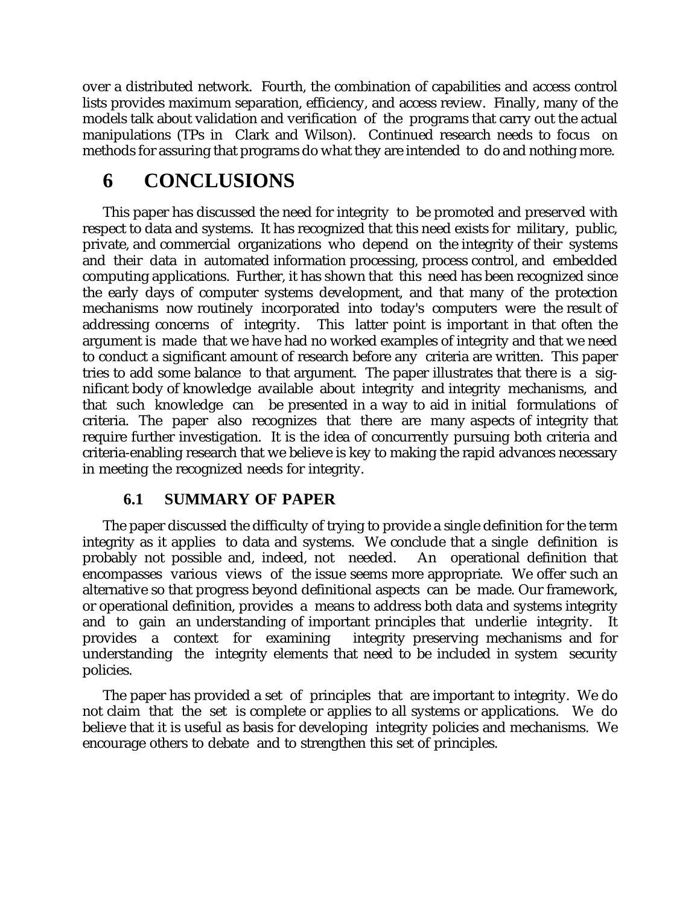over a distributed network. Fourth, the combination of capabilities and access control lists provides maximum separation, efficiency, and access review. Finally, many of the models talk about validation and verification of the programs that carry out the actual manipulations (TPs in Clark and Wilson). Continued research needs to focus on methods for assuring that programs do what they are intended to do and nothing more.

# 6 CONCLUSIONS

This paper has discussed the need for integrity to be promoted and preserved with respect to data and systems. It has recognized that this need exists for military, public, private, and commercial organizations who depend on the integrity of their systems and their data in automated information processing, process control, and embedded computing applications. Further, it has shown that this need has been recognized since the early days of computer systems development, and that many of the protection mechanisms now routinely incorporated into today's computers were the result of addressing concerns of integrity. This latter point is important in that often the argument is made that we have had no worked examples of integrity and that we need to conduct a significant amount of research before any criteria are written. This paper tries to add some balance to that argument. The paper illustrates that there is a significant body of knowledge available about integrity and integrity mechanisms, and that such knowledge can be presented in a way to aid in initial formulations of criteria. The paper also recognizes that there are many aspects of integrity that require further investigation. It is the idea of concurrently pursuing both criteria and criteria-enabling research that we believe is key to making the rapid advances necessary in meeting the recognized needs for integrity.

## 6.1 SUMMARY OF PAPER

The paper discussed the difficulty of trying to provide a single definition for the term integrity as it applies to data and systems. We conclude that a single definition is probably not possible and, indeed, not needed. An operational definition that encompasses various views of the issue seems more appropriate. We offer such an alternative so that progress beyond definitional aspects can be made. Our framework, or operational definition, provides a means to address both data and systems integrity and to gain an understanding of important principles that underlie integrity. It provides a context for examining integrity preserving mechanisms and for understanding the integrity elements that need to be included in system security policies.

The paper has provided a set of principles that are important to integrity. We do not claim that the set is complete or applies to all systems or applications. We do believe that it is useful as basis for developing integrity policies and mechanisms. We encourage others to debate and to strengthen this set of principles.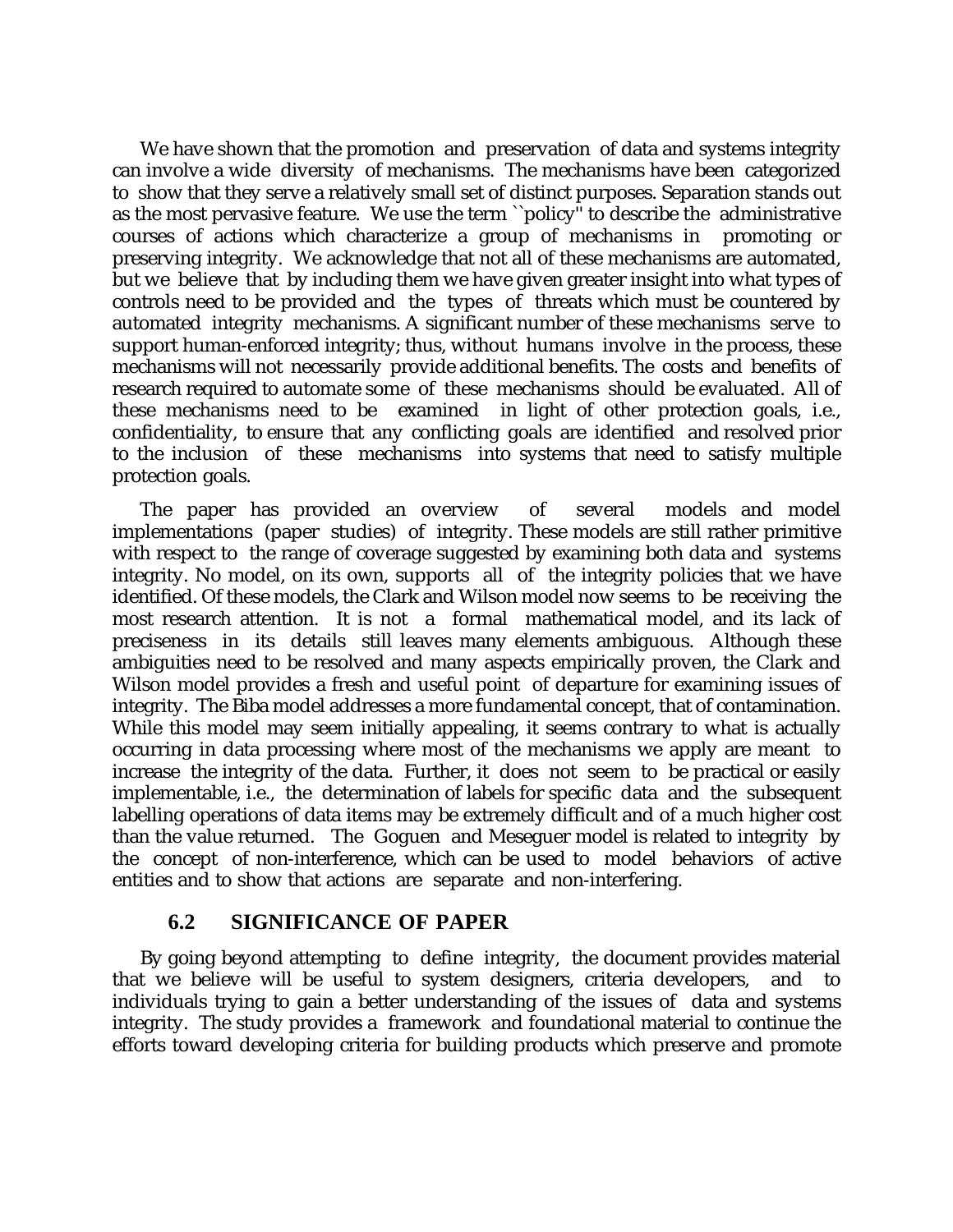We have shown that the promotion and preservation of data and systems integrity can involve a wide diversity of mechanisms. The mechanisms have been categorized to show that they serve a relatively small set of distinct purposes. Separation stands out as the most pervasive feature. We use the term ``policy'' to describe the administrative courses of actions which characterize a group of mechanisms in promoting or preserving integrity. We acknowledge that not all of these mechanisms are automated, but we believe that by including them we have given greater insight into what types of controls need to be provided and the types of threats which must be countered by automated integrity mechanisms. A significant number of these mechanisms serve to support human-enforced integrity; thus, without humans involve in the process, these mechanisms will not necessarily provide additional benefits. The costs and benefits of research required to automate some of these mechanisms should be evaluated. All of these mechanisms need to be examined in light of other protection goals, i.e., confidentiality, to ensure that any conflicting goals are identified and resolved prior to the inclusion of these mechanisms into systems that need to satisfy multiple protection goals.

The paper has provided an overview of several models and model implementations (paper studies) of integrity. These models are still rather primitive with respect to the range of coverage suggested by examining both data and systems integrity. No model, on its own, supports all of the integrity policies that we have identified. Of these models, the Clark and Wilson model now seems to be receiving the most research attention. It is not a formal mathematical model, and its lack of preciseness in its details still leaves many elements ambiguous. Although these ambiguities need to be resolved and many aspects empirically proven, the Clark and Wilson model provides a fresh and useful point of departure for examining issues of integrity. The Biba model addresses a more fundamental concept, that of contamination. While this model may seem initially appealing, it seems contrary to what is actually occurring in data processing where most of the mechanisms we apply are meant to increase the integrity of the data. Further, it does not seem to be practical or easily implementable, i.e., the determination of labels for specific data and the subsequent labelling operations of data items may be extremely difficult and of a much higher cost than the value returned. The Goguen and Meseguer model is related to integrity by the concept of non-interference, which can be used to model behaviors of active entities and to show that actions are separate and non-interfering.

### 6.2 SIGNIFICANCE OF PAPER

By going beyond attempting to define integrity, the document provides material that we believe will be useful to system designers, criteria developers, and to individuals trying to gain a better understanding of the issues of data and systems integrity. The study provides a framework and foundational material to continue the efforts toward developing criteria for building products which preserve and promote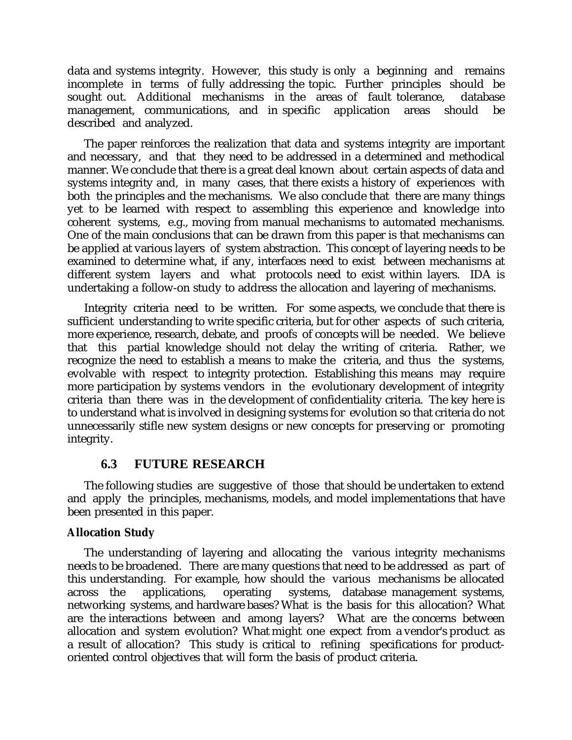data and systems integrity. However, this study is only a beginning and remains incomplete in terms of fully addressing the topic. Further principles should be sought out. Additional mechanisms in the areas of fault tolerance, database management, communications, and in specific application areas should be described and analyzed.

The paper reinforces the realization that data and systems integrity are important and necessary, and that they need to be addressed in a determined and methodical manner. We conclude that there is a great deal known about certain aspects of data and systems integrity and, in many cases, that there exists a history of experiences with both the principles and the mechanisms. We also conclude that there are many things yet to be learned with respect to assembling this experience and knowledge into coherent systems, e.g., moving from manual mechanisms to automated mechanisms. One of the main conclusions that can be drawn from this paper is that mechanisms can be applied at various layers of system abstraction. This concept of layering needs to be examined to determine what, if any, interfaces need to exist between mechanisms at different system layers and what protocols need to exist within layers. IDA is undertaking a follow-on study to address the allocation and layering of mechanisms.

Integrity criteria need to be written. For some aspects, we conclude that there is sufficient understanding to write specific criteria, but for other aspects of such criteria, more experience, research, debate, and proofs of concepts will be needed. We believe that this partial knowledge should not delay the writing of criteria. Rather, we recognize the need to establish a means to make the criteria, and thus the systems, evolvable with respect to integrity protection. Establishing this means may require more participation by systems vendors in the evolutionary development of integrity criteria than there was in the development of confidentiality criteria. The key here is to understand what is involved in designing systems for evolution so that criteria do not unnecessarily stifle new system designs or new concepts for preserving or promoting integrity.

## 6.3 FUTURE RESEARCH

The following studies are suggestive of those that should be undertaken to extend and apply the principles, mechanisms, models, and model implementations that have been presented in this paper.

**Allocation Study**

The understanding of layering and allocating the various integrity mechanisms needs to be broadened. There are many questions that need to be addressed as part of this understanding. For example, how should the various mechanisms be allocated across the applications, operating systems, database management systems, networking systems, and hardware bases? What is the basis for this allocation? What are the interactions between and among layers? What are the concerns between allocation and system evolution? What might one expect from a vendor's product as a result of allocation? This study is critical to refining specifications for product-oriented control objectives that will form the basis of product criteria.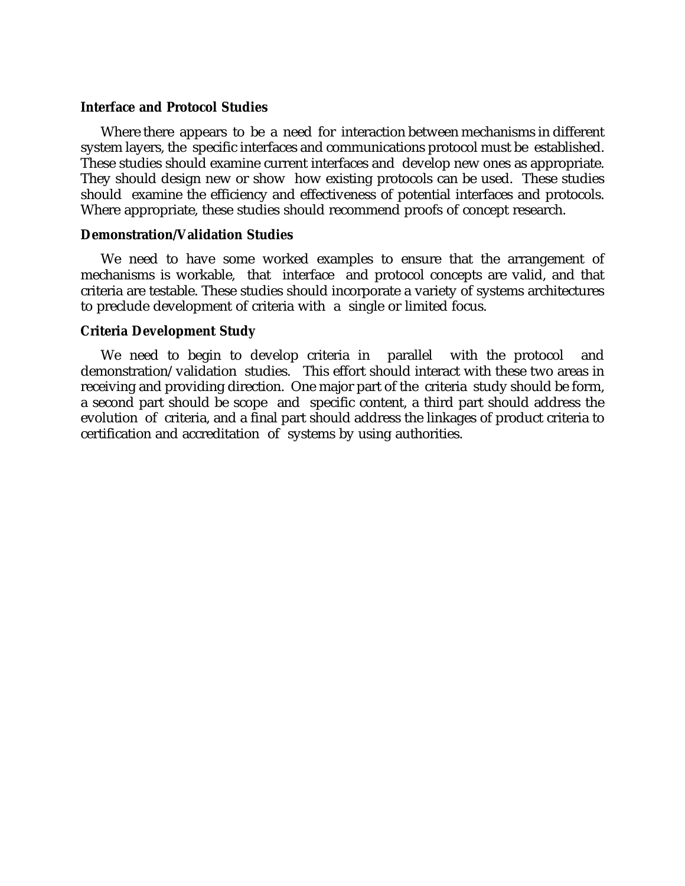**Interface and Protocol Studies**

Where there appears to be a need for interaction between mechanisms in different system layers, the specific interfaces and communications protocol must be established. These studies should examine current interfaces and develop new ones as appropriate. They should design new or show how existing protocols can be used. These studies should examine the efficiency and effectiveness of potential interfaces and protocols. Where appropriate, these studies should recommend proofs of concept research.

**Demonstration/Validation Studies**

We need to have some worked examples to ensure that the arrangement of mechanisms is workable, that interface and protocol concepts are valid, and that criteria are testable. These studies should incorporate a variety of systems architectures to preclude development of criteria with a single or limited focus.

**Criteria Development Study**

We need to begin to develop criteria in parallel with the protocol and demonstration/validation studies. This effort should interact with these two areas in receiving and providing direction. One major part of the criteria study should be form, a second part should be scope and specific content, a third part should address the evolution of criteria, and a final part should address the linkages of product criteria to certification and accreditation of systems by using authorities.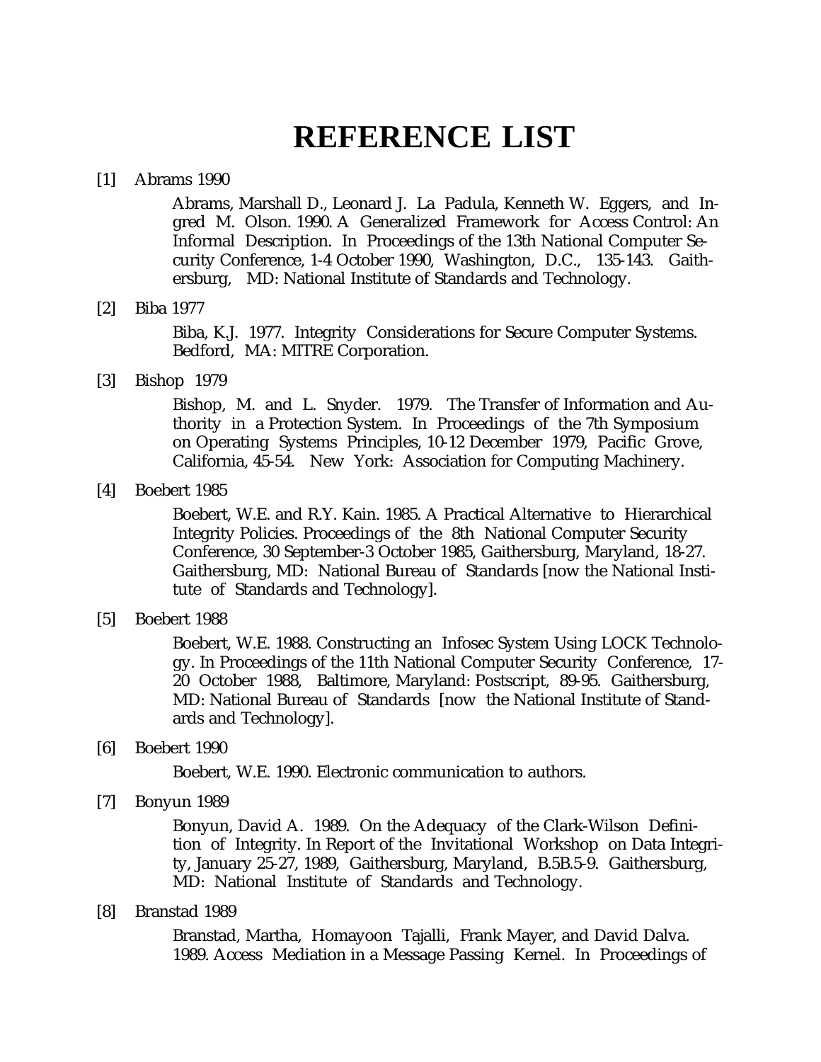# REFERENCE LIST

[1] Abrams 1990

Abrams, Marshall D., Leonard J. La Padula, Kenneth W. Eggers, and Ingred M. Olson. 1990. A Generalized Framework for Access Control: An Informal Description. In Proceedings of the 13th National Computer Security Conference, 1-4 October 1990, Washington, D.C., 135-143. Gaithersburg, MD: National Institute of Standards and Technology.

[2] Biba 1977

Biba, K.J. 1977. Integrity Considerations for Secure Computer Systems. Bedford, MA: MITRE Corporation.

[3] Bishop 1979

Bishop, M. and L. Snyder. 1979. The Transfer of Information and Authority in a Protection System. In Proceedings of the 7th Symposium on Operating Systems Principles, 10-12 December 1979, Pacific Grove, California, 45-54. New York: Association for Computing Machinery.

[4] Boebert 1985

Boebert, W.E. and R.Y. Kain. 1985. A Practical Alternative to Hierarchical Integrity Policies. Proceedings of the 8th National Computer Security Conference, 30 September-3 October 1985, Gaithersburg, Maryland, 18-27. Gaithersburg, MD: National Bureau of Standards [now the National Institute of Standards and Technology].

[5] Boebert 1988

Boebert, W.E. 1988. Constructing an Infosec System Using LOCK Technology. In Proceedings of the 11th National Computer Security Conference, 17-20 October 1988, Baltimore, Maryland: Postscript, 89-95. Gaithersburg, MD: National Bureau of Standards [now the National Institute of Standards and Technology].

[6] Boebert 1990

Boebert, W.E. 1990. Electronic communication to authors.

[7] Bonyun 1989

Bonyun, David A. 1989. On the Adequacy of the Clark-Wilson Definition of Integrity. In Report of the Invitational Workshop on Data Integrity, January 25-27, 1989, Gaithersburg, Maryland, B.5B.5-9. Gaithersburg, MD: National Institute of Standards and Technology.

[8] Branstad 1989

Branstad, Martha, Homayoon Tajalli, Frank Mayer, and David Dalva. 1989. Access Mediation in a Message Passing Kernel. In Proceedings of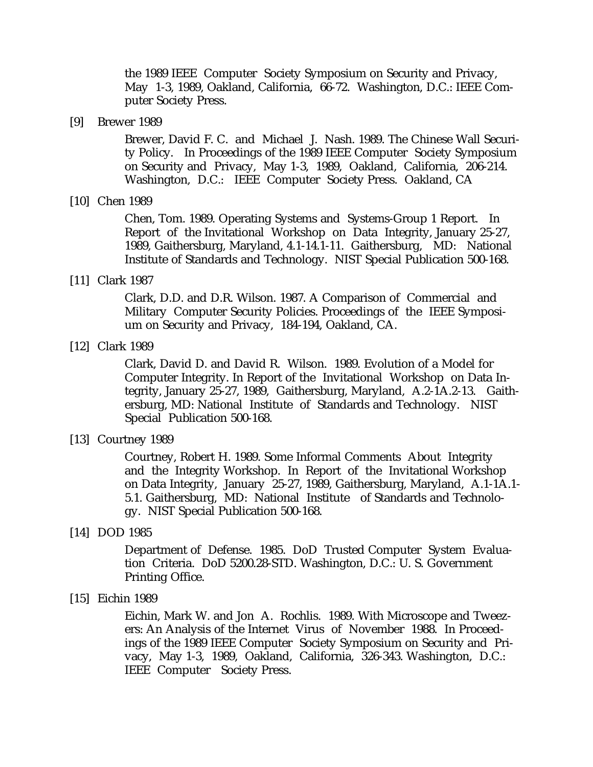the 1989 IEEE Computer Society Symposium on Security and Privacy, May 1-3, 1989, Oakland, California, 66-72. Washington, D.C.: IEEE Computer Society Press.

[9] Brewer 1989

Brewer, David F. C. and Michael J. Nash. 1989. The Chinese Wall Security Policy. In Proceedings of the 1989 IEEE Computer Society Symposium on Security and Privacy, May 1-3, 1989, Oakland, California, 206-214. Washington, D.C.: IEEE Computer Society Press. Oakland, CA

[10] Chen 1989

Chen, Tom. 1989. Operating Systems and Systems-Group 1 Report. In Report of the Invitational Workshop on Data Integrity, January 25-27, 1989, Gaithersburg, Maryland, 4.1-14.1-11. Gaithersburg, MD: National Institute of Standards and Technology. NIST Special Publication 500-168.

[11] Clark 1987

Clark, D.D. and D.R. Wilson. 1987. A Comparison of Commercial and Military Computer Security Policies. Proceedings of the IEEE Symposium on Security and Privacy, 184-194, Oakland, CA.

[12] Clark 1989

Clark, David D. and David R. Wilson. 1989. Evolution of a Model for Computer Integrity. In Report of the Invitational Workshop on Data Integrity, January 25-27, 1989, Gaithersburg, Maryland, A.2-1A.2-13. Gaithersburg, MD: National Institute of Standards and Technology. NIST Special Publication 500-168.

[13] Courtney 1989

Courtney, Robert H. 1989. Some Informal Comments About Integrity and the Integrity Workshop. In Report of the Invitational Workshop on Data Integrity, January 25-27, 1989, Gaithersburg, Maryland, A.1-1A.1-5.1. Gaithersburg, MD: National Institute of Standards and Technology. NIST Special Publication 500-168.

[14] DOD 1985

Department of Defense. 1985. DoD Trusted Computer System Evaluation Criteria. DoD 5200.28-STD. Washington, D.C.: U. S. Government Printing Office.

[15] Eichin 1989

Eichin, Mark W. and Jon A. Rochlis. 1989. With Microscope and Tweezers: An Analysis of the Internet Virus of November 1988. In Proceedings of the 1989 IEEE Computer Society Symposium on Security and Privacy, May 1-3, 1989, Oakland, California, 326-343. Washington, D.C.: IEEE Computer Society Press.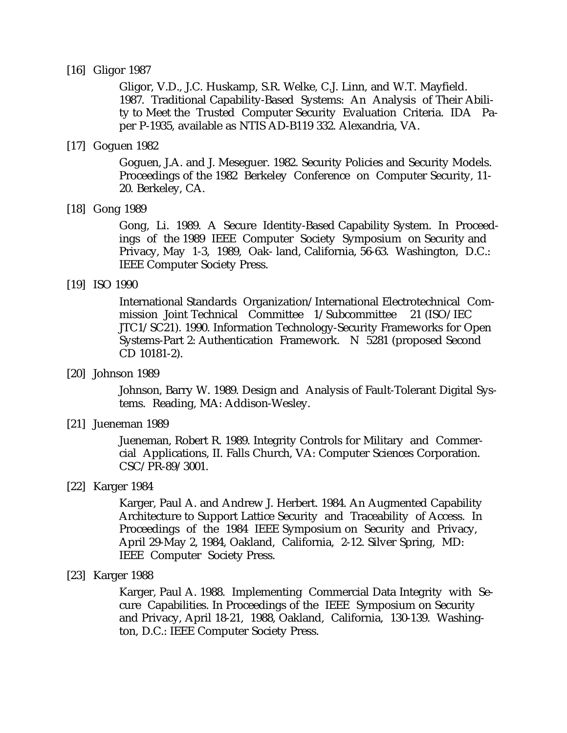[16] Gligor 1987

Gligor, V.D., J.C. Huskamp, S.R. Welke, C.J. Linn, and W.T. Mayfield. 1987. Traditional Capability-Based Systems: An Analysis of Their Ability to Meet the Trusted Computer Security Evaluation Criteria. IDA Paper P-1935, available as NTIS AD-B119 332. Alexandria, VA.

[17] Goguen 1982

Goguen, J.A. and J. Meseguer. 1982. Security Policies and Security Models. Proceedings of the 1982 Berkeley Conference on Computer Security, 11-20. Berkeley, CA.

[18] Gong 1989

Gong, Li. 1989. A Secure Identity-Based Capability System. In Proceedings of the 1989 IEEE Computer Society Symposium on Security and Privacy, May 1-3, 1989, Oak- land, California, 56-63. Washington, D.C.: IEEE Computer Society Press.

[19] ISO 1990

International Standards Organization/International Electrotechnical Commission Joint Technical Committee 1/Subcommittee 21 (ISO/IEC JTC1/SC21). 1990. Information Technology-Security Frameworks for Open Systems-Part 2: Authentication Framework. N 5281 (proposed Second CD 10181-2).

[20] Johnson 1989

Johnson, Barry W. 1989. Design and Analysis of Fault-Tolerant Digital Systems. Reading, MA: Addison-Wesley.

[21] Jueneman 1989

Jueneman, Robert R. 1989. Integrity Controls for Military and Commercial Applications, II. Falls Church, VA: Computer Sciences Corporation. CSC/PR-89/3001.

[22] Karger 1984

Karger, Paul A. and Andrew J. Herbert. 1984. An Augmented Capability Architecture to Support Lattice Security and Traceability of Access. In Proceedings of the 1984 IEEE Symposium on Security and Privacy, April 29-May 2, 1984, Oakland, California, 2-12. Silver Spring, MD: IEEE Computer Society Press.

[23] Karger 1988

Karger, Paul A. 1988. Implementing Commercial Data Integrity with Secure Capabilities. In Proceedings of the IEEE Symposium on Security and Privacy, April 18-21, 1988, Oakland, California, 130-139. Washington, D.C.: IEEE Computer Society Press.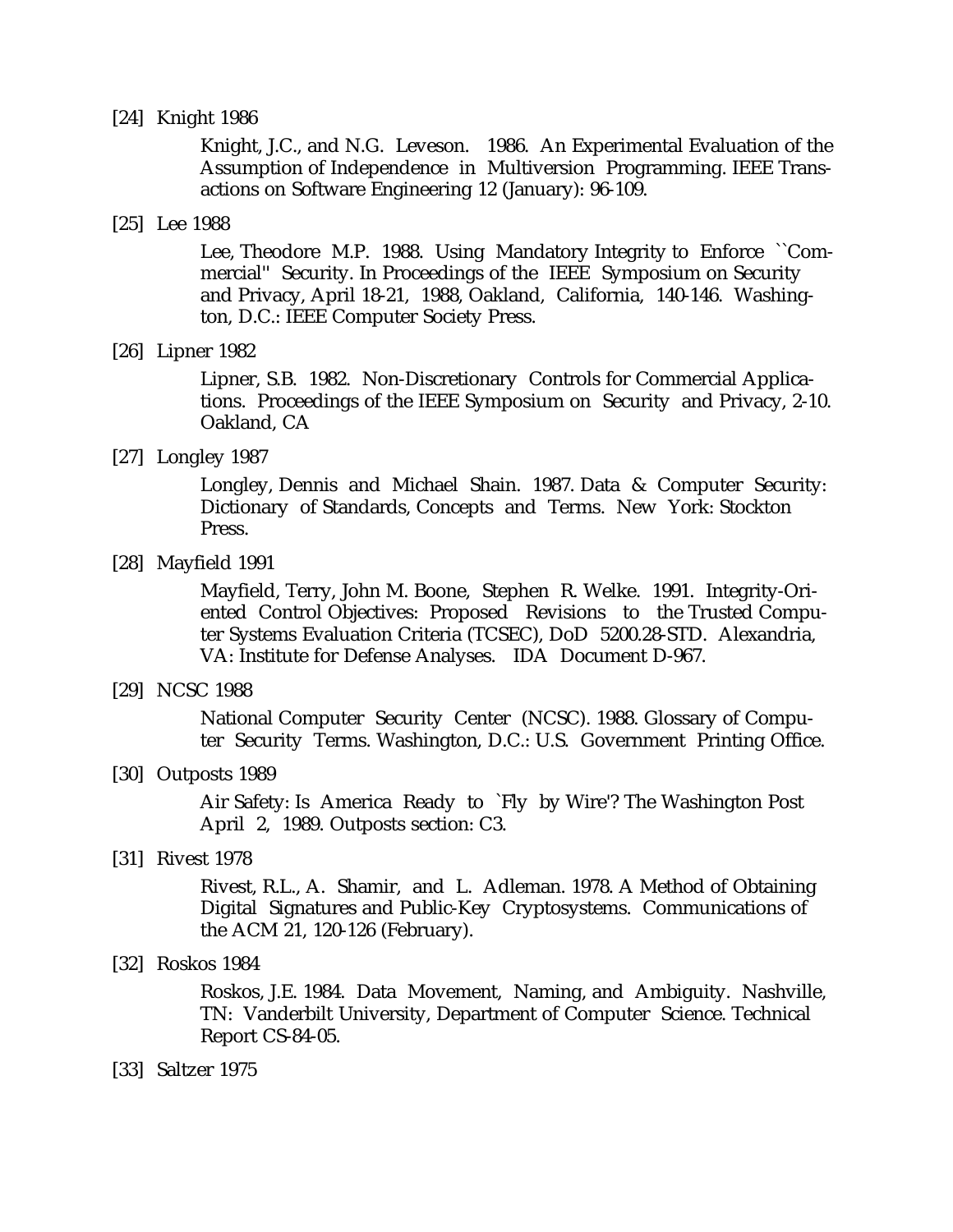[24] Knight 1986

Knight, J.C., and N.G. Leveson. 1986. An Experimental Evaluation of the Assumption of Independence in Multiversion Programming. IEEE Transactions on Software Engineering 12 (January): 96-109.

[25] Lee 1988

Lee, Theodore M.P. 1988. Using Mandatory Integrity to Enforce ``Commercial'' Security. In Proceedings of the IEEE Symposium on Security and Privacy, April 18-21, 1988, Oakland, California, 140-146. Washington, D.C.: IEEE Computer Society Press.

[26] Lipner 1982

Lipner, S.B. 1982. Non-Discretionary Controls for Commercial Applications. Proceedings of the IEEE Symposium on Security and Privacy, 2-10. Oakland, CA

[27] Longley 1987

Longley, Dennis and Michael Shain. 1987. Data & Computer Security: Dictionary of Standards, Concepts and Terms. New York: Stockton Press.

[28] Mayfield 1991

Mayfield, Terry, John M. Boone, Stephen R. Welke. 1991. Integrity-Oriented Control Objectives: Proposed Revisions to the Trusted Computer Systems Evaluation Criteria (TCSEC), DoD 5200.28-STD. Alexandria, VA: Institute for Defense Analyses. IDA Document D-967.

[29] NCSC 1988

National Computer Security Center (NCSC). 1988. Glossary of Computer Security Terms. Washington, D.C.: U.S. Government Printing Office.

[30] Outposts 1989

Air Safety: Is America Ready to `Fly by Wire'? The Washington Post April 2, 1989. Outposts section: C3.

[31] Rivest 1978

Rivest, R.L., A. Shamir, and L. Adleman. 1978. A Method of Obtaining Digital Signatures and Public-Key Cryptosystems. Communications of the ACM 21, 120-126 (February).

[32] Roskos 1984

Roskos, J.E. 1984. Data Movement, Naming, and Ambiguity. Nashville, TN: Vanderbilt University, Department of Computer Science. Technical Report CS-84-05.

[33] Saltzer 1975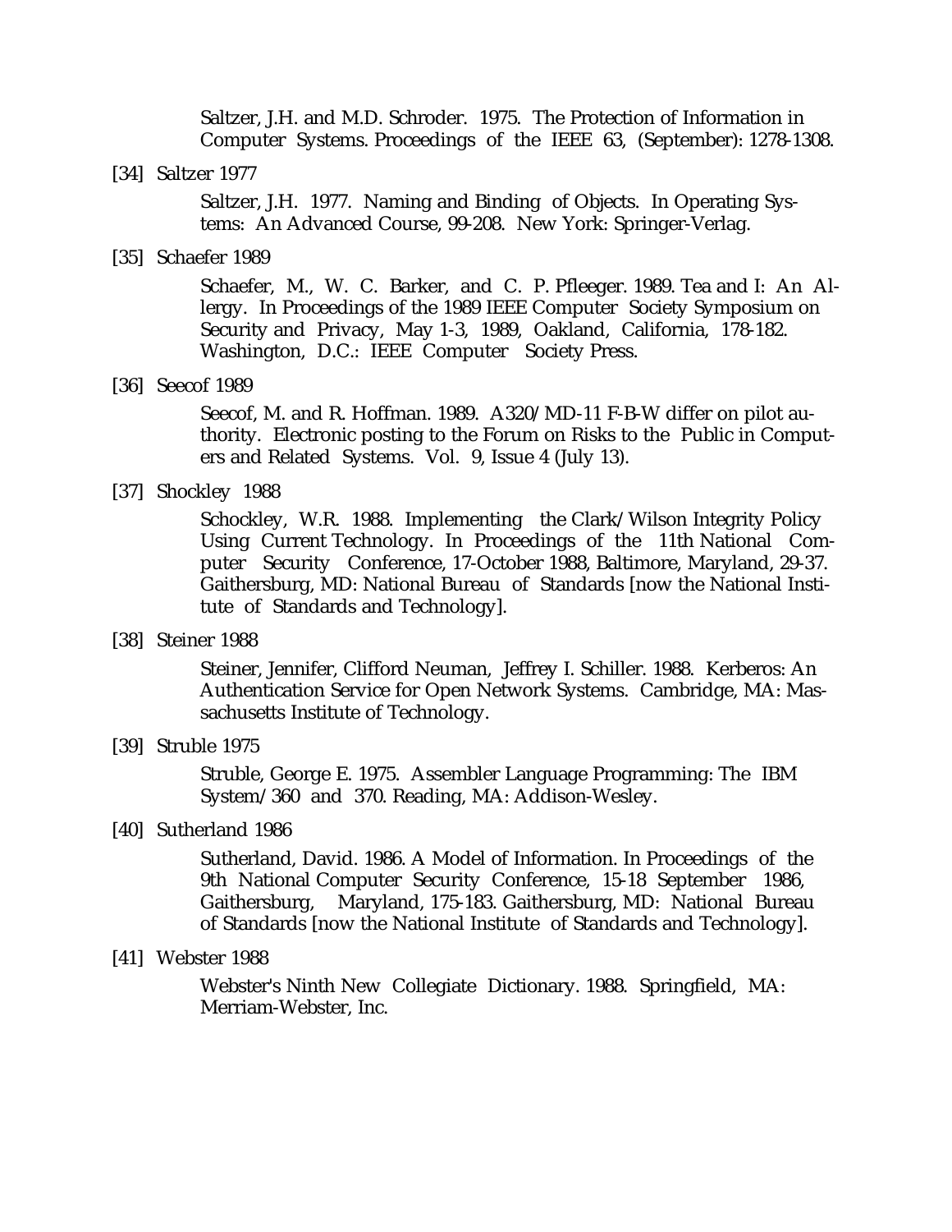Saltzer, J.H. and M.D. Schroder. 1975. The Protection of Information in Computer Systems. Proceedings of the IEEE 63, (September): 1278-1308.

[34] Saltzer 1977

Saltzer, J.H. 1977. Naming and Binding of Objects. In Operating Systems: An Advanced Course, 99-208. New York: Springer-Verlag.

[35] Schaefer 1989

Schaefer, M., W. C. Barker, and C. P. Pfleeger. 1989. Tea and I: An Allergy. In Proceedings of the 1989 IEEE Computer Society Symposium on Security and Privacy, May 1-3, 1989, Oakland, California, 178-182. Washington, D.C.: IEEE Computer Society Press.

[36] Seecof 1989

Seecof, M. and R. Hoffman. 1989. A320/MD-11 F-B-W differ on pilot authority. Electronic posting to the Forum on Risks to the Public in Computers and Related Systems. Vol. 9, Issue 4 (July 13).

[37] Shockley 1988

Schockley, W.R. 1988. Implementing the Clark/Wilson Integrity Policy Using Current Technology. In Proceedings of the 11th National Computer Security Conference, 17-October 1988, Baltimore, Maryland, 29-37. Gaithersburg, MD: National Bureau of Standards [now the National Institute of Standards and Technology].

[38] Steiner 1988

Steiner, Jennifer, Clifford Neuman, Jeffrey I. Schiller. 1988. Kerberos: An Authentication Service for Open Network Systems. Cambridge, MA: Massachusetts Institute of Technology.

[39] Struble 1975

Struble, George E. 1975. Assembler Language Programming: The IBM System/360 and 370. Reading, MA: Addison-Wesley.

[40] Sutherland 1986

Sutherland, David. 1986. A Model of Information. In Proceedings of the 9th National Computer Security Conference, 15-18 September 1986, Gaithersburg, Maryland, 175-183. Gaithersburg, MD: National Bureau of Standards [now the National Institute of Standards and Technology].

[41] Webster 1988

Webster's Ninth New Collegiate Dictionary. 1988. Springfield, MA: Merriam-Webster, Inc.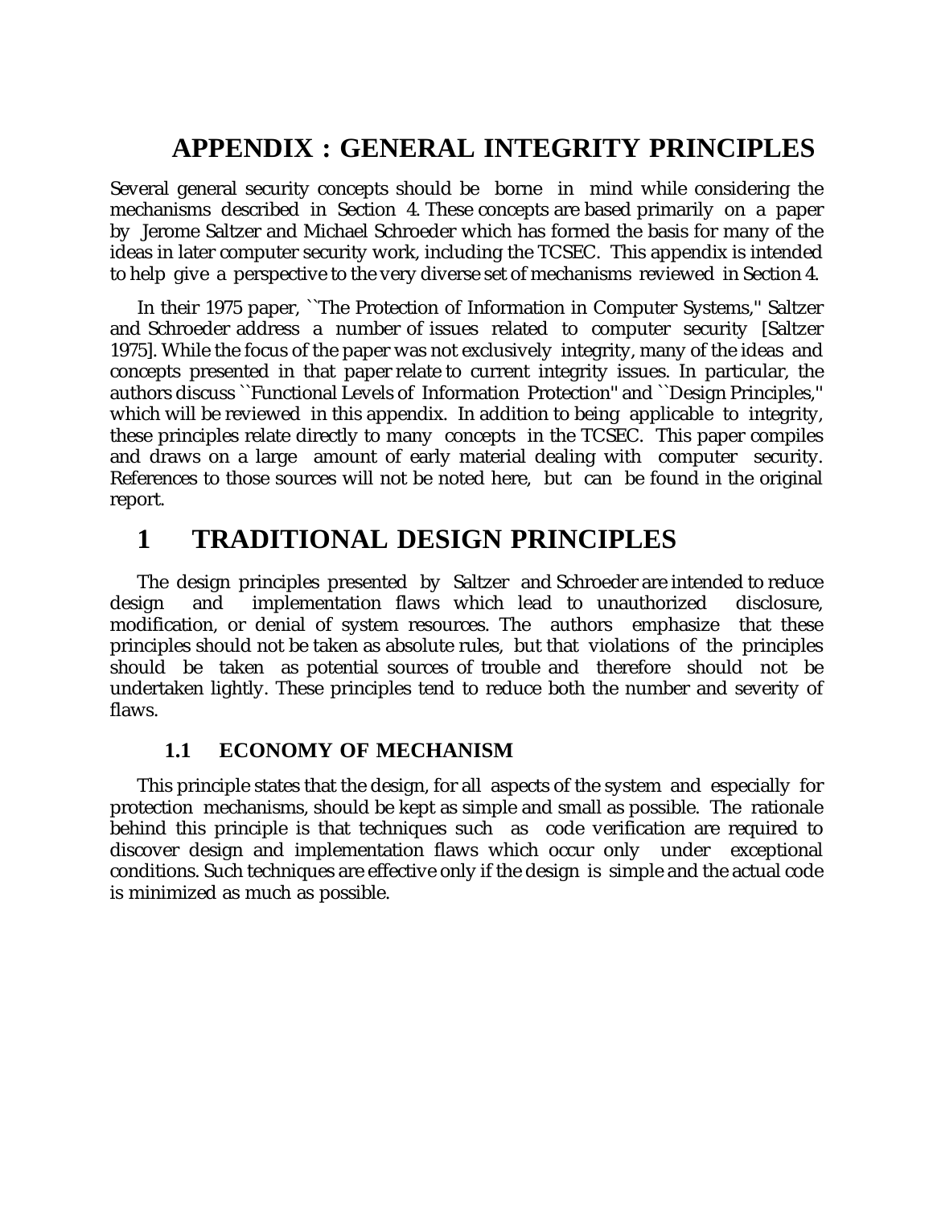# APPENDIX : GENERAL INTEGRITY PRINCIPLES

Several general security concepts should be borne in mind while considering the mechanisms described in Section 4. These concepts are based primarily on a paper by Jerome Saltzer and Michael Schroeder which has formed the basis for many of the ideas in later computer security work, including the TCSEC. This appendix is intended to help give a perspective to the very diverse set of mechanisms reviewed in Section 4.

In their 1975 paper, ``The Protection of Information in Computer Systems,'' Saltzer and Schroeder address a number of issues related to computer security [Saltzer 1975]. While the focus of the paper was not exclusively integrity, many of the ideas and concepts presented in that paper relate to current integrity issues. In particular, the authors discuss ``Functional Levels of Information Protection'' and ``Design Principles,'' which will be reviewed in this appendix. In addition to being applicable to integrity, these principles relate directly to many concepts in the TCSEC. This paper compiles and draws on a large amount of early material dealing with computer security. References to those sources will not be noted here, but can be found in the original report.

## 1 TRADITIONAL DESIGN PRINCIPLES

The design principles presented by Saltzer and Schroeder are intended to reduce design and implementation flaws which lead to unauthorized disclosure, modification, or denial of system resources. The authors emphasize that these principles should not be taken as absolute rules, but that violations of the principles should be taken as potential sources of trouble and therefore should not be undertaken lightly. These principles tend to reduce both the number and severity of flaws.

### 1.1 ECONOMY OF MECHANISM

This principle states that the design, for all aspects of the system and especially for protection mechanisms, should be kept as simple and small as possible. The rationale behind this principle is that techniques such as code verification are required to discover design and implementation flaws which occur only under exceptional conditions. Such techniques are effective only if the design is simple and the actual code is minimized as much as possible.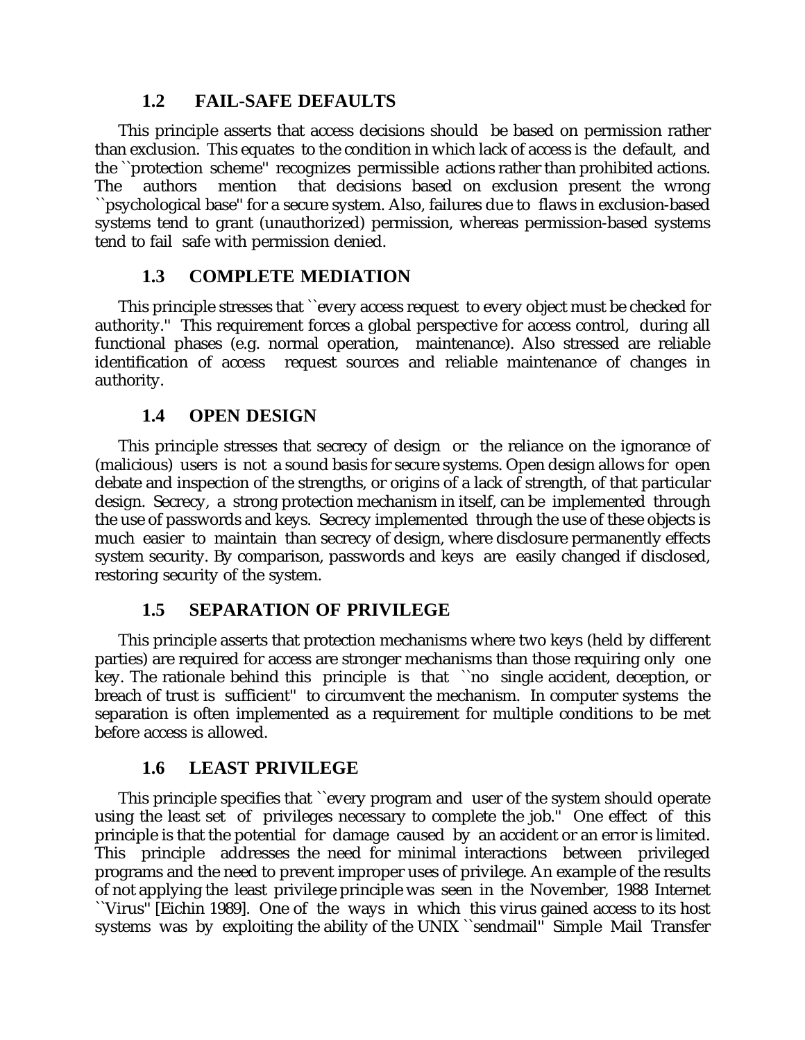### 1.2 FAIL-SAFE DEFAULTS

This principle asserts that access decisions should be based on permission rather than exclusion. This equates to the condition in which lack of access is the default, and the ``protection scheme'' recognizes permissible actions rather than prohibited actions. The authors mention that decisions based on exclusion present the wrong ``psychological base'' for a secure system. Also, failures due to flaws in exclusion-based systems tend to grant (unauthorized) permission, whereas permission-based systems tend to fail safe with permission denied.

### 1.3 COMPLETE MEDIATION

This principle stresses that ``every access request to every object must be checked for authority.'' This requirement forces a global perspective for access control, during all functional phases (e.g. normal operation, maintenance). Also stressed are reliable identification of access request sources and reliable maintenance of changes in authority.

### 1.4 OPEN DESIGN

This principle stresses that secrecy of design or the reliance on the ignorance of (malicious) users is not a sound basis for secure systems. Open design allows for open debate and inspection of the strengths, or origins of a lack of strength, of that particular design. Secrecy, a strong protection mechanism in itself, can be implemented through the use of passwords and keys. Secrecy implemented through the use of these objects is much easier to maintain than secrecy of design, where disclosure permanently effects system security. By comparison, passwords and keys are easily changed if disclosed, restoring security of the system.

### 1.5 SEPARATION OF PRIVILEGE

This principle asserts that protection mechanisms where two keys (held by different parties) are required for access are stronger mechanisms than those requiring only one key. The rationale behind this principle is that ``no single accident, deception, or breach of trust is sufficient'' to circumvent the mechanism. In computer systems the separation is often implemented as a requirement for multiple conditions to be met before access is allowed.

### 1.6 LEAST PRIVILEGE

This principle specifies that ``every program and user of the system should operate using the least set of privileges necessary to complete the job.'' One effect of this principle is that the potential for damage caused by an accident or an error is limited. This principle addresses the need for minimal interactions between privileged programs and the need to prevent improper uses of privilege. An example of the results of not applying the least privilege principle was seen in the November, 1988 Internet ``Virus'' [Eichin 1989]. One of the ways in which this virus gained access to its host systems was by exploiting the ability of the UNIX ``sendmail'' Simple Mail Transfer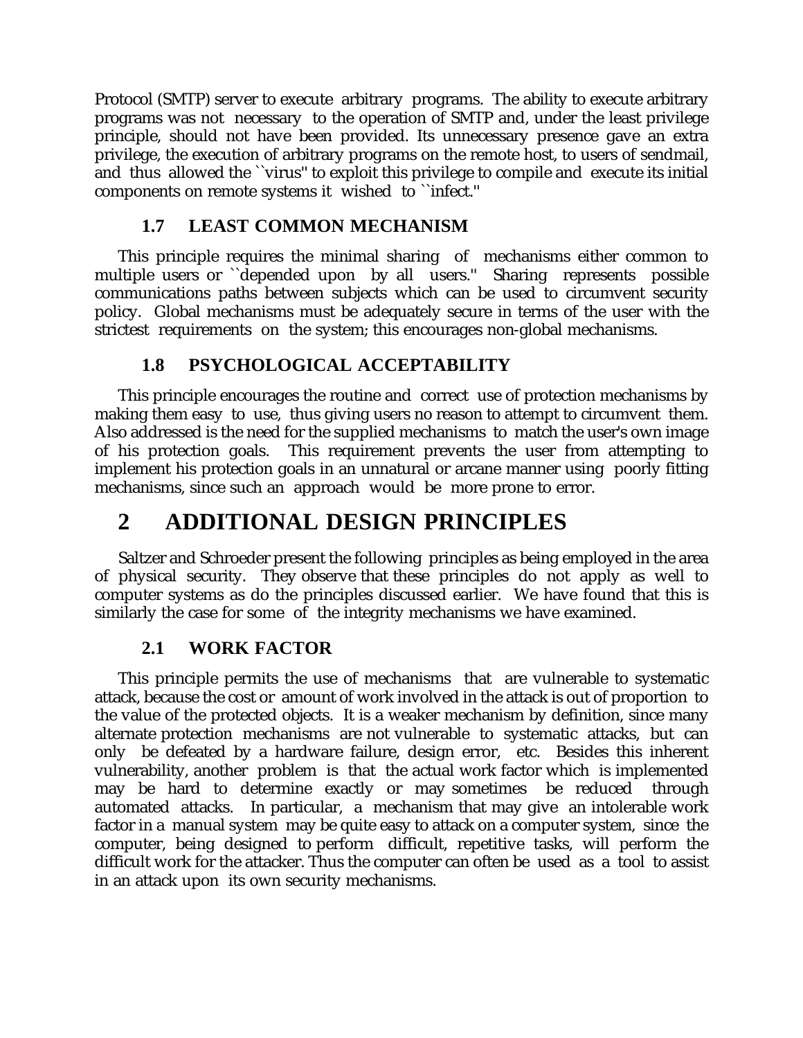Protocol (SMTP) server to execute arbitrary programs. The ability to execute arbitrary programs was not necessary to the operation of SMTP and, under the least privilege principle, should not have been provided. Its unnecessary presence gave an extra privilege, the execution of arbitrary programs on the remote host, to users of sendmail, and thus allowed the ``virus'' to exploit this privilege to compile and execute its initial components on remote systems it wished to ``infect.''

### 1.7 LEAST COMMON MECHANISM

This principle requires the minimal sharing of mechanisms either common to multiple users or ``depended upon by all users.'' Sharing represents possible communications paths between subjects which can be used to circumvent security policy. Global mechanisms must be adequately secure in terms of the user with the strictest requirements on the system; this encourages non-global mechanisms.

### 1.8 PSYCHOLOGICAL ACCEPTABILITY

This principle encourages the routine and correct use of protection mechanisms by making them easy to use, thus giving users no reason to attempt to circumvent them. Also addressed is the need for the supplied mechanisms to match the user's own image of his protection goals. This requirement prevents the user from attempting to implement his protection goals in an unnatural or arcane manner using poorly fitting mechanisms, since such an approach would be more prone to error.

## 2 ADDITIONAL DESIGN PRINCIPLES

Saltzer and Schroeder present the following principles as being employed in the area of physical security. They observe that these principles do not apply as well to computer systems as do the principles discussed earlier. We have found that this is similarly the case for some of the integrity mechanisms we have examined.

### 2.1 WORK FACTOR

This principle permits the use of mechanisms that are vulnerable to systematic attack, because the cost or amount of work involved in the attack is out of proportion to the value of the protected objects. It is a weaker mechanism by definition, since many alternate protection mechanisms are not vulnerable to systematic attacks, but can only be defeated by a hardware failure, design error, etc. Besides this inherent vulnerability, another problem is that the actual work factor which is implemented may be hard to determine exactly or may sometimes be reduced through automated attacks. In particular, a mechanism that may give an intolerable work factor in a manual system may be quite easy to attack on a computer system, since the computer, being designed to perform difficult, repetitive tasks, will perform the difficult work for the attacker. Thus the computer can often be used as a tool to assist in an attack upon its own security mechanisms.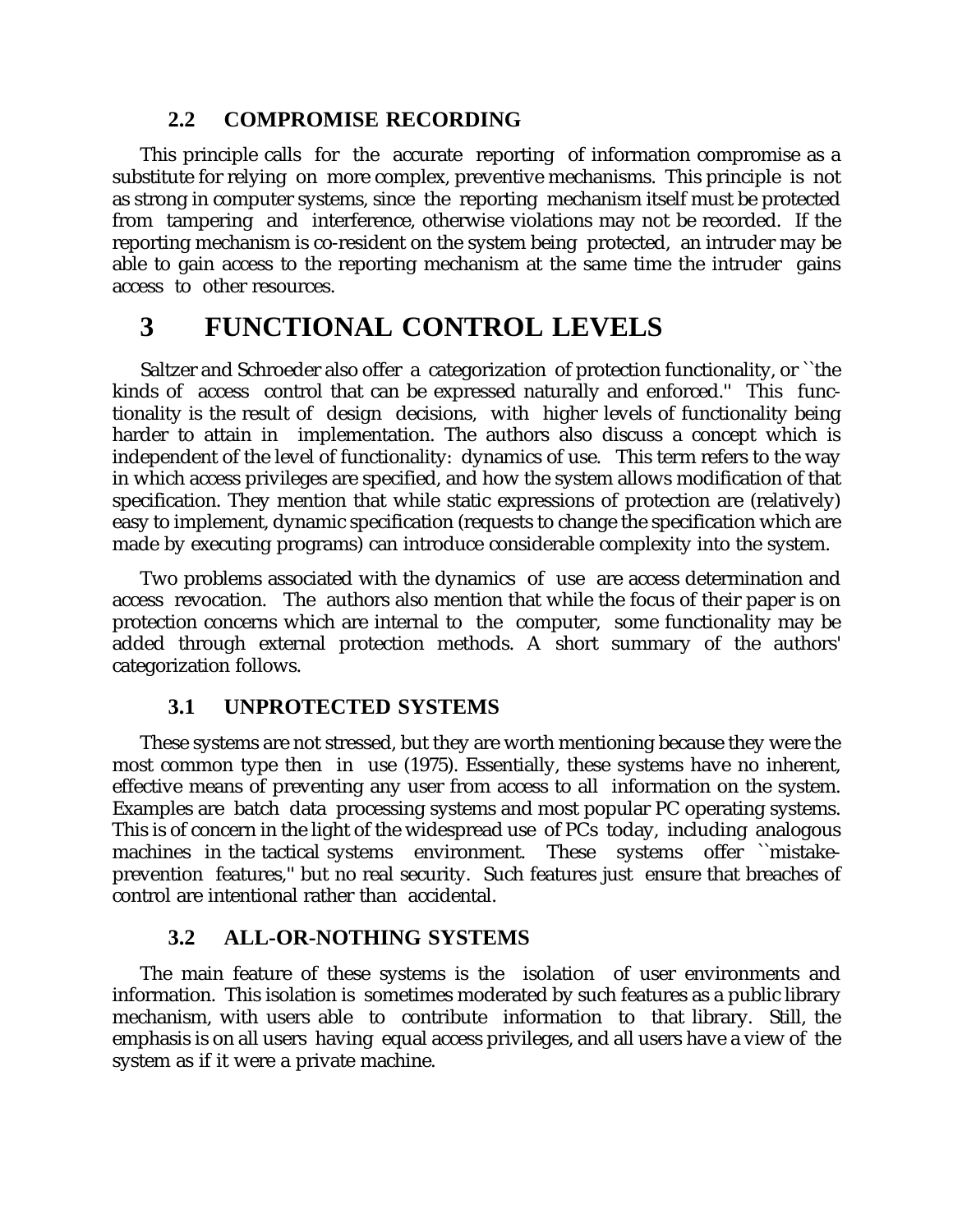### 2.2 COMPROMISE RECORDING

This principle calls for the accurate reporting of information compromise as a substitute for relying on more complex, preventive mechanisms. This principle is not as strong in computer systems, since the reporting mechanism itself must be protected from tampering and interference, otherwise violations may not be recorded. If the reporting mechanism is co-resident on the system being protected, an intruder may be able to gain access to the reporting mechanism at the same time the intruder gains access to other resources.

# 3 FUNCTIONAL CONTROL LEVELS

Saltzer and Schroeder also offer a categorization of protection functionality, or ``the kinds of access control that can be expressed naturally and enforced.'' This functionality is the result of design decisions, with higher levels of functionality being harder to attain in implementation. The authors also discuss a concept which is independent of the level of functionality: dynamics of use. This term refers to the way in which access privileges are specified, and how the system allows modification of that specification. They mention that while static expressions of protection are (relatively) easy to implement, dynamic specification (requests to change the specification which are made by executing programs) can introduce considerable complexity into the system.

Two problems associated with the dynamics of use are access determination and access revocation. The authors also mention that while the focus of their paper is on protection concerns which are internal to the computer, some functionality may be added through external protection methods. A short summary of the authors' categorization follows.

### 3.1 UNPROTECTED SYSTEMS

These systems are not stressed, but they are worth mentioning because they were the most common type then in use (1975). Essentially, these systems have no inherent, effective means of preventing any user from access to all information on the system. Examples are batch data processing systems and most popular PC operating systems. This is of concern in the light of the widespread use of PCs today, including analogous machines in the tactical systems environment. These systems offer ``mistake-prevention features,'' but no real security. Such features just ensure that breaches of control are intentional rather than accidental.

### 3.2 ALL-OR-NOTHING SYSTEMS

The main feature of these systems is the isolation of user environments and information. This isolation is sometimes moderated by such features as a public library mechanism, with users able to contribute information to that library. Still, the emphasis is on all users having equal access privileges, and all users have a view of the system as if it were a private machine.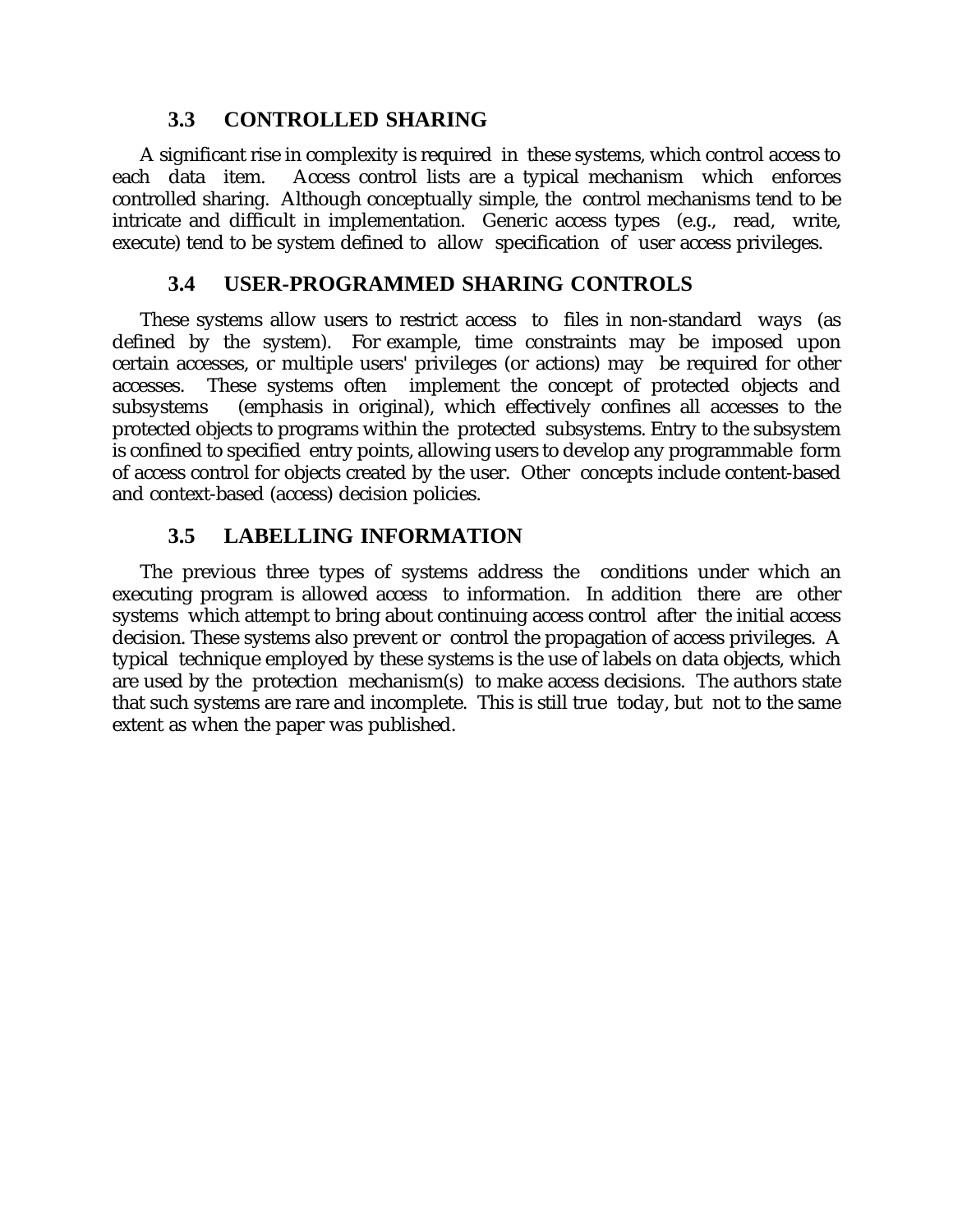### 3.3 CONTROLLED SHARING

A significant rise in complexity is required in these systems, which control access to each data item. Access control lists are a typical mechanism which enforces controlled sharing. Although conceptually simple, the control mechanisms tend to be intricate and difficult in implementation. Generic access types (e.g., read, write, execute) tend to be system defined to allow specification of user access privileges.

### 3.4 USER-PROGRAMMED SHARING CONTROLS

These systems allow users to restrict access to files in non-standard ways (as defined by the system). For example, time constraints may be imposed upon certain accesses, or multiple users' privileges (or actions) may be required for other accesses. These systems often implement the concept of protected objects and subsystems (emphasis in original), which effectively confines all accesses to the protected objects to programs within the protected subsystems. Entry to the subsystem is confined to specified entry points, allowing users to develop any programmable form of access control for objects created by the user. Other concepts include content-based and context-based (access) decision policies.

### 3.5 LABELLING INFORMATION

The previous three types of systems address the conditions under which an executing program is allowed access to information. In addition there are other systems which attempt to bring about continuing access control after the initial access decision. These systems also prevent or control the propagation of access privileges. A typical technique employed by these systems is the use of labels on data objects, which are used by the protection mechanism(s) to make access decisions. The authors state that such systems are rare and incomplete. This is still true today, but not to the same extent as when the paper was published.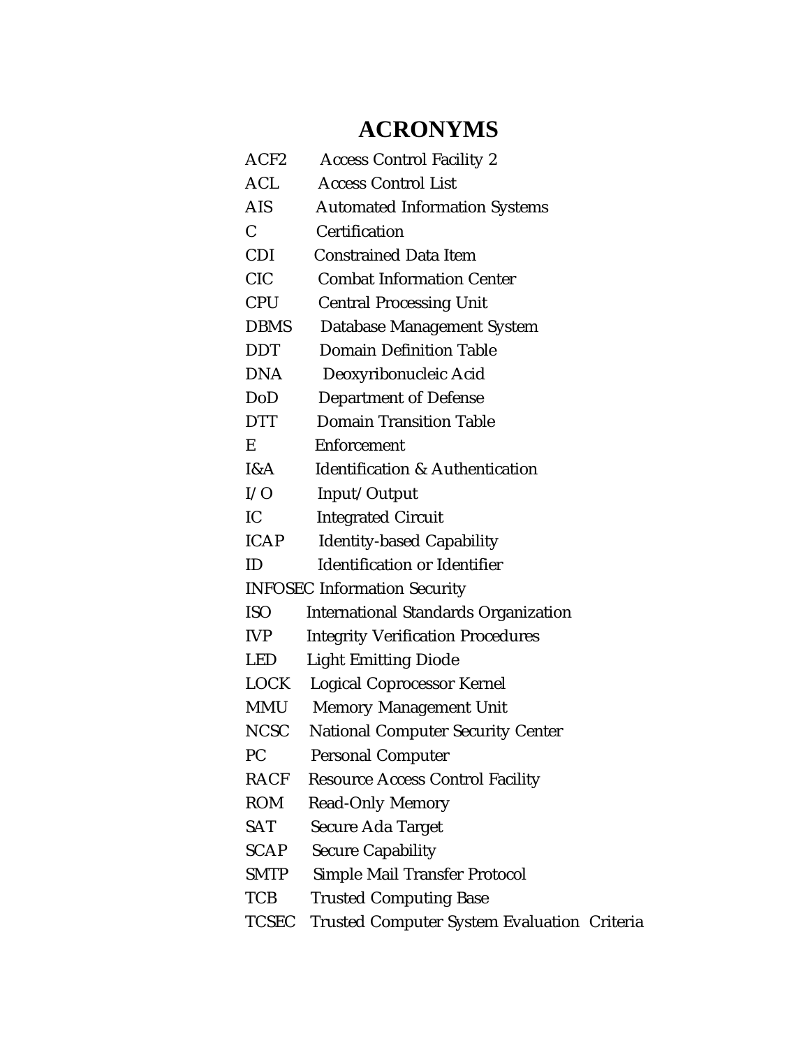# ACRONYMS

| | |
|---|---|
| ACF2 | Access Control Facility 2 |
| ACL | Access Control List |
| AIS | Automated Information Systems |
| C | Certification |
| CDI | Constrained Data Item |
| CIC | Combat Information Center |
| CPU | Central Processing Unit |
| DBMS | Database Management System |
| DDT | Domain Definition Table |
| DNA | Deoxyribonucleic Acid |
| DoD | Department of Defense |
| DTT | Domain Transition Table |
| E | Enforcement |
| I&A | Identification & Authentication |
| I/O | Input/Output |
| IC | Integrated Circuit |
| ICAP | Identity-based Capability |
| ID | Identification or Identifier |
| INFOSEC | Information Security |
| ISO | International Standards Organization |
| IVP | Integrity Verification Procedures |
| LED | Light Emitting Diode |
| LOCK | Logical Coprocessor Kernel |
| MMU | Memory Management Unit |
| NCSC | National Computer Security Center |
| PC | Personal Computer |
| RACF | Resource Access Control Facility |
| ROM | Read-Only Memory |
| SAT | Secure Ada Target |
| SCAP | Secure Capability |
| SMTP | Simple Mail Transfer Protocol |
| TCB | Trusted Computing Base |
| TCSEC | Trusted Computer System Evaluation Criteria |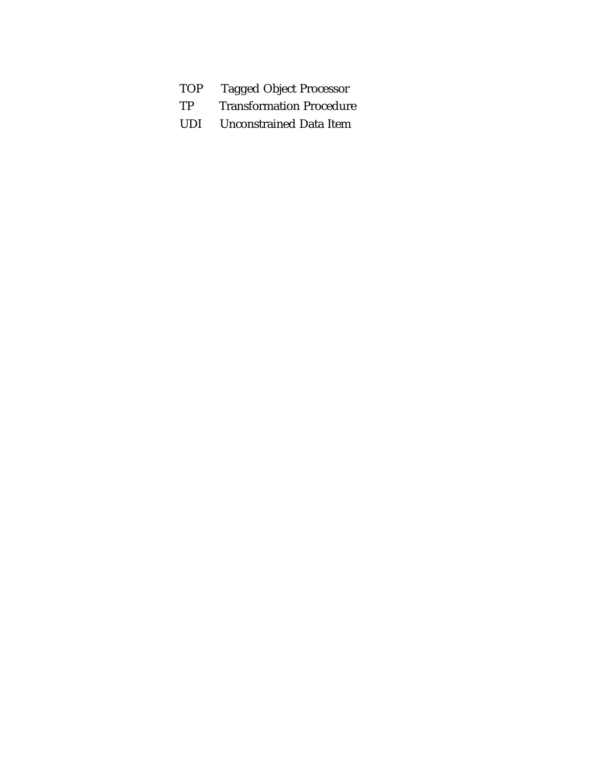| | |
|---|---|
| TOP | Tagged Object Processor |
| TP | Transformation Procedure |
| UDI | Unconstrained Data Item |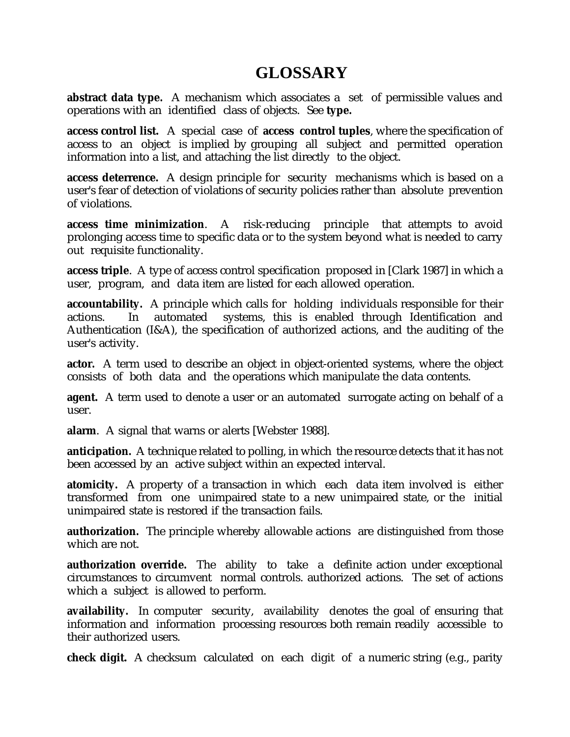# GLOSSARY

**abstract data type.** A mechanism which associates a set of permissible values and operations with an identified class of objects. See **type.**

**access control list.** A special case of **access control tuples**, where the specification of access to an object is implied by grouping all subject and permitted operation information into a list, and attaching the list directly to the object.

**access deterrence.** A design principle for security mechanisms which is based on a user's fear of detection of violations of security policies rather than absolute prevention of violations.

**access time minimization**. A risk-reducing principle that attempts to avoid prolonging access time to specific data or to the system beyond what is needed to carry out requisite functionality.

**access triple**. A type of access control specification proposed in [Clark 1987] in which a user, program, and data item are listed for each allowed operation.

**accountability.** A principle which calls for holding individuals responsible for their actions. In automated systems, this is enabled through Identification and Authentication (I&A), the specification of authorized actions, and the auditing of the user's activity.

**actor.** A term used to describe an object in object-oriented systems, where the object consists of both data and the operations which manipulate the data contents.

**agent.** A term used to denote a user or an automated surrogate acting on behalf of a user.

**alarm**. A signal that warns or alerts [Webster 1988].

**anticipation.** A technique related to polling, in which the resource detects that it has not been accessed by an active subject within an expected interval.

**atomicity.** A property of a transaction in which each data item involved is either transformed from one unimpaired state to a new unimpaired state, or the initial unimpaired state is restored if the transaction fails.

**authorization.** The principle whereby allowable actions are distinguished from those which are not.

**authorization override.** The ability to take a definite action under exceptional circumstances to circumvent normal controls. authorized actions. The set of actions which a subject is allowed to perform.

**availability.** In computer security, availability denotes the goal of ensuring that information and information processing resources both remain readily accessible to their authorized users.

**check digit.** A checksum calculated on each digit of a numeric string (e.g., parity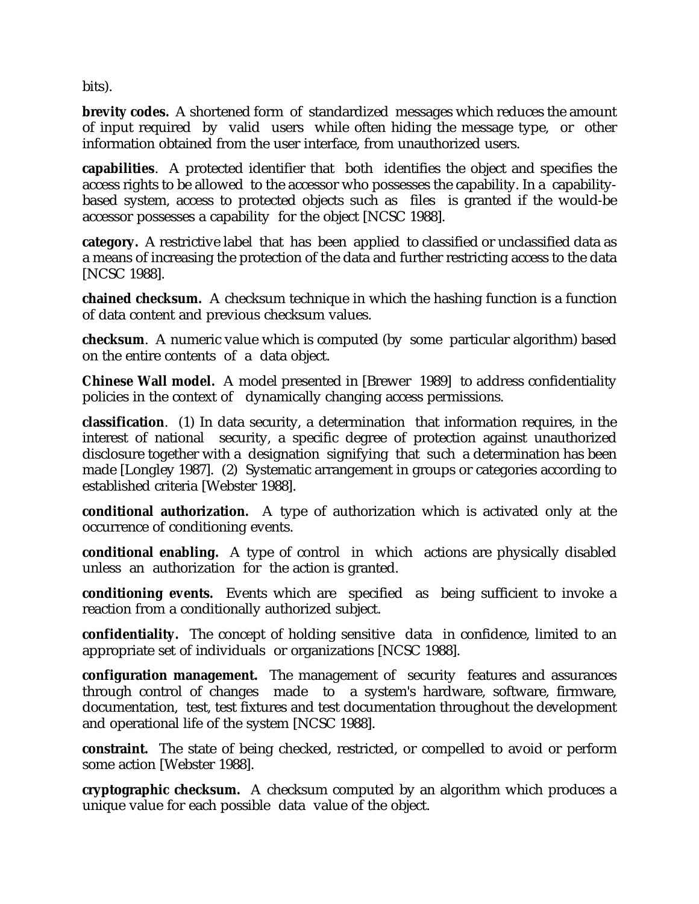bits).

**brevity codes.** A shortened form of standardized messages which reduces the amount of input required by valid users while often hiding the message type, or other information obtained from the user interface, from unauthorized users.

**capabilities**. A protected identifier that both identifies the object and specifies the access rights to be allowed to the accessor who possesses the capability. In a capability-based system, access to protected objects such as files is granted if the would-be accessor possesses a capability for the object [NCSC 1988].

**category.** A restrictive label that has been applied to classified or unclassified data as a means of increasing the protection of the data and further restricting access to the data [NCSC 1988].

**chained checksum.** A checksum technique in which the hashing function is a function of data content and previous checksum values.

**checksum**. A numeric value which is computed (by some particular algorithm) based on the entire contents of a data object.

**Chinese Wall model.** A model presented in [Brewer 1989] to address confidentiality policies in the context of dynamically changing access permissions.

**classification**. (1) In data security, a determination that information requires, in the interest of national security, a specific degree of protection against unauthorized disclosure together with a designation signifying that such a determination has been made [Longley 1987]. (2) Systematic arrangement in groups or categories according to established criteria [Webster 1988].

**conditional authorization.** A type of authorization which is activated only at the occurrence of conditioning events.

**conditional enabling.** A type of control in which actions are physically disabled unless an authorization for the action is granted.

**conditioning events.** Events which are specified as being sufficient to invoke a reaction from a conditionally authorized subject.

**confidentiality.** The concept of holding sensitive data in confidence, limited to an appropriate set of individuals or organizations [NCSC 1988].

**configuration management.** The management of security features and assurances through control of changes made to a system's hardware, software, firmware, documentation, test, test fixtures and test documentation throughout the development and operational life of the system [NCSC 1988].

**constraint.** The state of being checked, restricted, or compelled to avoid or perform some action [Webster 1988].

**cryptographic checksum.** A checksum computed by an algorithm which produces a unique value for each possible data value of the object.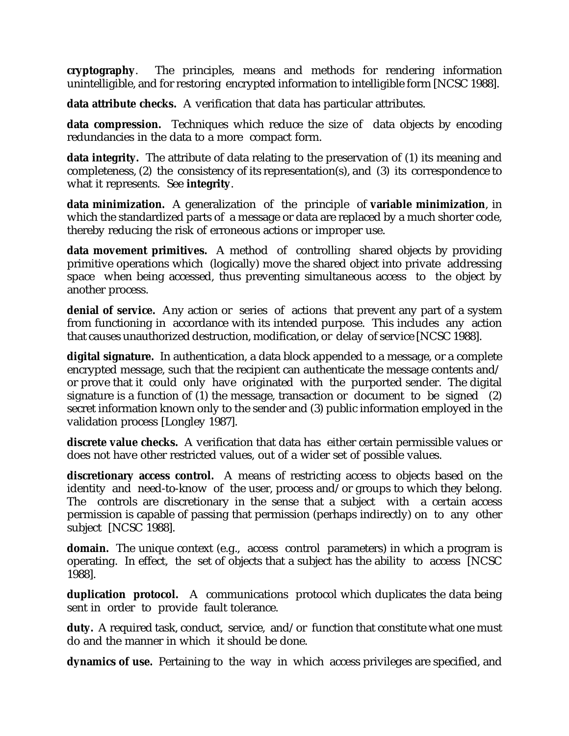**cryptography**. The principles, means and methods for rendering information unintelligible, and for restoring encrypted information to intelligible form [NCSC 1988].

**data attribute checks.** A verification that data has particular attributes.

**data compression.** Techniques which reduce the size of data objects by encoding redundancies in the data to a more compact form.

**data integrity.** The attribute of data relating to the preservation of (1) its meaning and completeness, (2) the consistency of its representation(s), and (3) its correspondence to what it represents. See **integrity**.

**data minimization.** A generalization of the principle of **variable minimization**, in which the standardized parts of a message or data are replaced by a much shorter code, thereby reducing the risk of erroneous actions or improper use.

**data movement primitives.** A method of controlling shared objects by providing primitive operations which (logically) move the shared object into private addressing space when being accessed, thus preventing simultaneous access to the object by another process.

**denial of service.** Any action or series of actions that prevent any part of a system from functioning in accordance with its intended purpose. This includes any action that causes unauthorized destruction, modification, or delay of service [NCSC 1988].

**digital signature.** In authentication, a data block appended to a message, or a complete encrypted message, such that the recipient can authenticate the message contents and/or prove that it could only have originated with the purported sender. The digital signature is a function of (1) the message, transaction or document to be signed (2) secret information known only to the sender and (3) public information employed in the validation process [Longley 1987].

**discrete value checks.** A verification that data has either certain permissible values or does not have other restricted values, out of a wider set of possible values.

**discretionary access control.** A means of restricting access to objects based on the identity and need-to-know of the user, process and/or groups to which they belong. The controls are discretionary in the sense that a subject with a certain access permission is capable of passing that permission (perhaps indirectly) on to any other subject [NCSC 1988].

**domain.** The unique context (e.g., access control parameters) in which a program is operating. In effect, the set of objects that a subject has the ability to access [NCSC 1988].

**duplication protocol.** A communications protocol which duplicates the data being sent in order to provide fault tolerance.

**duty.** A required task, conduct, service, and/or function that constitute what one must do and the manner in which it should be done.

**dynamics of use.** Pertaining to the way in which access privileges are specified, and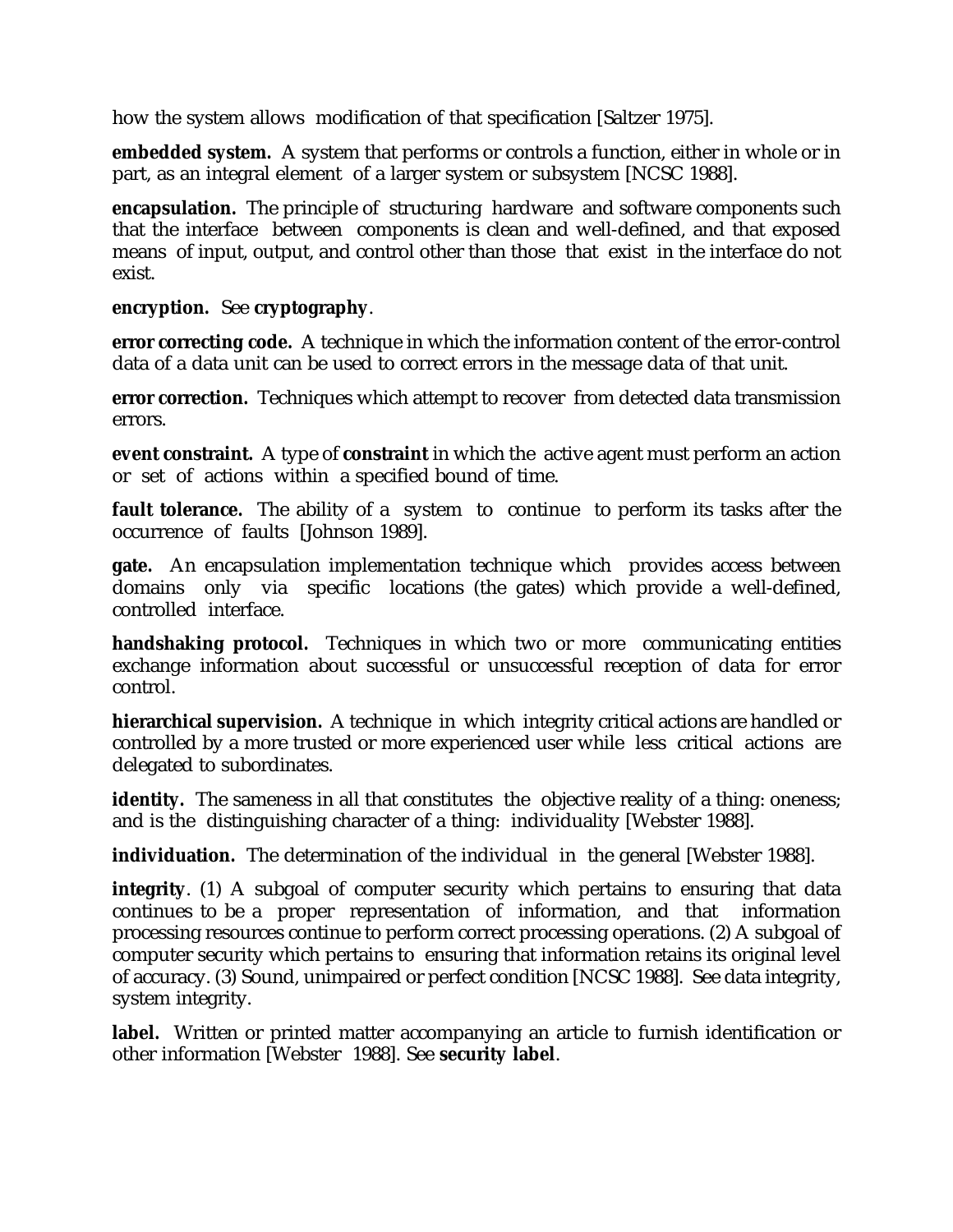how the system allows modification of that specification [Saltzer 1975].

**embedded system.** A system that performs or controls a function, either in whole or in part, as an integral element of a larger system or subsystem [NCSC 1988].

**encapsulation.** The principle of structuring hardware and software components such that the interface between components is clean and well-defined, and that exposed means of input, output, and control other than those that exist in the interface do not exist.

**encryption.** See **cryptography**.

**error correcting code.** A technique in which the information content of the error-control data of a data unit can be used to correct errors in the message data of that unit.

**error correction.** Techniques which attempt to recover from detected data transmission errors.

**event constraint.** A type of **constraint** in which the active agent must perform an action or set of actions within a specified bound of time.

**fault tolerance.** The ability of a system to continue to perform its tasks after the occurrence of faults [Johnson 1989].

**gate.** An encapsulation implementation technique which provides access between domains only via specific locations (the gates) which provide a well-defined, controlled interface.

**handshaking protocol.** Techniques in which two or more communicating entities exchange information about successful or unsuccessful reception of data for error control.

**hierarchical supervision.** A technique in which integrity critical actions are handled or controlled by a more trusted or more experienced user while less critical actions are delegated to subordinates.

**identity.** The sameness in all that constitutes the objective reality of a thing: oneness; and is the distinguishing character of a thing: individuality [Webster 1988].

**individuation.** The determination of the individual in the general [Webster 1988].

**integrity**. (1) A subgoal of computer security which pertains to ensuring that data continues to be a proper representation of information, and that information processing resources continue to perform correct processing operations. (2) A subgoal of computer security which pertains to ensuring that information retains its original level of accuracy. (3) Sound, unimpaired or perfect condition [NCSC 1988]. See data integrity, system integrity.

**label.** Written or printed matter accompanying an article to furnish identification or other information [Webster 1988]. See **security label**.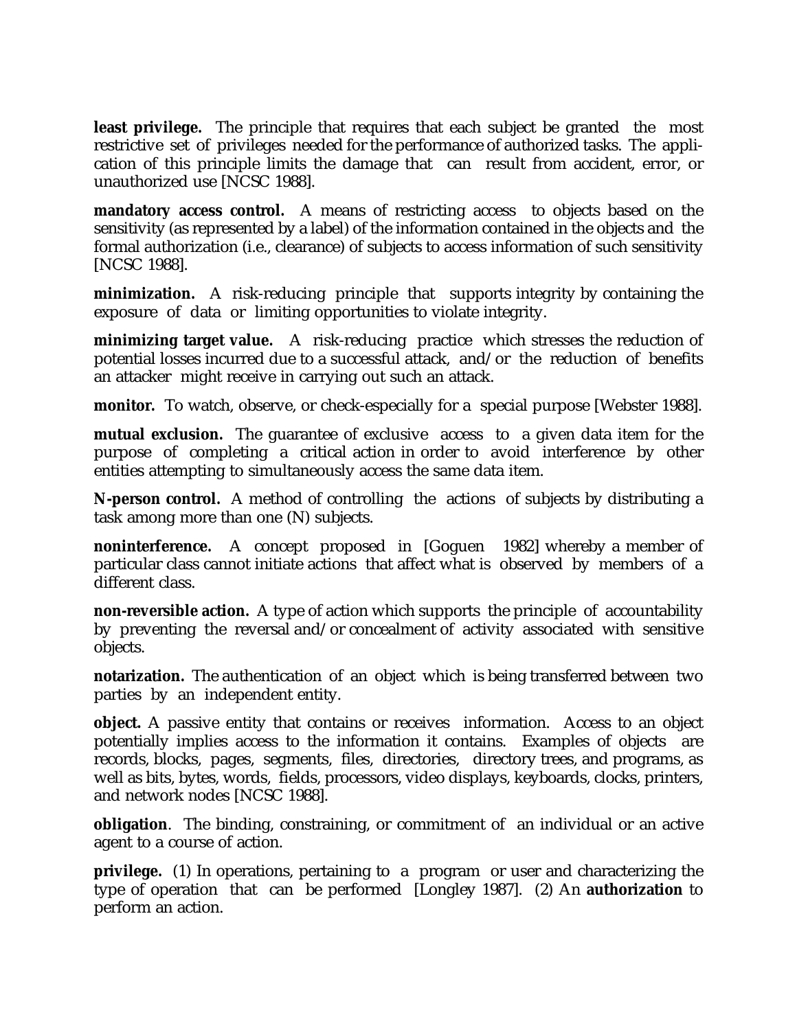**least privilege.** The principle that requires that each subject be granted the most restrictive set of privileges needed for the performance of authorized tasks. The application of this principle limits the damage that can result from accident, error, or unauthorized use [NCSC 1988].

**mandatory access control.** A means of restricting access to objects based on the sensitivity (as represented by a label) of the information contained in the objects and the formal authorization (i.e., clearance) of subjects to access information of such sensitivity [NCSC 1988].

**minimization.** A risk-reducing principle that supports integrity by containing the exposure of data or limiting opportunities to violate integrity.

**minimizing target value.** A risk-reducing practice which stresses the reduction of potential losses incurred due to a successful attack, and/or the reduction of benefits an attacker might receive in carrying out such an attack.

**monitor.** To watch, observe, or check-especially for a special purpose [Webster 1988].

**mutual exclusion.** The guarantee of exclusive access to a given data item for the purpose of completing a critical action in order to avoid interference by other entities attempting to simultaneously access the same data item.

**N-person control.** A method of controlling the actions of subjects by distributing a task among more than one (N) subjects.

**noninterference.** A concept proposed in [Goguen 1982] whereby a member of particular class cannot initiate actions that affect what is observed by members of a different class.

**non-reversible action.** A type of action which supports the principle of accountability by preventing the reversal and/or concealment of activity associated with sensitive objects.

**notarization.** The authentication of an object which is being transferred between two parties by an independent entity.

**object.** A passive entity that contains or receives information. Access to an object potentially implies access to the information it contains. Examples of objects are records, blocks, pages, segments, files, directories, directory trees, and programs, as well as bits, bytes, words, fields, processors, video displays, keyboards, clocks, printers, and network nodes [NCSC 1988].

**obligation**. The binding, constraining, or commitment of an individual or an active agent to a course of action.

**privilege.** (1) In operations, pertaining to a program or user and characterizing the type of operation that can be performed [Longley 1987]. (2) An **authorization** to perform an action.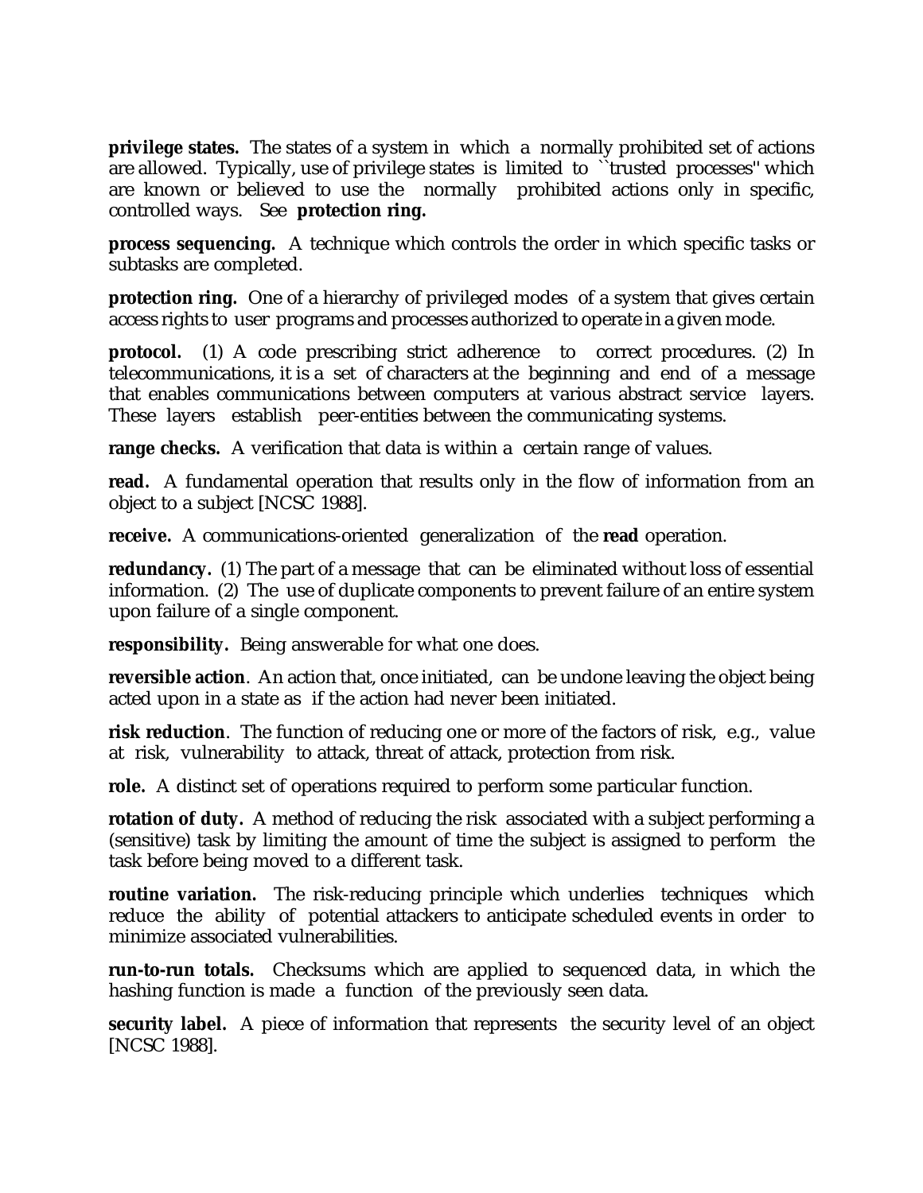**privilege states.** The states of a system in which a normally prohibited set of actions are allowed. Typically, use of privilege states is limited to ``trusted processes'' which are known or believed to use the normally prohibited actions only in specific, controlled ways. See **protection ring.**

**process sequencing.** A technique which controls the order in which specific tasks or subtasks are completed.

**protection ring.** One of a hierarchy of privileged modes of a system that gives certain access rights to user programs and processes authorized to operate in a given mode.

**protocol.** (1) A code prescribing strict adherence to correct procedures. (2) In telecommunications, it is a set of characters at the beginning and end of a message that enables communications between computers at various abstract service layers. These layers establish peer-entities between the communicating systems.

**range checks.** A verification that data is within a certain range of values.

**read.** A fundamental operation that results only in the flow of information from an object to a subject [NCSC 1988].

**receive.** A communications-oriented generalization of the **read** operation.

**redundancy.** (1) The part of a message that can be eliminated without loss of essential information. (2) The use of duplicate components to prevent failure of an entire system upon failure of a single component.

**responsibility.** Being answerable for what one does.

**reversible action**. An action that, once initiated, can be undone leaving the object being acted upon in a state as if the action had never been initiated.

**risk reduction**. The function of reducing one or more of the factors of risk, e.g., value at risk, vulnerability to attack, threat of attack, protection from risk.

**role.** A distinct set of operations required to perform some particular function.

**rotation of duty.** A method of reducing the risk associated with a subject performing a (sensitive) task by limiting the amount of time the subject is assigned to perform the task before being moved to a different task.

**routine variation.** The risk-reducing principle which underlies techniques which reduce the ability of potential attackers to anticipate scheduled events in order to minimize associated vulnerabilities.

**run-to-run totals.** Checksums which are applied to sequenced data, in which the hashing function is made a function of the previously seen data.

**security label.** A piece of information that represents the security level of an object [NCSC 1988].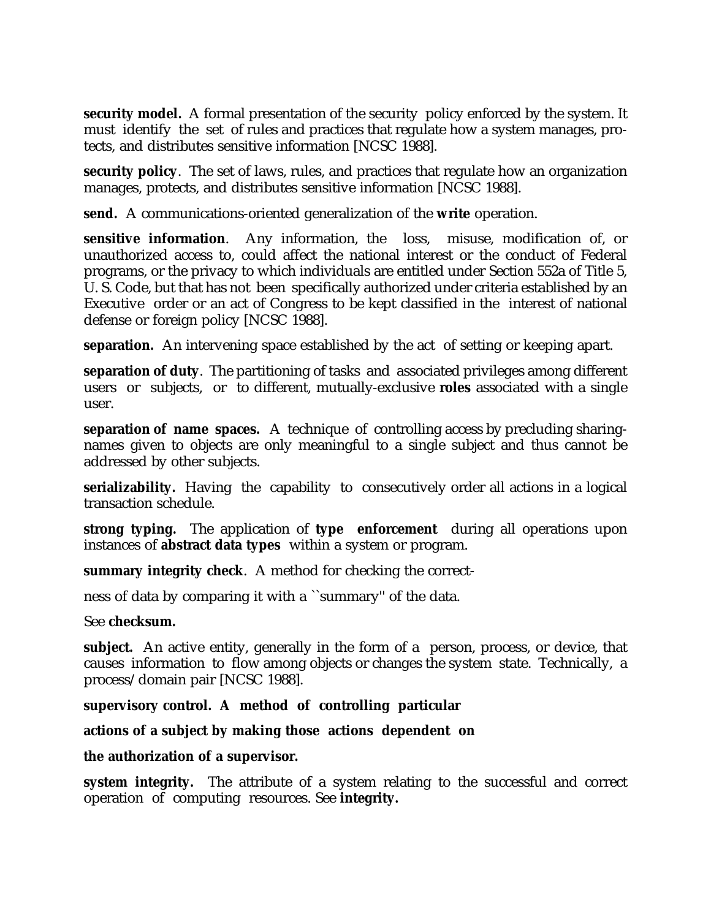**security model.** A formal presentation of the security policy enforced by the system. It must identify the set of rules and practices that regulate how a system manages, protects, and distributes sensitive information [NCSC 1988].

**security policy**. The set of laws, rules, and practices that regulate how an organization manages, protects, and distributes sensitive information [NCSC 1988].

**send.** A communications-oriented generalization of the **write** operation.

**sensitive information**. Any information, the loss, misuse, modification of, or unauthorized access to, could affect the national interest or the conduct of Federal programs, or the privacy to which individuals are entitled under Section 552a of Title 5, U. S. Code, but that has not been specifically authorized under criteria established by an Executive order or an act of Congress to be kept classified in the interest of national defense or foreign policy [NCSC 1988].

**separation.** An intervening space established by the act of setting or keeping apart.

**separation of duty**. The partitioning of tasks and associated privileges among different users or subjects, or to different, mutually-exclusive **roles** associated with a single user.

**separation of name spaces.** A technique of controlling access by precluding sharing-names given to objects are only meaningful to a single subject and thus cannot be addressed by other subjects.

**serializability.** Having the capability to consecutively order all actions in a logical transaction schedule.

**strong typing.** The application of **type enforcement** during all operations upon instances of **abstract data types** within a system or program.

**summary integrity check**. A method for checking the correct-

ness of data by comparing it with a ``summary'' of the data.

See **checksum.**

**subject.** An active entity, generally in the form of a person, process, or device, that causes information to flow among objects or changes the system state. Technically, a process/domain pair [NCSC 1988].

**supervisory control. A method of controlling particular**

**actions of a subject by making those actions dependent on**

**the authorization of a supervisor.**

**system integrity.** The attribute of a system relating to the successful and correct operation of computing resources. See **integrity.**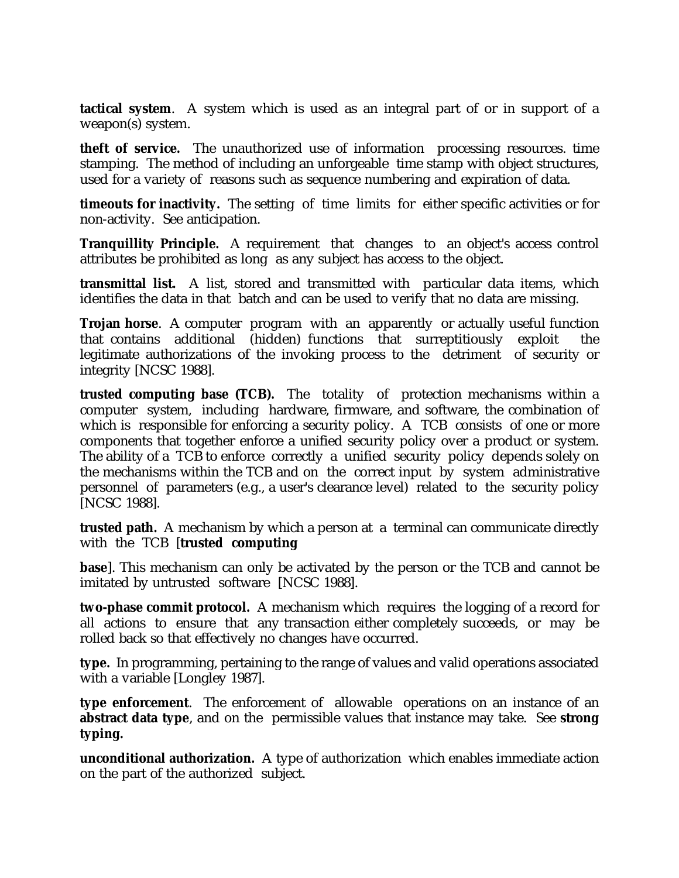**tactical system**. A system which is used as an integral part of or in support of a weapon(s) system.

**theft of service.** The unauthorized use of information processing resources. time stamping. The method of including an unforgeable time stamp with object structures, used for a variety of reasons such as sequence numbering and expiration of data.

**timeouts for inactivity.** The setting of time limits for either specific activities or for non-activity. See anticipation.

**Tranquillity Principle.** A requirement that changes to an object's access control attributes be prohibited as long as any subject has access to the object.

**transmittal list.** A list, stored and transmitted with particular data items, which identifies the data in that batch and can be used to verify that no data are missing.

**Trojan horse**. A computer program with an apparently or actually useful function that contains additional (hidden) functions that surreptitiously exploit the legitimate authorizations of the invoking process to the detriment of security or integrity [NCSC 1988].

**trusted computing base (TCB).** The totality of protection mechanisms within a computer system, including hardware, firmware, and software, the combination of which is responsible for enforcing a security policy. A TCB consists of one or more components that together enforce a unified security policy over a product or system. The ability of a TCB to enforce correctly a unified security policy depends solely on the mechanisms within the TCB and on the correct input by system administrative personnel of parameters (e.g., a user's clearance level) related to the security policy [NCSC 1988].

**trusted path.** A mechanism by which a person at a terminal can communicate directly with the TCB [**trusted computing**

**base**]. This mechanism can only be activated by the person or the TCB and cannot be imitated by untrusted software [NCSC 1988].

**two-phase commit protocol.** A mechanism which requires the logging of a record for all actions to ensure that any transaction either completely succeeds, or may be rolled back so that effectively no changes have occurred.

**type.** In programming, pertaining to the range of values and valid operations associated with a variable [Longley 1987].

**type enforcement**. The enforcement of allowable operations on an instance of an **abstract data type**, and on the permissible values that instance may take. See **strong typing.**

**unconditional authorization.** A type of authorization which enables immediate action on the part of the authorized subject.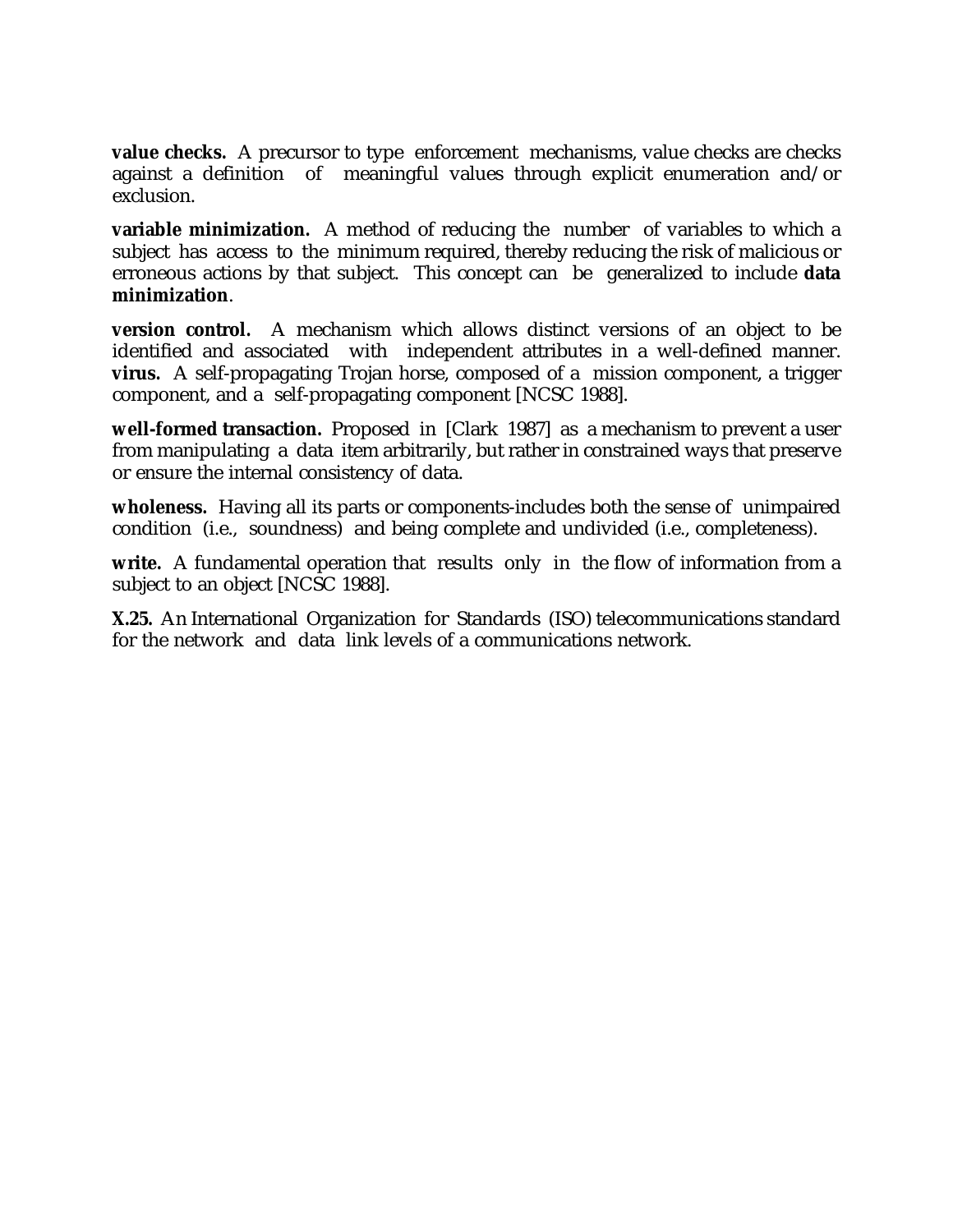**value checks.** A precursor to type enforcement mechanisms, value checks are checks against a definition of meaningful values through explicit enumeration and/or exclusion.

**variable minimization.** A method of reducing the number of variables to which a subject has access to the minimum required, thereby reducing the risk of malicious or erroneous actions by that subject. This concept can be generalized to include **data minimization**.

**version control.** A mechanism which allows distinct versions of an object to be identified and associated with independent attributes in a well-defined manner.

**virus.** A self-propagating Trojan horse, composed of a mission component, a trigger component, and a self-propagating component [NCSC 1988].

**well-formed transaction.** Proposed in [Clark 1987] as a mechanism to prevent a user from manipulating a data item arbitrarily, but rather in constrained ways that preserve or ensure the internal consistency of data.

**wholeness.** Having all its parts or components-includes both the sense of unimpaired condition (i.e., soundness) and being complete and undivided (i.e., completeness).

**write.** A fundamental operation that results only in the flow of information from a subject to an object [NCSC 1988].

**X.25.** An International Organization for Standards (ISO) telecommunications standard for the network and data link levels of a communications network.